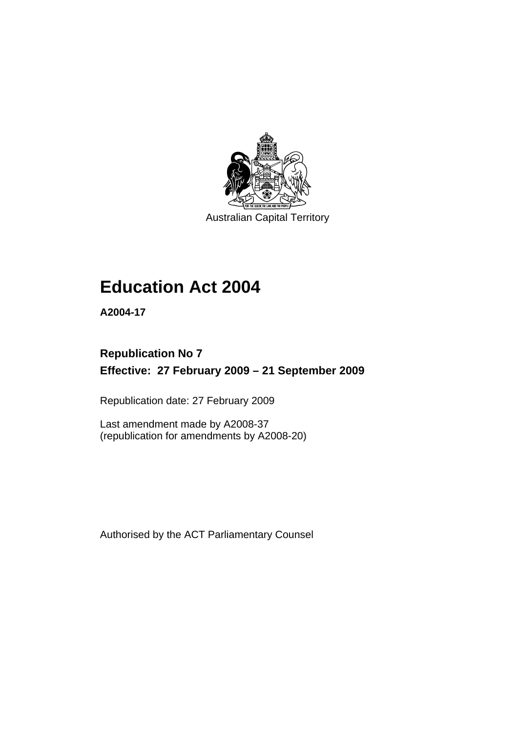Australian Capital Territory

# Education Act 2004

**A2004-17**

## Republication No 7
## Effective: 27 February 2009 – 21 September 2009

Republication date: 27 February 2009

Last amendment made by A2008-37
(republication for amendments by A2008-20)

Authorised by the ACT Parliamentary Counsel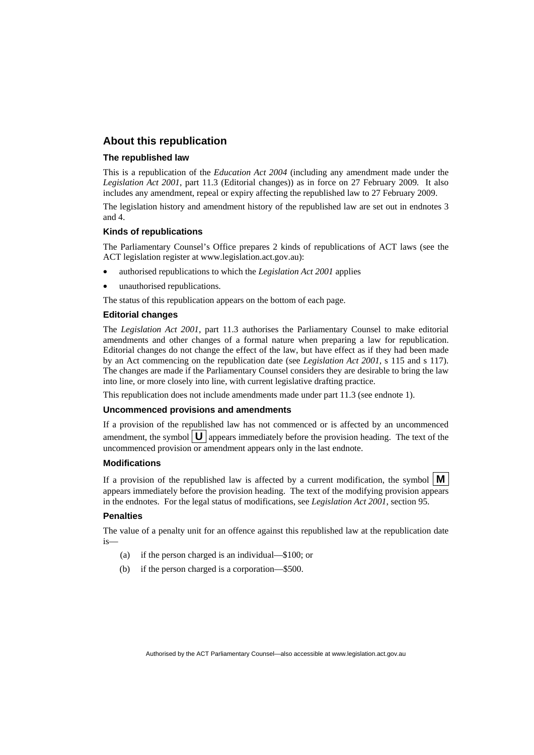## About this republication

### The republished law

This is a republication of the *Education Act 2004* (including any amendment made under the *Legislation Act 2001*, part 11.3 (Editorial changes)) as in force on 27 February 2009. It also includes any amendment, repeal or expiry affecting the republished law to 27 February 2009.

The legislation history and amendment history of the republished law are set out in endnotes 3 and 4.

### Kinds of republications

The Parliamentary Counsel's Office prepares 2 kinds of republications of ACT laws (see the ACT legislation register at www.legislation.act.gov.au):

- authorised republications to which the *Legislation Act 2001* applies
- unauthorised republications.

The status of this republication appears on the bottom of each page.

### Editorial changes

The *Legislation Act 2001*, part 11.3 authorises the Parliamentary Counsel to make editorial amendments and other changes of a formal nature when preparing a law for republication. Editorial changes do not change the effect of the law, but have effect as if they had been made by an Act commencing on the republication date (see *Legislation Act 2001*, s 115 and s 117). The changes are made if the Parliamentary Counsel considers they are desirable to bring the law into line, or more closely into line, with current legislative drafting practice.

This republication does not include amendments made under part 11.3 (see endnote 1).

### Uncommenced provisions and amendments

If a provision of the republished law has not commenced or is affected by an uncommenced amendment, the symbol **U** appears immediately before the provision heading. The text of the uncommenced provision or amendment appears only in the last endnote.

### Modifications

If a provision of the republished law is affected by a current modification, the symbol **M** appears immediately before the provision heading. The text of the modifying provision appears in the endnotes. For the legal status of modifications, see *Legislation Act 2001*, section 95.

### Penalties

The value of a penalty unit for an offence against this republished law at the republication date is—

(a) if the person charged is an individual—$100; or

(b) if the person charged is a corporation—$500.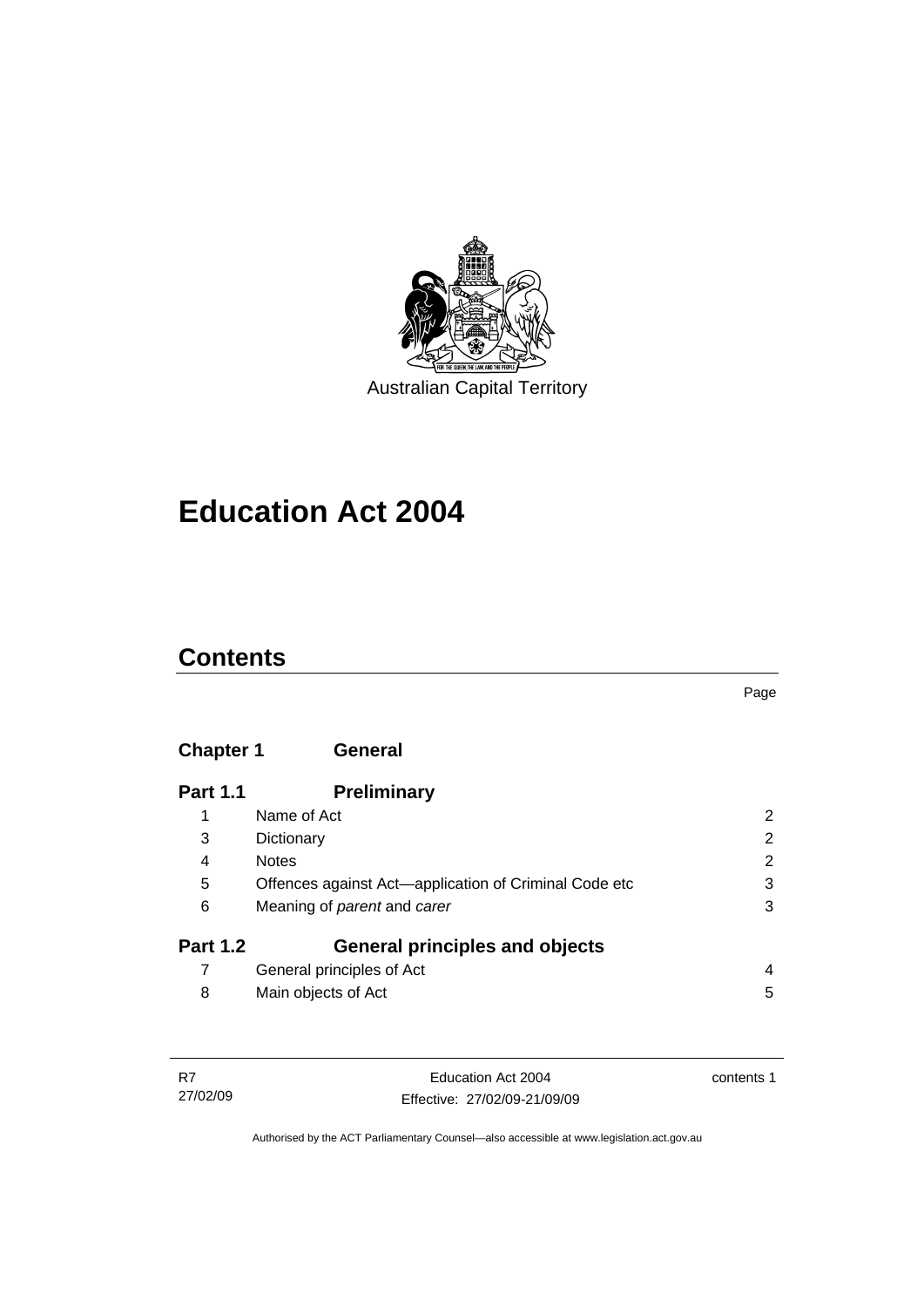Australian Capital Territory

# Education Act 2004

## Contents

| | | Page |
|---|---|---|
| **Chapter 1** | **General** | |
| **Part 1.1** | **Preliminary** | |
| 1 | Name of Act | 2 |
| 3 | Dictionary | 2 |
| 4 | Notes | 2 |
| 5 | Offences against Act—application of Criminal Code etc | 3 |
| 6 | Meaning of *parent* and *carer* | 3 |
| **Part 1.2** | **General principles and objects** | |
| 7 | General principles of Act | 4 |
| 8 | Main objects of Act | 5 |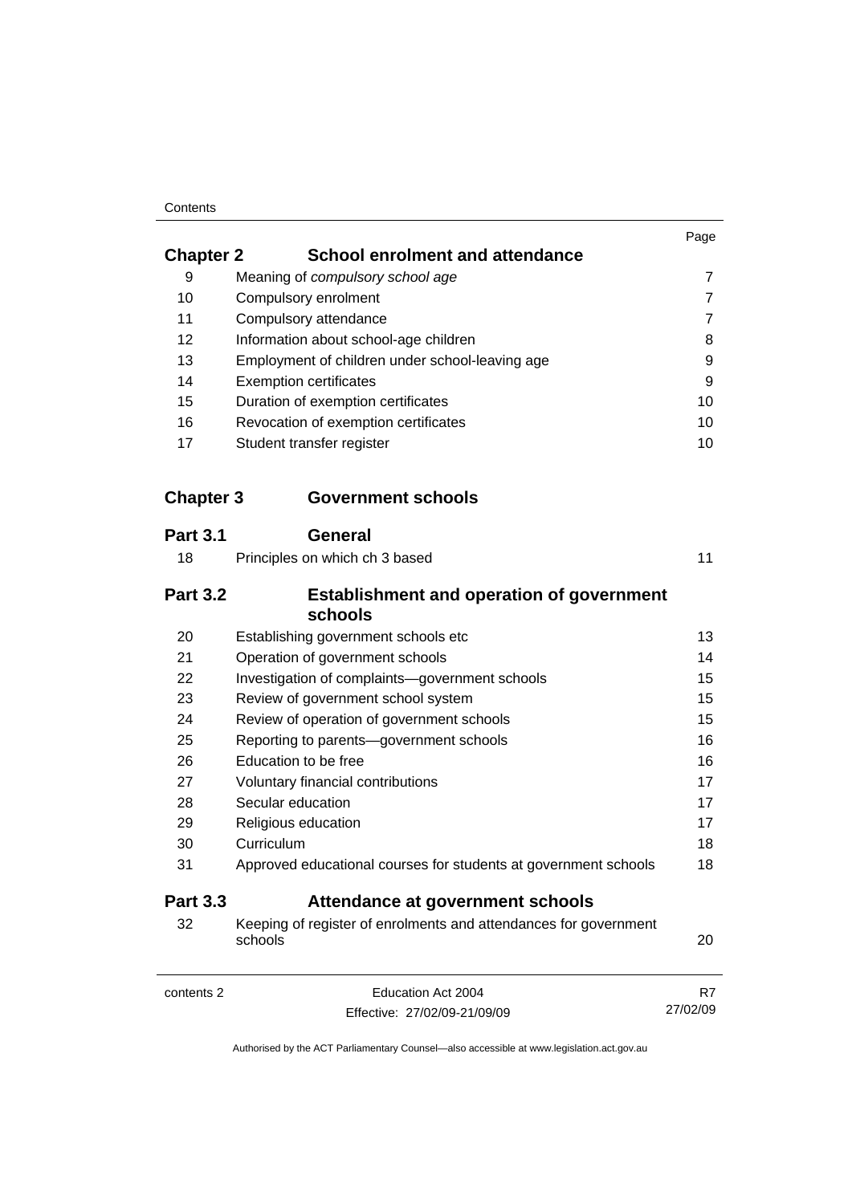| | | Page |
|---|---|---|
| **Chapter 2** | **School enrolment and attendance** | |
| 9 | Meaning of *compulsory school age* | 7 |
| 10 | Compulsory enrolment | 7 |
| 11 | Compulsory attendance | 7 |
| 12 | Information about school-age children | 8 |
| 13 | Employment of children under school-leaving age | 9 |
| 14 | Exemption certificates | 9 |
| 15 | Duration of exemption certificates | 10 |
| 16 | Revocation of exemption certificates | 10 |
| 17 | Student transfer register | 10 |
| **Chapter 3** | **Government schools** | |
| **Part 3.1** | **General** | |
| 18 | Principles on which ch 3 based | 11 |
| **Part 3.2** | **Establishment and operation of government schools** | |
| 20 | Establishing government schools etc | 13 |
| 21 | Operation of government schools | 14 |
| 22 | Investigation of complaints—government schools | 15 |
| 23 | Review of government school system | 15 |
| 24 | Review of operation of government schools | 15 |
| 25 | Reporting to parents—government schools | 16 |
| 26 | Education to be free | 16 |
| 27 | Voluntary financial contributions | 17 |
| 28 | Secular education | 17 |
| 29 | Religious education | 17 |
| 30 | Curriculum | 18 |
| 31 | Approved educational courses for students at government schools | 18 |
| **Part 3.3** | **Attendance at government schools** | |
| 32 | Keeping of register of enrolments and attendances for government schools | 20 |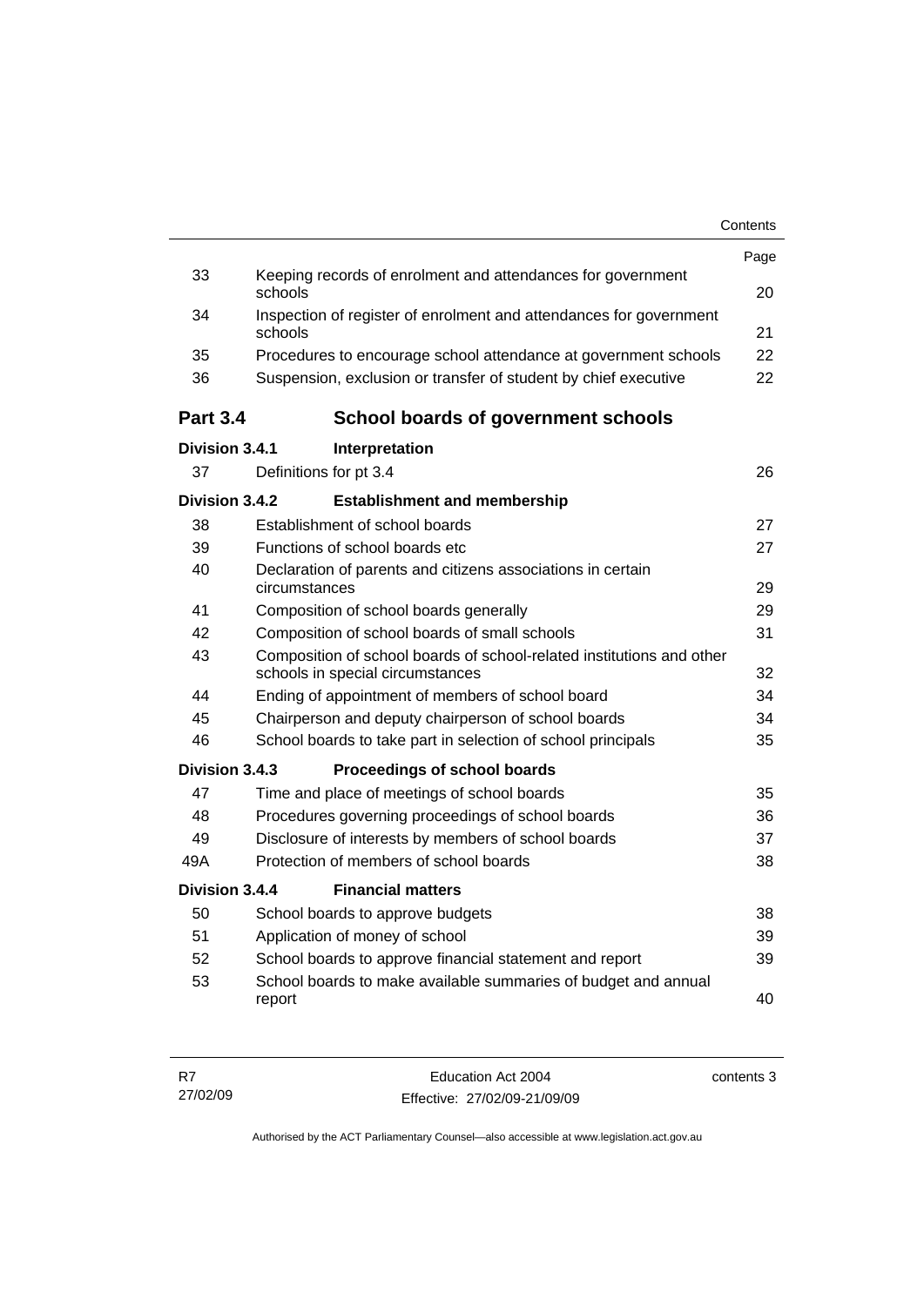| | | Page |
|---|---|---|
| 33 | Keeping records of enrolment and attendances for government schools | 20 |
| 34 | Inspection of register of enrolment and attendances for government schools | 21 |
| 35 | Procedures to encourage school attendance at government schools | 22 |
| 36 | Suspension, exclusion or transfer of student by chief executive | 22 |

## Part 3.4 School boards of government schools

**Division 3.4.1 Interpretation**

| | | |
|---|---|---|
| 37 | Definitions for pt 3.4 | 26 |

**Division 3.4.2 Establishment and membership**

| | | |
|---|---|---|
| 38 | Establishment of school boards | 27 |
| 39 | Functions of school boards etc | 27 |
| 40 | Declaration of parents and citizens associations in certain circumstances | 29 |
| 41 | Composition of school boards generally | 29 |
| 42 | Composition of school boards of small schools | 31 |
| 43 | Composition of school boards of school-related institutions and other schools in special circumstances | 32 |
| 44 | Ending of appointment of members of school board | 34 |
| 45 | Chairperson and deputy chairperson of school boards | 34 |
| 46 | School boards to take part in selection of school principals | 35 |

**Division 3.4.3 Proceedings of school boards**

| | | |
|---|---|---|
| 47 | Time and place of meetings of school boards | 35 |
| 48 | Procedures governing proceedings of school boards | 36 |
| 49 | Disclosure of interests by members of school boards | 37 |
| 49A | Protection of members of school boards | 38 |

**Division 3.4.4 Financial matters**

| | | |
|---|---|---|
| 50 | School boards to approve budgets | 38 |
| 51 | Application of money of school | 39 |
| 52 | School boards to approve financial statement and report | 39 |
| 53 | School boards to make available summaries of budget and annual report | 40 |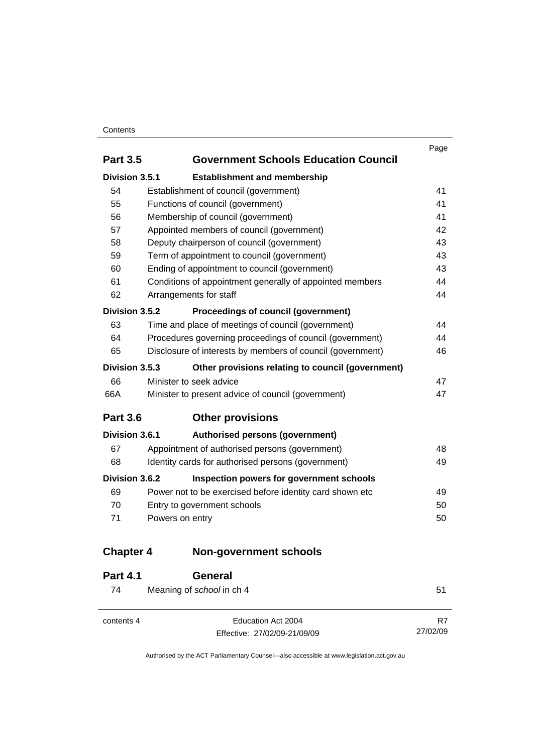| | | Page |
|---|---|---|
| **Part 3.5** | **Government Schools Education Council** | |
| **Division 3.5.1** | **Establishment and membership** | |
| 54 | Establishment of council (government) | 41 |
| 55 | Functions of council (government) | 41 |
| 56 | Membership of council (government) | 41 |
| 57 | Appointed members of council (government) | 42 |
| 58 | Deputy chairperson of council (government) | 43 |
| 59 | Term of appointment to council (government) | 43 |
| 60 | Ending of appointment to council (government) | 43 |
| 61 | Conditions of appointment generally of appointed members | 44 |
| 62 | Arrangements for staff | 44 |
| **Division 3.5.2** | **Proceedings of council (government)** | |
| 63 | Time and place of meetings of council (government) | 44 |
| 64 | Procedures governing proceedings of council (government) | 44 |
| 65 | Disclosure of interests by members of council (government) | 46 |
| **Division 3.5.3** | **Other provisions relating to council (government)** | |
| 66 | Minister to seek advice | 47 |
| 66A | Minister to present advice of council (government) | 47 |
| **Part 3.6** | **Other provisions** | |
| **Division 3.6.1** | **Authorised persons (government)** | |
| 67 | Appointment of authorised persons (government) | 48 |
| 68 | Identity cards for authorised persons (government) | 49 |
| **Division 3.6.2** | **Inspection powers for government schools** | |
| 69 | Power not to be exercised before identity card shown etc | 49 |
| 70 | Entry to government schools | 50 |
| 71 | Powers on entry | 50 |
| **Chapter 4** | **Non-government schools** | |
| **Part 4.1** | **General** | |
| 74 | Meaning of *school* in ch 4 | 51 |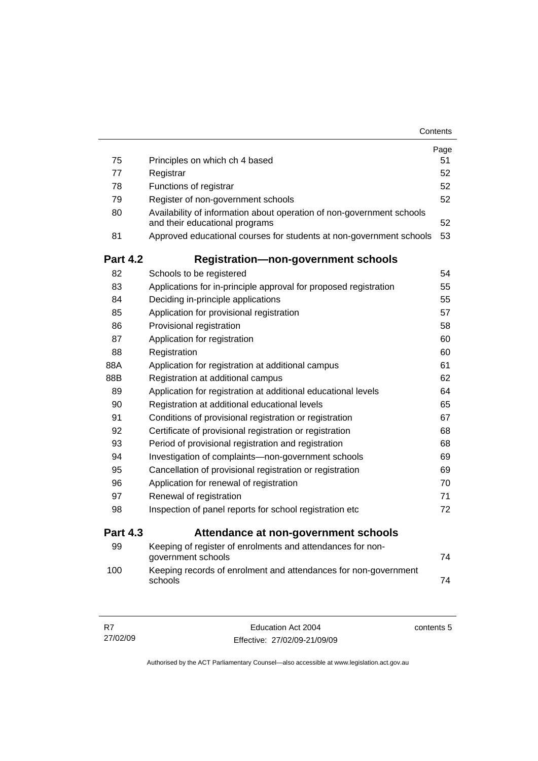| | | Page |
|---|---|---|
| 75 | Principles on which ch 4 based | 51 |
| 77 | Registrar | 52 |
| 78 | Functions of registrar | 52 |
| 79 | Register of non-government schools | 52 |
| 80 | Availability of information about operation of non-government schools and their educational programs | 52 |
| 81 | Approved educational courses for students at non-government schools | 53 |
| **Part 4.2** | **Registration—non-government schools** | |
| 82 | Schools to be registered | 54 |
| 83 | Applications for in-principle approval for proposed registration | 55 |
| 84 | Deciding in-principle applications | 55 |
| 85 | Application for provisional registration | 57 |
| 86 | Provisional registration | 58 |
| 87 | Application for registration | 60 |
| 88 | Registration | 60 |
| 88A | Application for registration at additional campus | 61 |
| 88B | Registration at additional campus | 62 |
| 89 | Application for registration at additional educational levels | 64 |
| 90 | Registration at additional educational levels | 65 |
| 91 | Conditions of provisional registration or registration | 67 |
| 92 | Certificate of provisional registration or registration | 68 |
| 93 | Period of provisional registration and registration | 68 |
| 94 | Investigation of complaints—non-government schools | 69 |
| 95 | Cancellation of provisional registration or registration | 69 |
| 96 | Application for renewal of registration | 70 |
| 97 | Renewal of registration | 71 |
| 98 | Inspection of panel reports for school registration etc | 72 |
| **Part 4.3** | **Attendance at non-government schools** | |
| 99 | Keeping of register of enrolments and attendances for non-government schools | 74 |
| 100 | Keeping records of enrolment and attendances for non-government schools | 74 |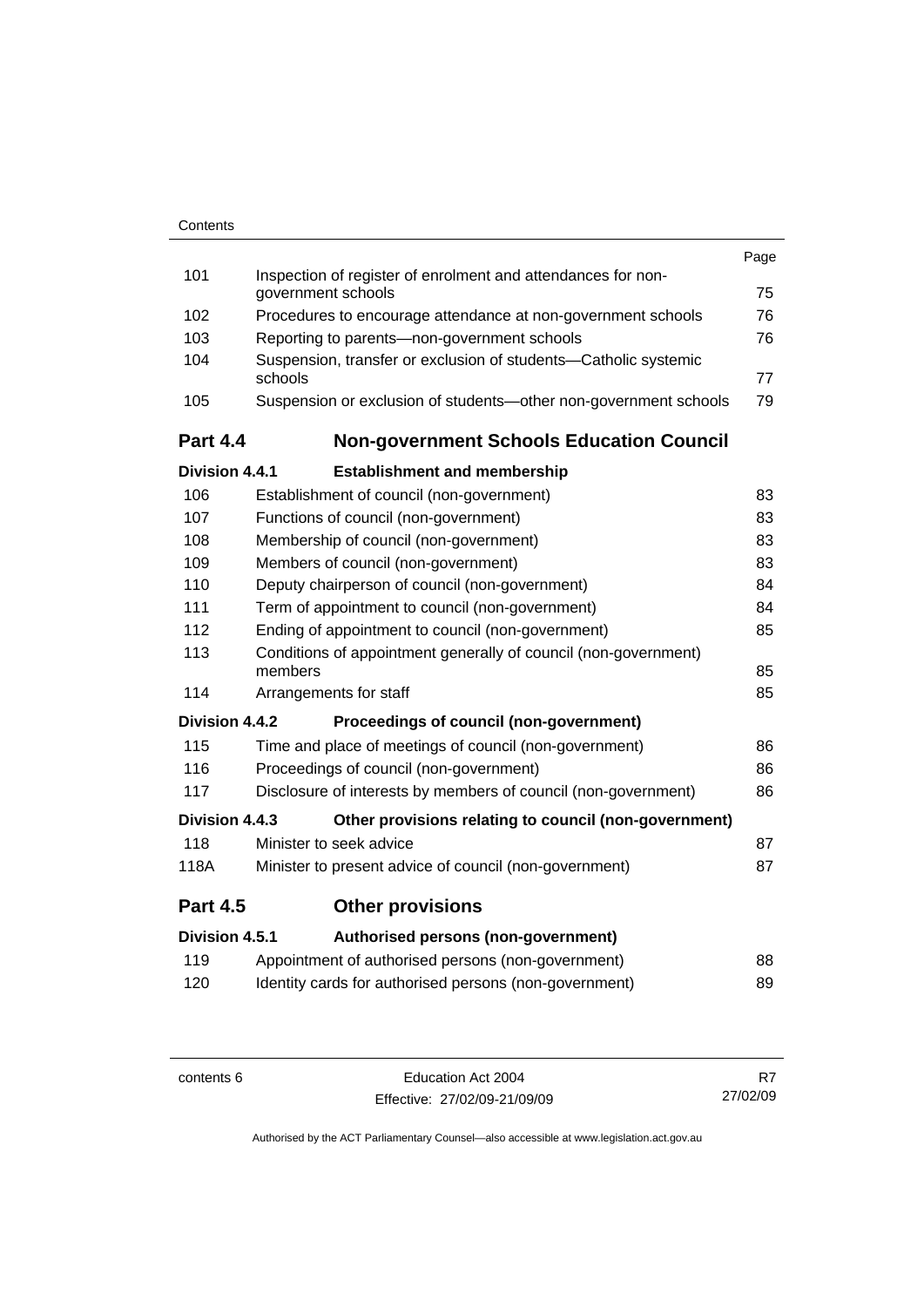| | | Page |
|---|---|---|
| 101 | Inspection of register of enrolment and attendances for non-government schools | 75 |
| 102 | Procedures to encourage attendance at non-government schools | 76 |
| 103 | Reporting to parents—non-government schools | 76 |
| 104 | Suspension, transfer or exclusion of students—Catholic systemic schools | 77 |
| 105 | Suspension or exclusion of students—other non-government schools | 79 |
| **Part 4.4** | **Non-government Schools Education Council** | |
| **Division 4.4.1** | **Establishment and membership** | |
| 106 | Establishment of council (non-government) | 83 |
| 107 | Functions of council (non-government) | 83 |
| 108 | Membership of council (non-government) | 83 |
| 109 | Members of council (non-government) | 83 |
| 110 | Deputy chairperson of council (non-government) | 84 |
| 111 | Term of appointment to council (non-government) | 84 |
| 112 | Ending of appointment to council (non-government) | 85 |
| 113 | Conditions of appointment generally of council (non-government) members | 85 |
| 114 | Arrangements for staff | 85 |
| **Division 4.4.2** | **Proceedings of council (non-government)** | |
| 115 | Time and place of meetings of council (non-government) | 86 |
| 116 | Proceedings of council (non-government) | 86 |
| 117 | Disclosure of interests by members of council (non-government) | 86 |
| **Division 4.4.3** | **Other provisions relating to council (non-government)** | |
| 118 | Minister to seek advice | 87 |
| 118A | Minister to present advice of council (non-government) | 87 |
| **Part 4.5** | **Other provisions** | |
| **Division 4.5.1** | **Authorised persons (non-government)** | |
| 119 | Appointment of authorised persons (non-government) | 88 |
| 120 | Identity cards for authorised persons (non-government) | 89 |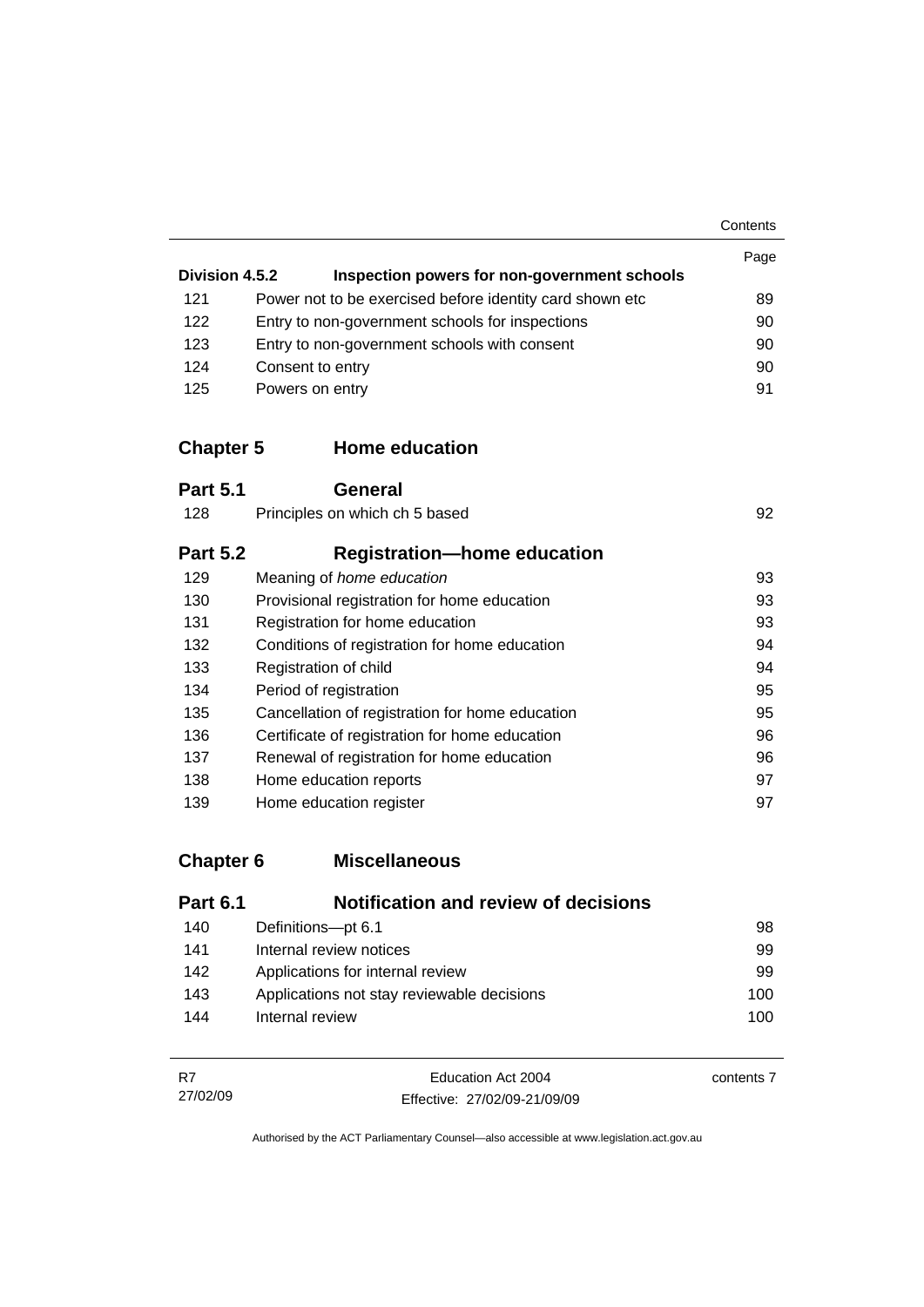| | | Page |
|---|---|---|
| **Division 4.5.2** | **Inspection powers for non-government schools** | |
| 121 | Power not to be exercised before identity card shown etc | 89 |
| 122 | Entry to non-government schools for inspections | 90 |
| 123 | Entry to non-government schools with consent | 90 |
| 124 | Consent to entry | 90 |
| 125 | Powers on entry | 91 |

## Chapter 5 Home education

### Part 5.1 General

| | | |
|---|---|---|
| 128 | Principles on which ch 5 based | 92 |

### Part 5.2 Registration—home education

| | | |
|---|---|---|
| 129 | Meaning of *home education* | 93 |
| 130 | Provisional registration for home education | 93 |
| 131 | Registration for home education | 93 |
| 132 | Conditions of registration for home education | 94 |
| 133 | Registration of child | 94 |
| 134 | Period of registration | 95 |
| 135 | Cancellation of registration for home education | 95 |
| 136 | Certificate of registration for home education | 96 |
| 137 | Renewal of registration for home education | 96 |
| 138 | Home education reports | 97 |
| 139 | Home education register | 97 |

## Chapter 6 Miscellaneous

### Part 6.1 Notification and review of decisions

| | | |
|---|---|---|
| 140 | Definitions—pt 6.1 | 98 |
| 141 | Internal review notices | 99 |
| 142 | Applications for internal review | 99 |
| 143 | Applications not stay reviewable decisions | 100 |
| 144 | Internal review | 100 |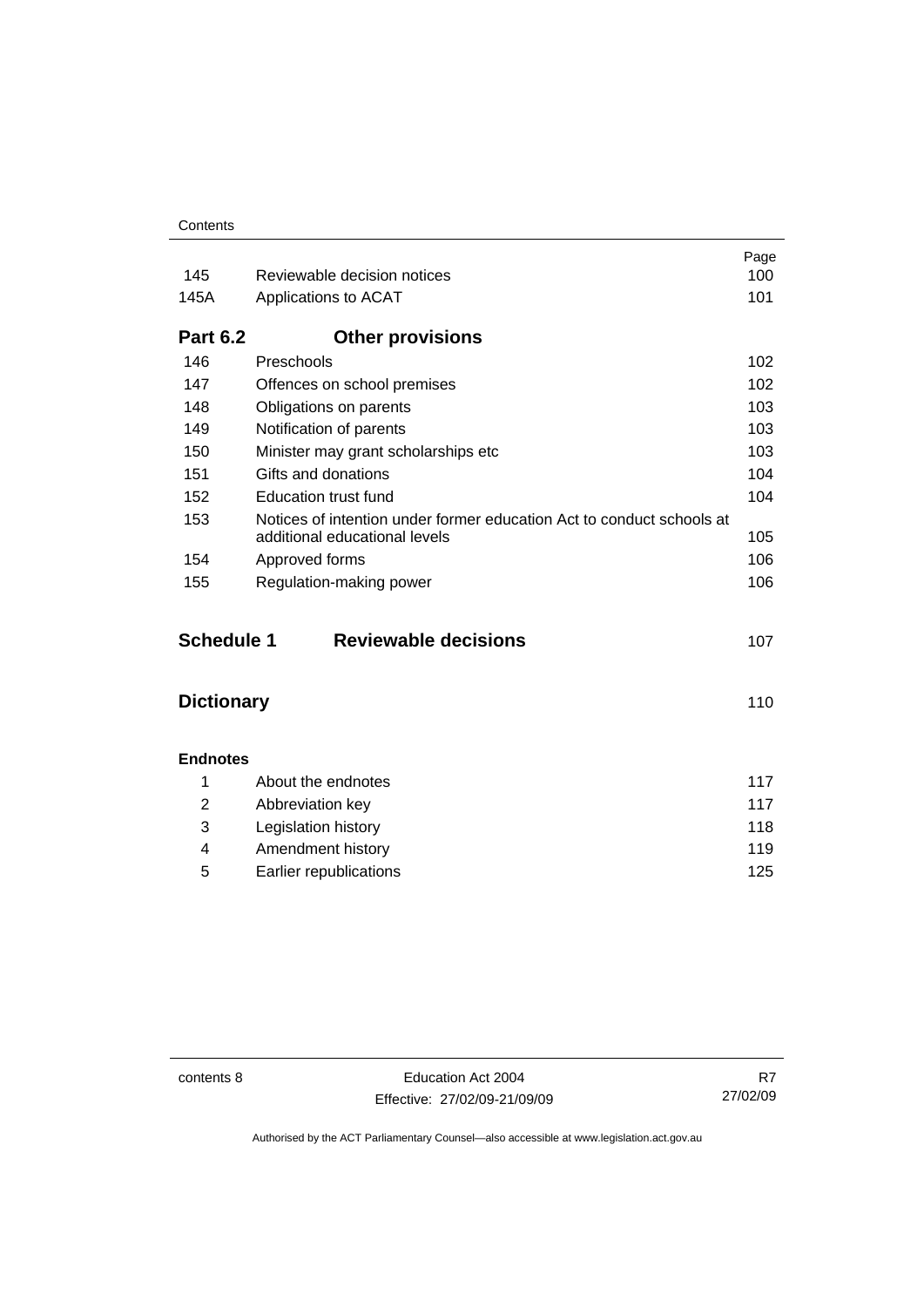| | | Page |
|---|---|---|
| 145 | Reviewable decision notices | 100 |
| 145A | Applications to ACAT | 101 |
| **Part 6.2** | **Other provisions** | |
| 146 | Preschools | 102 |
| 147 | Offences on school premises | 102 |
| 148 | Obligations on parents | 103 |
| 149 | Notification of parents | 103 |
| 150 | Minister may grant scholarships etc | 103 |
| 151 | Gifts and donations | 104 |
| 152 | Education trust fund | 104 |
| 153 | Notices of intention under former education Act to conduct schools at additional educational levels | 105 |
| 154 | Approved forms | 106 |
| 155 | Regulation-making power | 106 |

| | | |
|---|---|---|
| **Schedule 1** | **Reviewable decisions** | 107 |
| **Dictionary** | | 110 |

**Endnotes**

| | | |
|---|---|---|
| 1 | About the endnotes | 117 |
| 2 | Abbreviation key | 117 |
| 3 | Legislation history | 118 |
| 4 | Amendment history | 119 |
| 5 | Earlier republications | 125 |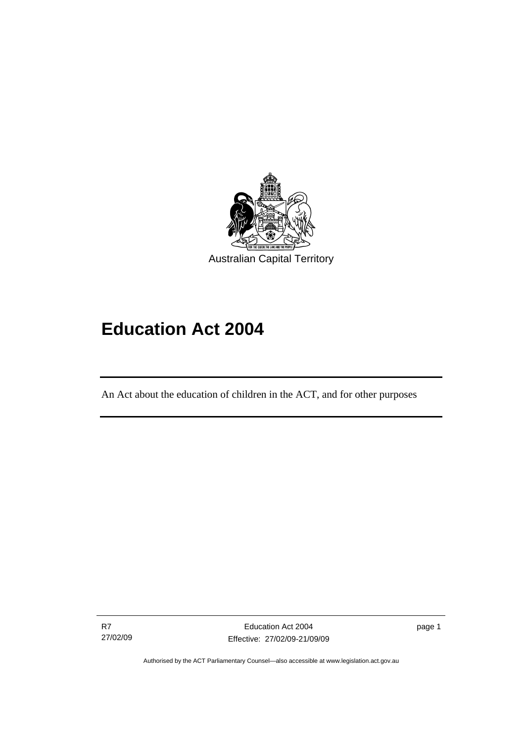Australian Capital Territory

# Education Act 2004

An Act about the education of children in the ACT, and for other purposes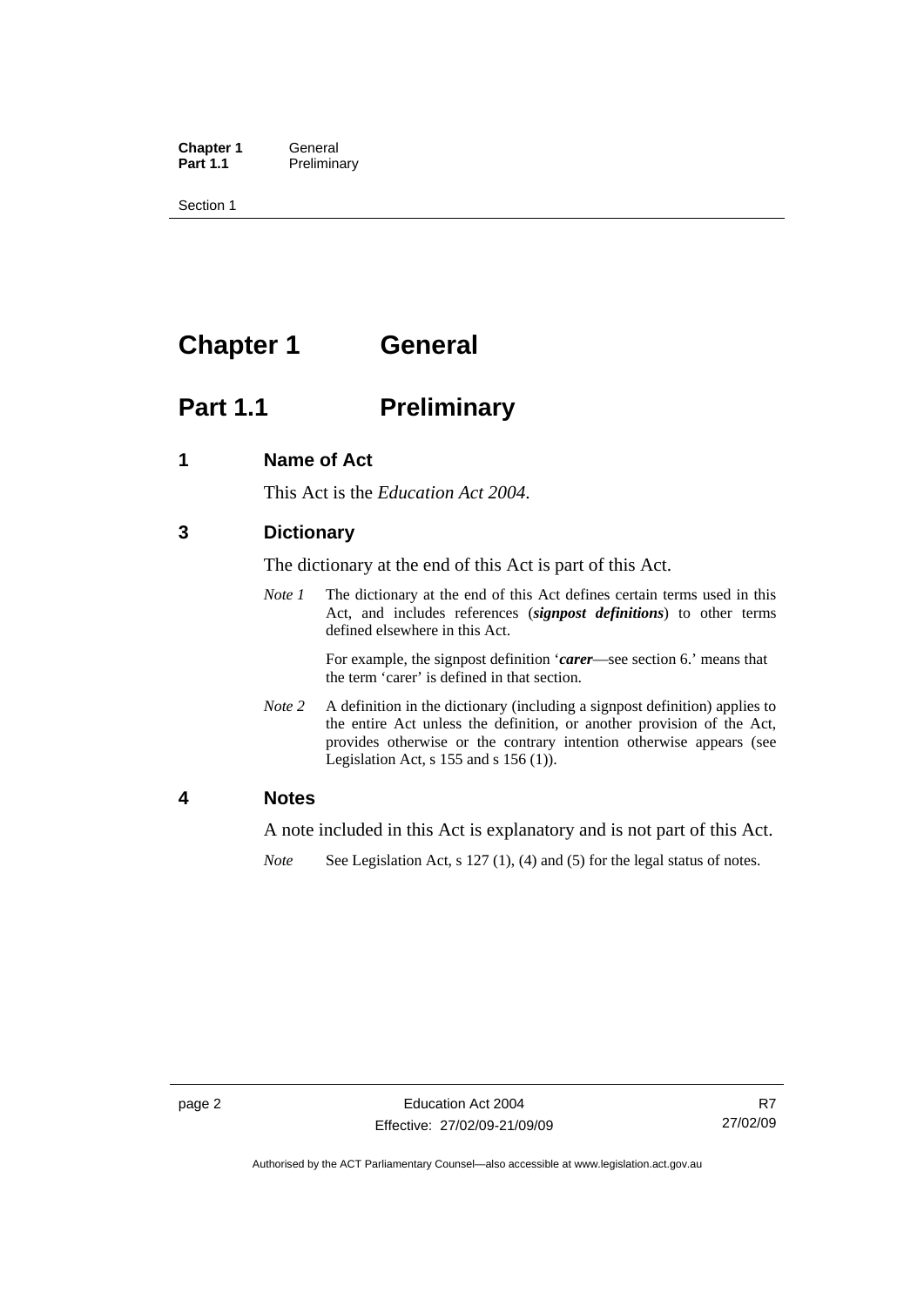# Chapter 1 General

## Part 1.1 Preliminary

### 1 Name of Act

This Act is the *Education Act 2004*.

### 3 Dictionary

The dictionary at the end of this Act is part of this Act.

*Note 1* The dictionary at the end of this Act defines certain terms used in this Act, and includes references (***signpost definitions***) to other terms defined elsewhere in this Act.

For example, the signpost definition '***carer***—see section 6.' means that the term 'carer' is defined in that section.

*Note 2* A definition in the dictionary (including a signpost definition) applies to the entire Act unless the definition, or another provision of the Act, provides otherwise or the contrary intention otherwise appears (see Legislation Act, s 155 and s 156 (1)).

### 4 Notes

A note included in this Act is explanatory and is not part of this Act.

*Note* See Legislation Act, s 127 (1), (4) and (5) for the legal status of notes.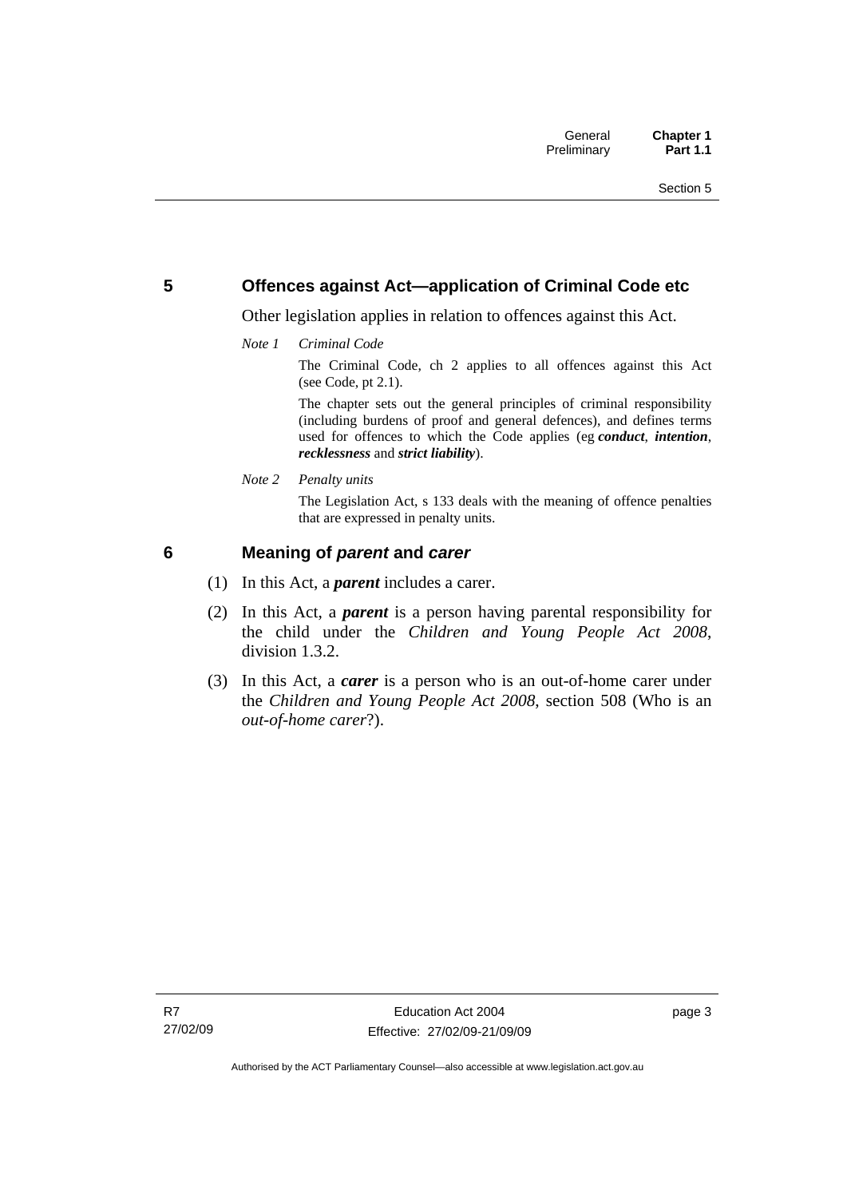## 5 Offences against Act—application of Criminal Code etc

Other legislation applies in relation to offences against this Act.

*Note 1 Criminal Code*

The Criminal Code, ch 2 applies to all offences against this Act (see Code, pt 2.1).

The chapter sets out the general principles of criminal responsibility (including burdens of proof and general defences), and defines terms used for offences to which the Code applies (eg ***conduct***, ***intention***, ***recklessness*** and ***strict liability***).

*Note 2 Penalty units*

The Legislation Act, s 133 deals with the meaning of offence penalties that are expressed in penalty units.

## 6 Meaning of *parent* and *carer*

(1) In this Act, a ***parent*** includes a carer.

(2) In this Act, a ***parent*** is a person having parental responsibility for the child under the *Children and Young People Act 2008*, division 1.3.2.

(3) In this Act, a ***carer*** is a person who is an out-of-home carer under the *Children and Young People Act 2008*, section 508 (Who is an *out-of-home carer*?).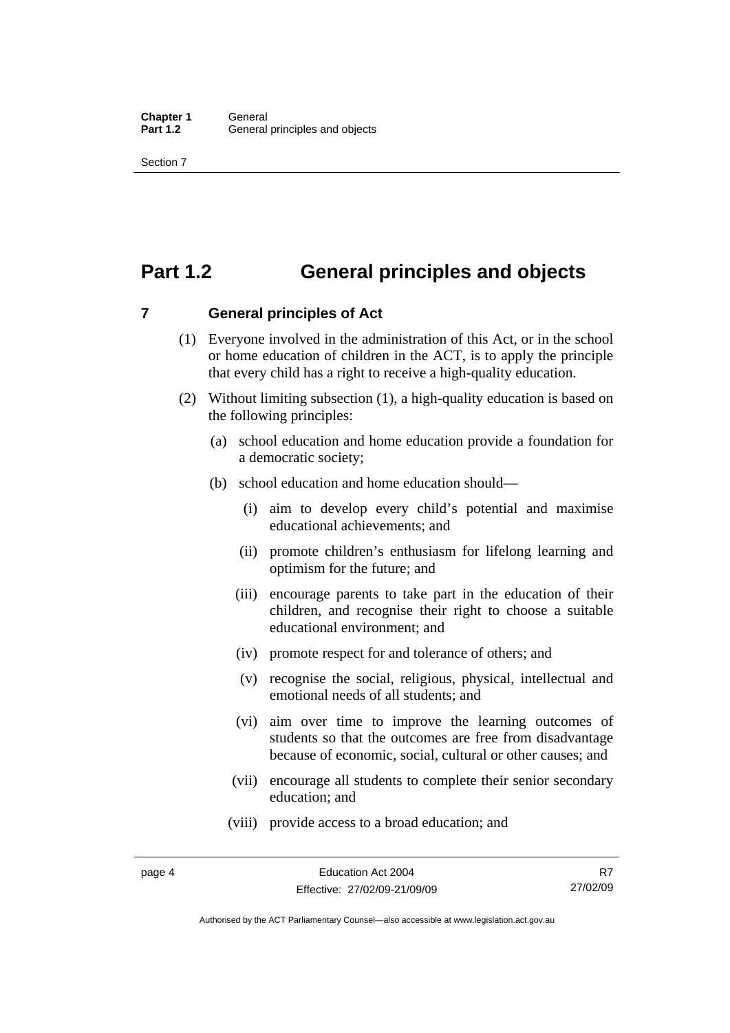# Part 1.2 General principles and objects

## 7 General principles of Act

(1) Everyone involved in the administration of this Act, or in the school or home education of children in the ACT, is to apply the principle that every child has a right to receive a high-quality education.

(2) Without limiting subsection (1), a high-quality education is based on the following principles:

(a) school education and home education provide a foundation for a democratic society;

(b) school education and home education should—

(i) aim to develop every child's potential and maximise educational achievements; and

(ii) promote children's enthusiasm for lifelong learning and optimism for the future; and

(iii) encourage parents to take part in the education of their children, and recognise their right to choose a suitable educational environment; and

(iv) promote respect for and tolerance of others; and

(v) recognise the social, religious, physical, intellectual and emotional needs of all students; and

(vi) aim over time to improve the learning outcomes of students so that the outcomes are free from disadvantage because of economic, social, cultural or other causes; and

(vii) encourage all students to complete their senior secondary education; and

(viii) provide access to a broad education; and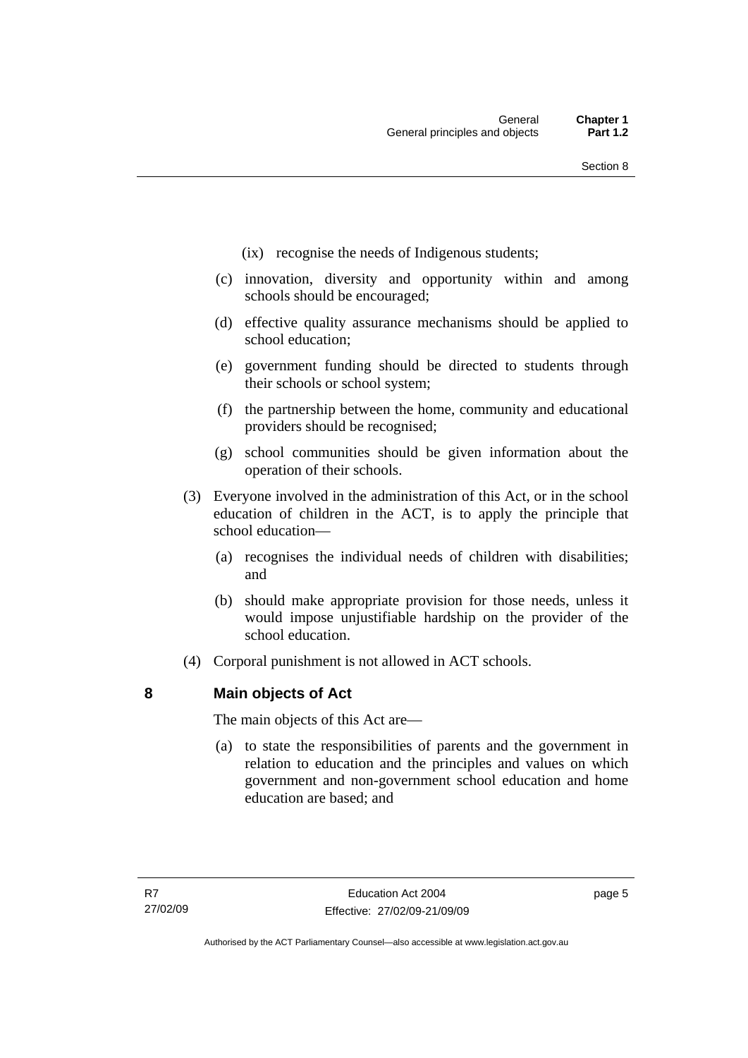(ix) recognise the needs of Indigenous students;

(c) innovation, diversity and opportunity within and among schools should be encouraged;

(d) effective quality assurance mechanisms should be applied to school education;

(e) government funding should be directed to students through their schools or school system;

(f) the partnership between the home, community and educational providers should be recognised;

(g) school communities should be given information about the operation of their schools.

(3) Everyone involved in the administration of this Act, or in the school education of children in the ACT, is to apply the principle that school education—

(a) recognises the individual needs of children with disabilities; and

(b) should make appropriate provision for those needs, unless it would impose unjustifiable hardship on the provider of the school education.

(4) Corporal punishment is not allowed in ACT schools.

## 8 Main objects of Act

The main objects of this Act are—

(a) to state the responsibilities of parents and the government in relation to education and the principles and values on which government and non-government school education and home education are based; and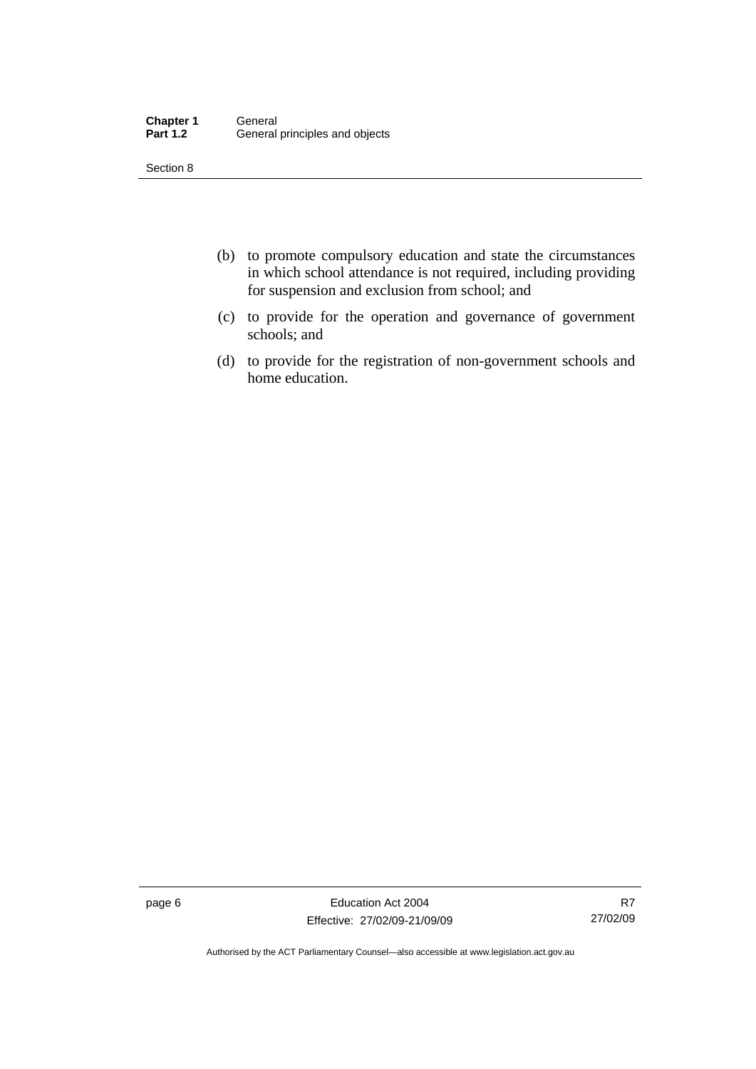(b) to promote compulsory education and state the circumstances in which school attendance is not required, including providing for suspension and exclusion from school; and

(c) to provide for the operation and governance of government schools; and

(d) to provide for the registration of non-government schools and home education.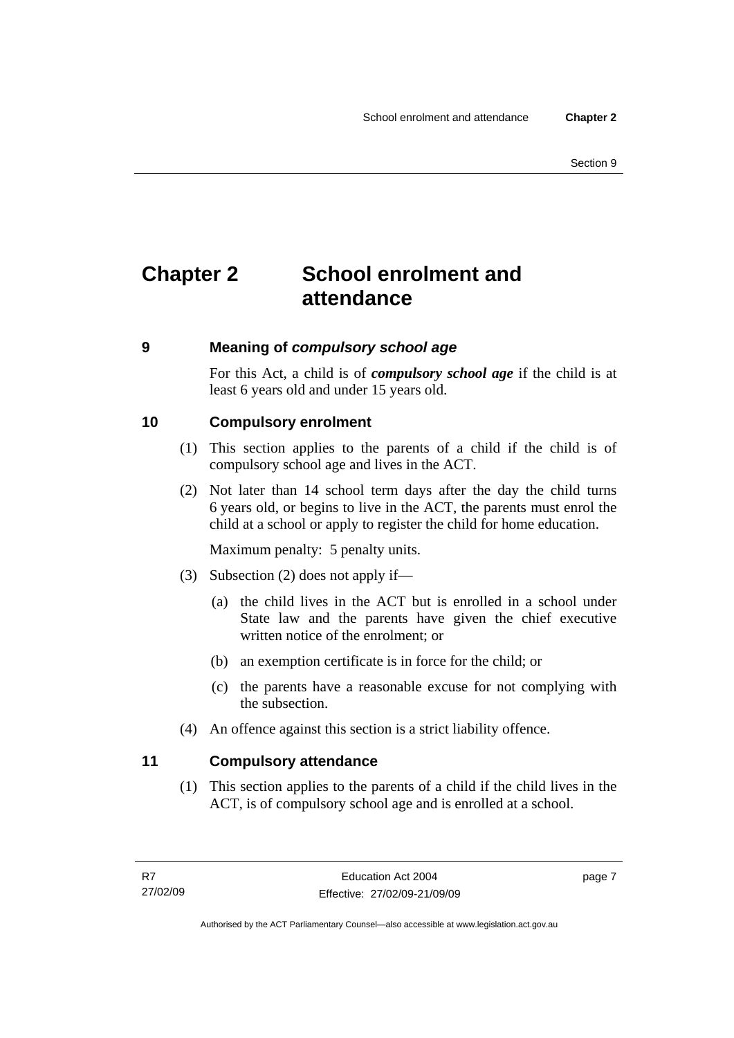# Chapter 2 School enrolment and attendance

## 9 Meaning of *compulsory school age*

For this Act, a child is of ***compulsory school age*** if the child is at least 6 years old and under 15 years old.

## 10 Compulsory enrolment

(1) This section applies to the parents of a child if the child is of compulsory school age and lives in the ACT.

(2) Not later than 14 school term days after the day the child turns 6 years old, or begins to live in the ACT, the parents must enrol the child at a school or apply to register the child for home education.

Maximum penalty: 5 penalty units.

(3) Subsection (2) does not apply if—

(a) the child lives in the ACT but is enrolled in a school under State law and the parents have given the chief executive written notice of the enrolment; or

(b) an exemption certificate is in force for the child; or

(c) the parents have a reasonable excuse for not complying with the subsection.

(4) An offence against this section is a strict liability offence.

## 11 Compulsory attendance

(1) This section applies to the parents of a child if the child lives in the ACT, is of compulsory school age and is enrolled at a school.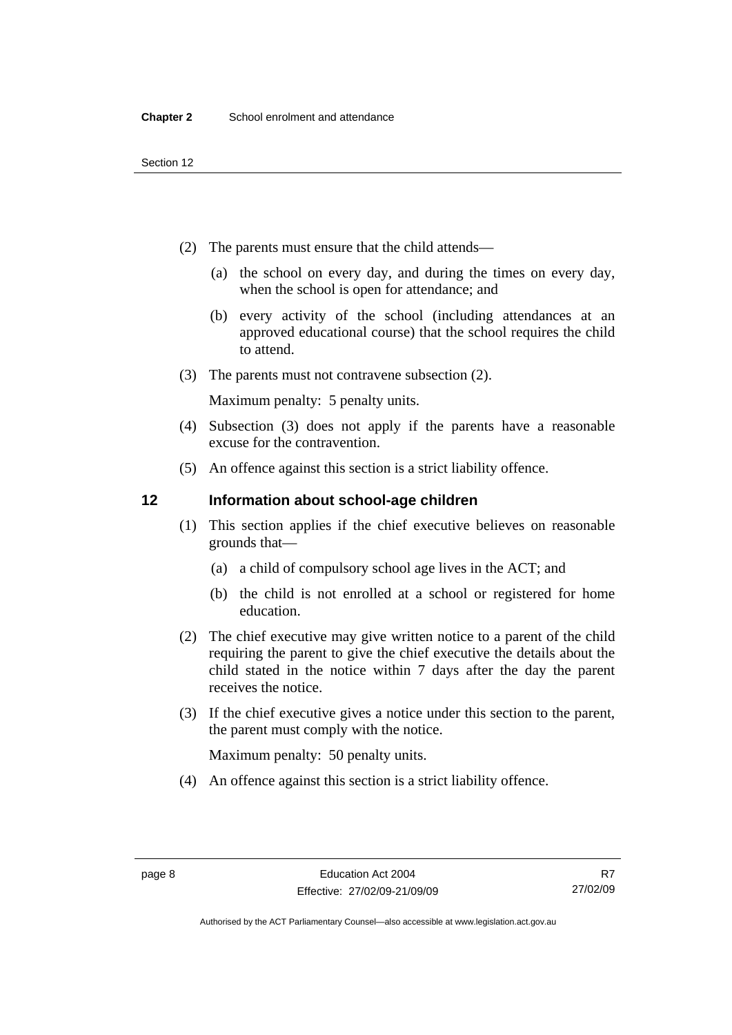(2) The parents must ensure that the child attends—

(a) the school on every day, and during the times on every day, when the school is open for attendance; and

(b) every activity of the school (including attendances at an approved educational course) that the school requires the child to attend.

(3) The parents must not contravene subsection (2).

Maximum penalty: 5 penalty units.

(4) Subsection (3) does not apply if the parents have a reasonable excuse for the contravention.

(5) An offence against this section is a strict liability offence.

## 12 Information about school-age children

(1) This section applies if the chief executive believes on reasonable grounds that—

(a) a child of compulsory school age lives in the ACT; and

(b) the child is not enrolled at a school or registered for home education.

(2) The chief executive may give written notice to a parent of the child requiring the parent to give the chief executive the details about the child stated in the notice within 7 days after the day the parent receives the notice.

(3) If the chief executive gives a notice under this section to the parent, the parent must comply with the notice.

Maximum penalty: 50 penalty units.

(4) An offence against this section is a strict liability offence.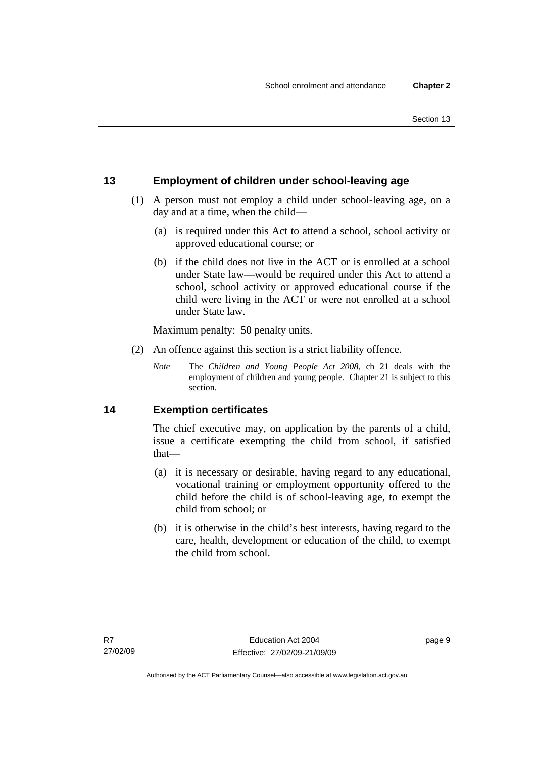## 13 Employment of children under school-leaving age

(1) A person must not employ a child under school-leaving age, on a day and at a time, when the child—

(a) is required under this Act to attend a school, school activity or approved educational course; or

(b) if the child does not live in the ACT or is enrolled at a school under State law—would be required under this Act to attend a school, school activity or approved educational course if the child were living in the ACT or were not enrolled at a school under State law.

Maximum penalty: 50 penalty units.

(2) An offence against this section is a strict liability offence.

*Note* The *Children and Young People Act 2008*, ch 21 deals with the employment of children and young people. Chapter 21 is subject to this section.

## 14 Exemption certificates

The chief executive may, on application by the parents of a child, issue a certificate exempting the child from school, if satisfied that—

(a) it is necessary or desirable, having regard to any educational, vocational training or employment opportunity offered to the child before the child is of school-leaving age, to exempt the child from school; or

(b) it is otherwise in the child's best interests, having regard to the care, health, development or education of the child, to exempt the child from school.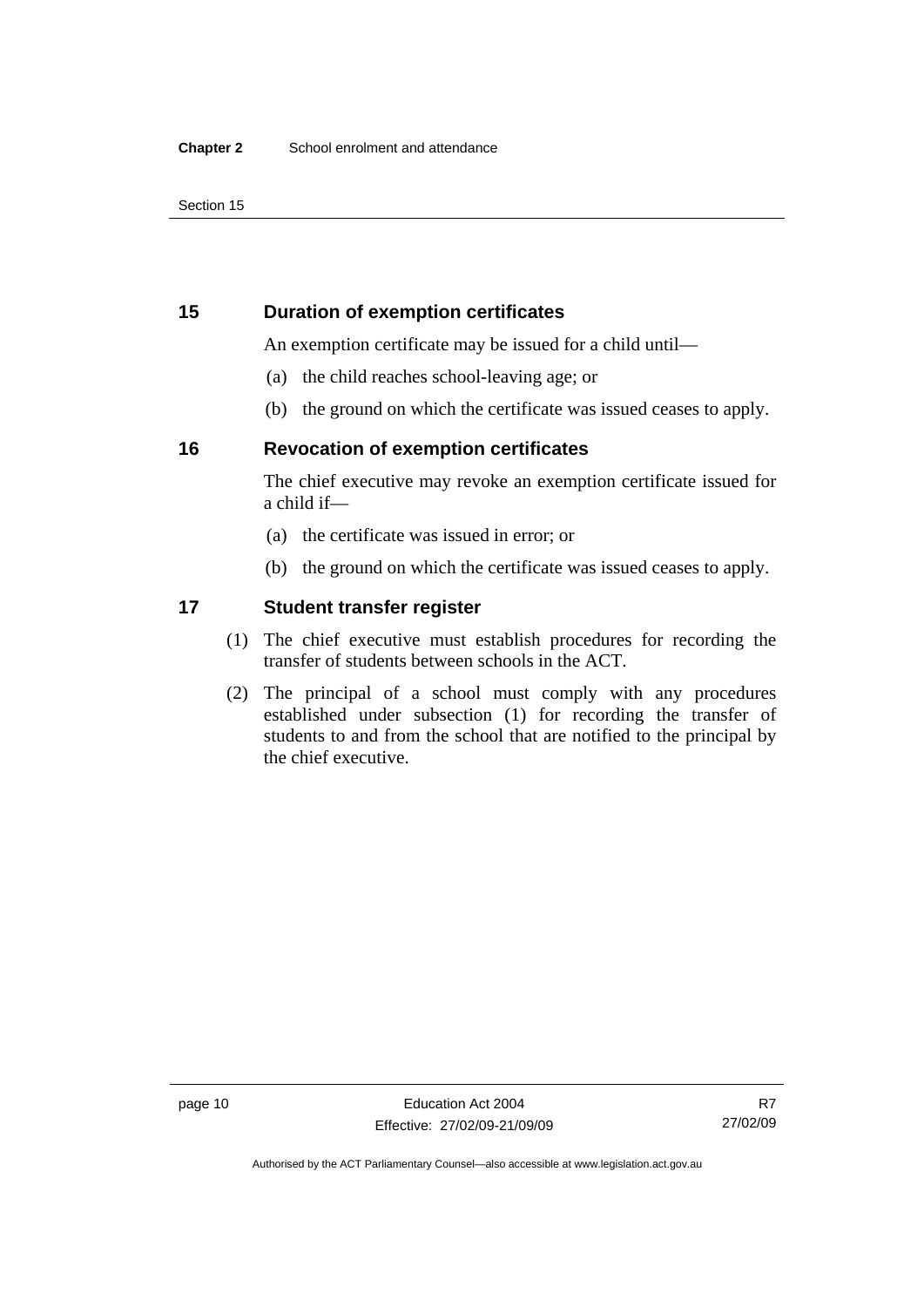## 15 Duration of exemption certificates

An exemption certificate may be issued for a child until—

(a) the child reaches school-leaving age; or

(b) the ground on which the certificate was issued ceases to apply.

## 16 Revocation of exemption certificates

The chief executive may revoke an exemption certificate issued for a child if—

(a) the certificate was issued in error; or

(b) the ground on which the certificate was issued ceases to apply.

## 17 Student transfer register

(1) The chief executive must establish procedures for recording the transfer of students between schools in the ACT.

(2) The principal of a school must comply with any procedures established under subsection (1) for recording the transfer of students to and from the school that are notified to the principal by the chief executive.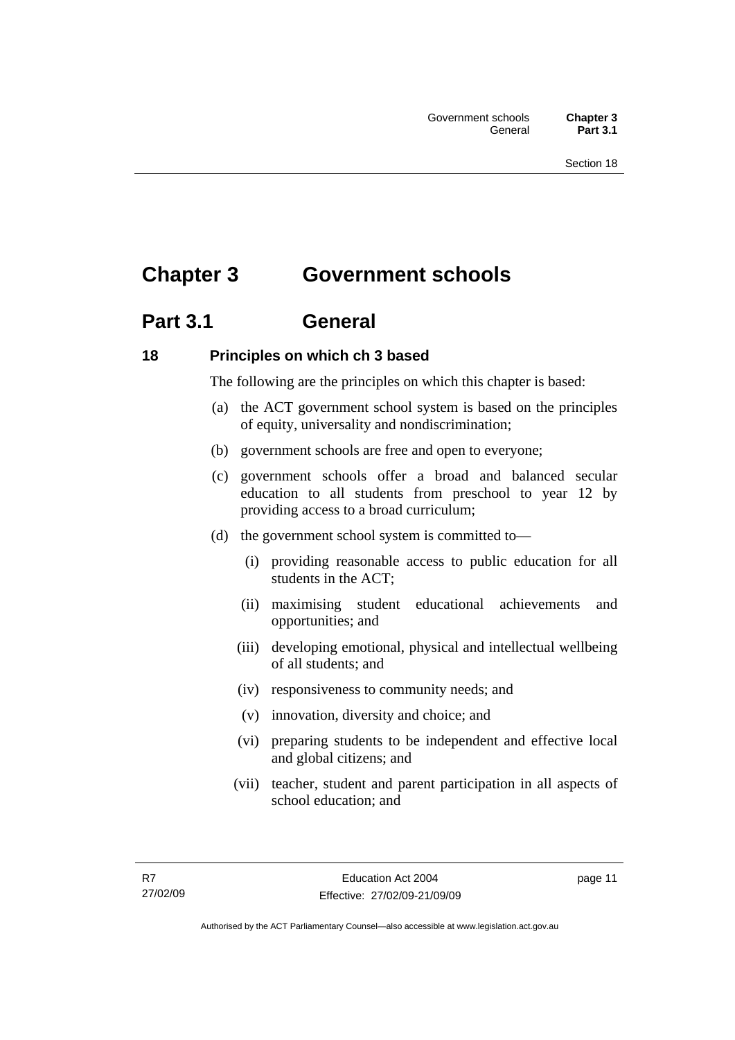# Chapter 3 Government schools

## Part 3.1 General

### 18 Principles on which ch 3 based

The following are the principles on which this chapter is based:

(a) the ACT government school system is based on the principles of equity, universality and nondiscrimination;

(b) government schools are free and open to everyone;

(c) government schools offer a broad and balanced secular education to all students from preschool to year 12 by providing access to a broad curriculum;

(d) the government school system is committed to—

(i) providing reasonable access to public education for all students in the ACT;

(ii) maximising student educational achievements and opportunities; and

(iii) developing emotional, physical and intellectual wellbeing of all students; and

(iv) responsiveness to community needs; and

(v) innovation, diversity and choice; and

(vi) preparing students to be independent and effective local and global citizens; and

(vii) teacher, student and parent participation in all aspects of school education; and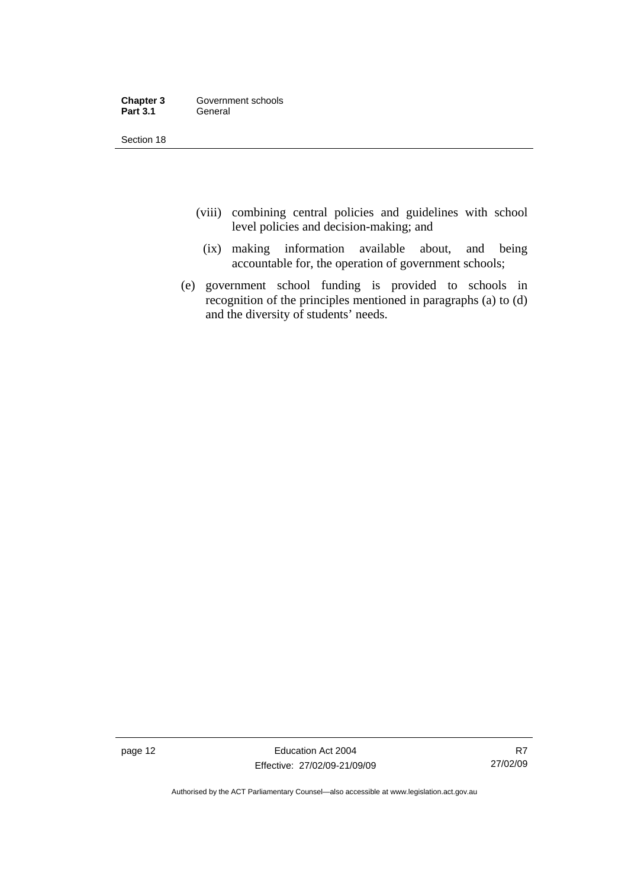(viii) combining central policies and guidelines with school level policies and decision-making; and

(ix) making information available about, and being accountable for, the operation of government schools;

(e) government school funding is provided to schools in recognition of the principles mentioned in paragraphs (a) to (d) and the diversity of students' needs.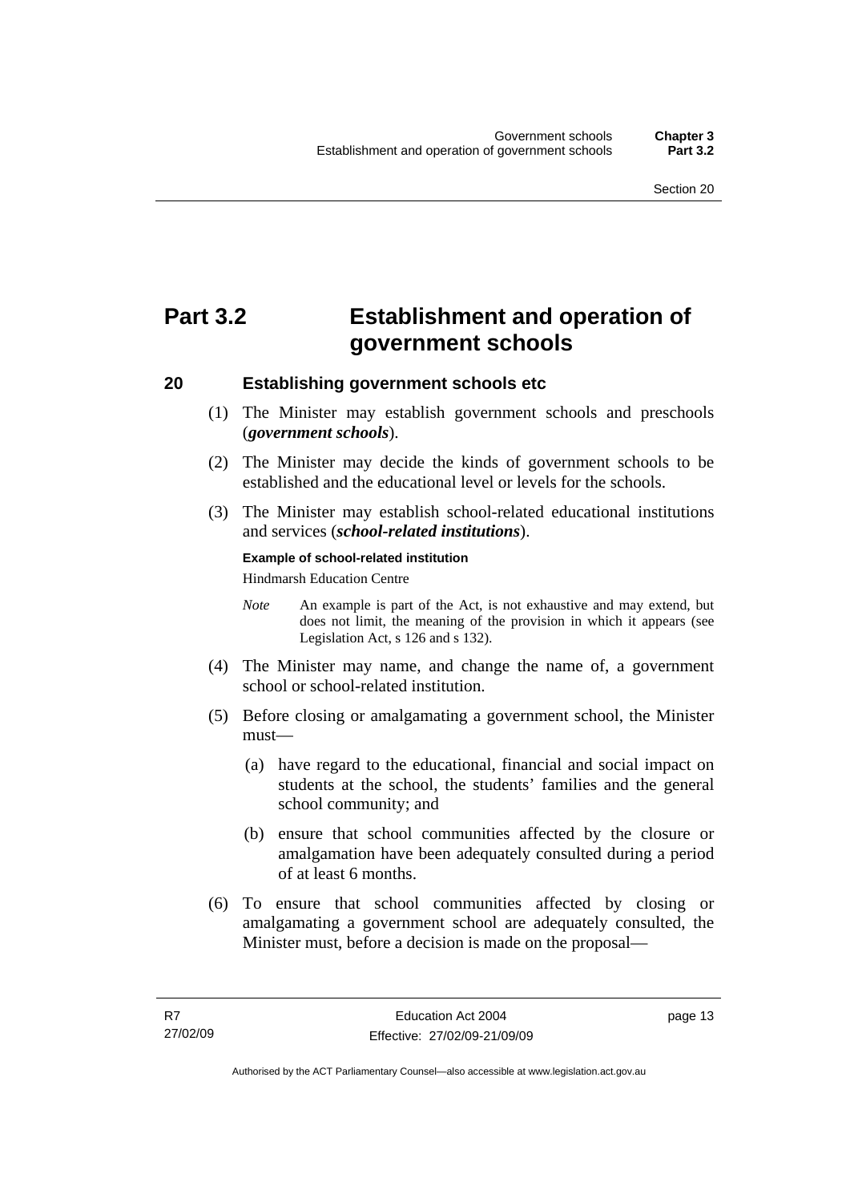# Part 3.2 Establishment and operation of government schools

## 20 Establishing government schools etc

(1) The Minister may establish government schools and preschools (***government schools***).

(2) The Minister may decide the kinds of government schools to be established and the educational level or levels for the schools.

(3) The Minister may establish school-related educational institutions and services (***school-related institutions***).

**Example of school-related institution**

Hindmarsh Education Centre

*Note* An example is part of the Act, is not exhaustive and may extend, but does not limit, the meaning of the provision in which it appears (see Legislation Act, s 126 and s 132).

(4) The Minister may name, and change the name of, a government school or school-related institution.

(5) Before closing or amalgamating a government school, the Minister must—

(a) have regard to the educational, financial and social impact on students at the school, the students' families and the general school community; and

(b) ensure that school communities affected by the closure or amalgamation have been adequately consulted during a period of at least 6 months.

(6) To ensure that school communities affected by closing or amalgamating a government school are adequately consulted, the Minister must, before a decision is made on the proposal—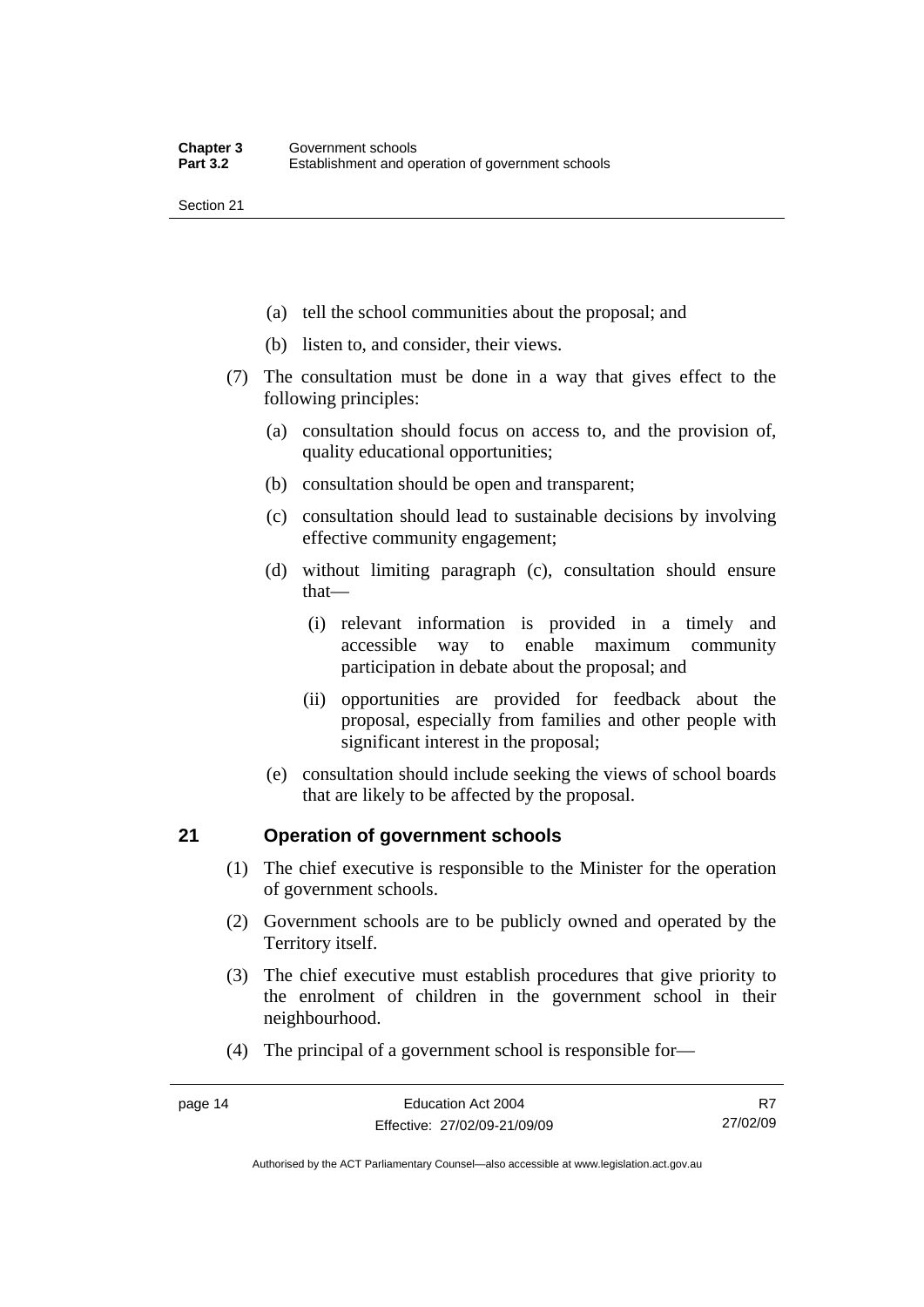(a) tell the school communities about the proposal; and

(b) listen to, and consider, their views.

(7) The consultation must be done in a way that gives effect to the following principles:

(a) consultation should focus on access to, and the provision of, quality educational opportunities;

(b) consultation should be open and transparent;

(c) consultation should lead to sustainable decisions by involving effective community engagement;

(d) without limiting paragraph (c), consultation should ensure that—

(i) relevant information is provided in a timely and accessible way to enable maximum community participation in debate about the proposal; and

(ii) opportunities are provided for feedback about the proposal, especially from families and other people with significant interest in the proposal;

(e) consultation should include seeking the views of school boards that are likely to be affected by the proposal.

## 21 Operation of government schools

(1) The chief executive is responsible to the Minister for the operation of government schools.

(2) Government schools are to be publicly owned and operated by the Territory itself.

(3) The chief executive must establish procedures that give priority to the enrolment of children in the government school in their neighbourhood.

(4) The principal of a government school is responsible for—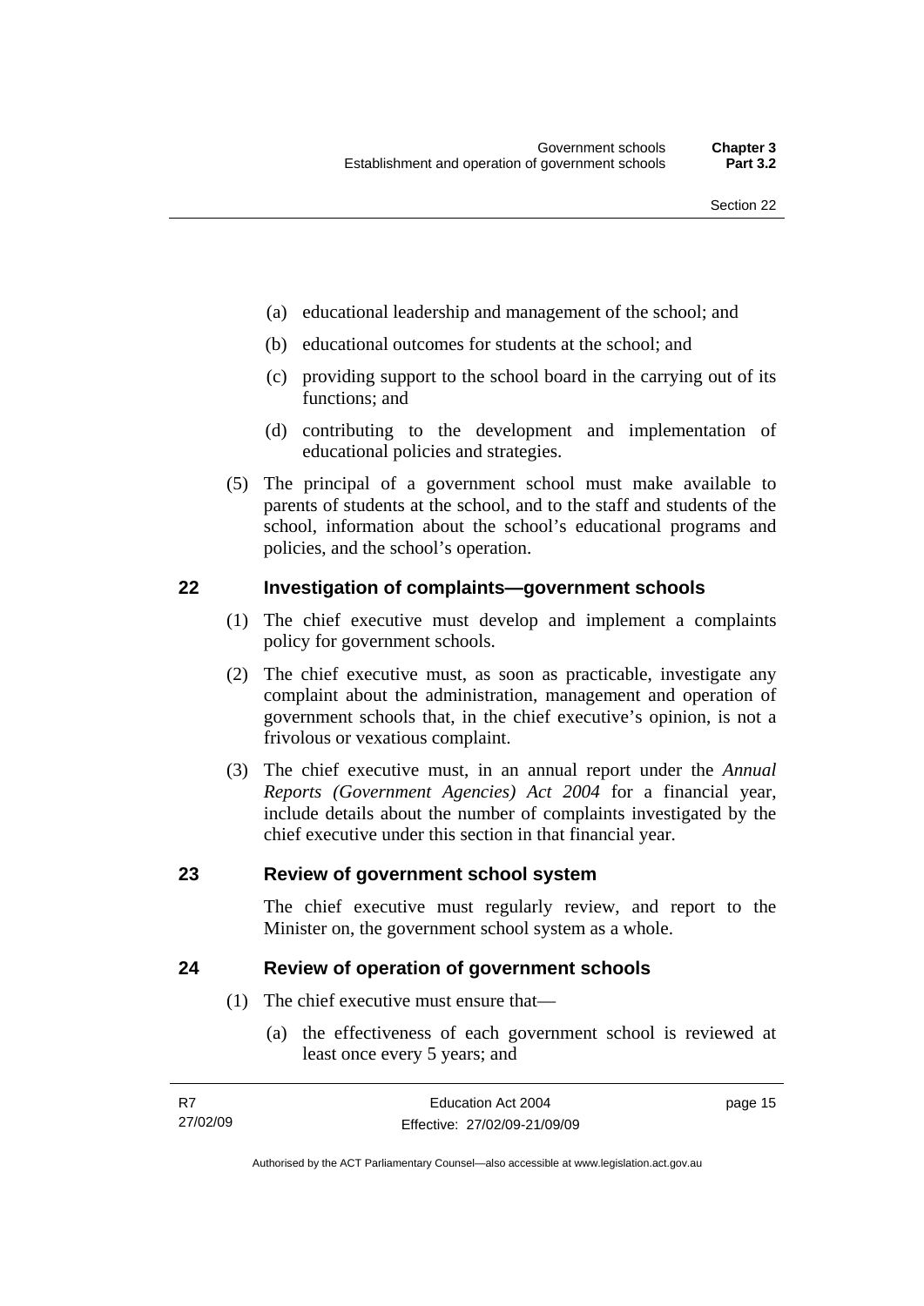(a) educational leadership and management of the school; and

(b) educational outcomes for students at the school; and

(c) providing support to the school board in the carrying out of its functions; and

(d) contributing to the development and implementation of educational policies and strategies.

(5) The principal of a government school must make available to parents of students at the school, and to the staff and students of the school, information about the school's educational programs and policies, and the school's operation.

## 22 Investigation of complaints—government schools

(1) The chief executive must develop and implement a complaints policy for government schools.

(2) The chief executive must, as soon as practicable, investigate any complaint about the administration, management and operation of government schools that, in the chief executive's opinion, is not a frivolous or vexatious complaint.

(3) The chief executive must, in an annual report under the *Annual Reports (Government Agencies) Act 2004* for a financial year, include details about the number of complaints investigated by the chief executive under this section in that financial year.

## 23 Review of government school system

The chief executive must regularly review, and report to the Minister on, the government school system as a whole.

## 24 Review of operation of government schools

(1) The chief executive must ensure that—

(a) the effectiveness of each government school is reviewed at least once every 5 years; and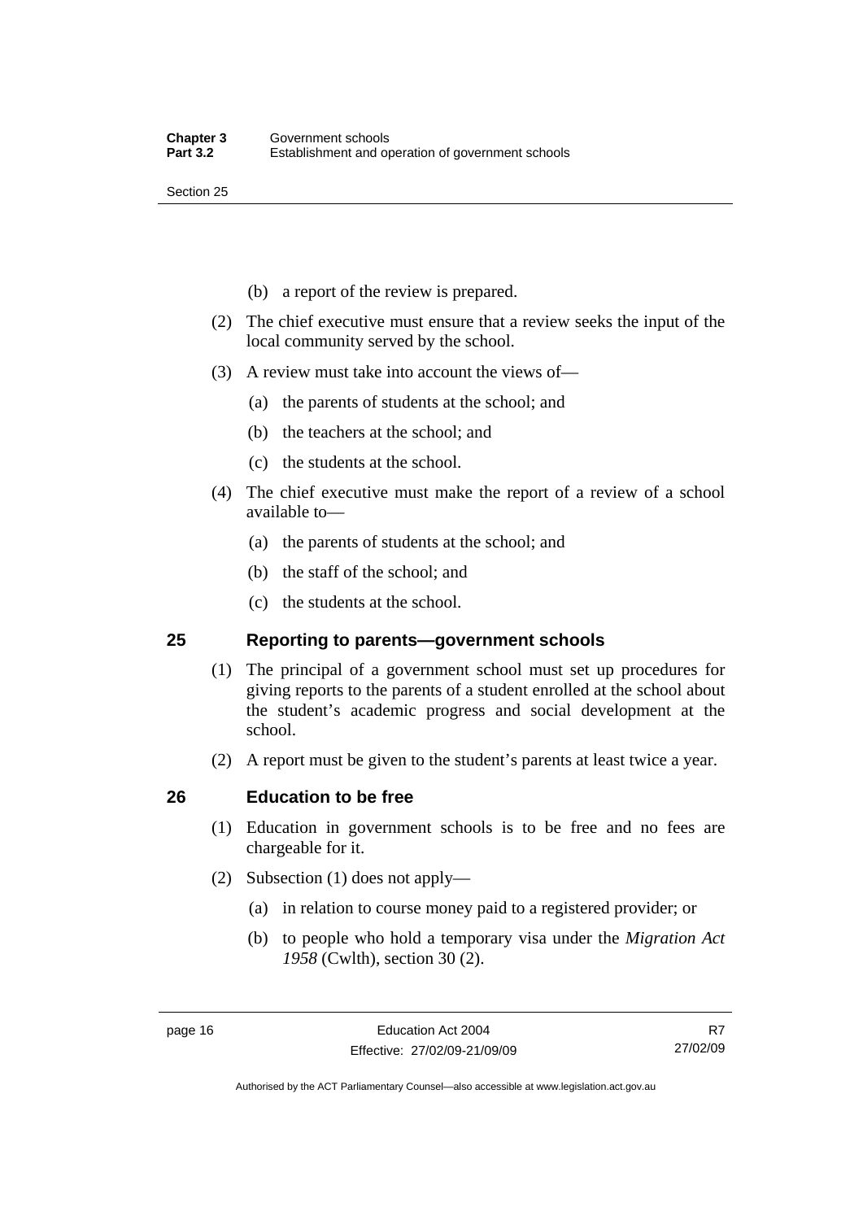(b) a report of the review is prepared.

(2) The chief executive must ensure that a review seeks the input of the local community served by the school.

(3) A review must take into account the views of—

(a) the parents of students at the school; and

(b) the teachers at the school; and

(c) the students at the school.

(4) The chief executive must make the report of a review of a school available to—

(a) the parents of students at the school; and

(b) the staff of the school; and

(c) the students at the school.

## 25 Reporting to parents—government schools

(1) The principal of a government school must set up procedures for giving reports to the parents of a student enrolled at the school about the student's academic progress and social development at the school.

(2) A report must be given to the student's parents at least twice a year.

## 26 Education to be free

(1) Education in government schools is to be free and no fees are chargeable for it.

(2) Subsection (1) does not apply—

(a) in relation to course money paid to a registered provider; or

(b) to people who hold a temporary visa under the *Migration Act 1958* (Cwlth), section 30 (2).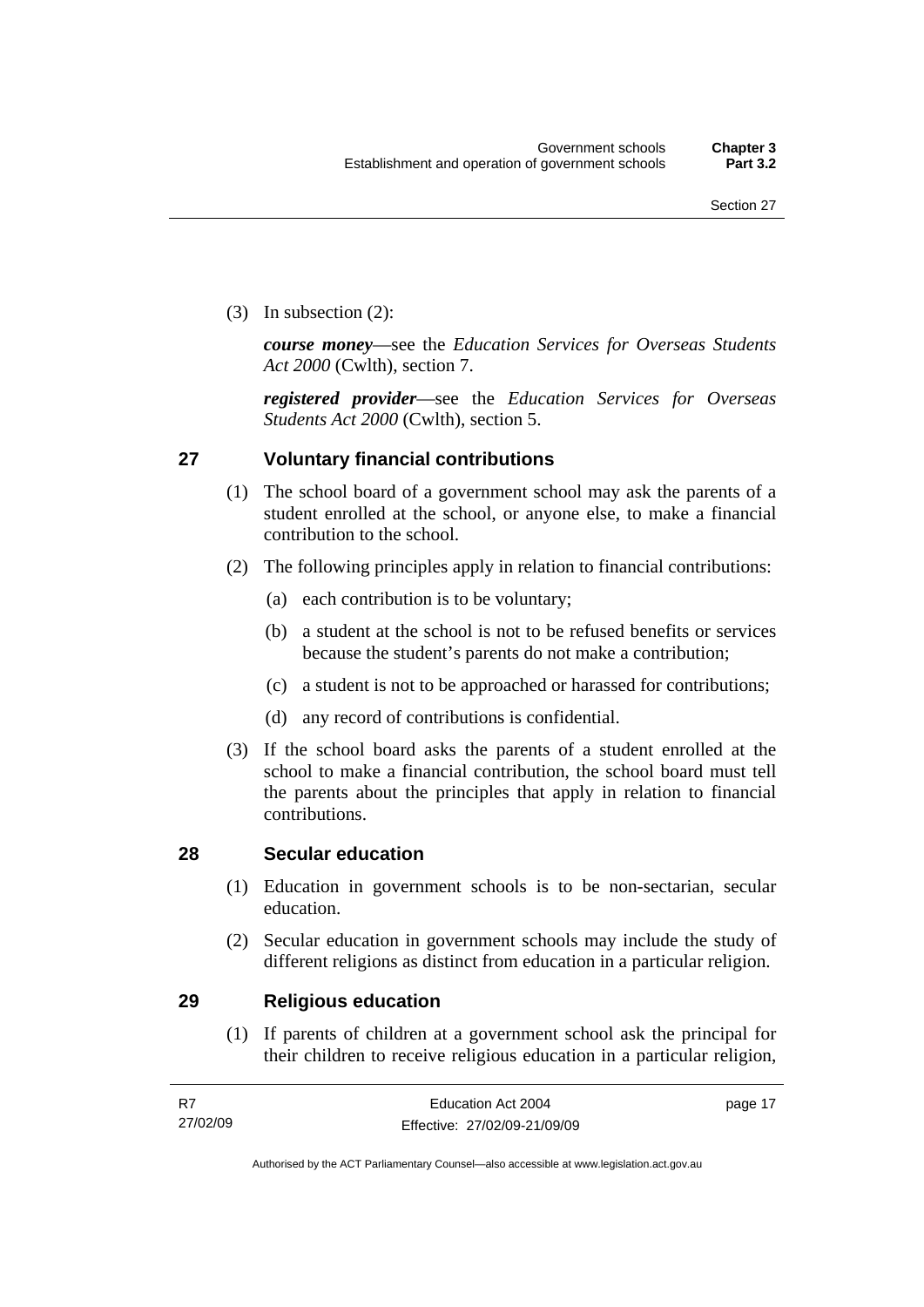(3) In subsection (2):

***course money***—see the *Education Services for Overseas Students Act 2000* (Cwlth), section 7.

***registered provider***—see the *Education Services for Overseas Students Act 2000* (Cwlth), section 5.

## 27 Voluntary financial contributions

(1) The school board of a government school may ask the parents of a student enrolled at the school, or anyone else, to make a financial contribution to the school.

(2) The following principles apply in relation to financial contributions:

(a) each contribution is to be voluntary;

(b) a student at the school is not to be refused benefits or services because the student's parents do not make a contribution;

(c) a student is not to be approached or harassed for contributions;

(d) any record of contributions is confidential.

(3) If the school board asks the parents of a student enrolled at the school to make a financial contribution, the school board must tell the parents about the principles that apply in relation to financial contributions.

## 28 Secular education

(1) Education in government schools is to be non-sectarian, secular education.

(2) Secular education in government schools may include the study of different religions as distinct from education in a particular religion.

## 29 Religious education

(1) If parents of children at a government school ask the principal for their children to receive religious education in a particular religion,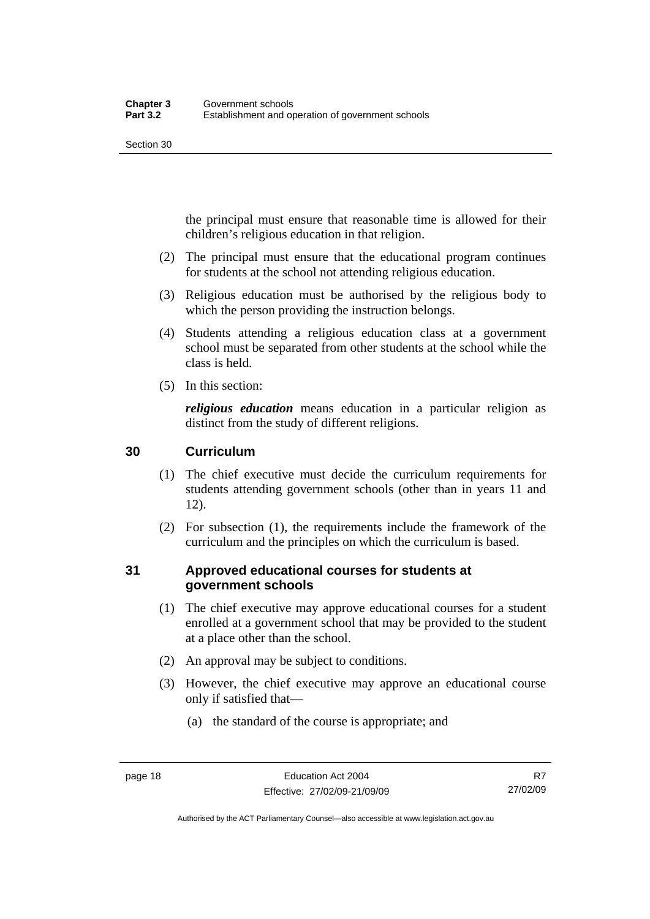the principal must ensure that reasonable time is allowed for their children's religious education in that religion.

(2) The principal must ensure that the educational program continues for students at the school not attending religious education.

(3) Religious education must be authorised by the religious body to which the person providing the instruction belongs.

(4) Students attending a religious education class at a government school must be separated from other students at the school while the class is held.

(5) In this section:

***religious education*** means education in a particular religion as distinct from the study of different religions.

## 30 Curriculum

(1) The chief executive must decide the curriculum requirements for students attending government schools (other than in years 11 and 12).

(2) For subsection (1), the requirements include the framework of the curriculum and the principles on which the curriculum is based.

## 31 Approved educational courses for students at government schools

(1) The chief executive may approve educational courses for a student enrolled at a government school that may be provided to the student at a place other than the school.

(2) An approval may be subject to conditions.

(3) However, the chief executive may approve an educational course only if satisfied that—

(a) the standard of the course is appropriate; and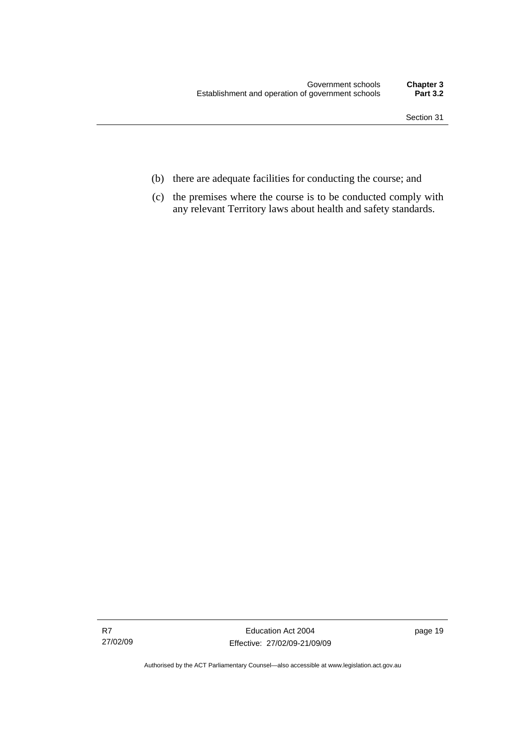(b) there are adequate facilities for conducting the course; and

(c) the premises where the course is to be conducted comply with any relevant Territory laws about health and safety standards.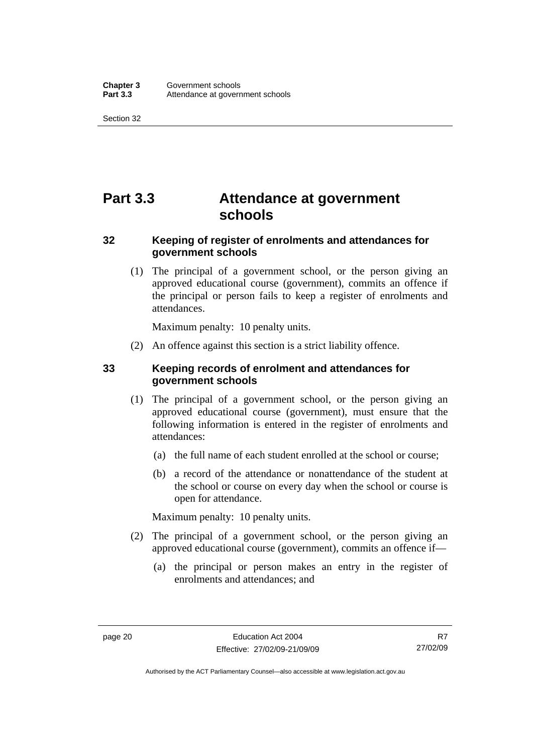# Part 3.3 Attendance at government schools

## 32 Keeping of register of enrolments and attendances for government schools

(1) The principal of a government school, or the person giving an approved educational course (government), commits an offence if the principal or person fails to keep a register of enrolments and attendances.

Maximum penalty: 10 penalty units.

(2) An offence against this section is a strict liability offence.

## 33 Keeping records of enrolment and attendances for government schools

(1) The principal of a government school, or the person giving an approved educational course (government), must ensure that the following information is entered in the register of enrolments and attendances:

- (a) the full name of each student enrolled at the school or course;
- (b) a record of the attendance or nonattendance of the student at the school or course on every day when the school or course is open for attendance.

Maximum penalty: 10 penalty units.

(2) The principal of a government school, or the person giving an approved educational course (government), commits an offence if—

- (a) the principal or person makes an entry in the register of enrolments and attendances; and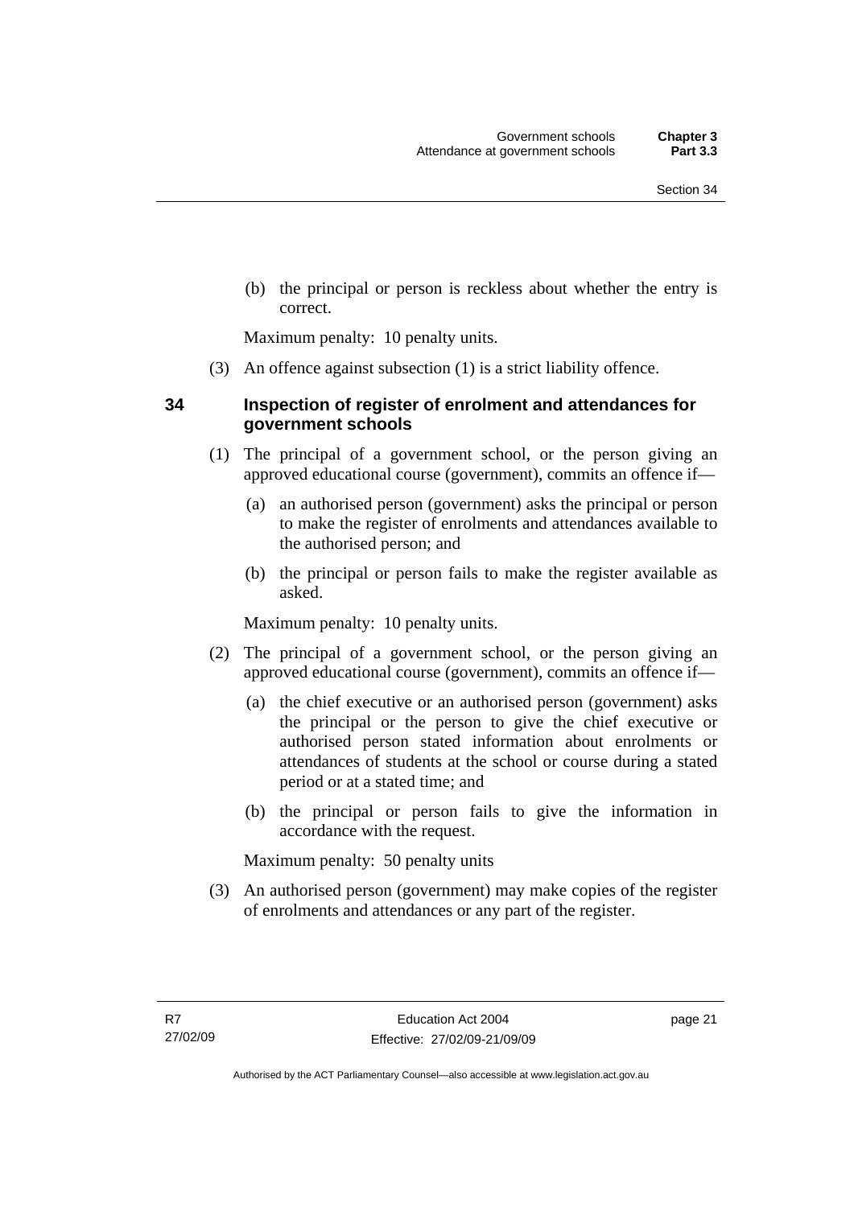(b) the principal or person is reckless about whether the entry is correct.

Maximum penalty: 10 penalty units.

(3) An offence against subsection (1) is a strict liability offence.

## 34 Inspection of register of enrolment and attendances for government schools

(1) The principal of a government school, or the person giving an approved educational course (government), commits an offence if—

(a) an authorised person (government) asks the principal or person to make the register of enrolments and attendances available to the authorised person; and

(b) the principal or person fails to make the register available as asked.

Maximum penalty: 10 penalty units.

(2) The principal of a government school, or the person giving an approved educational course (government), commits an offence if—

(a) the chief executive or an authorised person (government) asks the principal or the person to give the chief executive or authorised person stated information about enrolments or attendances of students at the school or course during a stated period or at a stated time; and

(b) the principal or person fails to give the information in accordance with the request.

Maximum penalty: 50 penalty units

(3) An authorised person (government) may make copies of the register of enrolments and attendances or any part of the register.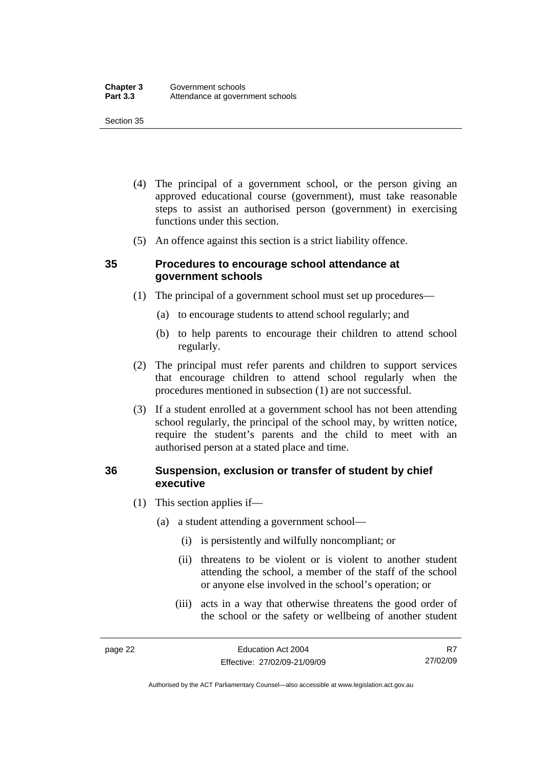(4) The principal of a government school, or the person giving an approved educational course (government), must take reasonable steps to assist an authorised person (government) in exercising functions under this section.

(5) An offence against this section is a strict liability offence.

### 35 Procedures to encourage school attendance at government schools

(1) The principal of a government school must set up procedures—

(a) to encourage students to attend school regularly; and

(b) to help parents to encourage their children to attend school regularly.

(2) The principal must refer parents and children to support services that encourage children to attend school regularly when the procedures mentioned in subsection (1) are not successful.

(3) If a student enrolled at a government school has not been attending school regularly, the principal of the school may, by written notice, require the student's parents and the child to meet with an authorised person at a stated place and time.

### 36 Suspension, exclusion or transfer of student by chief executive

(1) This section applies if—

(a) a student attending a government school—

(i) is persistently and wilfully noncompliant; or

(ii) threatens to be violent or is violent to another student attending the school, a member of the staff of the school or anyone else involved in the school's operation; or

(iii) acts in a way that otherwise threatens the good order of the school or the safety or wellbeing of another student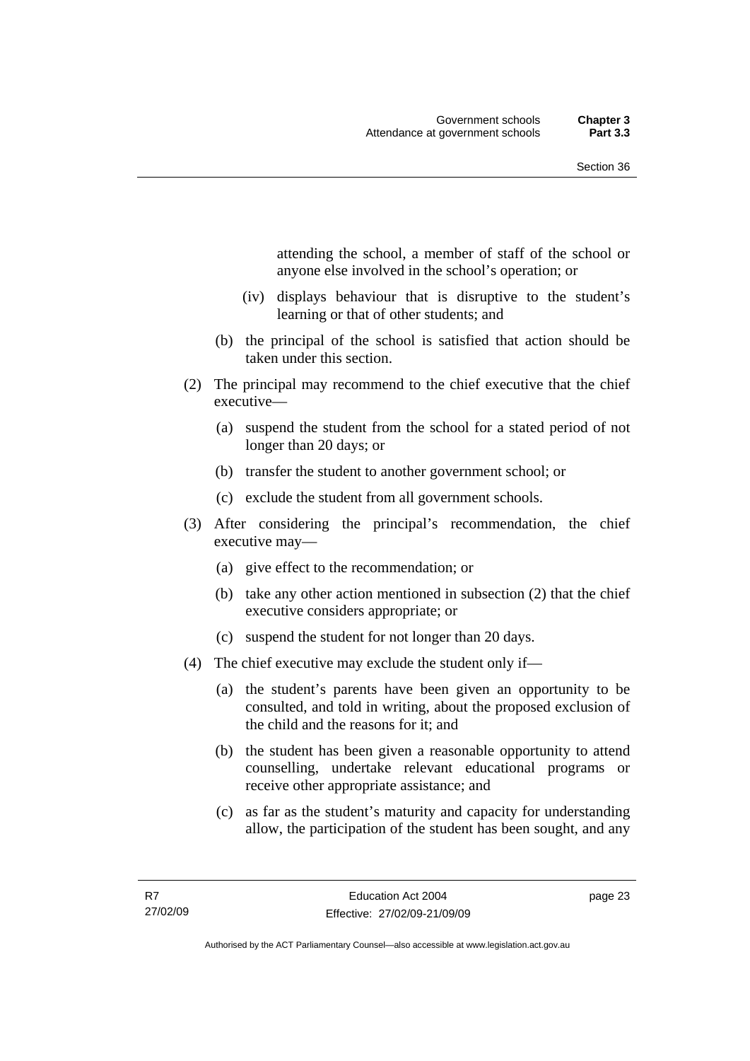attending the school, a member of staff of the school or anyone else involved in the school's operation; or

(iv) displays behaviour that is disruptive to the student's learning or that of other students; and

(b) the principal of the school is satisfied that action should be taken under this section.

(2) The principal may recommend to the chief executive that the chief executive—

(a) suspend the student from the school for a stated period of not longer than 20 days; or

(b) transfer the student to another government school; or

(c) exclude the student from all government schools.

(3) After considering the principal's recommendation, the chief executive may—

(a) give effect to the recommendation; or

(b) take any other action mentioned in subsection (2) that the chief executive considers appropriate; or

(c) suspend the student for not longer than 20 days.

(4) The chief executive may exclude the student only if—

(a) the student's parents have been given an opportunity to be consulted, and told in writing, about the proposed exclusion of the child and the reasons for it; and

(b) the student has been given a reasonable opportunity to attend counselling, undertake relevant educational programs or receive other appropriate assistance; and

(c) as far as the student's maturity and capacity for understanding allow, the participation of the student has been sought, and any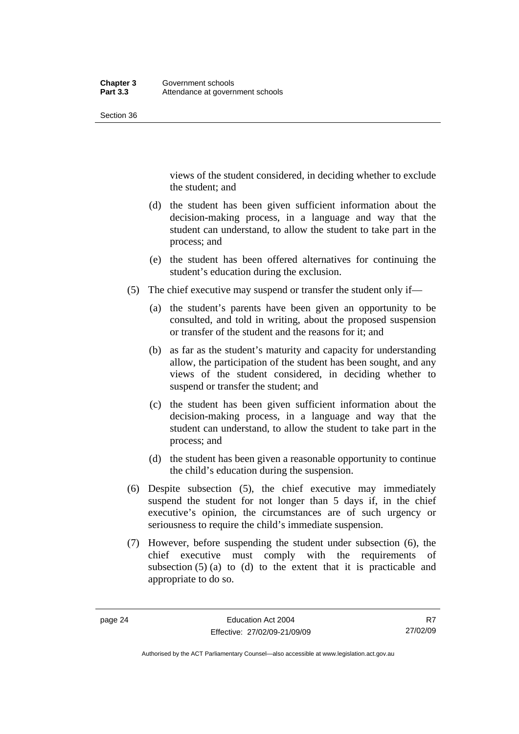views of the student considered, in deciding whether to exclude the student; and

(d) the student has been given sufficient information about the decision-making process, in a language and way that the student can understand, to allow the student to take part in the process; and

(e) the student has been offered alternatives for continuing the student's education during the exclusion.

(5) The chief executive may suspend or transfer the student only if—

(a) the student's parents have been given an opportunity to be consulted, and told in writing, about the proposed suspension or transfer of the student and the reasons for it; and

(b) as far as the student's maturity and capacity for understanding allow, the participation of the student has been sought, and any views of the student considered, in deciding whether to suspend or transfer the student; and

(c) the student has been given sufficient information about the decision-making process, in a language and way that the student can understand, to allow the student to take part in the process; and

(d) the student has been given a reasonable opportunity to continue the child's education during the suspension.

(6) Despite subsection (5), the chief executive may immediately suspend the student for not longer than 5 days if, in the chief executive's opinion, the circumstances are of such urgency or seriousness to require the child's immediate suspension.

(7) However, before suspending the student under subsection (6), the chief executive must comply with the requirements of subsection (5) (a) to (d) to the extent that it is practicable and appropriate to do so.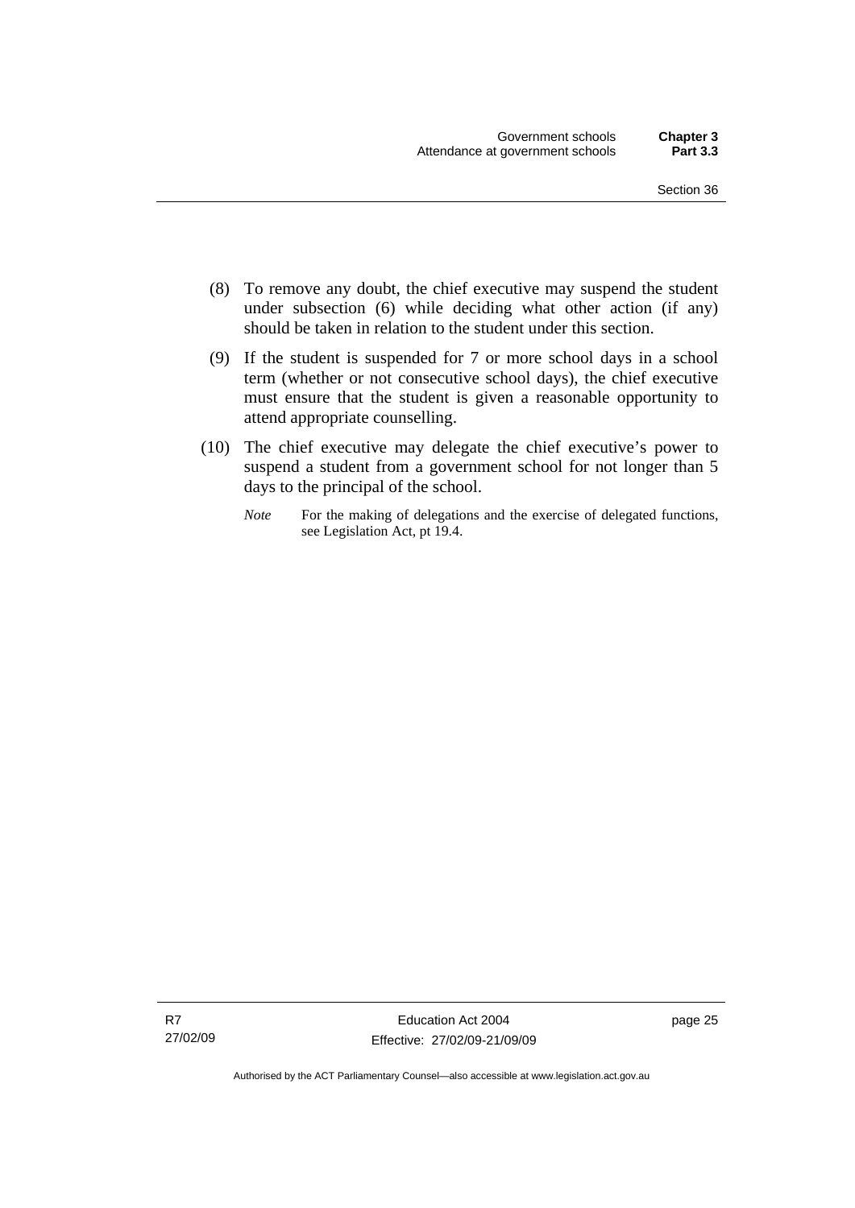(8) To remove any doubt, the chief executive may suspend the student under subsection (6) while deciding what other action (if any) should be taken in relation to the student under this section.

(9) If the student is suspended for 7 or more school days in a school term (whether or not consecutive school days), the chief executive must ensure that the student is given a reasonable opportunity to attend appropriate counselling.

(10) The chief executive may delegate the chief executive's power to suspend a student from a government school for not longer than 5 days to the principal of the school.

*Note* For the making of delegations and the exercise of delegated functions, see Legislation Act, pt 19.4.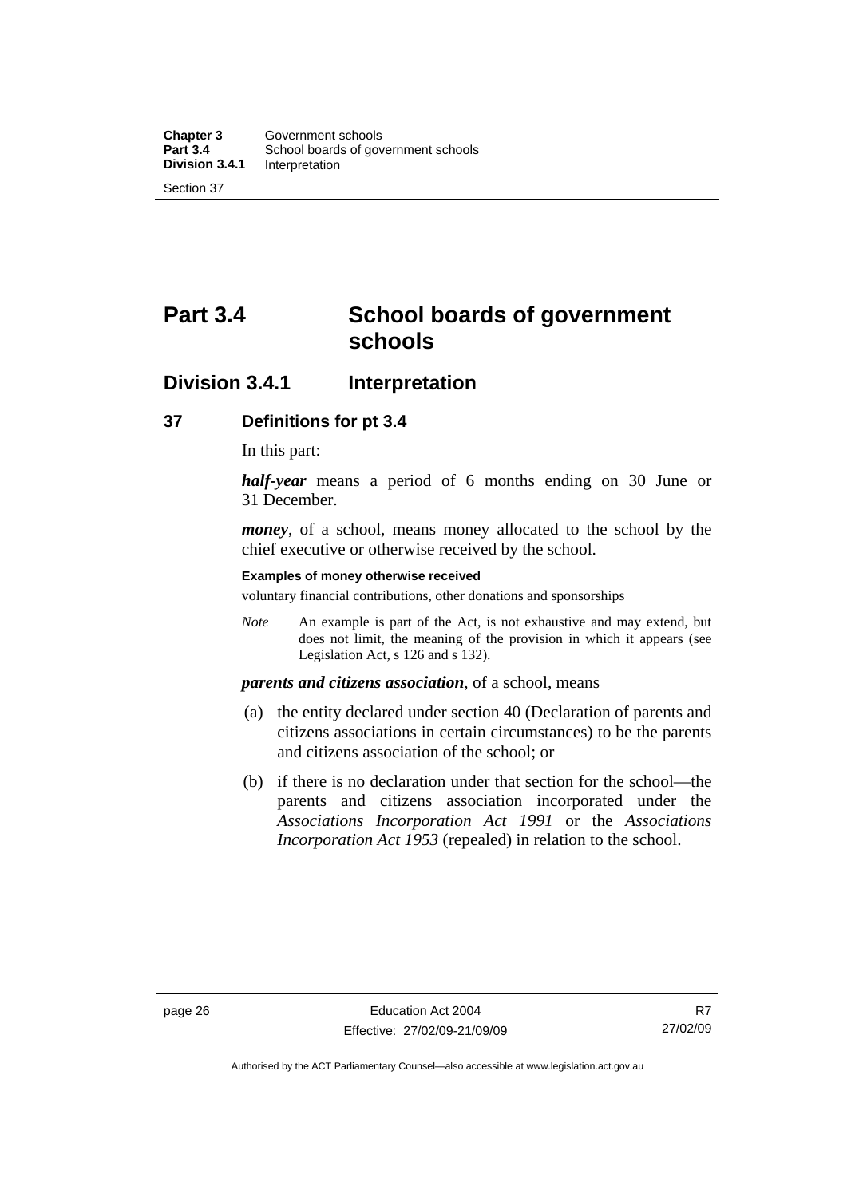# Part 3.4 School boards of government schools

## Division 3.4.1 Interpretation

### 37 Definitions for pt 3.4

In this part:

***half-year*** means a period of 6 months ending on 30 June or 31 December.

***money***, of a school, means money allocated to the school by the chief executive or otherwise received by the school.

**Examples of money otherwise received**

voluntary financial contributions, other donations and sponsorships

*Note* An example is part of the Act, is not exhaustive and may extend, but does not limit, the meaning of the provision in which it appears (see Legislation Act, s 126 and s 132).

***parents and citizens association***, of a school, means

(a) the entity declared under section 40 (Declaration of parents and citizens associations in certain circumstances) to be the parents and citizens association of the school; or

(b) if there is no declaration under that section for the school—the parents and citizens association incorporated under the *Associations Incorporation Act 1991* or the *Associations Incorporation Act 1953* (repealed) in relation to the school.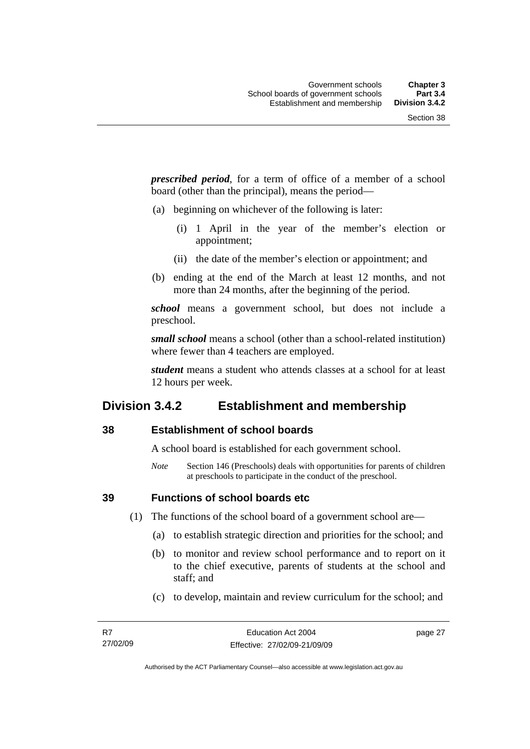***prescribed period***, for a term of office of a member of a school board (other than the principal), means the period—

(a) beginning on whichever of the following is later:

  (i) 1 April in the year of the member's election or appointment;

  (ii) the date of the member's election or appointment; and

(b) ending at the end of the March at least 12 months, and not more than 24 months, after the beginning of the period.

***school*** means a government school, but does not include a preschool.

***small school*** means a school (other than a school-related institution) where fewer than 4 teachers are employed.

***student*** means a student who attends classes at a school for at least 12 hours per week.

## Division 3.4.2 Establishment and membership

### 38 Establishment of school boards

A school board is established for each government school.

*Note* Section 146 (Preschools) deals with opportunities for parents of children at preschools to participate in the conduct of the preschool.

### 39 Functions of school boards etc

(1) The functions of the school board of a government school are—

  (a) to establish strategic direction and priorities for the school; and

  (b) to monitor and review school performance and to report on it to the chief executive, parents of students at the school and staff; and

  (c) to develop, maintain and review curriculum for the school; and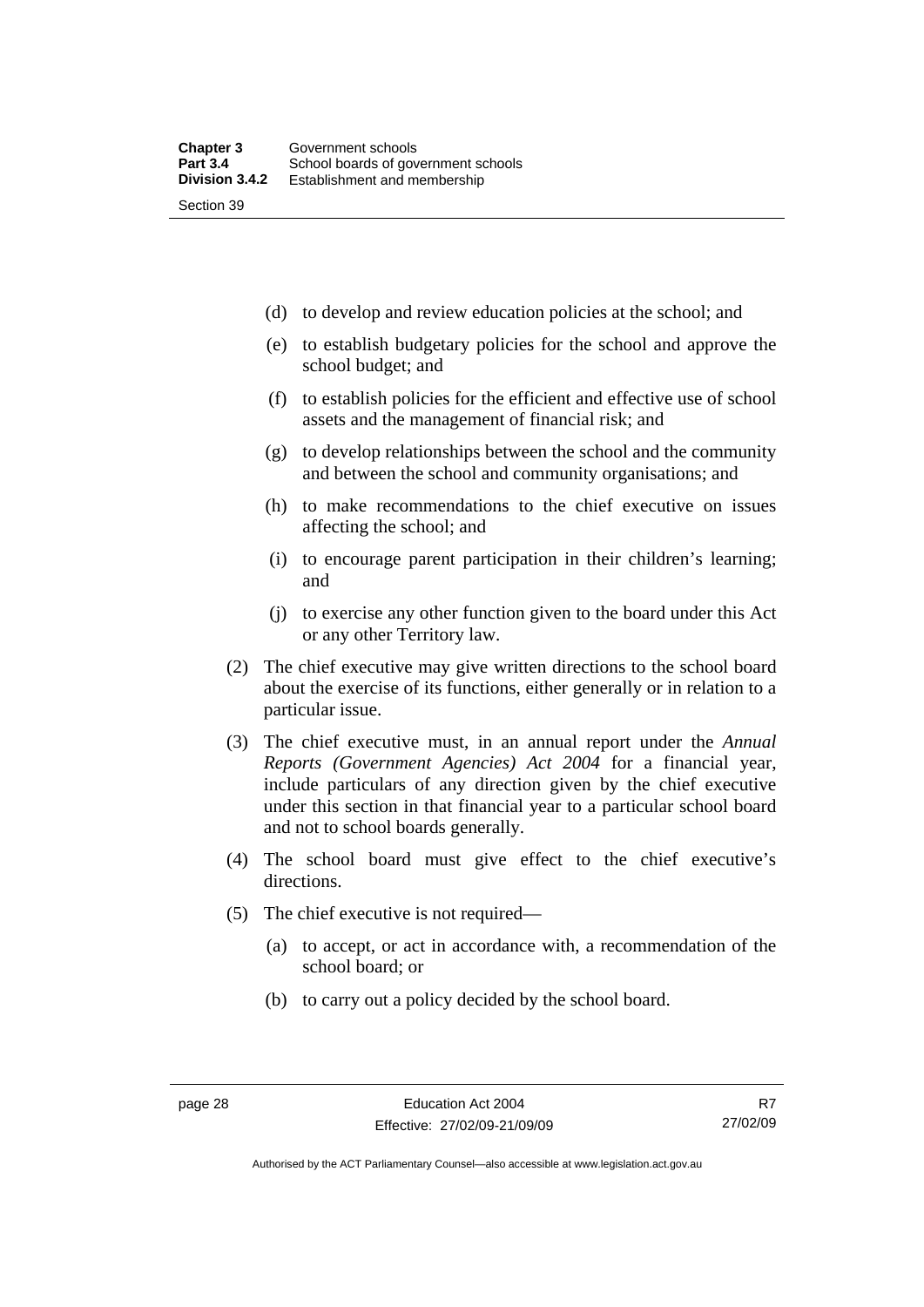(d) to develop and review education policies at the school; and

(e) to establish budgetary policies for the school and approve the school budget; and

(f) to establish policies for the efficient and effective use of school assets and the management of financial risk; and

(g) to develop relationships between the school and the community and between the school and community organisations; and

(h) to make recommendations to the chief executive on issues affecting the school; and

(i) to encourage parent participation in their children's learning; and

(j) to exercise any other function given to the board under this Act or any other Territory law.

(2) The chief executive may give written directions to the school board about the exercise of its functions, either generally or in relation to a particular issue.

(3) The chief executive must, in an annual report under the *Annual Reports (Government Agencies) Act 2004* for a financial year, include particulars of any direction given by the chief executive under this section in that financial year to a particular school board and not to school boards generally.

(4) The school board must give effect to the chief executive's directions.

(5) The chief executive is not required—

(a) to accept, or act in accordance with, a recommendation of the school board; or

(b) to carry out a policy decided by the school board.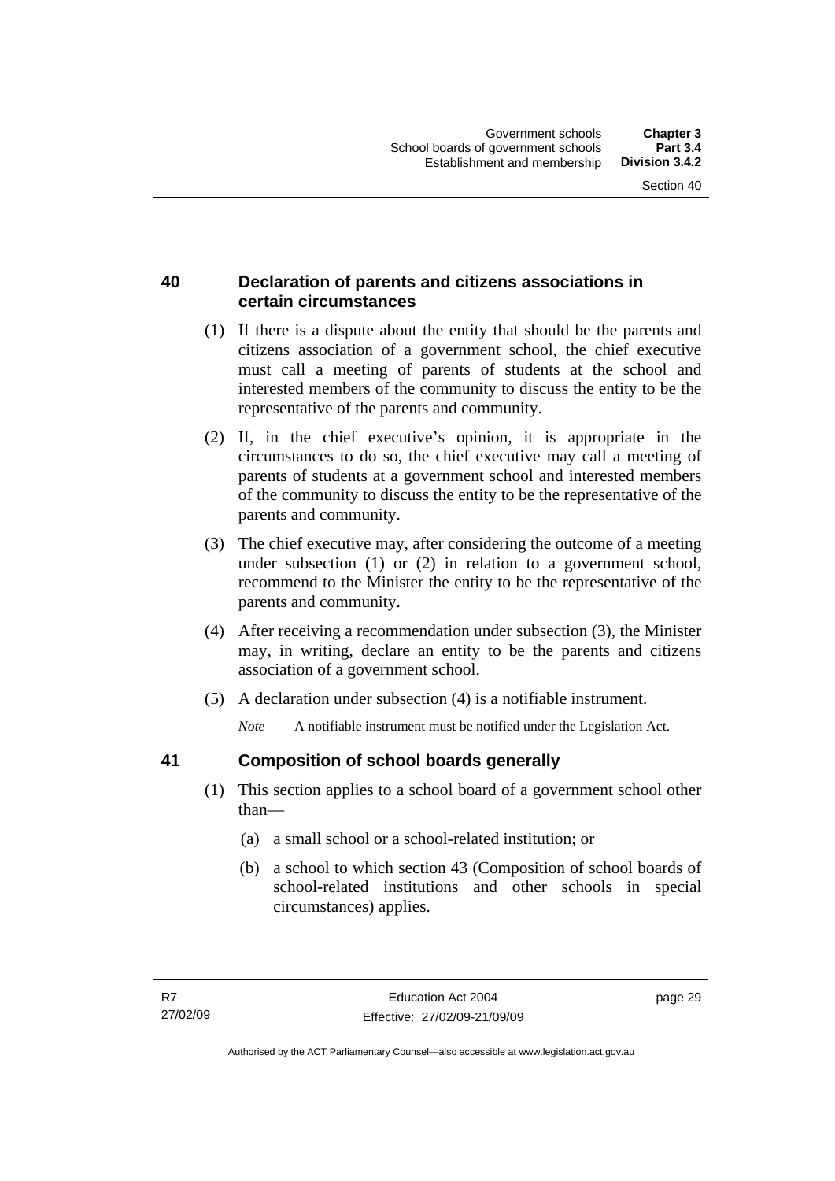## 40 Declaration of parents and citizens associations in certain circumstances

(1) If there is a dispute about the entity that should be the parents and citizens association of a government school, the chief executive must call a meeting of parents of students at the school and interested members of the community to discuss the entity to be the representative of the parents and community.

(2) If, in the chief executive's opinion, it is appropriate in the circumstances to do so, the chief executive may call a meeting of parents of students at a government school and interested members of the community to discuss the entity to be the representative of the parents and community.

(3) The chief executive may, after considering the outcome of a meeting under subsection (1) or (2) in relation to a government school, recommend to the Minister the entity to be the representative of the parents and community.

(4) After receiving a recommendation under subsection (3), the Minister may, in writing, declare an entity to be the parents and citizens association of a government school.

(5) A declaration under subsection (4) is a notifiable instrument.

*Note* A notifiable instrument must be notified under the Legislation Act.

## 41 Composition of school boards generally

(1) This section applies to a school board of a government school other than—

(a) a small school or a school-related institution; or

(b) a school to which section 43 (Composition of school boards of school-related institutions and other schools in special circumstances) applies.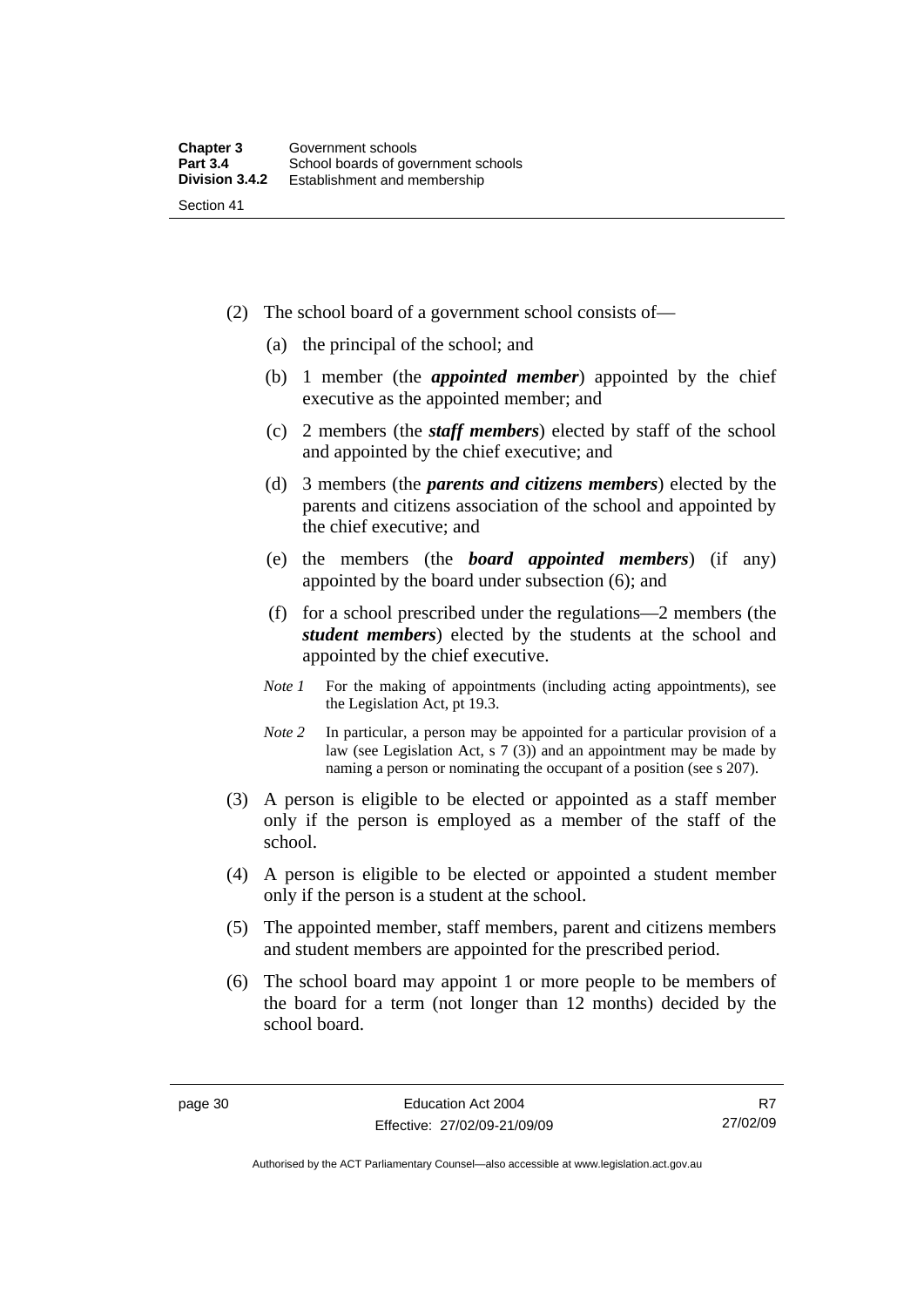(2) The school board of a government school consists of—

(a) the principal of the school; and

(b) 1 member (the ***appointed member***) appointed by the chief executive as the appointed member; and

(c) 2 members (the ***staff members***) elected by staff of the school and appointed by the chief executive; and

(d) 3 members (the ***parents and citizens members***) elected by the parents and citizens association of the school and appointed by the chief executive; and

(e) the members (the ***board appointed members***) (if any) appointed by the board under subsection (6); and

(f) for a school prescribed under the regulations—2 members (the ***student members***) elected by the students at the school and appointed by the chief executive.

*Note 1* For the making of appointments (including acting appointments), see the Legislation Act, pt 19.3.

*Note 2* In particular, a person may be appointed for a particular provision of a law (see Legislation Act, s 7 (3)) and an appointment may be made by naming a person or nominating the occupant of a position (see s 207).

(3) A person is eligible to be elected or appointed as a staff member only if the person is employed as a member of the staff of the school.

(4) A person is eligible to be elected or appointed a student member only if the person is a student at the school.

(5) The appointed member, staff members, parent and citizens members and student members are appointed for the prescribed period.

(6) The school board may appoint 1 or more people to be members of the board for a term (not longer than 12 months) decided by the school board.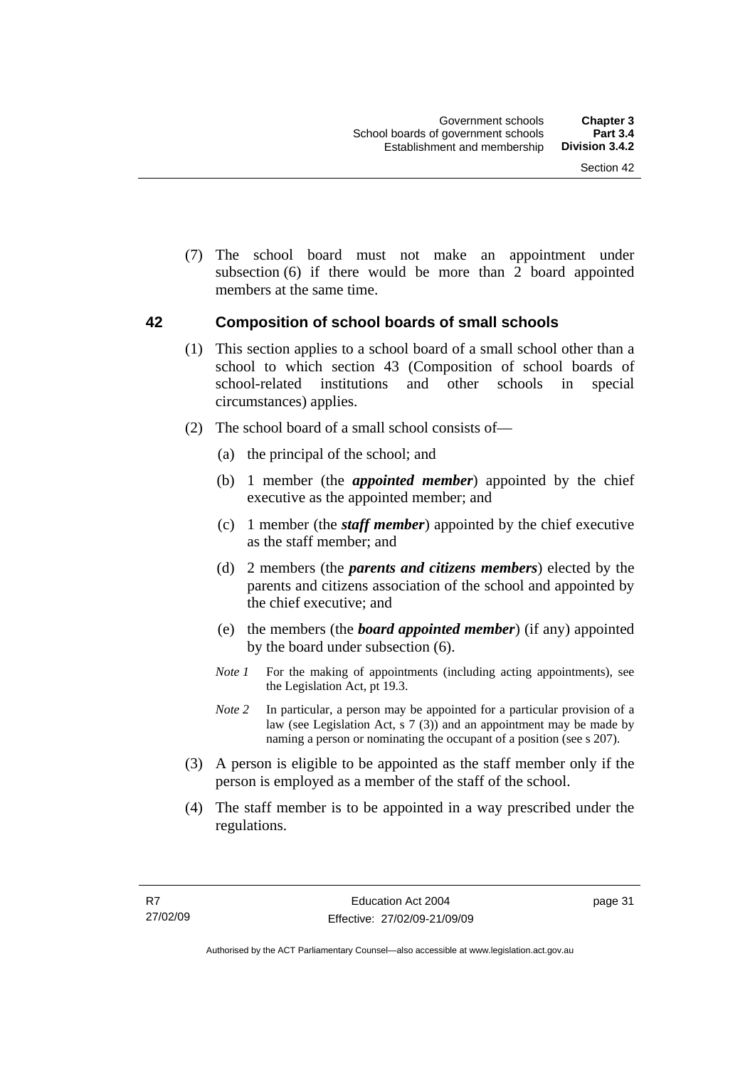(7) The school board must not make an appointment under subsection (6) if there would be more than 2 board appointed members at the same time.

## 42 Composition of school boards of small schools

(1) This section applies to a school board of a small school other than a school to which section 43 (Composition of school boards of school-related institutions and other schools in special circumstances) applies.

(2) The school board of a small school consists of—

(a) the principal of the school; and

(b) 1 member (the ***appointed member***) appointed by the chief executive as the appointed member; and

(c) 1 member (the ***staff member***) appointed by the chief executive as the staff member; and

(d) 2 members (the ***parents and citizens members***) elected by the parents and citizens association of the school and appointed by the chief executive; and

(e) the members (the ***board appointed member***) (if any) appointed by the board under subsection (6).

*Note 1* For the making of appointments (including acting appointments), see the Legislation Act, pt 19.3.

*Note 2* In particular, a person may be appointed for a particular provision of a law (see Legislation Act, s 7 (3)) and an appointment may be made by naming a person or nominating the occupant of a position (see s 207).

(3) A person is eligible to be appointed as the staff member only if the person is employed as a member of the staff of the school.

(4) The staff member is to be appointed in a way prescribed under the regulations.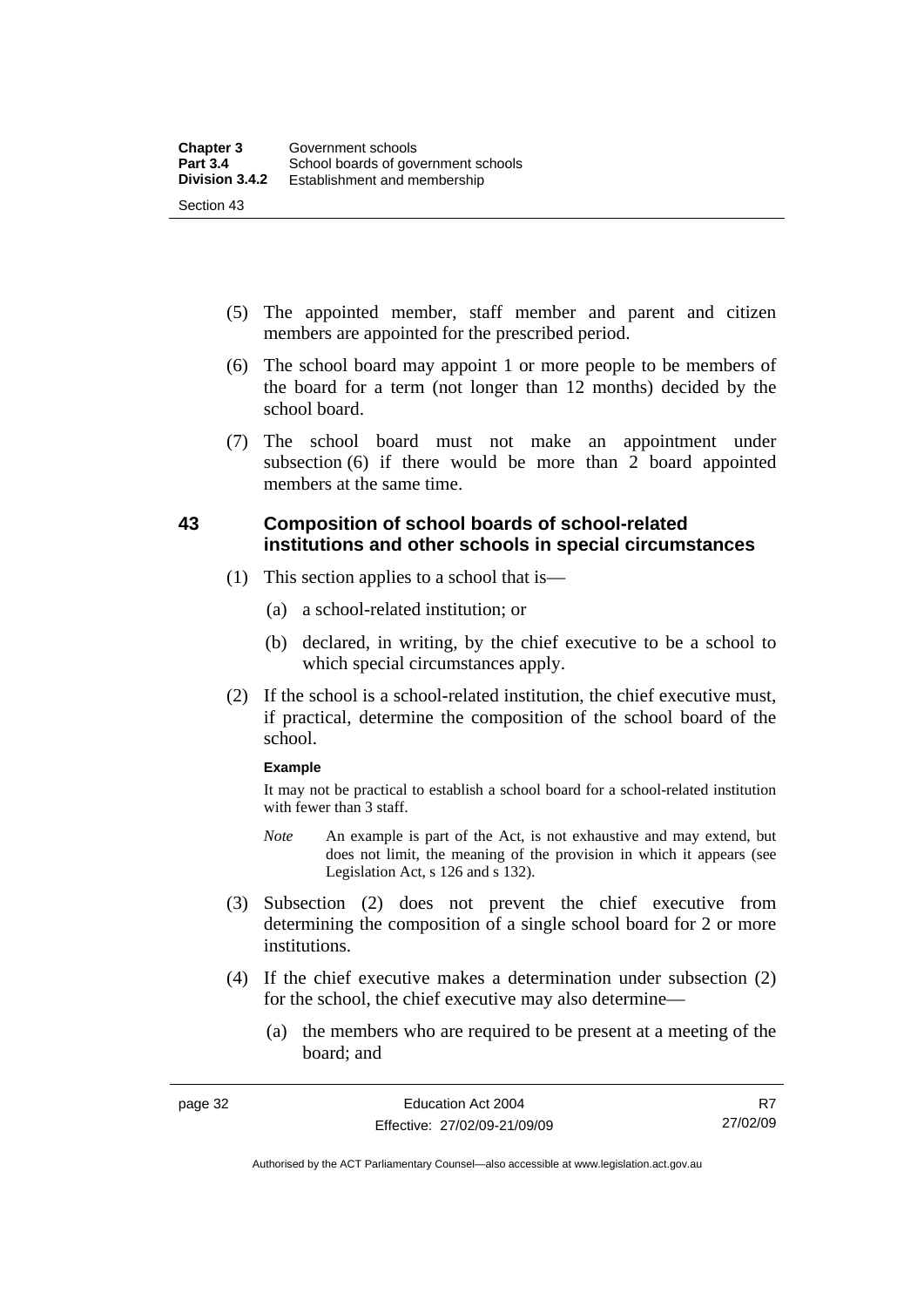(5) The appointed member, staff member and parent and citizen members are appointed for the prescribed period.

(6) The school board may appoint 1 or more people to be members of the board for a term (not longer than 12 months) decided by the school board.

(7) The school board must not make an appointment under subsection (6) if there would be more than 2 board appointed members at the same time.

## 43 Composition of school boards of school-related institutions and other schools in special circumstances

(1) This section applies to a school that is—

(a) a school-related institution; or

(b) declared, in writing, by the chief executive to be a school to which special circumstances apply.

(2) If the school is a school-related institution, the chief executive must, if practical, determine the composition of the school board of the school.

**Example**

It may not be practical to establish a school board for a school-related institution with fewer than 3 staff.

*Note* An example is part of the Act, is not exhaustive and may extend, but does not limit, the meaning of the provision in which it appears (see Legislation Act, s 126 and s 132).

(3) Subsection (2) does not prevent the chief executive from determining the composition of a single school board for 2 or more institutions.

(4) If the chief executive makes a determination under subsection (2) for the school, the chief executive may also determine—

(a) the members who are required to be present at a meeting of the board; and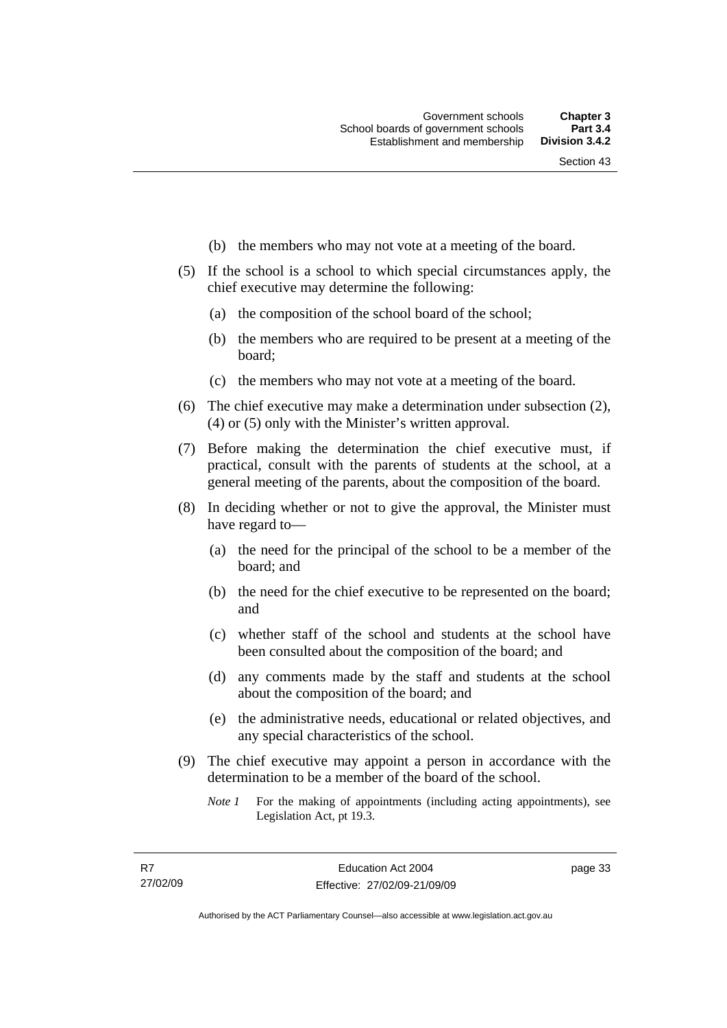(b) the members who may not vote at a meeting of the board.

(5) If the school is a school to which special circumstances apply, the chief executive may determine the following:

(a) the composition of the school board of the school;

(b) the members who are required to be present at a meeting of the board;

(c) the members who may not vote at a meeting of the board.

(6) The chief executive may make a determination under subsection (2), (4) or (5) only with the Minister's written approval.

(7) Before making the determination the chief executive must, if practical, consult with the parents of students at the school, at a general meeting of the parents, about the composition of the board.

(8) In deciding whether or not to give the approval, the Minister must have regard to—

(a) the need for the principal of the school to be a member of the board; and

(b) the need for the chief executive to be represented on the board; and

(c) whether staff of the school and students at the school have been consulted about the composition of the board; and

(d) any comments made by the staff and students at the school about the composition of the board; and

(e) the administrative needs, educational or related objectives, and any special characteristics of the school.

(9) The chief executive may appoint a person in accordance with the determination to be a member of the board of the school.

*Note 1* For the making of appointments (including acting appointments), see Legislation Act, pt 19.3.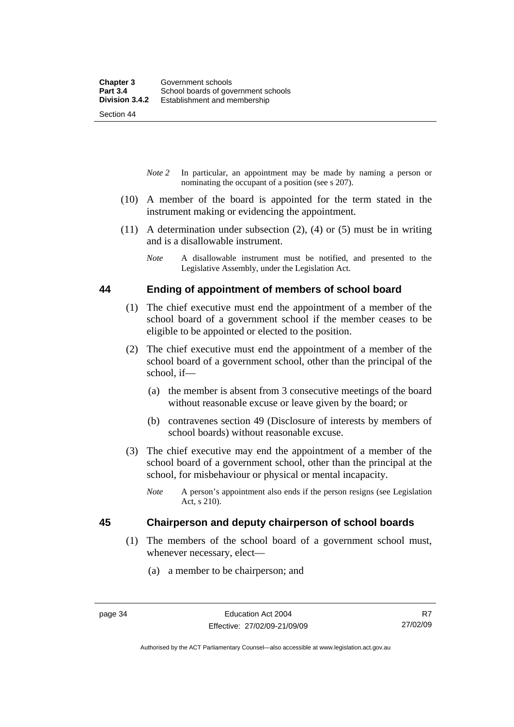*Note 2* In particular, an appointment may be made by naming a person or nominating the occupant of a position (see s 207).

(10) A member of the board is appointed for the term stated in the instrument making or evidencing the appointment.

(11) A determination under subsection (2), (4) or (5) must be in writing and is a disallowable instrument.

*Note* A disallowable instrument must be notified, and presented to the Legislative Assembly, under the Legislation Act.

## 44 Ending of appointment of members of school board

(1) The chief executive must end the appointment of a member of the school board of a government school if the member ceases to be eligible to be appointed or elected to the position.

(2) The chief executive must end the appointment of a member of the school board of a government school, other than the principal of the school, if—

(a) the member is absent from 3 consecutive meetings of the board without reasonable excuse or leave given by the board; or

(b) contravenes section 49 (Disclosure of interests by members of school boards) without reasonable excuse.

(3) The chief executive may end the appointment of a member of the school board of a government school, other than the principal at the school, for misbehaviour or physical or mental incapacity.

*Note* A person's appointment also ends if the person resigns (see Legislation Act, s 210).

## 45 Chairperson and deputy chairperson of school boards

(1) The members of the school board of a government school must, whenever necessary, elect—

(a) a member to be chairperson; and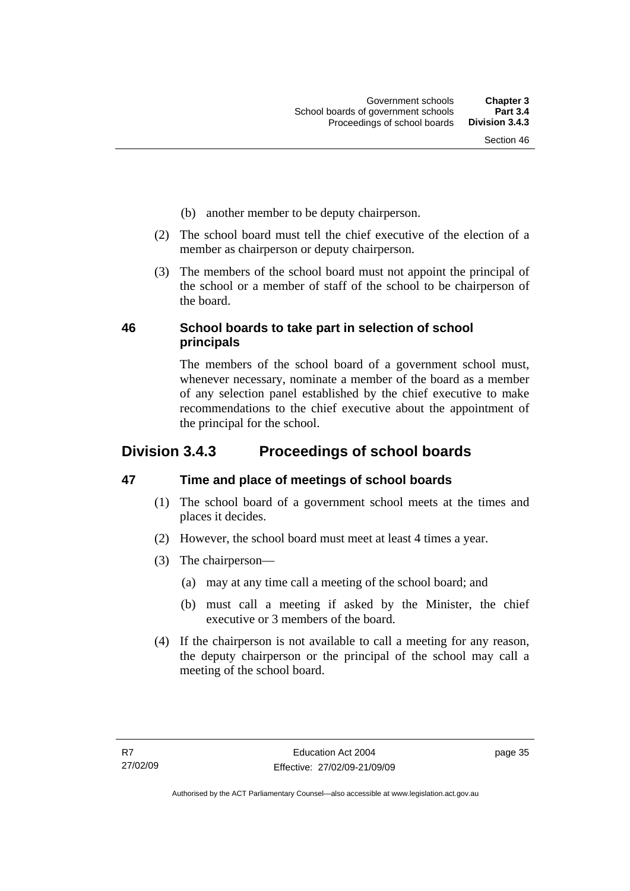(b) another member to be deputy chairperson.

(2) The school board must tell the chief executive of the election of a member as chairperson or deputy chairperson.

(3) The members of the school board must not appoint the principal of the school or a member of staff of the school to be chairperson of the board.

### 46 School boards to take part in selection of school principals

The members of the school board of a government school must, whenever necessary, nominate a member of the board as a member of any selection panel established by the chief executive to make recommendations to the chief executive about the appointment of the principal for the school.

## Division 3.4.3 Proceedings of school boards

### 47 Time and place of meetings of school boards

(1) The school board of a government school meets at the times and places it decides.

(2) However, the school board must meet at least 4 times a year.

(3) The chairperson—

(a) may at any time call a meeting of the school board; and

(b) must call a meeting if asked by the Minister, the chief executive or 3 members of the board.

(4) If the chairperson is not available to call a meeting for any reason, the deputy chairperson or the principal of the school may call a meeting of the school board.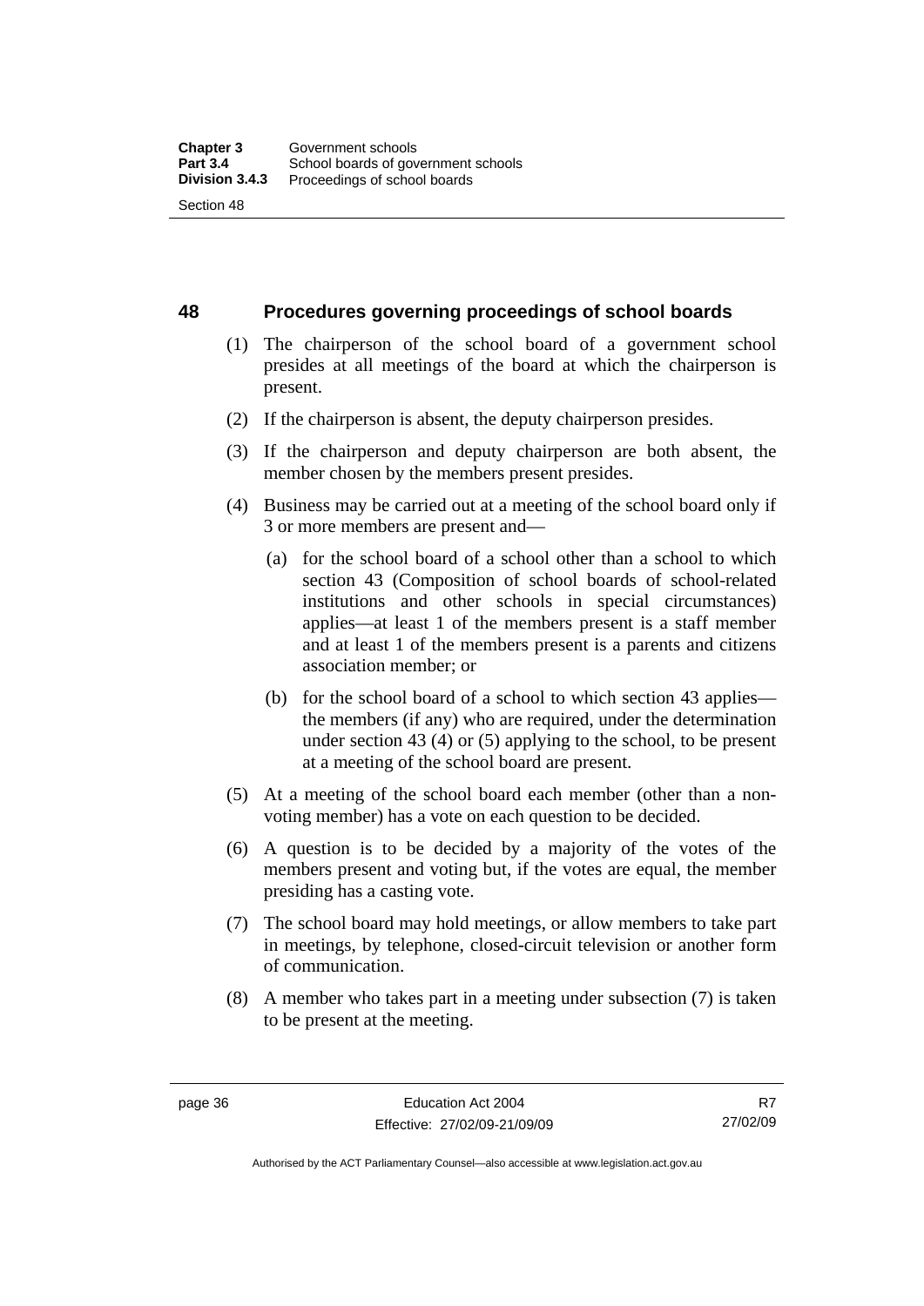## 48 Procedures governing proceedings of school boards

(1) The chairperson of the school board of a government school presides at all meetings of the board at which the chairperson is present.

(2) If the chairperson is absent, the deputy chairperson presides.

(3) If the chairperson and deputy chairperson are both absent, the member chosen by the members present presides.

(4) Business may be carried out at a meeting of the school board only if 3 or more members are present and—

(a) for the school board of a school other than a school to which section 43 (Composition of school boards of school-related institutions and other schools in special circumstances) applies—at least 1 of the members present is a staff member and at least 1 of the members present is a parents and citizens association member; or

(b) for the school board of a school to which section 43 applies—the members (if any) who are required, under the determination under section 43 (4) or (5) applying to the school, to be present at a meeting of the school board are present.

(5) At a meeting of the school board each member (other than a non-voting member) has a vote on each question to be decided.

(6) A question is to be decided by a majority of the votes of the members present and voting but, if the votes are equal, the member presiding has a casting vote.

(7) The school board may hold meetings, or allow members to take part in meetings, by telephone, closed-circuit television or another form of communication.

(8) A member who takes part in a meeting under subsection (7) is taken to be present at the meeting.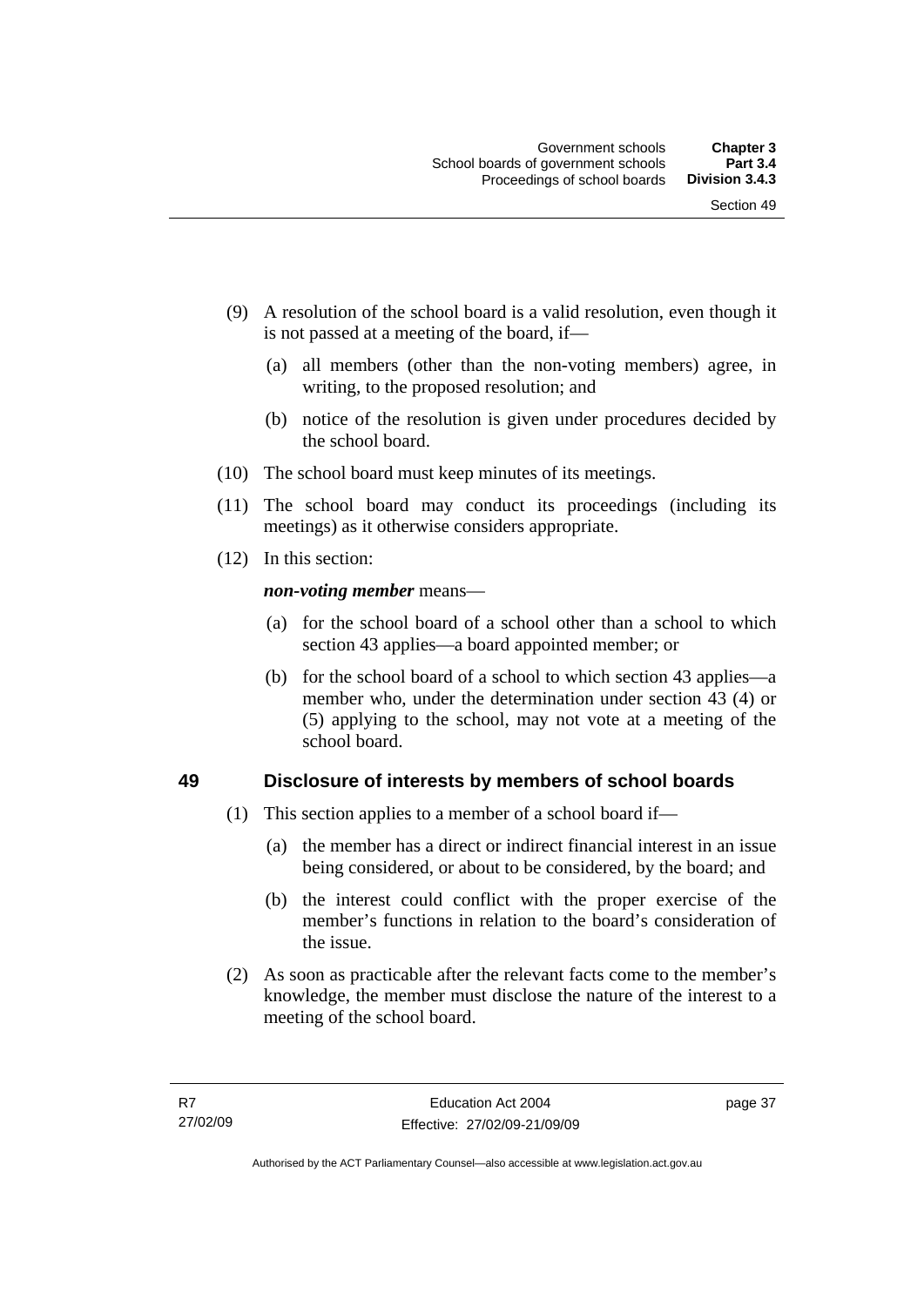(9) A resolution of the school board is a valid resolution, even though it is not passed at a meeting of the board, if—

(a) all members (other than the non-voting members) agree, in writing, to the proposed resolution; and

(b) notice of the resolution is given under procedures decided by the school board.

(10) The school board must keep minutes of its meetings.

(11) The school board may conduct its proceedings (including its meetings) as it otherwise considers appropriate.

(12) In this section:

***non-voting member*** means—

(a) for the school board of a school other than a school to which section 43 applies—a board appointed member; or

(b) for the school board of a school to which section 43 applies—a member who, under the determination under section 43 (4) or (5) applying to the school, may not vote at a meeting of the school board.

## 49 Disclosure of interests by members of school boards

(1) This section applies to a member of a school board if—

(a) the member has a direct or indirect financial interest in an issue being considered, or about to be considered, by the board; and

(b) the interest could conflict with the proper exercise of the member's functions in relation to the board's consideration of the issue.

(2) As soon as practicable after the relevant facts come to the member's knowledge, the member must disclose the nature of the interest to a meeting of the school board.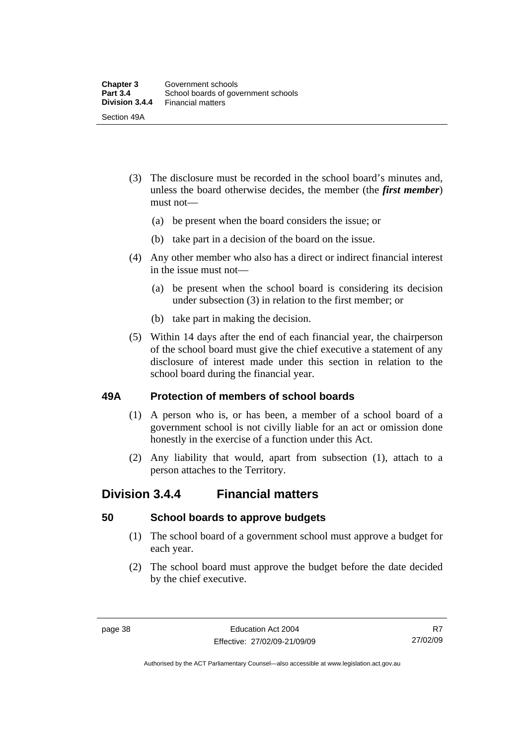(3) The disclosure must be recorded in the school board's minutes and, unless the board otherwise decides, the member (the ***first member***) must not—

(a) be present when the board considers the issue; or

(b) take part in a decision of the board on the issue.

(4) Any other member who also has a direct or indirect financial interest in the issue must not—

(a) be present when the school board is considering its decision under subsection (3) in relation to the first member; or

(b) take part in making the decision.

(5) Within 14 days after the end of each financial year, the chairperson of the school board must give the chief executive a statement of any disclosure of interest made under this section in relation to the school board during the financial year.

### 49A Protection of members of school boards

(1) A person who is, or has been, a member of a school board of a government school is not civilly liable for an act or omission done honestly in the exercise of a function under this Act.

(2) Any liability that would, apart from subsection (1), attach to a person attaches to the Territory.

## Division 3.4.4 Financial matters

### 50 School boards to approve budgets

(1) The school board of a government school must approve a budget for each year.

(2) The school board must approve the budget before the date decided by the chief executive.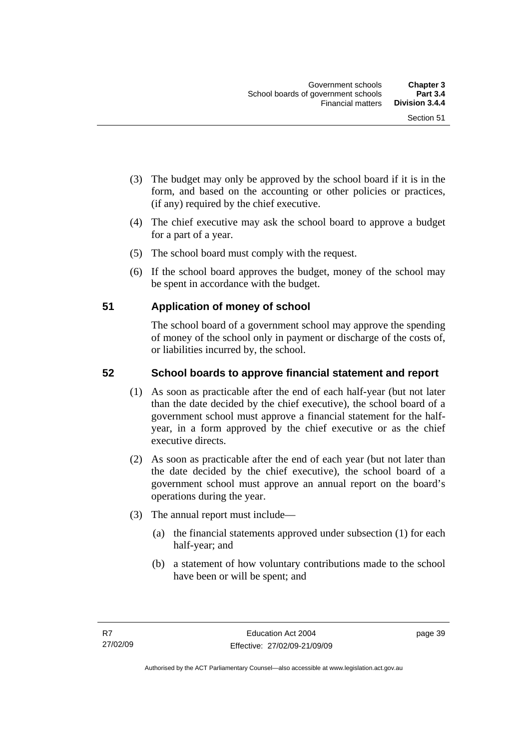(3) The budget may only be approved by the school board if it is in the form, and based on the accounting or other policies or practices, (if any) required by the chief executive.

(4) The chief executive may ask the school board to approve a budget for a part of a year.

(5) The school board must comply with the request.

(6) If the school board approves the budget, money of the school may be spent in accordance with the budget.

## 51 Application of money of school

The school board of a government school may approve the spending of money of the school only in payment or discharge of the costs of, or liabilities incurred by, the school.

## 52 School boards to approve financial statement and report

(1) As soon as practicable after the end of each half-year (but not later than the date decided by the chief executive), the school board of a government school must approve a financial statement for the half-year, in a form approved by the chief executive or as the chief executive directs.

(2) As soon as practicable after the end of each year (but not later than the date decided by the chief executive), the school board of a government school must approve an annual report on the board's operations during the year.

(3) The annual report must include—

(a) the financial statements approved under subsection (1) for each half-year; and

(b) a statement of how voluntary contributions made to the school have been or will be spent; and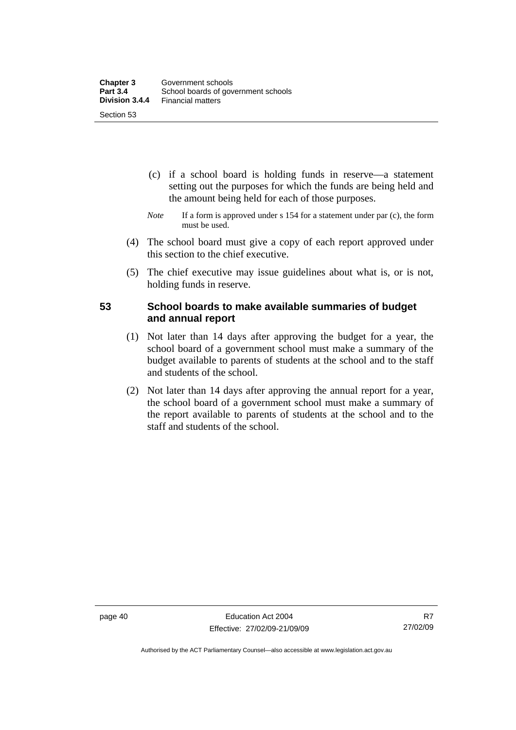(c) if a school board is holding funds in reserve—a statement setting out the purposes for which the funds are being held and the amount being held for each of those purposes.

*Note* If a form is approved under s 154 for a statement under par (c), the form must be used.

(4) The school board must give a copy of each report approved under this section to the chief executive.

(5) The chief executive may issue guidelines about what is, or is not, holding funds in reserve.

### 53 School boards to make available summaries of budget and annual report

(1) Not later than 14 days after approving the budget for a year, the school board of a government school must make a summary of the budget available to parents of students at the school and to the staff and students of the school.

(2) Not later than 14 days after approving the annual report for a year, the school board of a government school must make a summary of the report available to parents of students at the school and to the staff and students of the school.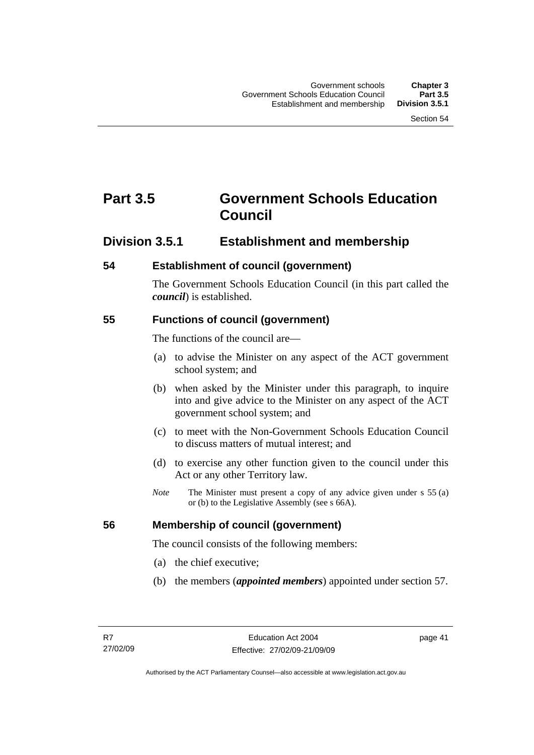# Part 3.5 Government Schools Education Council

## Division 3.5.1 Establishment and membership

### 54 Establishment of council (government)

The Government Schools Education Council (in this part called the ***council***) is established.

### 55 Functions of council (government)

The functions of the council are—

(a) to advise the Minister on any aspect of the ACT government school system; and

(b) when asked by the Minister under this paragraph, to inquire into and give advice to the Minister on any aspect of the ACT government school system; and

(c) to meet with the Non-Government Schools Education Council to discuss matters of mutual interest; and

(d) to exercise any other function given to the council under this Act or any other Territory law.

*Note* The Minister must present a copy of any advice given under s 55 (a) or (b) to the Legislative Assembly (see s 66A).

### 56 Membership of council (government)

The council consists of the following members:

(a) the chief executive;

(b) the members (***appointed members***) appointed under section 57.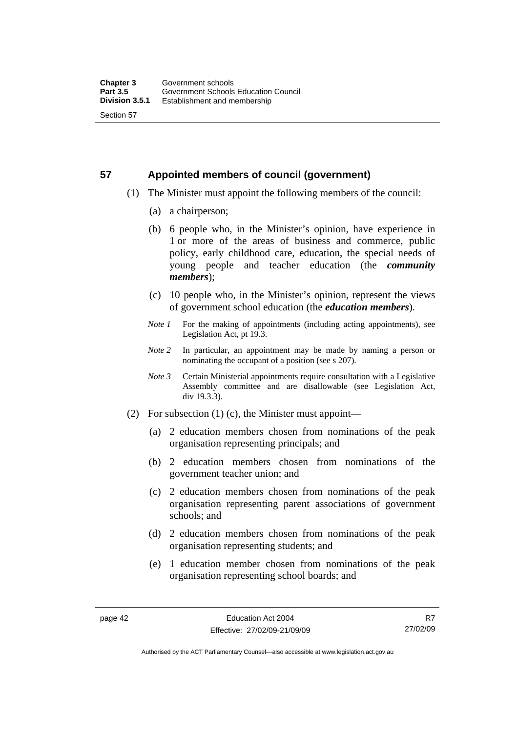## 57 Appointed members of council (government)

(1) The Minister must appoint the following members of the council:

(a) a chairperson;

(b) 6 people who, in the Minister's opinion, have experience in 1 or more of the areas of business and commerce, public policy, early childhood care, education, the special needs of young people and teacher education (the ***community members***);

(c) 10 people who, in the Minister's opinion, represent the views of government school education (the ***education members***).

*Note 1* For the making of appointments (including acting appointments), see Legislation Act, pt 19.3.

*Note 2* In particular, an appointment may be made by naming a person or nominating the occupant of a position (see s 207).

*Note 3* Certain Ministerial appointments require consultation with a Legislative Assembly committee and are disallowable (see Legislation Act, div 19.3.3).

(2) For subsection (1) (c), the Minister must appoint—

(a) 2 education members chosen from nominations of the peak organisation representing principals; and

(b) 2 education members chosen from nominations of the government teacher union; and

(c) 2 education members chosen from nominations of the peak organisation representing parent associations of government schools; and

(d) 2 education members chosen from nominations of the peak organisation representing students; and

(e) 1 education member chosen from nominations of the peak organisation representing school boards; and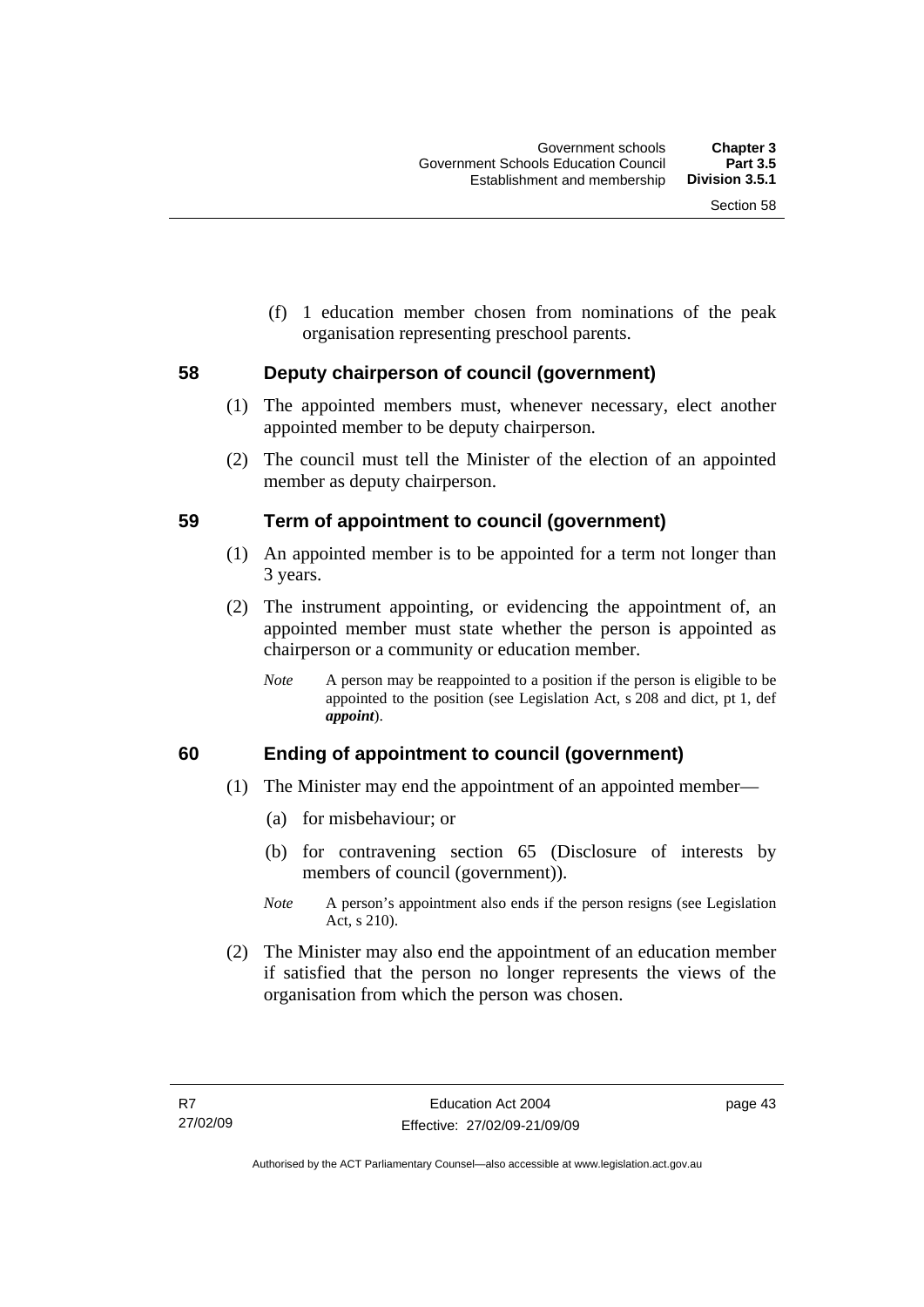(f) 1 education member chosen from nominations of the peak organisation representing preschool parents.

## 58 Deputy chairperson of council (government)

(1) The appointed members must, whenever necessary, elect another appointed member to be deputy chairperson.

(2) The council must tell the Minister of the election of an appointed member as deputy chairperson.

## 59 Term of appointment to council (government)

(1) An appointed member is to be appointed for a term not longer than 3 years.

(2) The instrument appointing, or evidencing the appointment of, an appointed member must state whether the person is appointed as chairperson or a community or education member.

*Note* A person may be reappointed to a position if the person is eligible to be appointed to the position (see Legislation Act, s 208 and dict, pt 1, def ***appoint***).

## 60 Ending of appointment to council (government)

(1) The Minister may end the appointment of an appointed member—

(a) for misbehaviour; or

(b) for contravening section 65 (Disclosure of interests by members of council (government)).

*Note* A person's appointment also ends if the person resigns (see Legislation Act, s 210).

(2) The Minister may also end the appointment of an education member if satisfied that the person no longer represents the views of the organisation from which the person was chosen.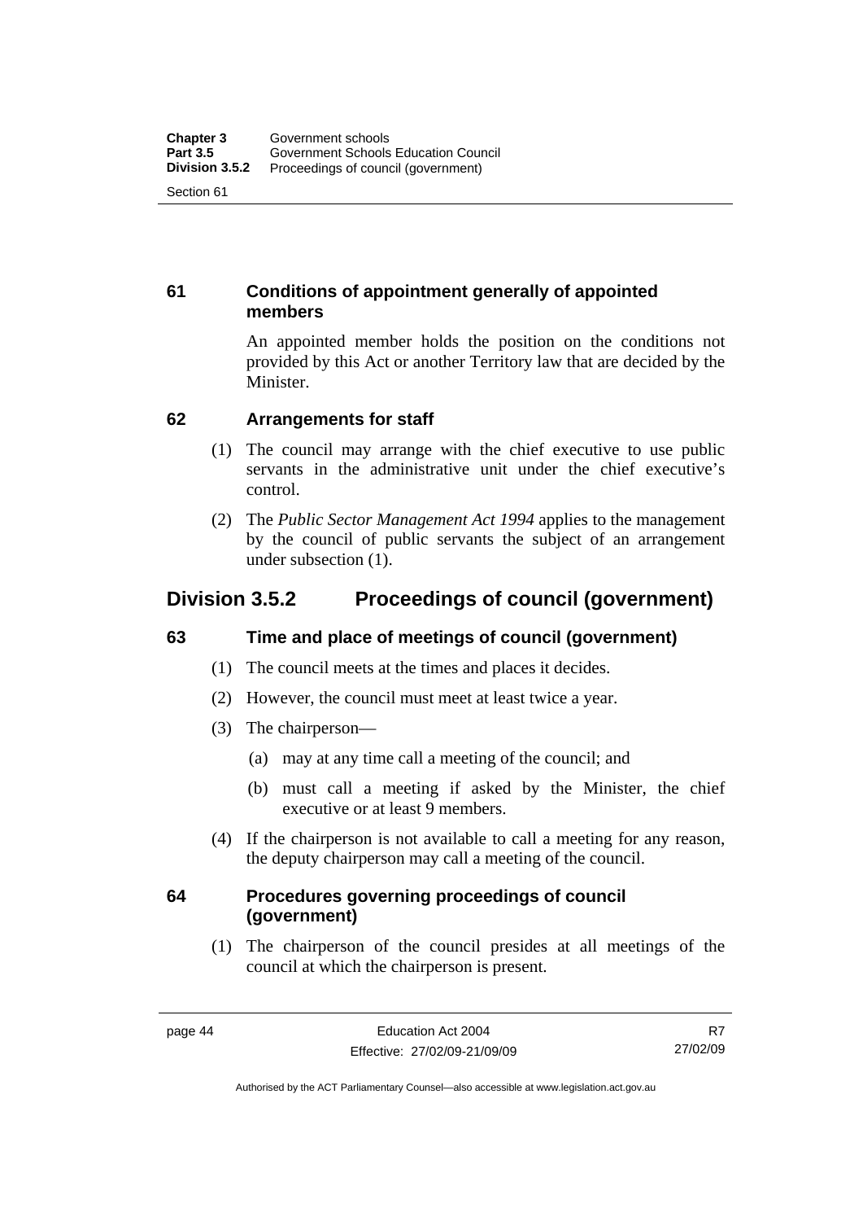### 61 Conditions of appointment generally of appointed members

An appointed member holds the position on the conditions not provided by this Act or another Territory law that are decided by the Minister.

### 62 Arrangements for staff

(1) The council may arrange with the chief executive to use public servants in the administrative unit under the chief executive's control.

(2) The *Public Sector Management Act 1994* applies to the management by the council of public servants the subject of an arrangement under subsection (1).

## Division 3.5.2 Proceedings of council (government)

### 63 Time and place of meetings of council (government)

(1) The council meets at the times and places it decides.

(2) However, the council must meet at least twice a year.

(3) The chairperson—

- (a) may at any time call a meeting of the council; and
- (b) must call a meeting if asked by the Minister, the chief executive or at least 9 members.

(4) If the chairperson is not available to call a meeting for any reason, the deputy chairperson may call a meeting of the council.

### 64 Procedures governing proceedings of council (government)

(1) The chairperson of the council presides at all meetings of the council at which the chairperson is present.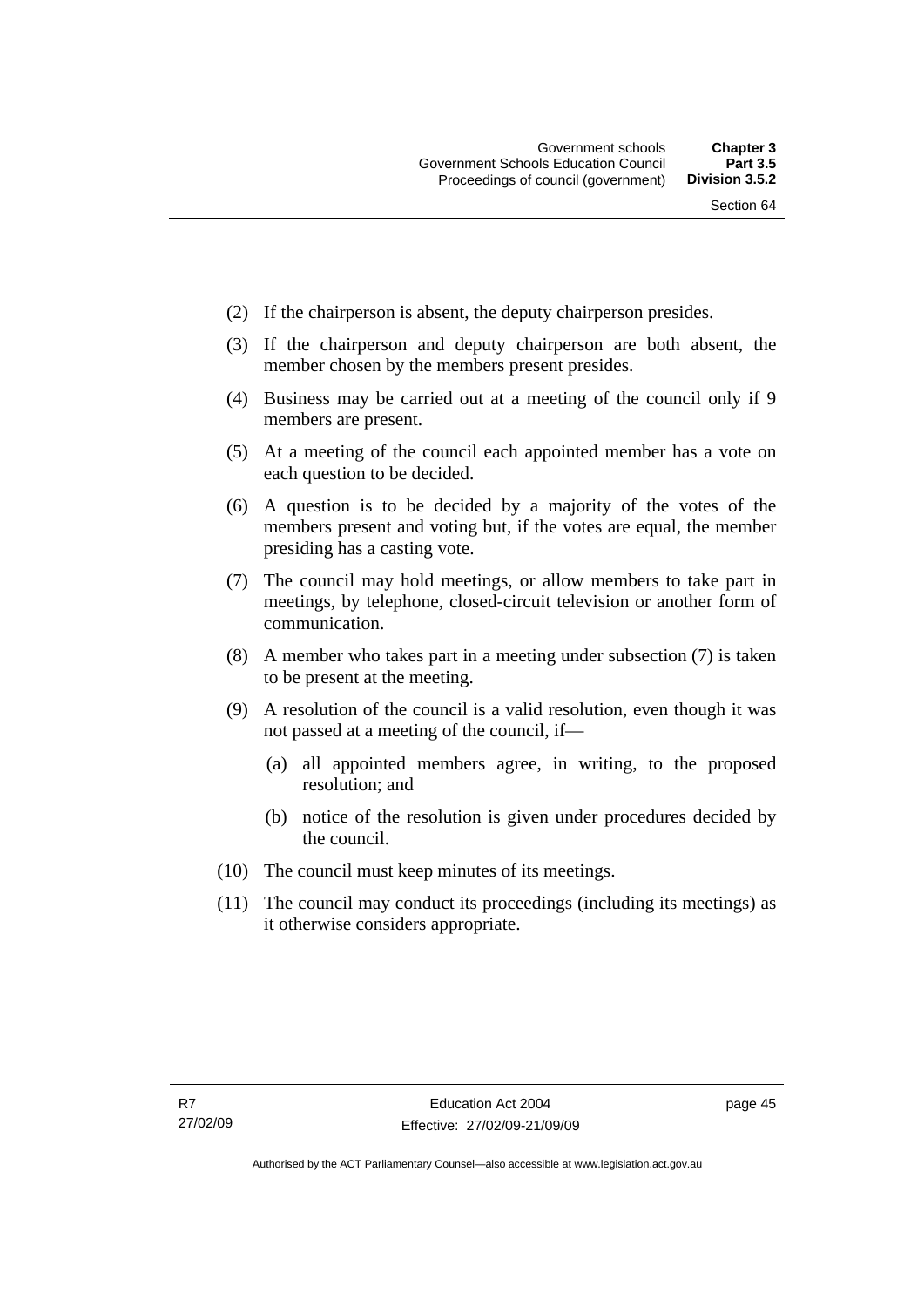(2) If the chairperson is absent, the deputy chairperson presides.

(3) If the chairperson and deputy chairperson are both absent, the member chosen by the members present presides.

(4) Business may be carried out at a meeting of the council only if 9 members are present.

(5) At a meeting of the council each appointed member has a vote on each question to be decided.

(6) A question is to be decided by a majority of the votes of the members present and voting but, if the votes are equal, the member presiding has a casting vote.

(7) The council may hold meetings, or allow members to take part in meetings, by telephone, closed-circuit television or another form of communication.

(8) A member who takes part in a meeting under subsection (7) is taken to be present at the meeting.

(9) A resolution of the council is a valid resolution, even though it was not passed at a meeting of the council, if—

   (a) all appointed members agree, in writing, to the proposed resolution; and

   (b) notice of the resolution is given under procedures decided by the council.

(10) The council must keep minutes of its meetings.

(11) The council may conduct its proceedings (including its meetings) as it otherwise considers appropriate.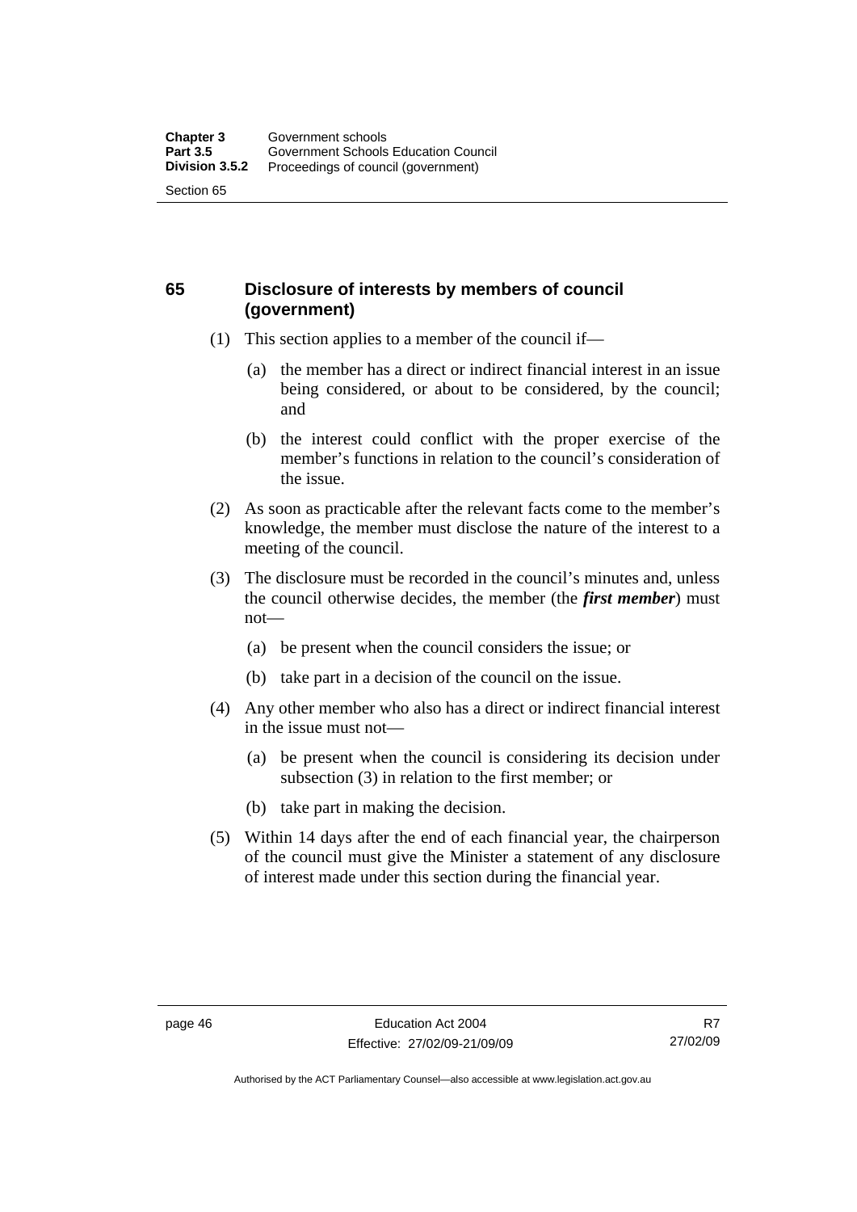## 65 Disclosure of interests by members of council (government)

(1) This section applies to a member of the council if—

(a) the member has a direct or indirect financial interest in an issue being considered, or about to be considered, by the council; and

(b) the interest could conflict with the proper exercise of the member's functions in relation to the council's consideration of the issue.

(2) As soon as practicable after the relevant facts come to the member's knowledge, the member must disclose the nature of the interest to a meeting of the council.

(3) The disclosure must be recorded in the council's minutes and, unless the council otherwise decides, the member (the ***first member***) must not—

(a) be present when the council considers the issue; or

(b) take part in a decision of the council on the issue.

(4) Any other member who also has a direct or indirect financial interest in the issue must not—

(a) be present when the council is considering its decision under subsection (3) in relation to the first member; or

(b) take part in making the decision.

(5) Within 14 days after the end of each financial year, the chairperson of the council must give the Minister a statement of any disclosure of interest made under this section during the financial year.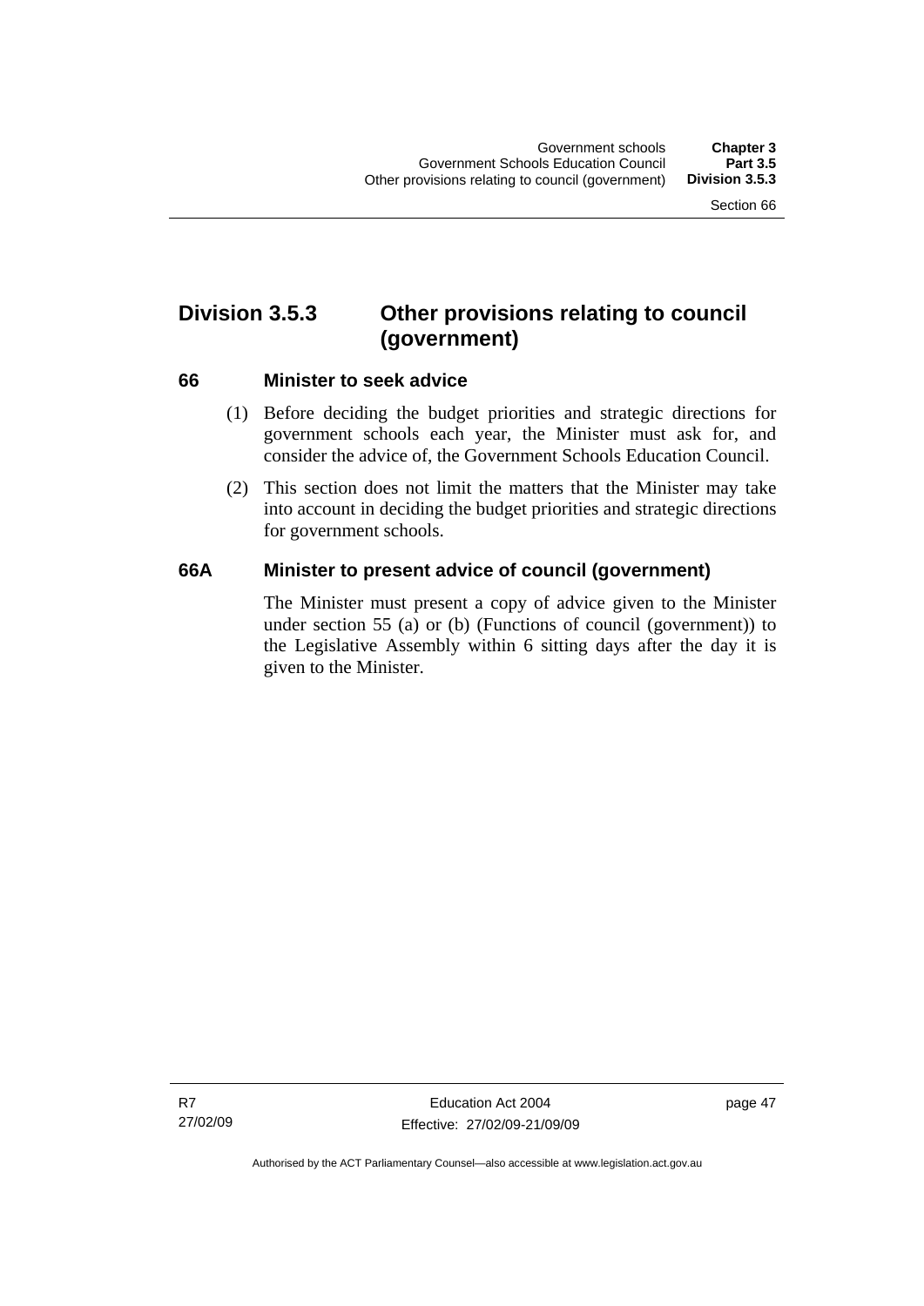## Division 3.5.3 Other provisions relating to council (government)

### 66 Minister to seek advice

(1) Before deciding the budget priorities and strategic directions for government schools each year, the Minister must ask for, and consider the advice of, the Government Schools Education Council.

(2) This section does not limit the matters that the Minister may take into account in deciding the budget priorities and strategic directions for government schools.

### 66A Minister to present advice of council (government)

The Minister must present a copy of advice given to the Minister under section 55 (a) or (b) (Functions of council (government)) to the Legislative Assembly within 6 sitting days after the day it is given to the Minister.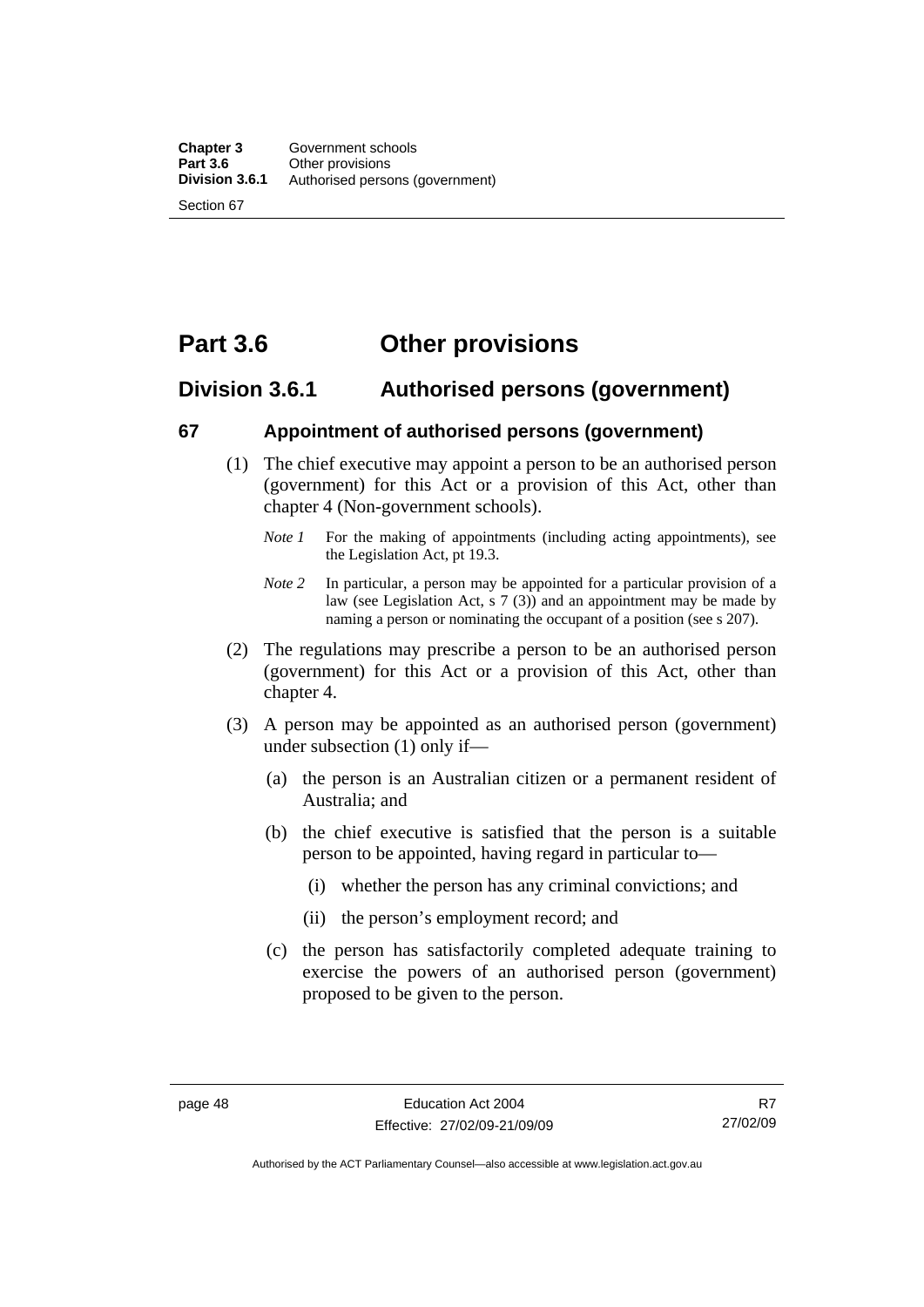# Part 3.6 Other provisions

## Division 3.6.1 Authorised persons (government)

### 67 Appointment of authorised persons (government)

(1) The chief executive may appoint a person to be an authorised person (government) for this Act or a provision of this Act, other than chapter 4 (Non-government schools).

*Note 1* For the making of appointments (including acting appointments), see the Legislation Act, pt 19.3.

*Note 2* In particular, a person may be appointed for a particular provision of a law (see Legislation Act, s 7 (3)) and an appointment may be made by naming a person or nominating the occupant of a position (see s 207).

(2) The regulations may prescribe a person to be an authorised person (government) for this Act or a provision of this Act, other than chapter 4.

(3) A person may be appointed as an authorised person (government) under subsection (1) only if—

(a) the person is an Australian citizen or a permanent resident of Australia; and

(b) the chief executive is satisfied that the person is a suitable person to be appointed, having regard in particular to—

(i) whether the person has any criminal convictions; and

(ii) the person's employment record; and

(c) the person has satisfactorily completed adequate training to exercise the powers of an authorised person (government) proposed to be given to the person.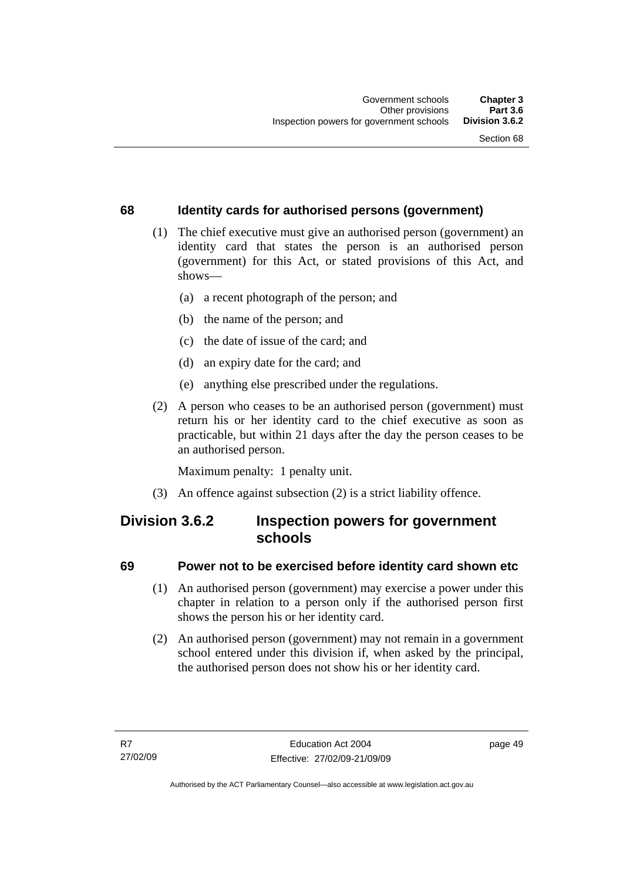### 68 Identity cards for authorised persons (government)

(1) The chief executive must give an authorised person (government) an identity card that states the person is an authorised person (government) for this Act, or stated provisions of this Act, and shows—

(a) a recent photograph of the person; and

(b) the name of the person; and

(c) the date of issue of the card; and

(d) an expiry date for the card; and

(e) anything else prescribed under the regulations.

(2) A person who ceases to be an authorised person (government) must return his or her identity card to the chief executive as soon as practicable, but within 21 days after the day the person ceases to be an authorised person.

Maximum penalty: 1 penalty unit.

(3) An offence against subsection (2) is a strict liability offence.

## Division 3.6.2 Inspection powers for government schools

### 69 Power not to be exercised before identity card shown etc

(1) An authorised person (government) may exercise a power under this chapter in relation to a person only if the authorised person first shows the person his or her identity card.

(2) An authorised person (government) may not remain in a government school entered under this division if, when asked by the principal, the authorised person does not show his or her identity card.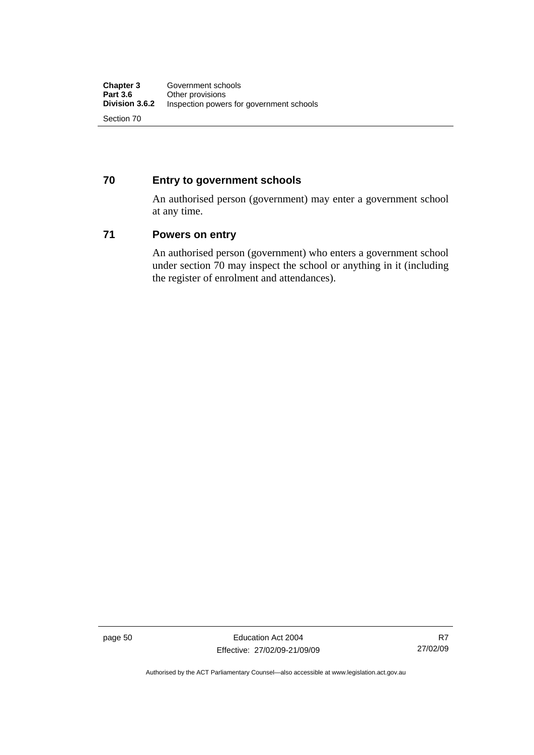## 70 Entry to government schools

An authorised person (government) may enter a government school at any time.

## 71 Powers on entry

An authorised person (government) who enters a government school under section 70 may inspect the school or anything in it (including the register of enrolment and attendances).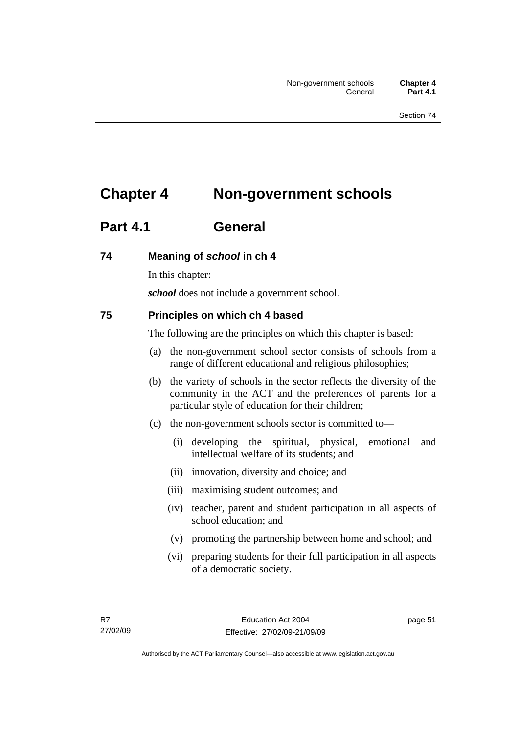# Chapter 4 Non-government schools

## Part 4.1 General

### 74 Meaning of *school* in ch 4

In this chapter:

***school*** does not include a government school.

### 75 Principles on which ch 4 based

The following are the principles on which this chapter is based:

(a) the non-government school sector consists of schools from a range of different educational and religious philosophies;

(b) the variety of schools in the sector reflects the diversity of the community in the ACT and the preferences of parents for a particular style of education for their children;

(c) the non-government schools sector is committed to—

 (i) developing the spiritual, physical, emotional and intellectual welfare of its students; and

 (ii) innovation, diversity and choice; and

 (iii) maximising student outcomes; and

 (iv) teacher, parent and student participation in all aspects of school education; and

 (v) promoting the partnership between home and school; and

 (vi) preparing students for their full participation in all aspects of a democratic society.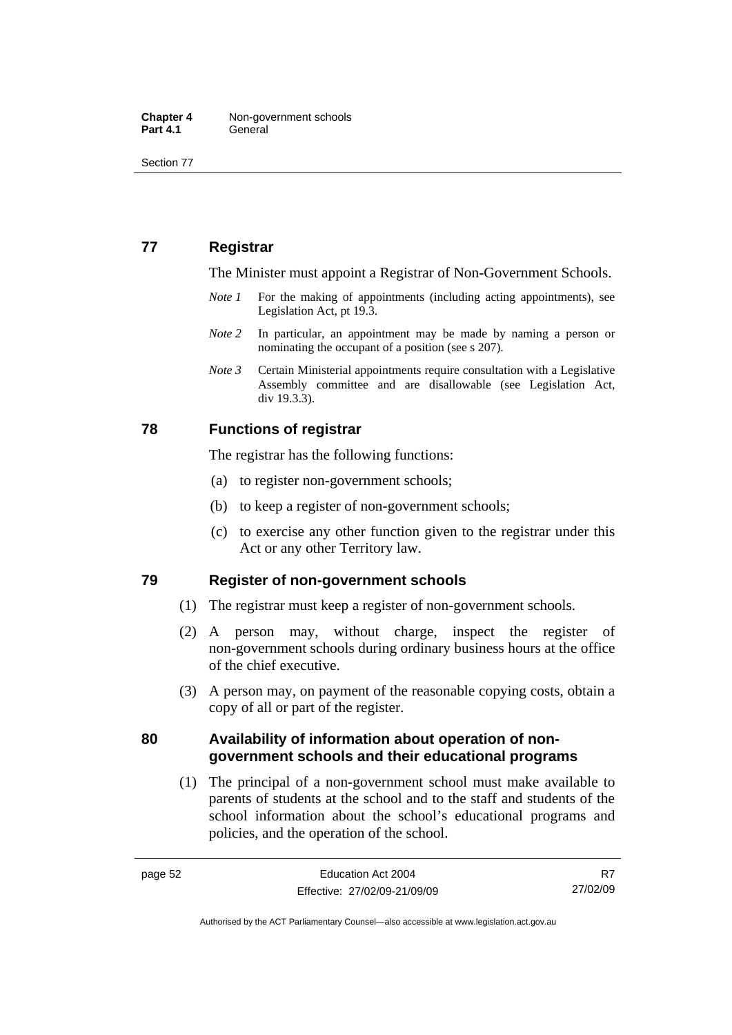## 77 Registrar

The Minister must appoint a Registrar of Non-Government Schools.

*Note 1* For the making of appointments (including acting appointments), see Legislation Act, pt 19.3.

*Note 2* In particular, an appointment may be made by naming a person or nominating the occupant of a position (see s 207).

*Note 3* Certain Ministerial appointments require consultation with a Legislative Assembly committee and are disallowable (see Legislation Act, div 19.3.3).

## 78 Functions of registrar

The registrar has the following functions:

(a) to register non-government schools;

(b) to keep a register of non-government schools;

(c) to exercise any other function given to the registrar under this Act or any other Territory law.

## 79 Register of non-government schools

(1) The registrar must keep a register of non-government schools.

(2) A person may, without charge, inspect the register of non-government schools during ordinary business hours at the office of the chief executive.

(3) A person may, on payment of the reasonable copying costs, obtain a copy of all or part of the register.

## 80 Availability of information about operation of non-government schools and their educational programs

(1) The principal of a non-government school must make available to parents of students at the school and to the staff and students of the school information about the school's educational programs and policies, and the operation of the school.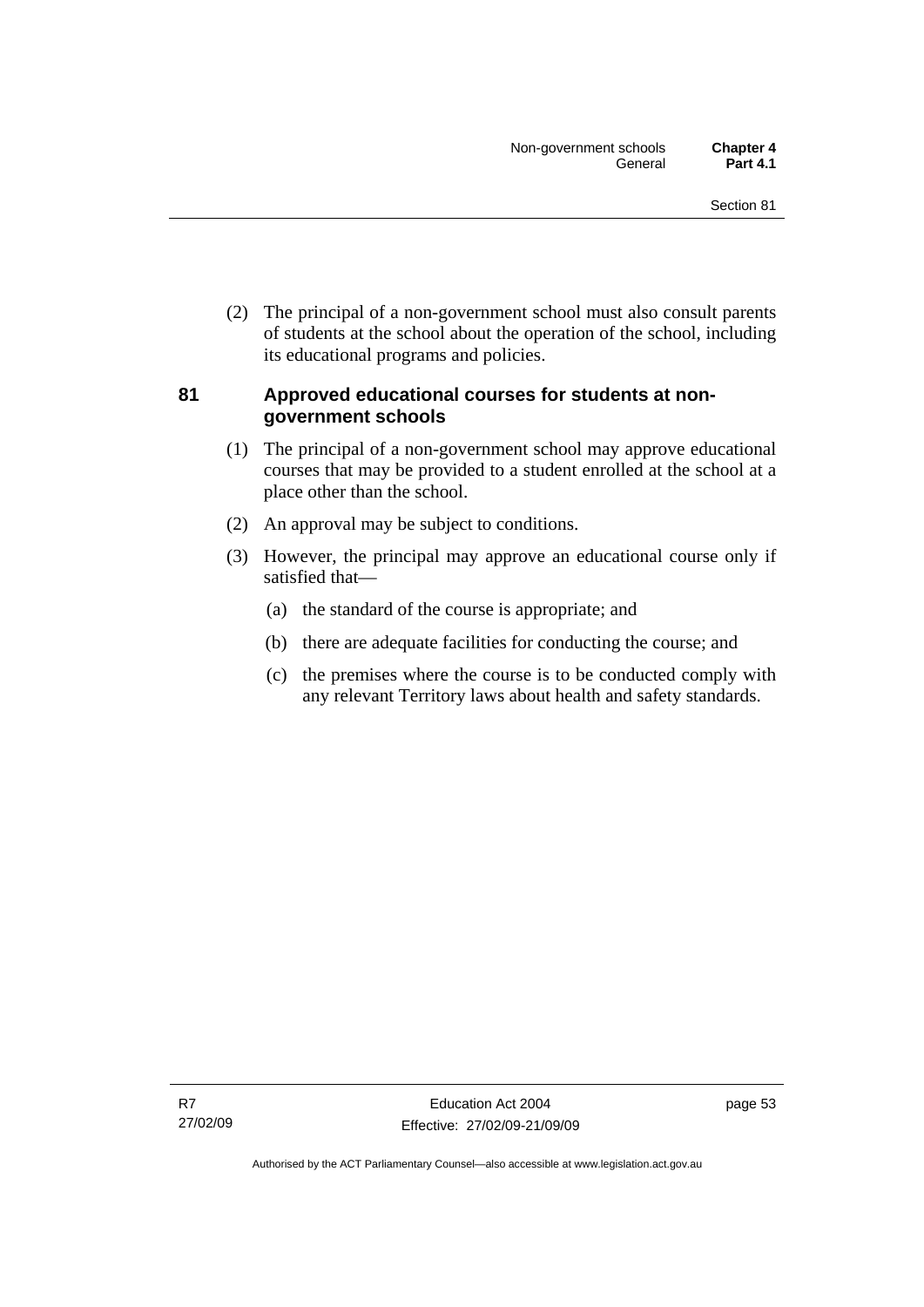(2) The principal of a non-government school must also consult parents of students at the school about the operation of the school, including its educational programs and policies.

### 81 Approved educational courses for students at non-government schools

(1) The principal of a non-government school may approve educational courses that may be provided to a student enrolled at the school at a place other than the school.

(2) An approval may be subject to conditions.

(3) However, the principal may approve an educational course only if satisfied that—

(a) the standard of the course is appropriate; and

(b) there are adequate facilities for conducting the course; and

(c) the premises where the course is to be conducted comply with any relevant Territory laws about health and safety standards.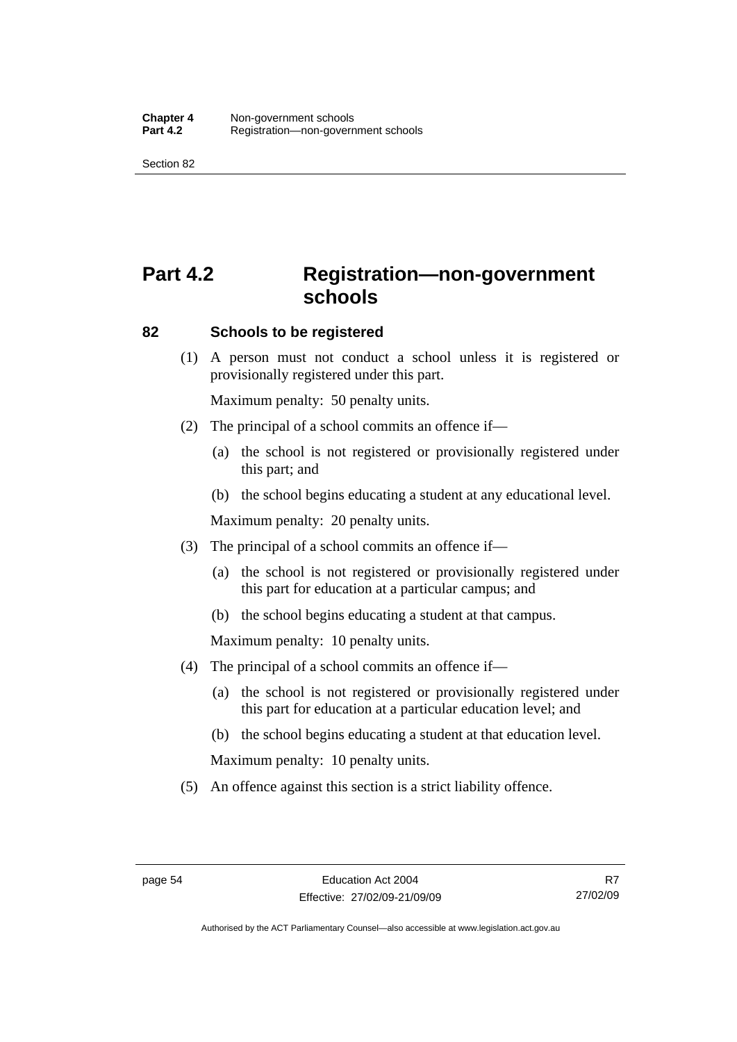# Part 4.2 Registration—non-government schools

## 82 Schools to be registered

(1) A person must not conduct a school unless it is registered or provisionally registered under this part.

Maximum penalty: 50 penalty units.

(2) The principal of a school commits an offence if—

(a) the school is not registered or provisionally registered under this part; and

(b) the school begins educating a student at any educational level.

Maximum penalty: 20 penalty units.

(3) The principal of a school commits an offence if—

(a) the school is not registered or provisionally registered under this part for education at a particular campus; and

(b) the school begins educating a student at that campus.

Maximum penalty: 10 penalty units.

(4) The principal of a school commits an offence if—

(a) the school is not registered or provisionally registered under this part for education at a particular education level; and

(b) the school begins educating a student at that education level.

Maximum penalty: 10 penalty units.

(5) An offence against this section is a strict liability offence.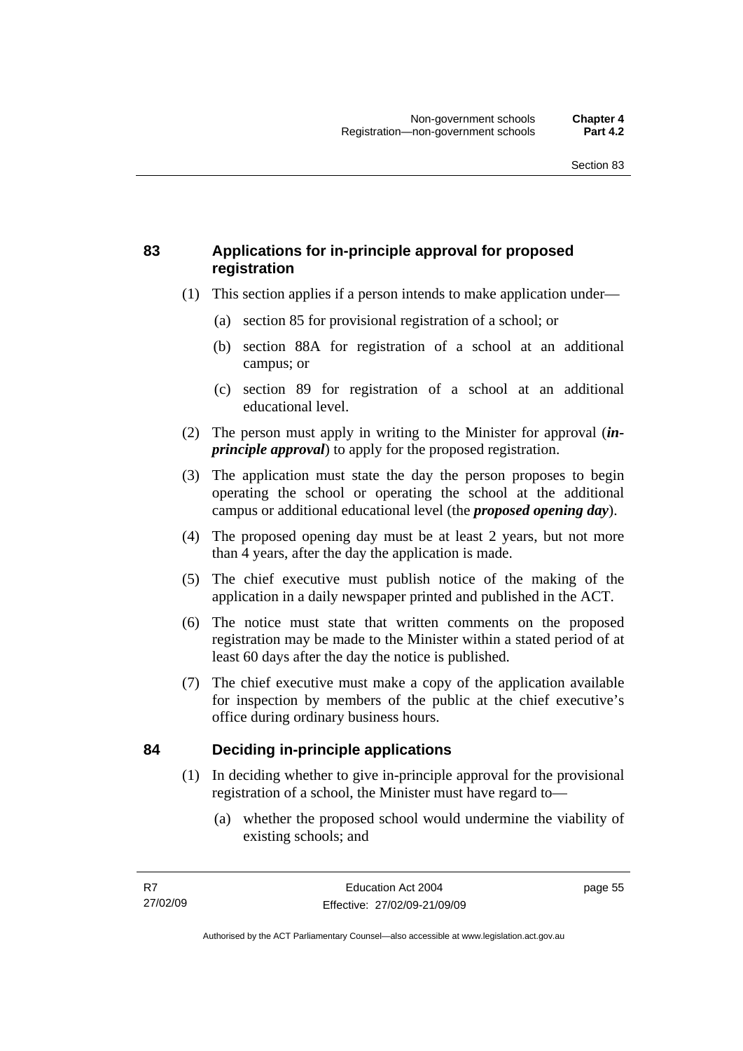## 83 Applications for in-principle approval for proposed registration

(1) This section applies if a person intends to make application under—

(a) section 85 for provisional registration of a school; or

(b) section 88A for registration of a school at an additional campus; or

(c) section 89 for registration of a school at an additional educational level.

(2) The person must apply in writing to the Minister for approval (***in-principle approval***) to apply for the proposed registration.

(3) The application must state the day the person proposes to begin operating the school or operating the school at the additional campus or additional educational level (the ***proposed opening day***).

(4) The proposed opening day must be at least 2 years, but not more than 4 years, after the day the application is made.

(5) The chief executive must publish notice of the making of the application in a daily newspaper printed and published in the ACT.

(6) The notice must state that written comments on the proposed registration may be made to the Minister within a stated period of at least 60 days after the day the notice is published.

(7) The chief executive must make a copy of the application available for inspection by members of the public at the chief executive's office during ordinary business hours.

## 84 Deciding in-principle applications

(1) In deciding whether to give in-principle approval for the provisional registration of a school, the Minister must have regard to—

(a) whether the proposed school would undermine the viability of existing schools; and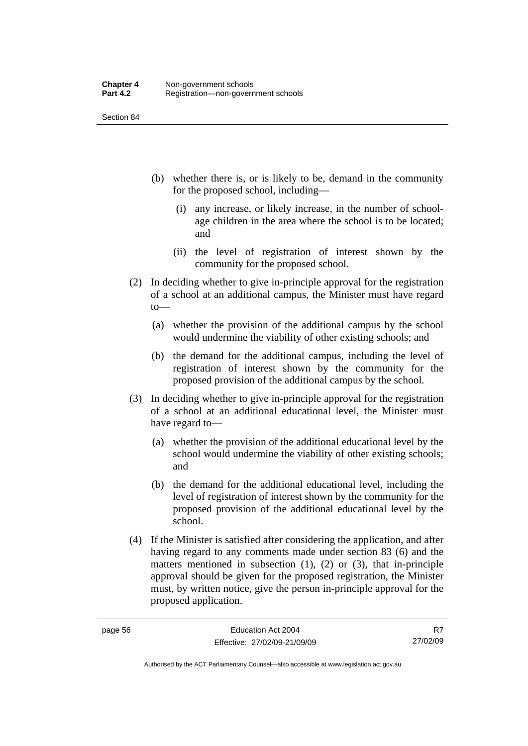(b) whether there is, or is likely to be, demand in the community for the proposed school, including—

  (i) any increase, or likely increase, in the number of school-age children in the area where the school is to be located; and

  (ii) the level of registration of interest shown by the community for the proposed school.

(2) In deciding whether to give in-principle approval for the registration of a school at an additional campus, the Minister must have regard to—

  (a) whether the provision of the additional campus by the school would undermine the viability of other existing schools; and

  (b) the demand for the additional campus, including the level of registration of interest shown by the community for the proposed provision of the additional campus by the school.

(3) In deciding whether to give in-principle approval for the registration of a school at an additional educational level, the Minister must have regard to—

  (a) whether the provision of the additional educational level by the school would undermine the viability of other existing schools; and

  (b) the demand for the additional educational level, including the level of registration of interest shown by the community for the proposed provision of the additional educational level by the school.

(4) If the Minister is satisfied after considering the application, and after having regard to any comments made under section 83 (6) and the matters mentioned in subsection (1), (2) or (3), that in-principle approval should be given for the proposed registration, the Minister must, by written notice, give the person in-principle approval for the proposed application.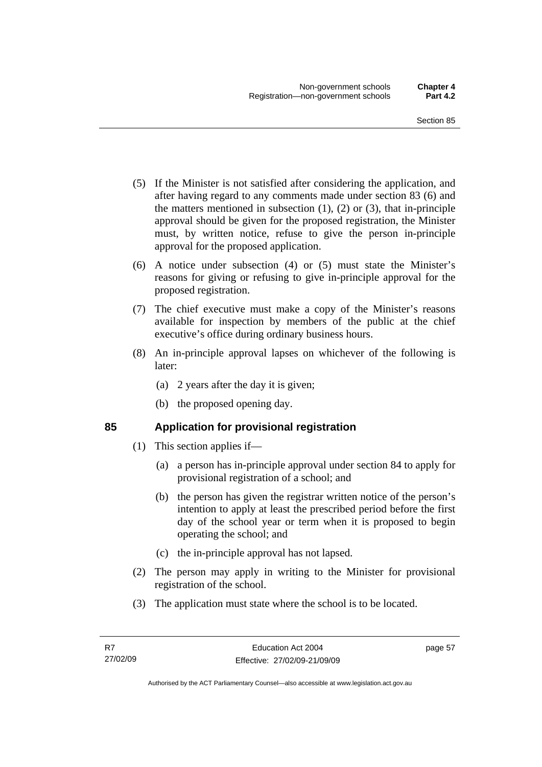(5) If the Minister is not satisfied after considering the application, and after having regard to any comments made under section 83 (6) and the matters mentioned in subsection (1), (2) or (3), that in-principle approval should be given for the proposed registration, the Minister must, by written notice, refuse to give the person in-principle approval for the proposed application.

(6) A notice under subsection (4) or (5) must state the Minister's reasons for giving or refusing to give in-principle approval for the proposed registration.

(7) The chief executive must make a copy of the Minister's reasons available for inspection by members of the public at the chief executive's office during ordinary business hours.

(8) An in-principle approval lapses on whichever of the following is later:

(a) 2 years after the day it is given;

(b) the proposed opening day.

## 85 Application for provisional registration

(1) This section applies if—

(a) a person has in-principle approval under section 84 to apply for provisional registration of a school; and

(b) the person has given the registrar written notice of the person's intention to apply at least the prescribed period before the first day of the school year or term when it is proposed to begin operating the school; and

(c) the in-principle approval has not lapsed.

(2) The person may apply in writing to the Minister for provisional registration of the school.

(3) The application must state where the school is to be located.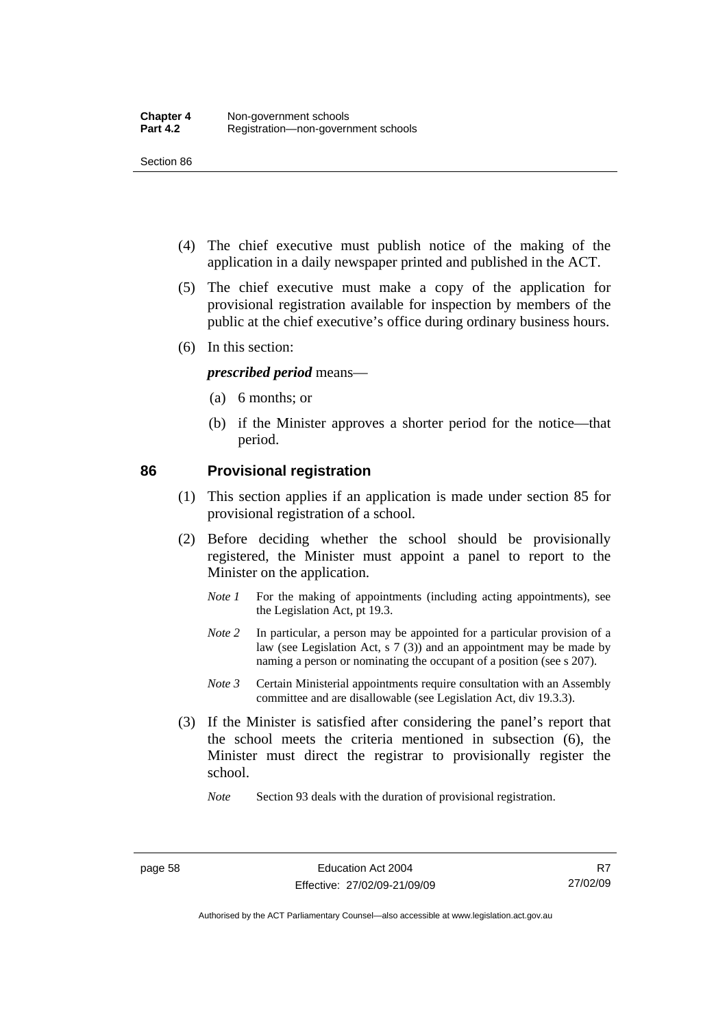(4) The chief executive must publish notice of the making of the application in a daily newspaper printed and published in the ACT.

(5) The chief executive must make a copy of the application for provisional registration available for inspection by members of the public at the chief executive's office during ordinary business hours.

(6) In this section:

***prescribed period*** means—

(a) 6 months; or

(b) if the Minister approves a shorter period for the notice—that period.

## 86 Provisional registration

(1) This section applies if an application is made under section 85 for provisional registration of a school.

(2) Before deciding whether the school should be provisionally registered, the Minister must appoint a panel to report to the Minister on the application.

*Note 1* For the making of appointments (including acting appointments), see the Legislation Act, pt 19.3.

*Note 2* In particular, a person may be appointed for a particular provision of a law (see Legislation Act, s 7 (3)) and an appointment may be made by naming a person or nominating the occupant of a position (see s 207).

*Note 3* Certain Ministerial appointments require consultation with an Assembly committee and are disallowable (see Legislation Act, div 19.3.3).

(3) If the Minister is satisfied after considering the panel's report that the school meets the criteria mentioned in subsection (6), the Minister must direct the registrar to provisionally register the school.

*Note* Section 93 deals with the duration of provisional registration.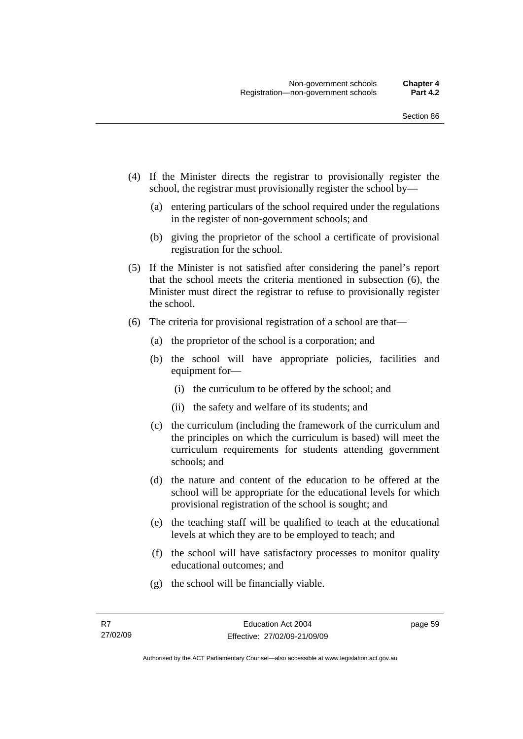(4) If the Minister directs the registrar to provisionally register the school, the registrar must provisionally register the school by—

   (a) entering particulars of the school required under the regulations in the register of non-government schools; and

   (b) giving the proprietor of the school a certificate of provisional registration for the school.

(5) If the Minister is not satisfied after considering the panel's report that the school meets the criteria mentioned in subsection (6), the Minister must direct the registrar to refuse to provisionally register the school.

(6) The criteria for provisional registration of a school are that—

   (a) the proprietor of the school is a corporation; and

   (b) the school will have appropriate policies, facilities and equipment for—

      (i) the curriculum to be offered by the school; and

      (ii) the safety and welfare of its students; and

   (c) the curriculum (including the framework of the curriculum and the principles on which the curriculum is based) will meet the curriculum requirements for students attending government schools; and

   (d) the nature and content of the education to be offered at the school will be appropriate for the educational levels for which provisional registration of the school is sought; and

   (e) the teaching staff will be qualified to teach at the educational levels at which they are to be employed to teach; and

   (f) the school will have satisfactory processes to monitor quality educational outcomes; and

   (g) the school will be financially viable.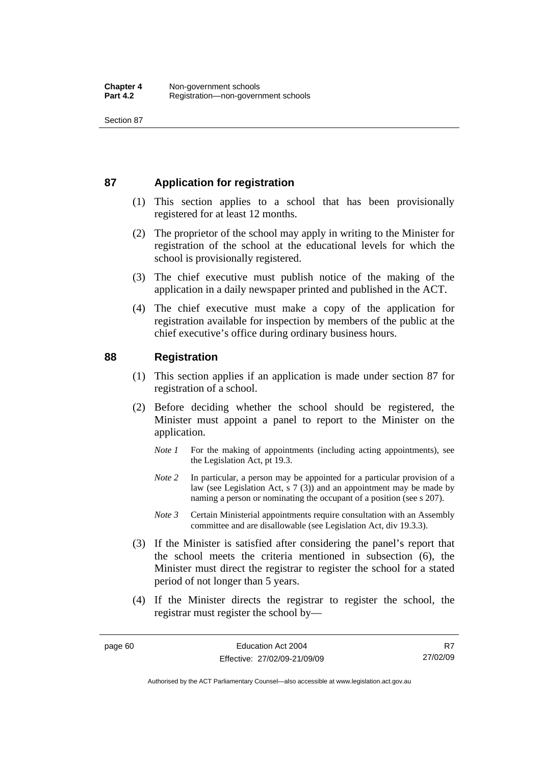## 87 Application for registration

(1) This section applies to a school that has been provisionally registered for at least 12 months.

(2) The proprietor of the school may apply in writing to the Minister for registration of the school at the educational levels for which the school is provisionally registered.

(3) The chief executive must publish notice of the making of the application in a daily newspaper printed and published in the ACT.

(4) The chief executive must make a copy of the application for registration available for inspection by members of the public at the chief executive's office during ordinary business hours.

## 88 Registration

(1) This section applies if an application is made under section 87 for registration of a school.

(2) Before deciding whether the school should be registered, the Minister must appoint a panel to report to the Minister on the application.

*Note 1* For the making of appointments (including acting appointments), see the Legislation Act, pt 19.3.

*Note 2* In particular, a person may be appointed for a particular provision of a law (see Legislation Act, s 7 (3)) and an appointment may be made by naming a person or nominating the occupant of a position (see s 207).

*Note 3* Certain Ministerial appointments require consultation with an Assembly committee and are disallowable (see Legislation Act, div 19.3.3).

(3) If the Minister is satisfied after considering the panel's report that the school meets the criteria mentioned in subsection (6), the Minister must direct the registrar to register the school for a stated period of not longer than 5 years.

(4) If the Minister directs the registrar to register the school, the registrar must register the school by—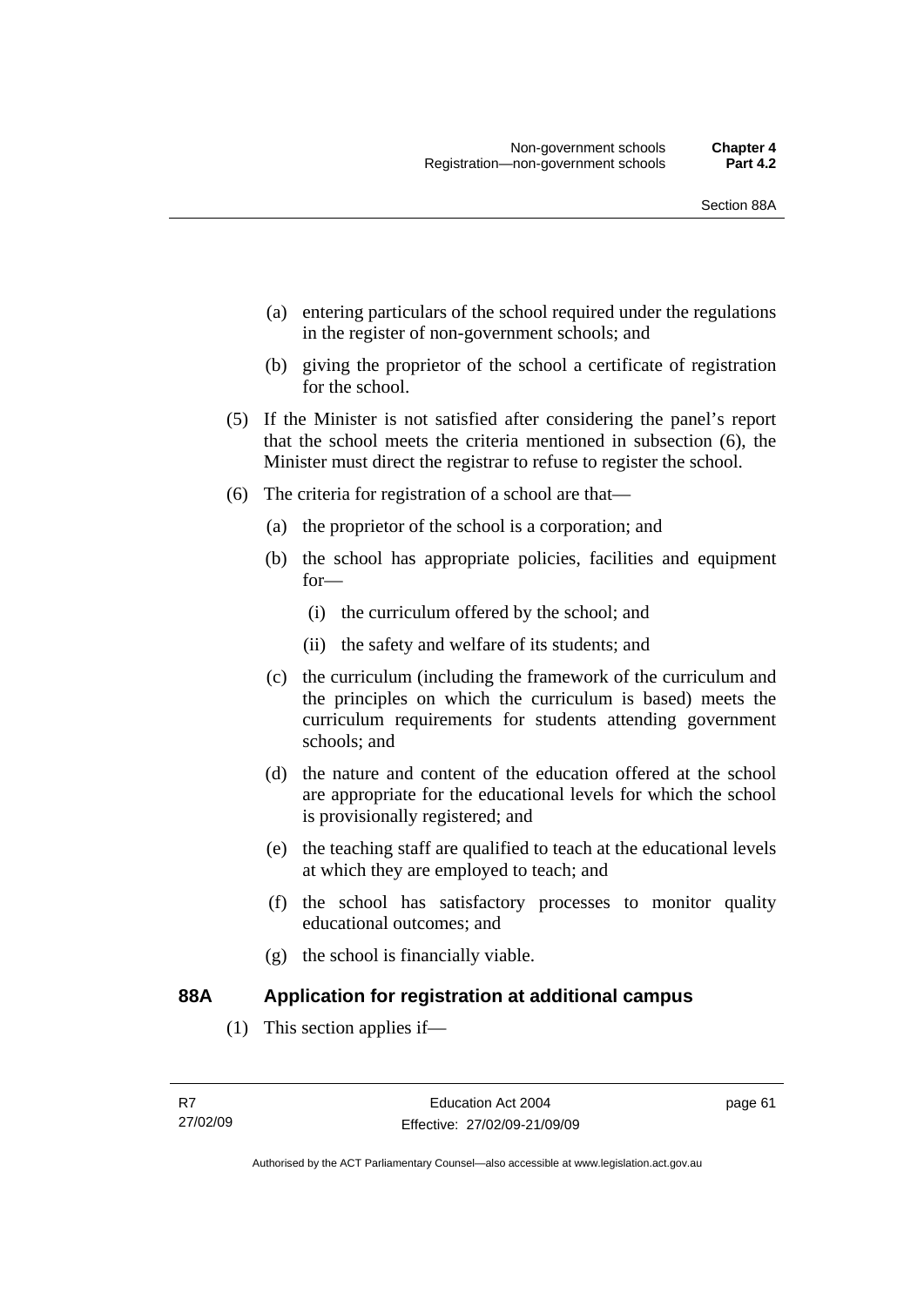(a) entering particulars of the school required under the regulations in the register of non-government schools; and

(b) giving the proprietor of the school a certificate of registration for the school.

(5) If the Minister is not satisfied after considering the panel's report that the school meets the criteria mentioned in subsection (6), the Minister must direct the registrar to refuse to register the school.

(6) The criteria for registration of a school are that—

(a) the proprietor of the school is a corporation; and

(b) the school has appropriate policies, facilities and equipment for—

(i) the curriculum offered by the school; and

(ii) the safety and welfare of its students; and

(c) the curriculum (including the framework of the curriculum and the principles on which the curriculum is based) meets the curriculum requirements for students attending government schools; and

(d) the nature and content of the education offered at the school are appropriate for the educational levels for which the school is provisionally registered; and

(e) the teaching staff are qualified to teach at the educational levels at which they are employed to teach; and

(f) the school has satisfactory processes to monitor quality educational outcomes; and

(g) the school is financially viable.

## 88A Application for registration at additional campus

(1) This section applies if—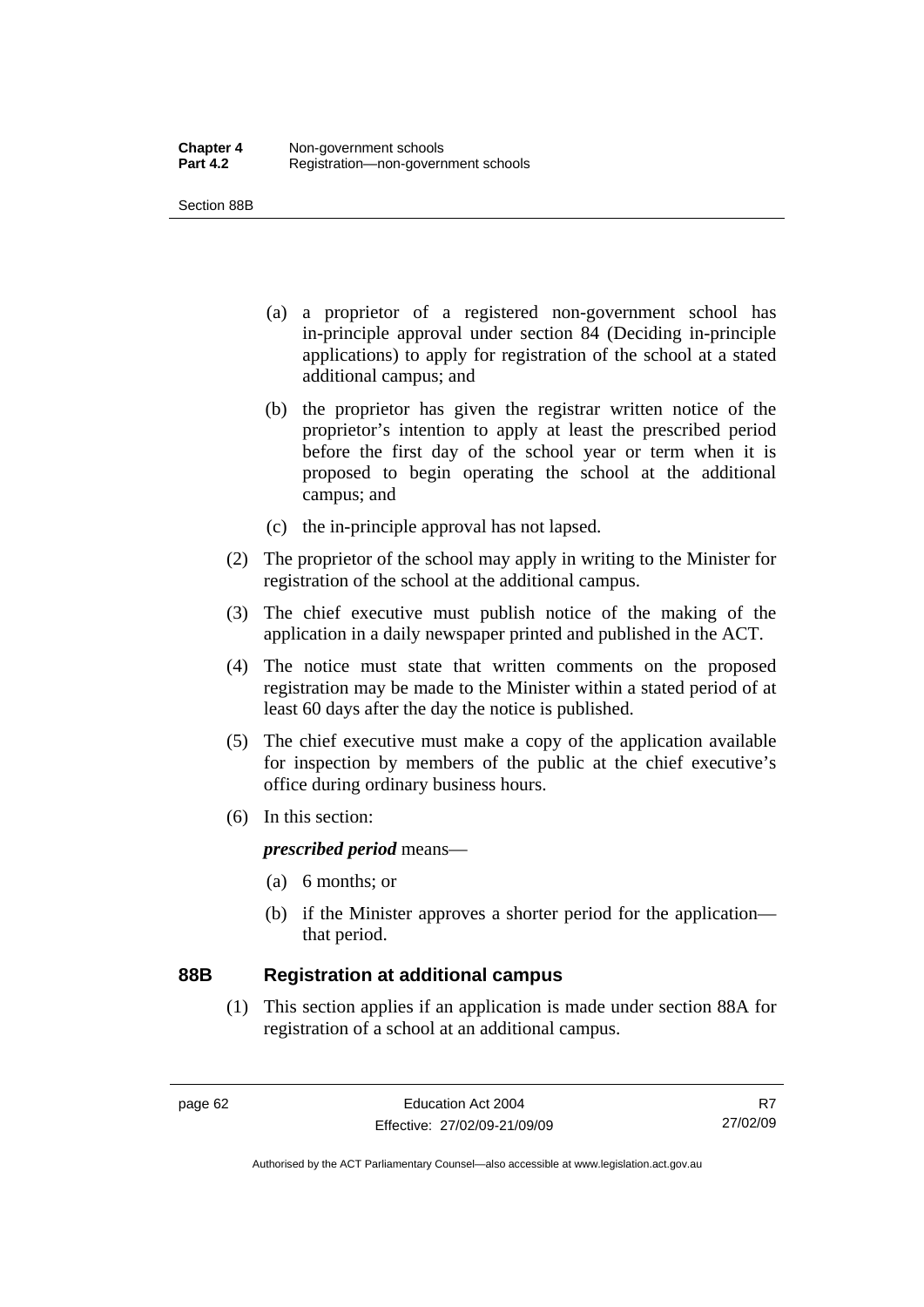(a) a proprietor of a registered non-government school has in-principle approval under section 84 (Deciding in-principle applications) to apply for registration of the school at a stated additional campus; and

(b) the proprietor has given the registrar written notice of the proprietor's intention to apply at least the prescribed period before the first day of the school year or term when it is proposed to begin operating the school at the additional campus; and

(c) the in-principle approval has not lapsed.

(2) The proprietor of the school may apply in writing to the Minister for registration of the school at the additional campus.

(3) The chief executive must publish notice of the making of the application in a daily newspaper printed and published in the ACT.

(4) The notice must state that written comments on the proposed registration may be made to the Minister within a stated period of at least 60 days after the day the notice is published.

(5) The chief executive must make a copy of the application available for inspection by members of the public at the chief executive's office during ordinary business hours.

(6) In this section:

***prescribed period*** means—

(a) 6 months; or

(b) if the Minister approves a shorter period for the application—that period.

## 88B Registration at additional campus

(1) This section applies if an application is made under section 88A for registration of a school at an additional campus.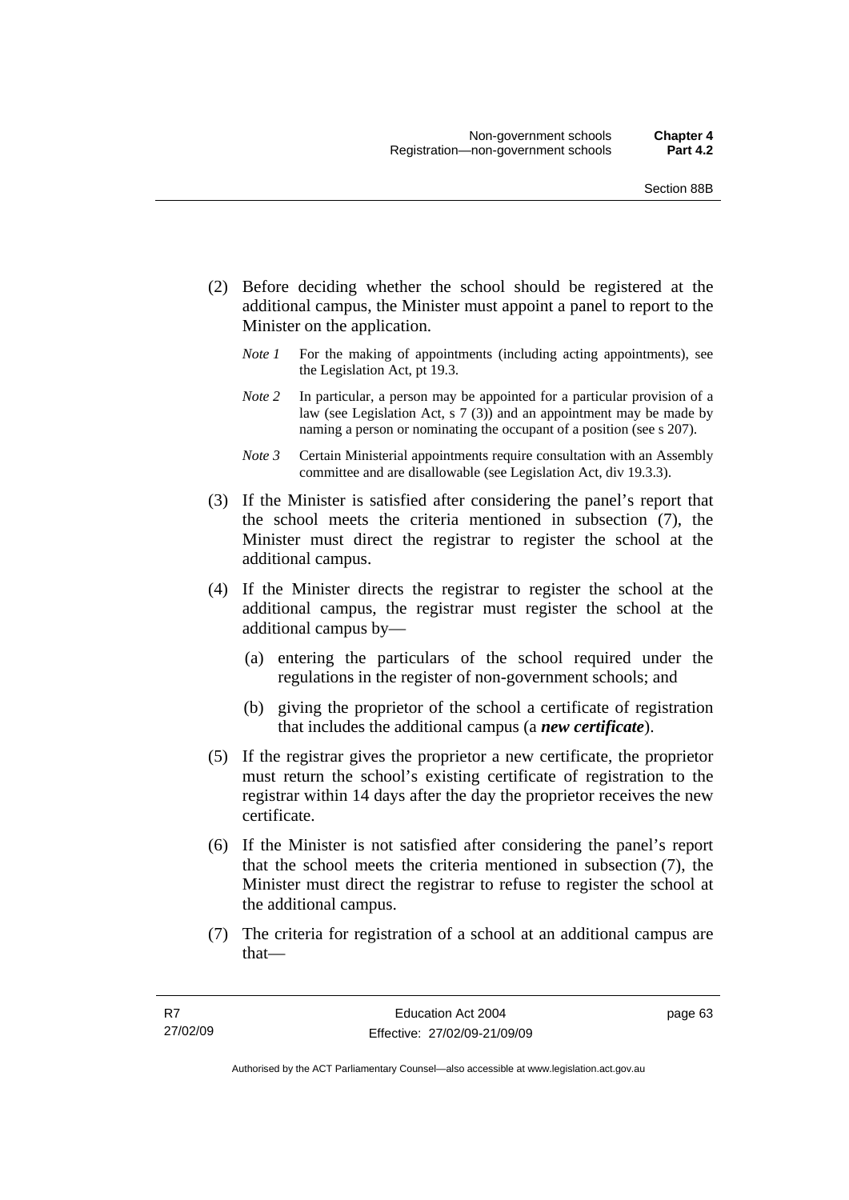(2) Before deciding whether the school should be registered at the additional campus, the Minister must appoint a panel to report to the Minister on the application.

*Note 1* For the making of appointments (including acting appointments), see the Legislation Act, pt 19.3.

*Note 2* In particular, a person may be appointed for a particular provision of a law (see Legislation Act, s 7 (3)) and an appointment may be made by naming a person or nominating the occupant of a position (see s 207).

*Note 3* Certain Ministerial appointments require consultation with an Assembly committee and are disallowable (see Legislation Act, div 19.3.3).

(3) If the Minister is satisfied after considering the panel's report that the school meets the criteria mentioned in subsection (7), the Minister must direct the registrar to register the school at the additional campus.

(4) If the Minister directs the registrar to register the school at the additional campus, the registrar must register the school at the additional campus by—

(a) entering the particulars of the school required under the regulations in the register of non-government schools; and

(b) giving the proprietor of the school a certificate of registration that includes the additional campus (a ***new certificate***).

(5) If the registrar gives the proprietor a new certificate, the proprietor must return the school's existing certificate of registration to the registrar within 14 days after the day the proprietor receives the new certificate.

(6) If the Minister is not satisfied after considering the panel's report that the school meets the criteria mentioned in subsection (7), the Minister must direct the registrar to refuse to register the school at the additional campus.

(7) The criteria for registration of a school at an additional campus are that—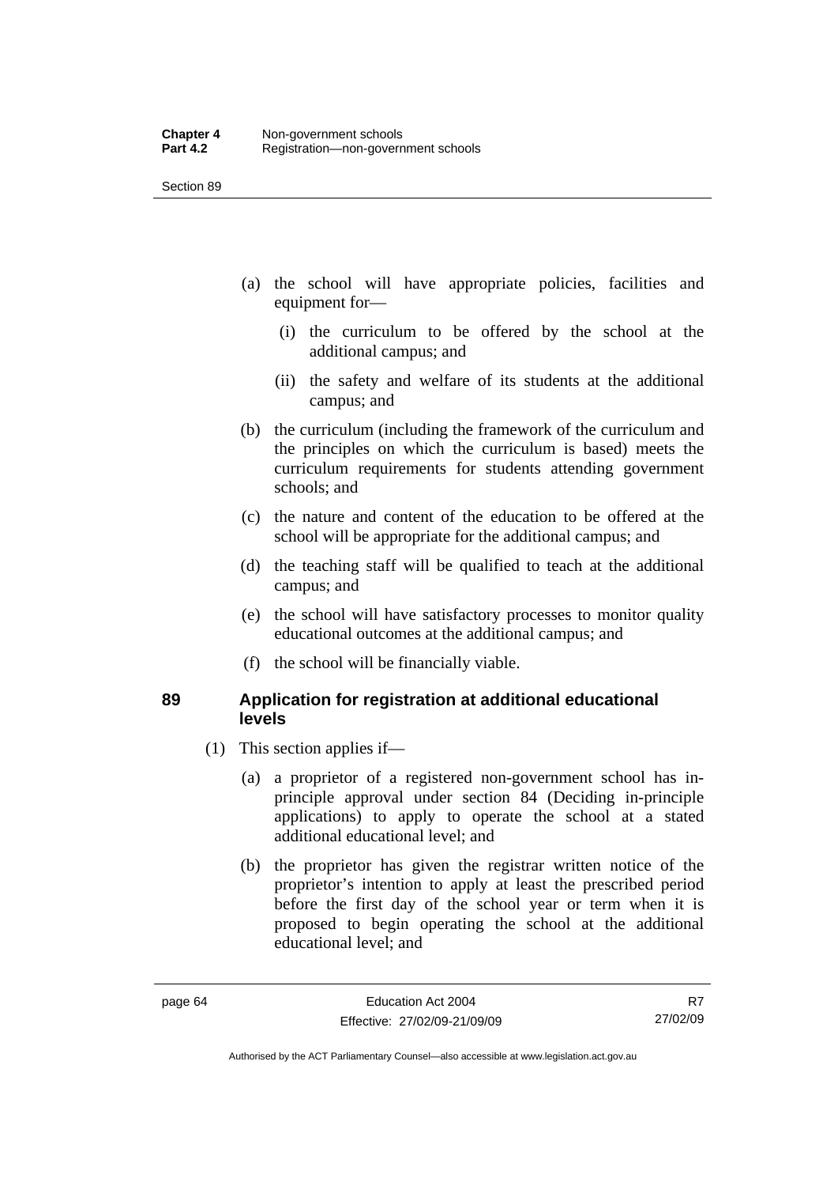(a) the school will have appropriate policies, facilities and equipment for—

  (i) the curriculum to be offered by the school at the additional campus; and

  (ii) the safety and welfare of its students at the additional campus; and

(b) the curriculum (including the framework of the curriculum and the principles on which the curriculum is based) meets the curriculum requirements for students attending government schools; and

(c) the nature and content of the education to be offered at the school will be appropriate for the additional campus; and

(d) the teaching staff will be qualified to teach at the additional campus; and

(e) the school will have satisfactory processes to monitor quality educational outcomes at the additional campus; and

(f) the school will be financially viable.

## 89 Application for registration at additional educational levels

(1) This section applies if—

(a) a proprietor of a registered non-government school has in-principle approval under section 84 (Deciding in-principle applications) to apply to operate the school at a stated additional educational level; and

(b) the proprietor has given the registrar written notice of the proprietor's intention to apply at least the prescribed period before the first day of the school year or term when it is proposed to begin operating the school at the additional educational level; and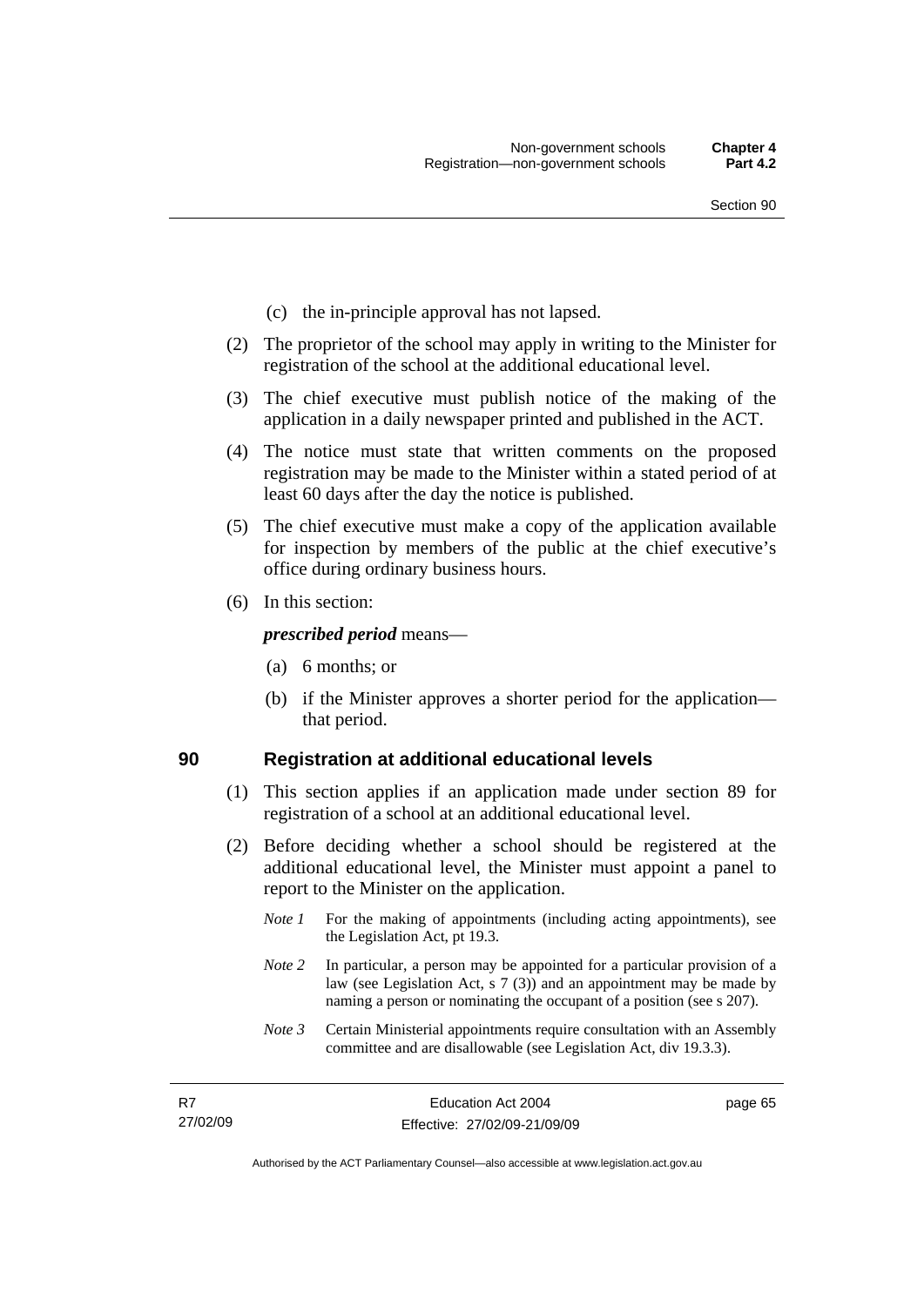(c) the in-principle approval has not lapsed.

(2) The proprietor of the school may apply in writing to the Minister for registration of the school at the additional educational level.

(3) The chief executive must publish notice of the making of the application in a daily newspaper printed and published in the ACT.

(4) The notice must state that written comments on the proposed registration may be made to the Minister within a stated period of at least 60 days after the day the notice is published.

(5) The chief executive must make a copy of the application available for inspection by members of the public at the chief executive's office during ordinary business hours.

(6) In this section:

***prescribed period*** means—

(a) 6 months; or

(b) if the Minister approves a shorter period for the application—that period.

## 90 Registration at additional educational levels

(1) This section applies if an application made under section 89 for registration of a school at an additional educational level.

(2) Before deciding whether a school should be registered at the additional educational level, the Minister must appoint a panel to report to the Minister on the application.

*Note 1* For the making of appointments (including acting appointments), see the Legislation Act, pt 19.3.

*Note 2* In particular, a person may be appointed for a particular provision of a law (see Legislation Act, s 7 (3)) and an appointment may be made by naming a person or nominating the occupant of a position (see s 207).

*Note 3* Certain Ministerial appointments require consultation with an Assembly committee and are disallowable (see Legislation Act, div 19.3.3).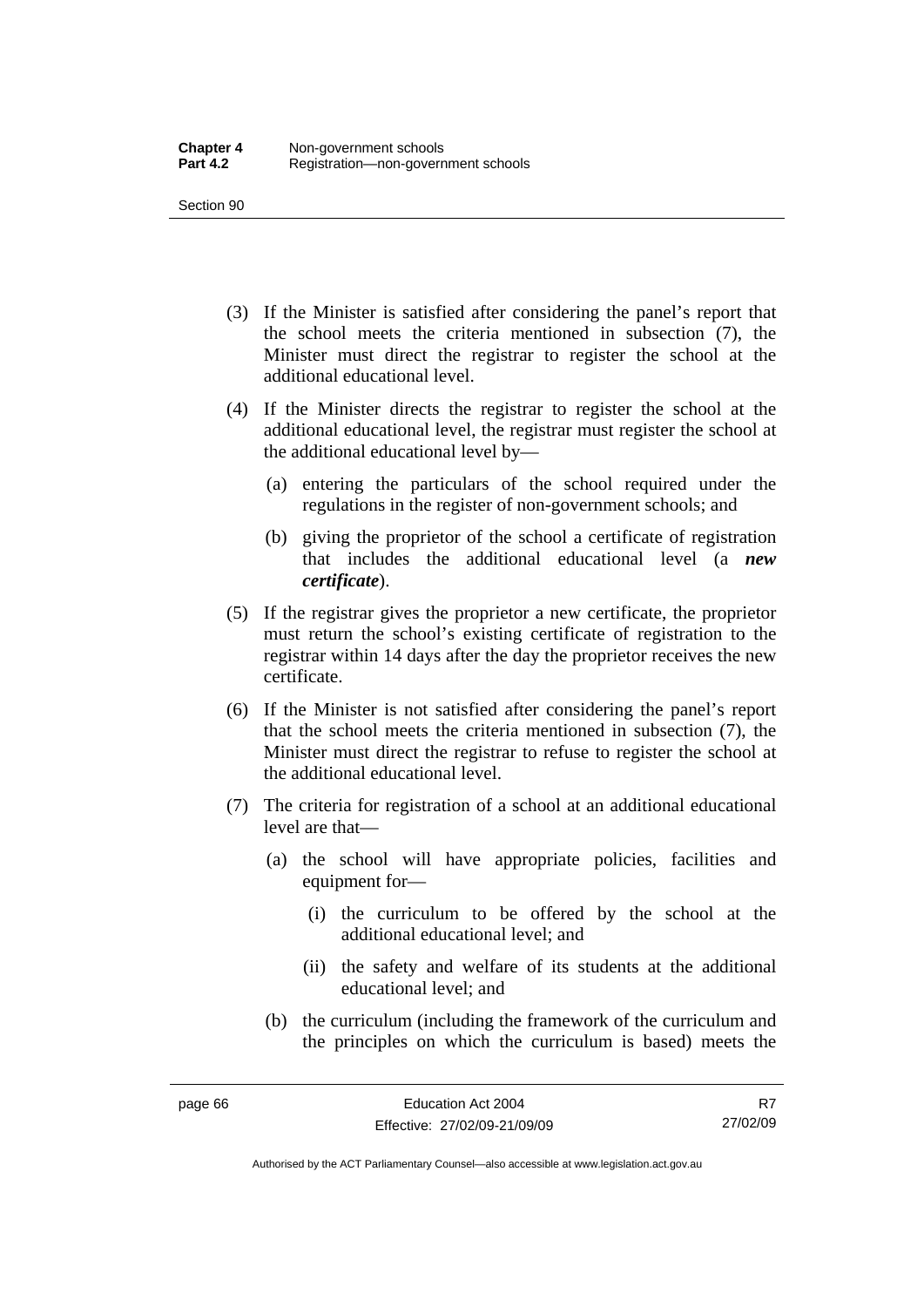(3) If the Minister is satisfied after considering the panel's report that the school meets the criteria mentioned in subsection (7), the Minister must direct the registrar to register the school at the additional educational level.

(4) If the Minister directs the registrar to register the school at the additional educational level, the registrar must register the school at the additional educational level by—

  (a) entering the particulars of the school required under the regulations in the register of non-government schools; and

  (b) giving the proprietor of the school a certificate of registration that includes the additional educational level (a ***new certificate***).

(5) If the registrar gives the proprietor a new certificate, the proprietor must return the school's existing certificate of registration to the registrar within 14 days after the day the proprietor receives the new certificate.

(6) If the Minister is not satisfied after considering the panel's report that the school meets the criteria mentioned in subsection (7), the Minister must direct the registrar to refuse to register the school at the additional educational level.

(7) The criteria for registration of a school at an additional educational level are that—

  (a) the school will have appropriate policies, facilities and equipment for—

    (i) the curriculum to be offered by the school at the additional educational level; and

    (ii) the safety and welfare of its students at the additional educational level; and

  (b) the curriculum (including the framework of the curriculum and the principles on which the curriculum is based) meets the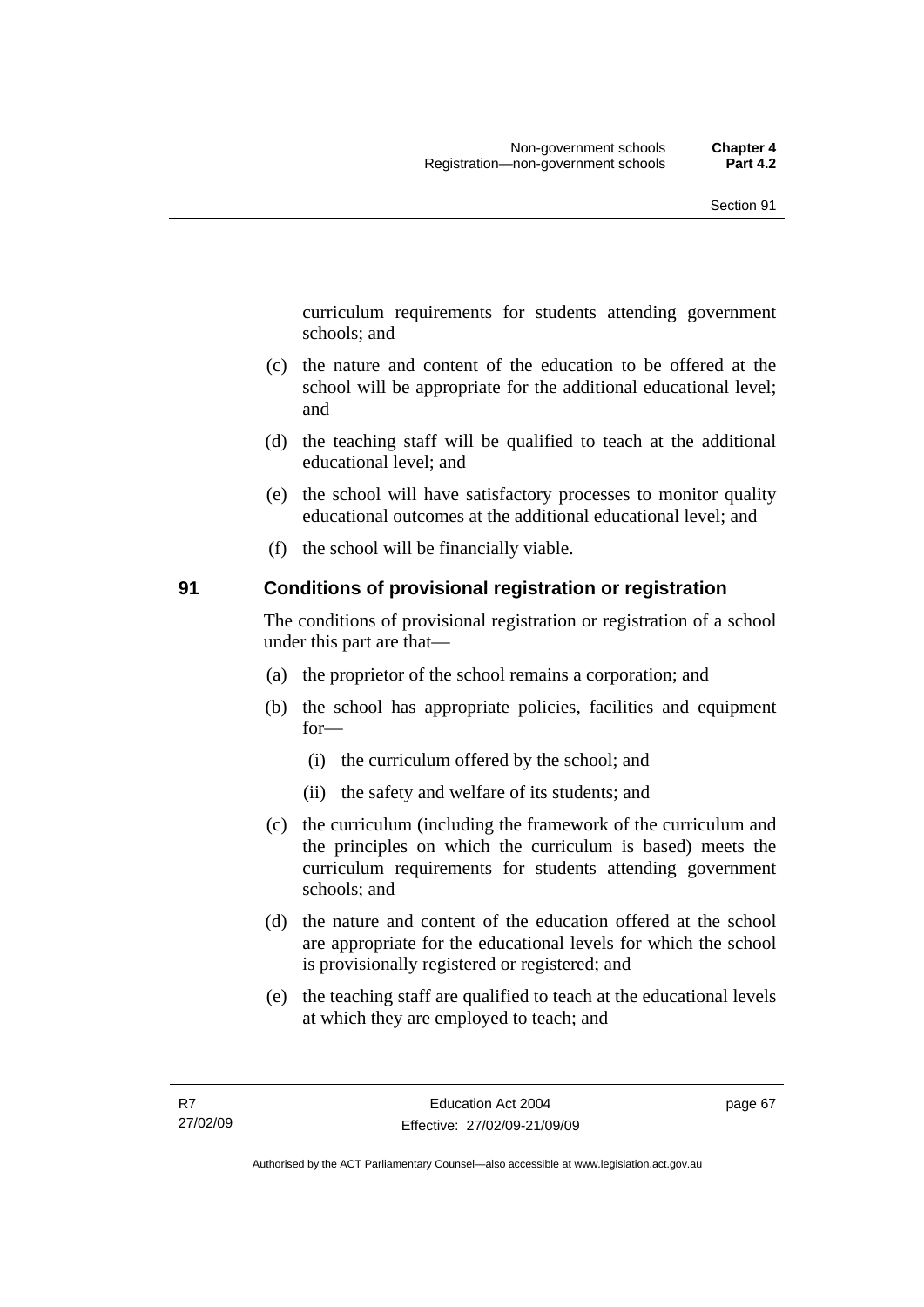curriculum requirements for students attending government schools; and

(c) the nature and content of the education to be offered at the school will be appropriate for the additional educational level; and

(d) the teaching staff will be qualified to teach at the additional educational level; and

(e) the school will have satisfactory processes to monitor quality educational outcomes at the additional educational level; and

(f) the school will be financially viable.

## 91 Conditions of provisional registration or registration

The conditions of provisional registration or registration of a school under this part are that—

(a) the proprietor of the school remains a corporation; and

(b) the school has appropriate policies, facilities and equipment for—

(i) the curriculum offered by the school; and

(ii) the safety and welfare of its students; and

(c) the curriculum (including the framework of the curriculum and the principles on which the curriculum is based) meets the curriculum requirements for students attending government schools; and

(d) the nature and content of the education offered at the school are appropriate for the educational levels for which the school is provisionally registered or registered; and

(e) the teaching staff are qualified to teach at the educational levels at which they are employed to teach; and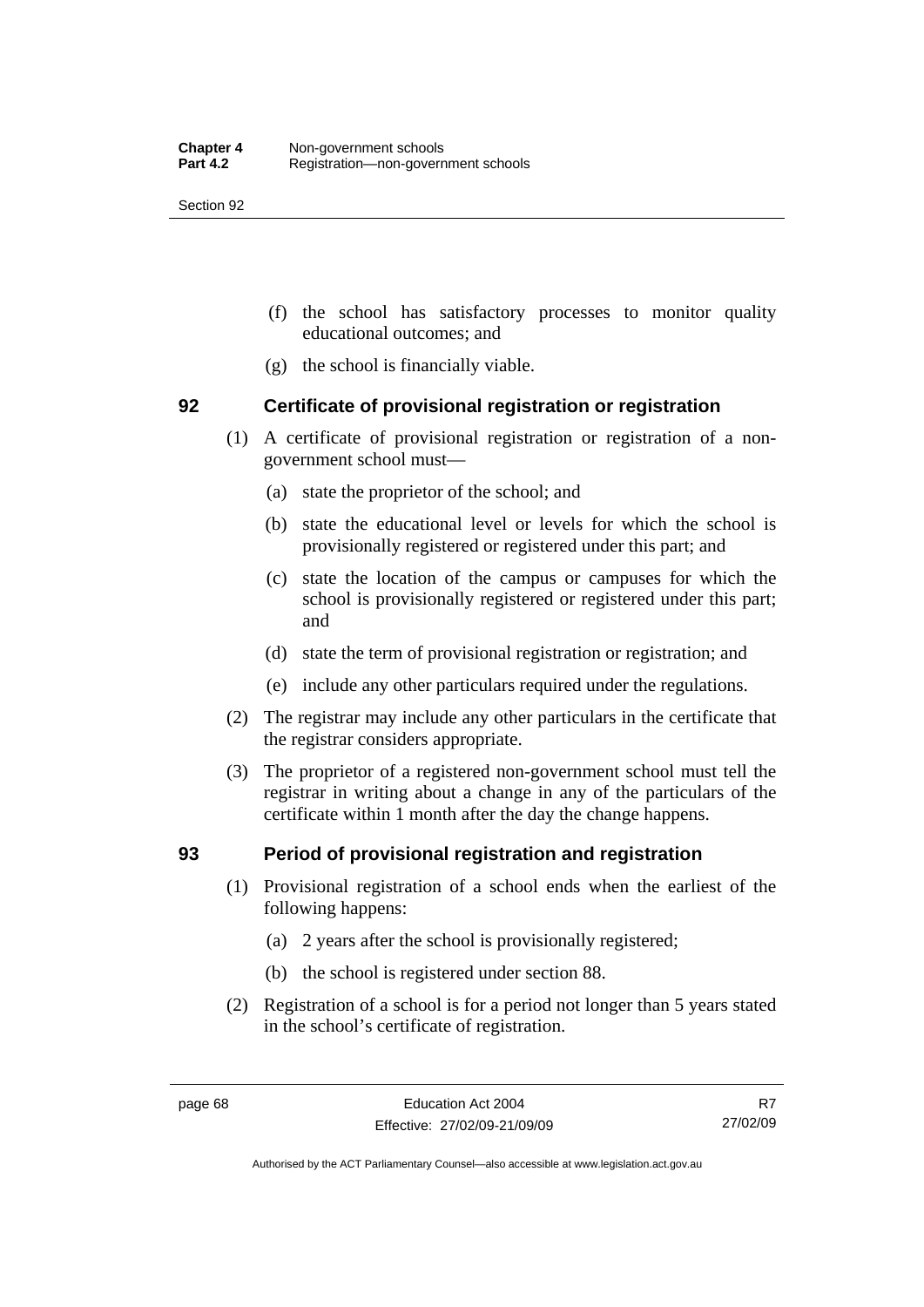(f) the school has satisfactory processes to monitor quality educational outcomes; and

(g) the school is financially viable.

## 92 Certificate of provisional registration or registration

(1) A certificate of provisional registration or registration of a non-government school must—

(a) state the proprietor of the school; and

(b) state the educational level or levels for which the school is provisionally registered or registered under this part; and

(c) state the location of the campus or campuses for which the school is provisionally registered or registered under this part; and

(d) state the term of provisional registration or registration; and

(e) include any other particulars required under the regulations.

(2) The registrar may include any other particulars in the certificate that the registrar considers appropriate.

(3) The proprietor of a registered non-government school must tell the registrar in writing about a change in any of the particulars of the certificate within 1 month after the day the change happens.

## 93 Period of provisional registration and registration

(1) Provisional registration of a school ends when the earliest of the following happens:

(a) 2 years after the school is provisionally registered;

(b) the school is registered under section 88.

(2) Registration of a school is for a period not longer than 5 years stated in the school's certificate of registration.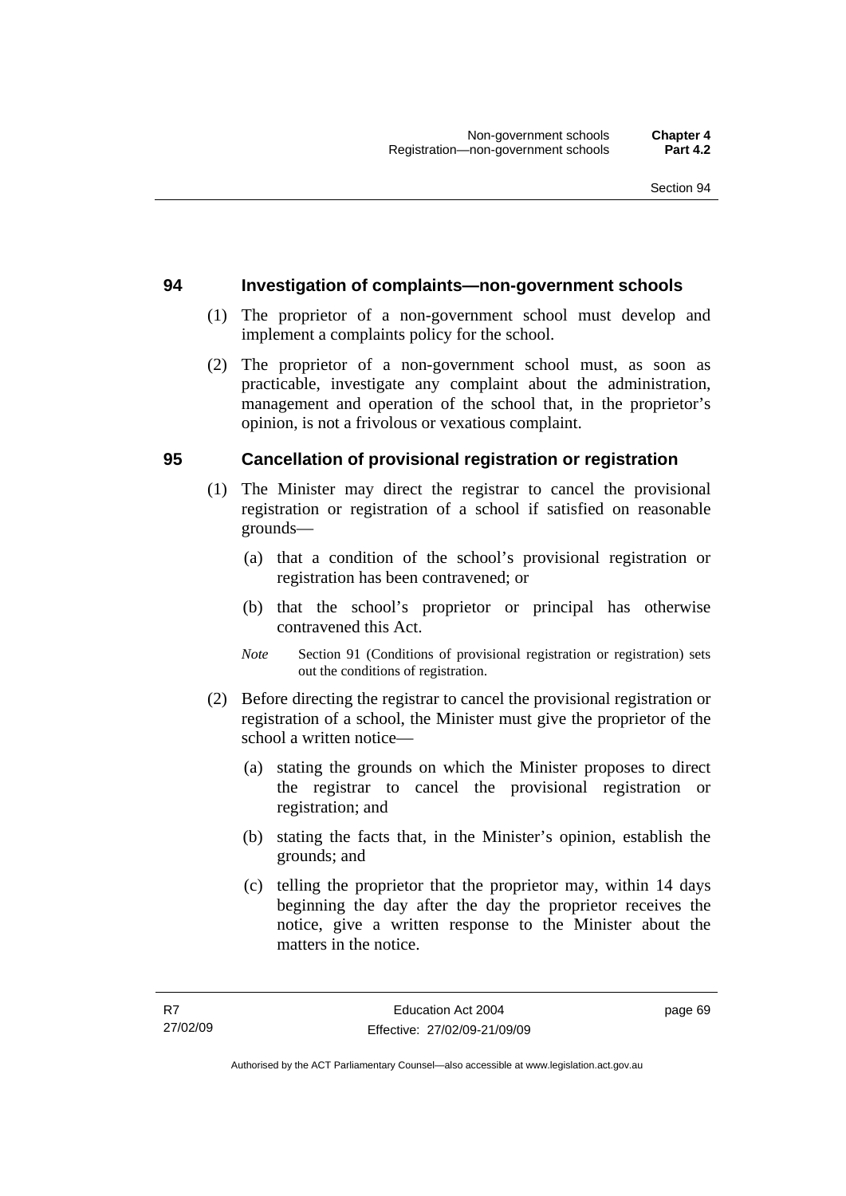## 94 Investigation of complaints—non-government schools

(1) The proprietor of a non-government school must develop and implement a complaints policy for the school.

(2) The proprietor of a non-government school must, as soon as practicable, investigate any complaint about the administration, management and operation of the school that, in the proprietor's opinion, is not a frivolous or vexatious complaint.

## 95 Cancellation of provisional registration or registration

(1) The Minister may direct the registrar to cancel the provisional registration or registration of a school if satisfied on reasonable grounds—

(a) that a condition of the school's provisional registration or registration has been contravened; or

(b) that the school's proprietor or principal has otherwise contravened this Act.

*Note* Section 91 (Conditions of provisional registration or registration) sets out the conditions of registration.

(2) Before directing the registrar to cancel the provisional registration or registration of a school, the Minister must give the proprietor of the school a written notice—

(a) stating the grounds on which the Minister proposes to direct the registrar to cancel the provisional registration or registration; and

(b) stating the facts that, in the Minister's opinion, establish the grounds; and

(c) telling the proprietor that the proprietor may, within 14 days beginning the day after the day the proprietor receives the notice, give a written response to the Minister about the matters in the notice.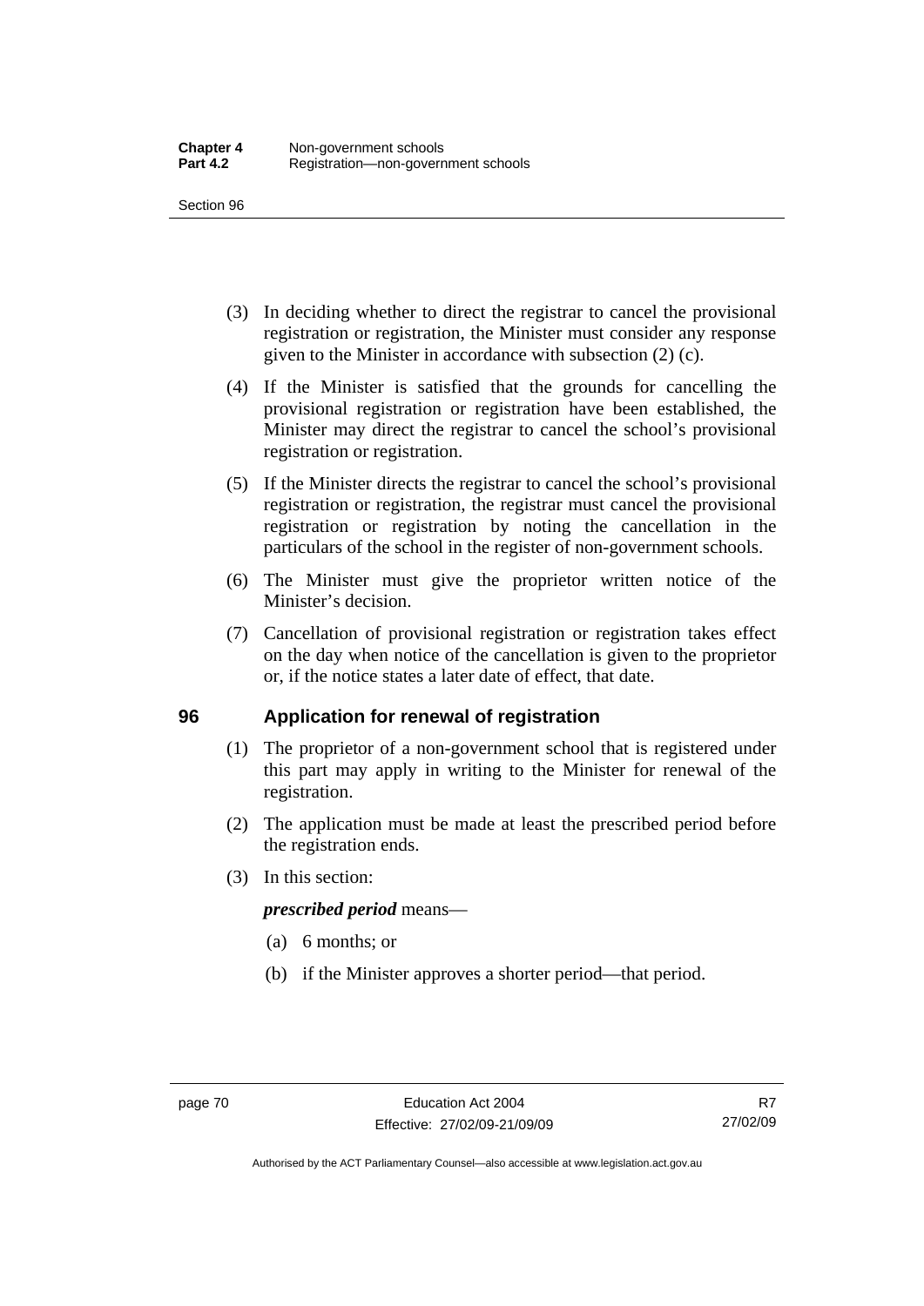(3) In deciding whether to direct the registrar to cancel the provisional registration or registration, the Minister must consider any response given to the Minister in accordance with subsection (2) (c).

(4) If the Minister is satisfied that the grounds for cancelling the provisional registration or registration have been established, the Minister may direct the registrar to cancel the school's provisional registration or registration.

(5) If the Minister directs the registrar to cancel the school's provisional registration or registration, the registrar must cancel the provisional registration or registration by noting the cancellation in the particulars of the school in the register of non-government schools.

(6) The Minister must give the proprietor written notice of the Minister's decision.

(7) Cancellation of provisional registration or registration takes effect on the day when notice of the cancellation is given to the proprietor or, if the notice states a later date of effect, that date.

## 96 Application for renewal of registration

(1) The proprietor of a non-government school that is registered under this part may apply in writing to the Minister for renewal of the registration.

(2) The application must be made at least the prescribed period before the registration ends.

(3) In this section:

***prescribed period*** means—

(a) 6 months; or

(b) if the Minister approves a shorter period—that period.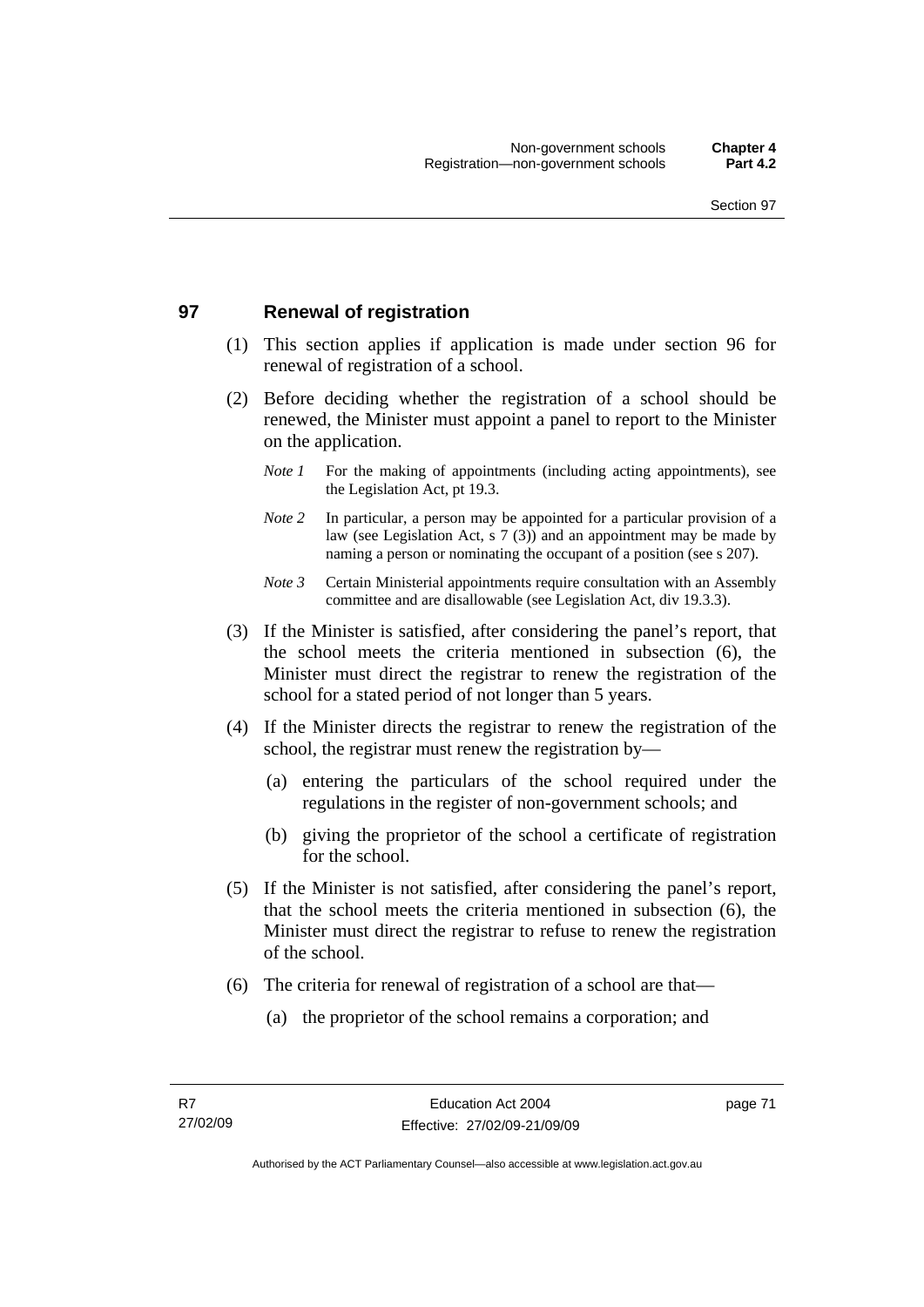## 97 Renewal of registration

(1) This section applies if application is made under section 96 for renewal of registration of a school.

(2) Before deciding whether the registration of a school should be renewed, the Minister must appoint a panel to report to the Minister on the application.

*Note 1* For the making of appointments (including acting appointments), see the Legislation Act, pt 19.3.

*Note 2* In particular, a person may be appointed for a particular provision of a law (see Legislation Act, s 7 (3)) and an appointment may be made by naming a person or nominating the occupant of a position (see s 207).

*Note 3* Certain Ministerial appointments require consultation with an Assembly committee and are disallowable (see Legislation Act, div 19.3.3).

(3) If the Minister is satisfied, after considering the panel's report, that the school meets the criteria mentioned in subsection (6), the Minister must direct the registrar to renew the registration of the school for a stated period of not longer than 5 years.

(4) If the Minister directs the registrar to renew the registration of the school, the registrar must renew the registration by—

(a) entering the particulars of the school required under the regulations in the register of non-government schools; and

(b) giving the proprietor of the school a certificate of registration for the school.

(5) If the Minister is not satisfied, after considering the panel's report, that the school meets the criteria mentioned in subsection (6), the Minister must direct the registrar to refuse to renew the registration of the school.

(6) The criteria for renewal of registration of a school are that—

(a) the proprietor of the school remains a corporation; and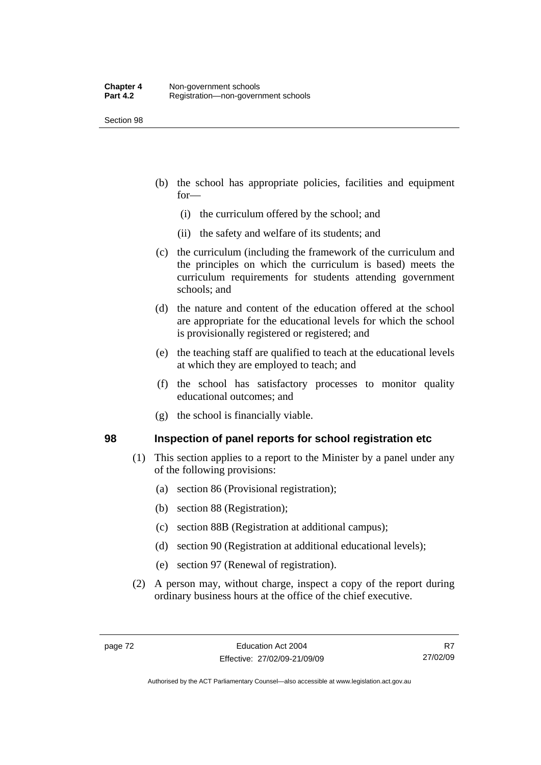(b) the school has appropriate policies, facilities and equipment for—

  (i) the curriculum offered by the school; and

  (ii) the safety and welfare of its students; and

(c) the curriculum (including the framework of the curriculum and the principles on which the curriculum is based) meets the curriculum requirements for students attending government schools; and

(d) the nature and content of the education offered at the school are appropriate for the educational levels for which the school is provisionally registered or registered; and

(e) the teaching staff are qualified to teach at the educational levels at which they are employed to teach; and

(f) the school has satisfactory processes to monitor quality educational outcomes; and

(g) the school is financially viable.

## 98 Inspection of panel reports for school registration etc

(1) This section applies to a report to the Minister by a panel under any of the following provisions:

  (a) section 86 (Provisional registration);

  (b) section 88 (Registration);

  (c) section 88B (Registration at additional campus);

  (d) section 90 (Registration at additional educational levels);

  (e) section 97 (Renewal of registration).

(2) A person may, without charge, inspect a copy of the report during ordinary business hours at the office of the chief executive.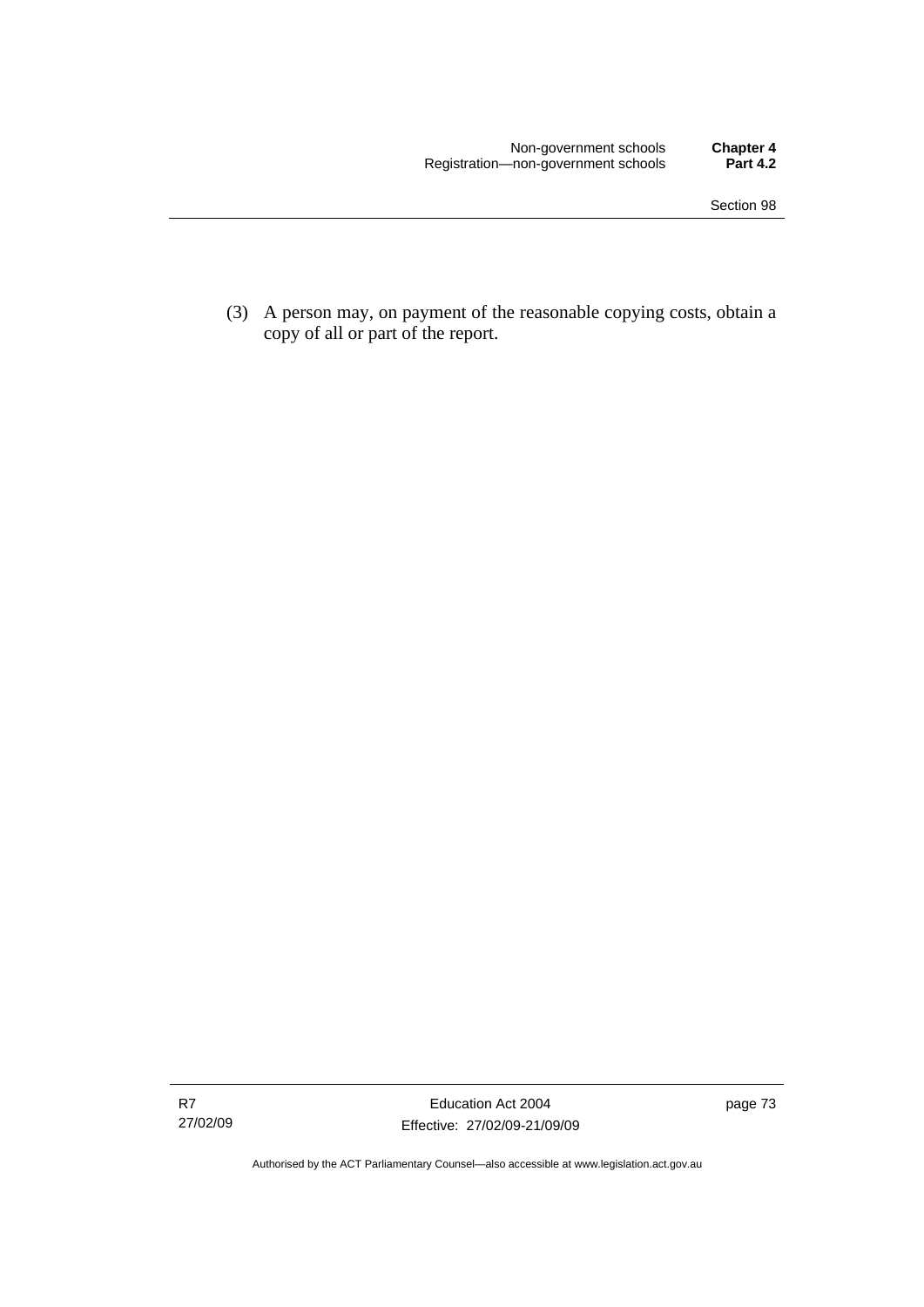(3) A person may, on payment of the reasonable copying costs, obtain a copy of all or part of the report.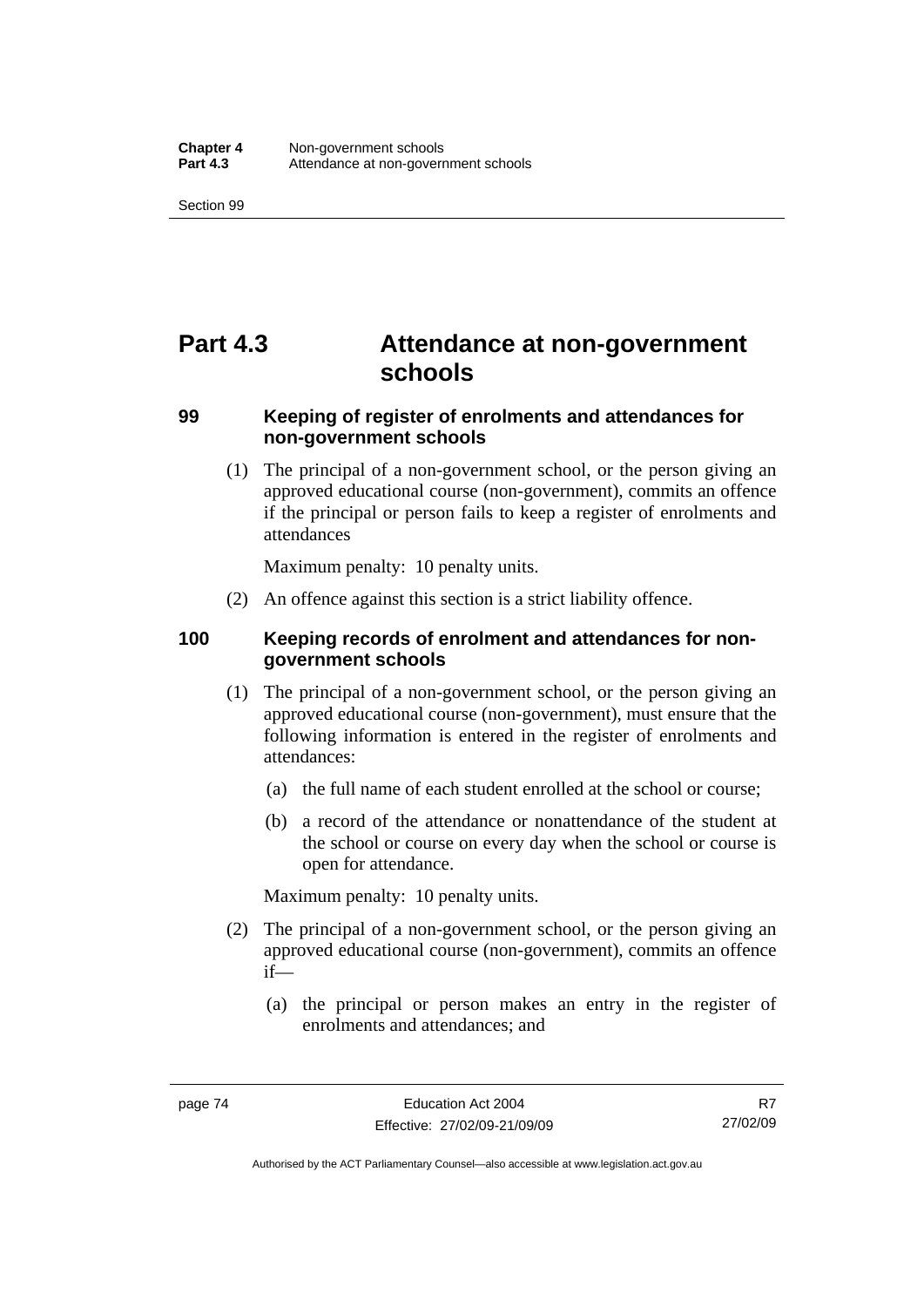# Part 4.3 Attendance at non-government schools

### 99 Keeping of register of enrolments and attendances for non-government schools

(1) The principal of a non-government school, or the person giving an approved educational course (non-government), commits an offence if the principal or person fails to keep a register of enrolments and attendances

Maximum penalty: 10 penalty units.

(2) An offence against this section is a strict liability offence.

### 100 Keeping records of enrolment and attendances for non-government schools

(1) The principal of a non-government school, or the person giving an approved educational course (non-government), must ensure that the following information is entered in the register of enrolments and attendances:

(a) the full name of each student enrolled at the school or course;

(b) a record of the attendance or nonattendance of the student at the school or course on every day when the school or course is open for attendance.

Maximum penalty: 10 penalty units.

(2) The principal of a non-government school, or the person giving an approved educational course (non-government), commits an offence if—

(a) the principal or person makes an entry in the register of enrolments and attendances; and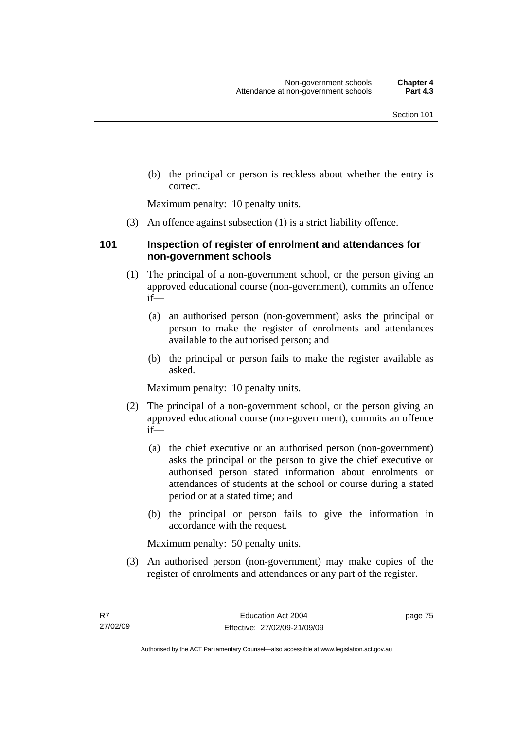(b) the principal or person is reckless about whether the entry is correct.

Maximum penalty: 10 penalty units.

(3) An offence against subsection (1) is a strict liability offence.

## 101 Inspection of register of enrolment and attendances for non-government schools

(1) The principal of a non-government school, or the person giving an approved educational course (non-government), commits an offence if—

(a) an authorised person (non-government) asks the principal or person to make the register of enrolments and attendances available to the authorised person; and

(b) the principal or person fails to make the register available as asked.

Maximum penalty: 10 penalty units.

(2) The principal of a non-government school, or the person giving an approved educational course (non-government), commits an offence if—

(a) the chief executive or an authorised person (non-government) asks the principal or the person to give the chief executive or authorised person stated information about enrolments or attendances of students at the school or course during a stated period or at a stated time; and

(b) the principal or person fails to give the information in accordance with the request.

Maximum penalty: 50 penalty units.

(3) An authorised person (non-government) may make copies of the register of enrolments and attendances or any part of the register.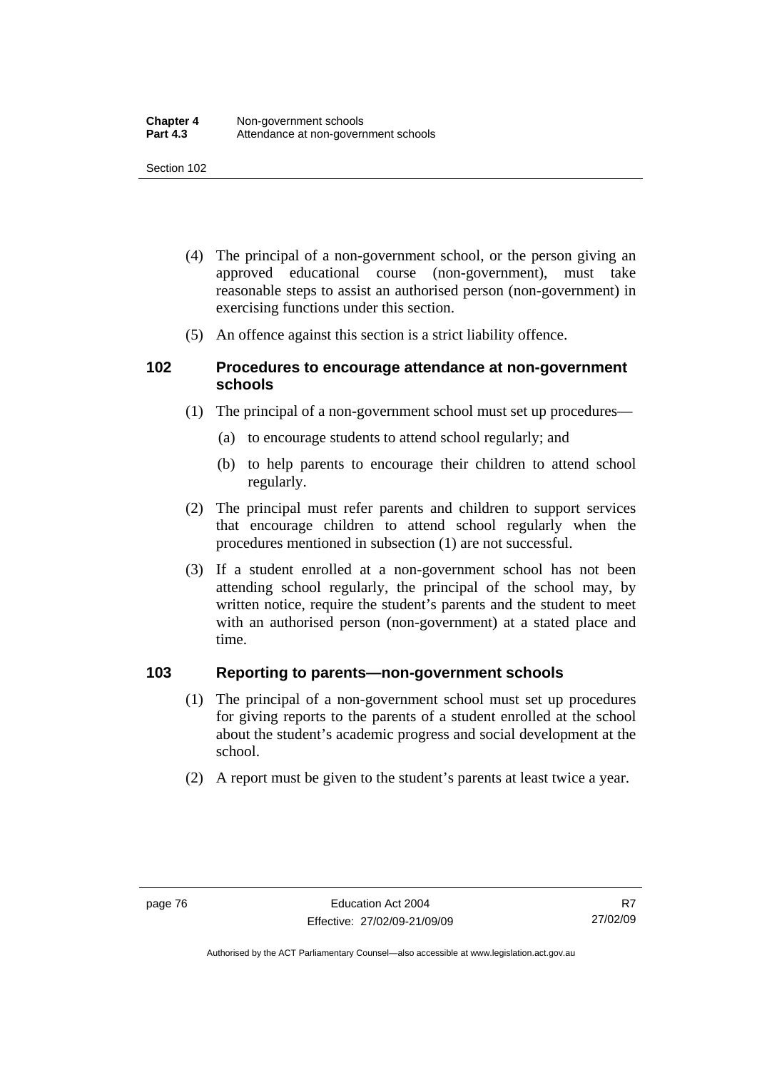(4) The principal of a non-government school, or the person giving an approved educational course (non-government), must take reasonable steps to assist an authorised person (non-government) in exercising functions under this section.

(5) An offence against this section is a strict liability offence.

## 102 Procedures to encourage attendance at non-government schools

(1) The principal of a non-government school must set up procedures—

(a) to encourage students to attend school regularly; and

(b) to help parents to encourage their children to attend school regularly.

(2) The principal must refer parents and children to support services that encourage children to attend school regularly when the procedures mentioned in subsection (1) are not successful.

(3) If a student enrolled at a non-government school has not been attending school regularly, the principal of the school may, by written notice, require the student's parents and the student to meet with an authorised person (non-government) at a stated place and time.

## 103 Reporting to parents—non-government schools

(1) The principal of a non-government school must set up procedures for giving reports to the parents of a student enrolled at the school about the student's academic progress and social development at the school.

(2) A report must be given to the student's parents at least twice a year.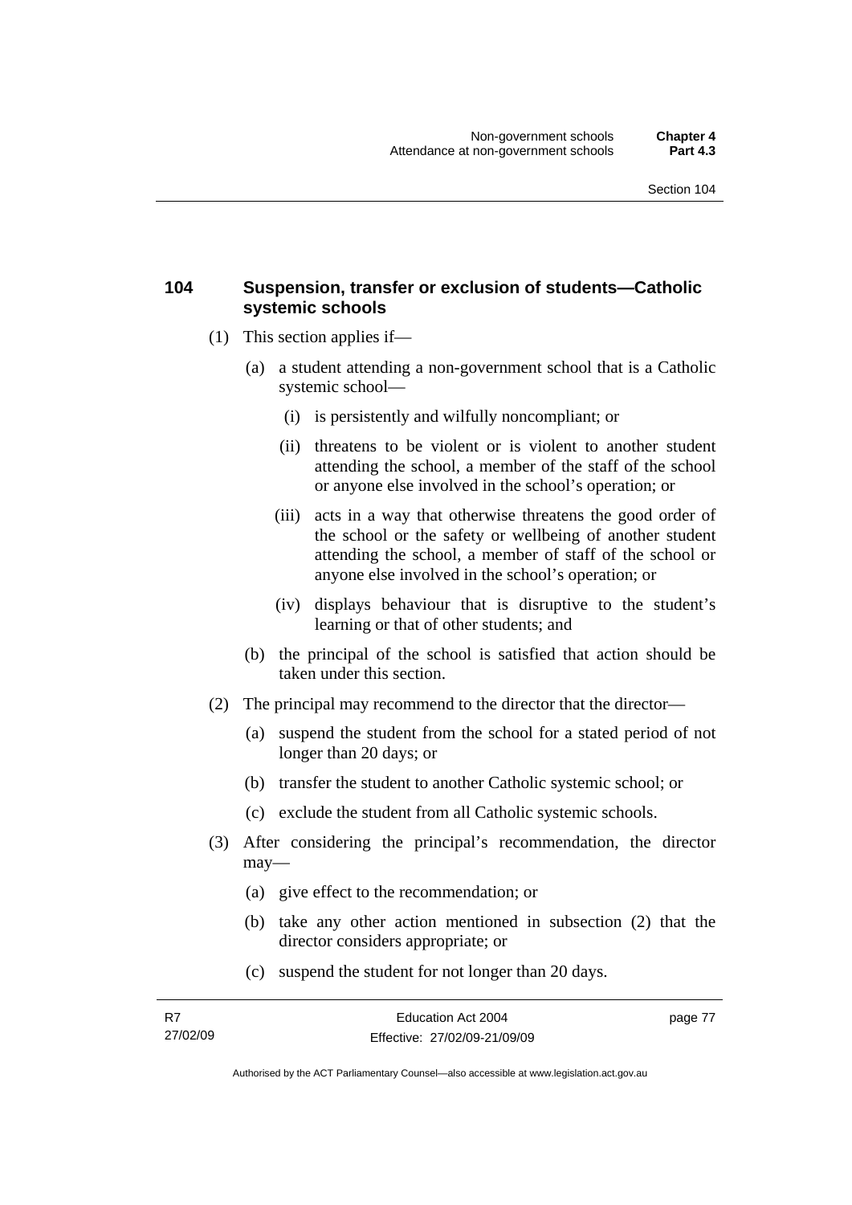## 104 Suspension, transfer or exclusion of students—Catholic systemic schools

(1) This section applies if—

(a) a student attending a non-government school that is a Catholic systemic school—

(i) is persistently and wilfully noncompliant; or

(ii) threatens to be violent or is violent to another student attending the school, a member of the staff of the school or anyone else involved in the school's operation; or

(iii) acts in a way that otherwise threatens the good order of the school or the safety or wellbeing of another student attending the school, a member of staff of the school or anyone else involved in the school's operation; or

(iv) displays behaviour that is disruptive to the student's learning or that of other students; and

(b) the principal of the school is satisfied that action should be taken under this section.

(2) The principal may recommend to the director that the director—

(a) suspend the student from the school for a stated period of not longer than 20 days; or

(b) transfer the student to another Catholic systemic school; or

(c) exclude the student from all Catholic systemic schools.

(3) After considering the principal's recommendation, the director may—

(a) give effect to the recommendation; or

(b) take any other action mentioned in subsection (2) that the director considers appropriate; or

(c) suspend the student for not longer than 20 days.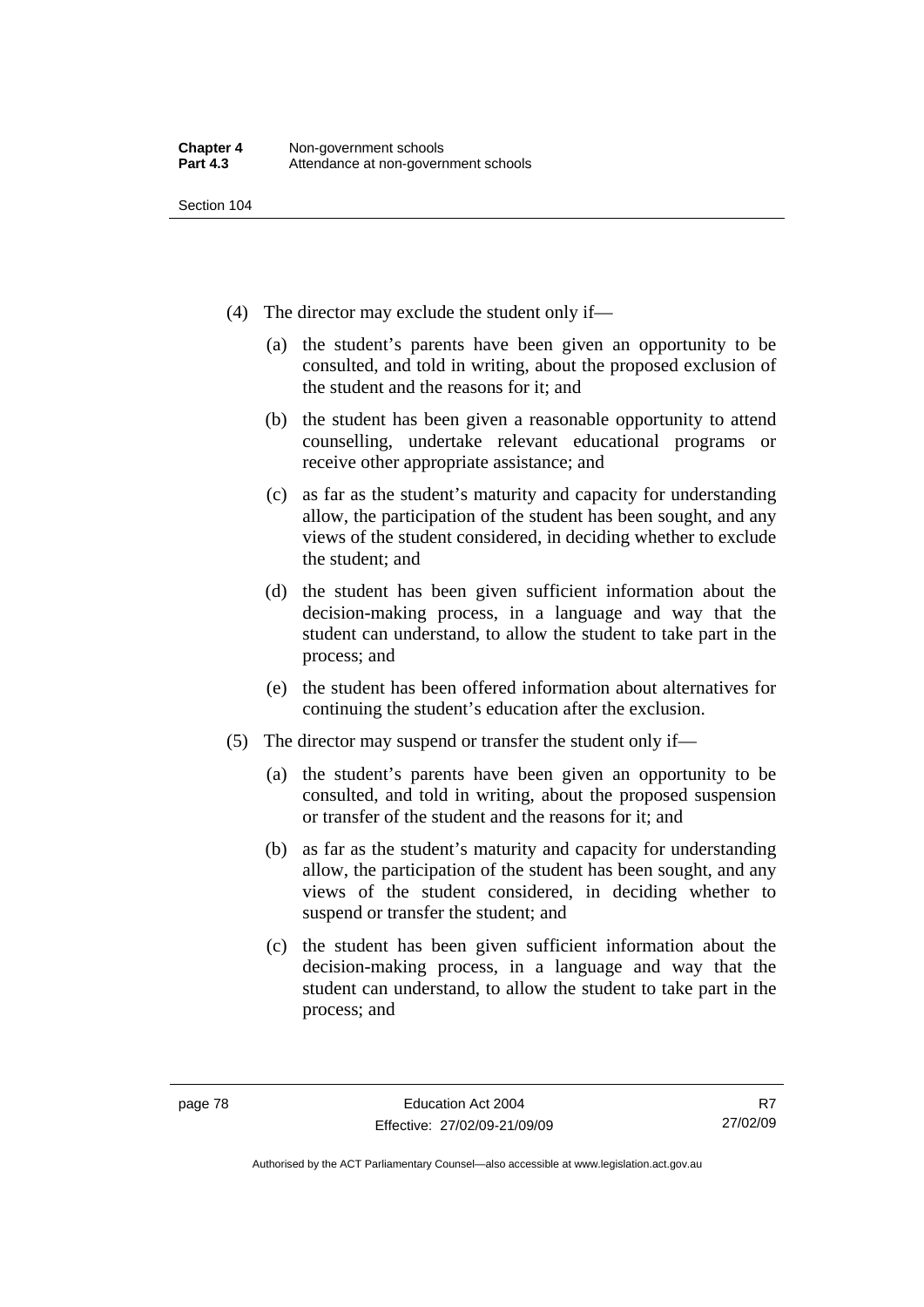(4) The director may exclude the student only if—

(a) the student's parents have been given an opportunity to be consulted, and told in writing, about the proposed exclusion of the student and the reasons for it; and

(b) the student has been given a reasonable opportunity to attend counselling, undertake relevant educational programs or receive other appropriate assistance; and

(c) as far as the student's maturity and capacity for understanding allow, the participation of the student has been sought, and any views of the student considered, in deciding whether to exclude the student; and

(d) the student has been given sufficient information about the decision-making process, in a language and way that the student can understand, to allow the student to take part in the process; and

(e) the student has been offered information about alternatives for continuing the student's education after the exclusion.

(5) The director may suspend or transfer the student only if—

(a) the student's parents have been given an opportunity to be consulted, and told in writing, about the proposed suspension or transfer of the student and the reasons for it; and

(b) as far as the student's maturity and capacity for understanding allow, the participation of the student has been sought, and any views of the student considered, in deciding whether to suspend or transfer the student; and

(c) the student has been given sufficient information about the decision-making process, in a language and way that the student can understand, to allow the student to take part in the process; and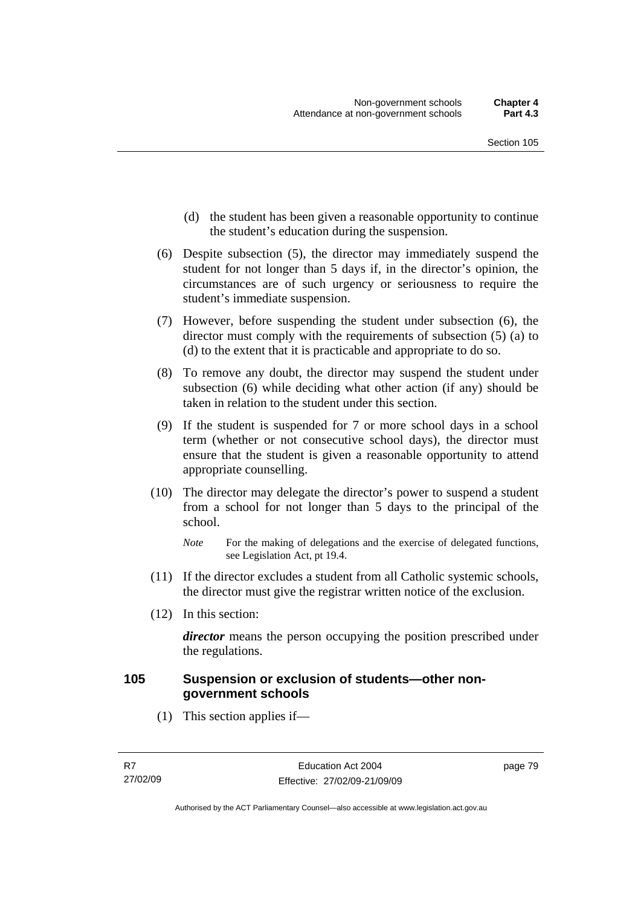(d) the student has been given a reasonable opportunity to continue the student's education during the suspension.

(6) Despite subsection (5), the director may immediately suspend the student for not longer than 5 days if, in the director's opinion, the circumstances are of such urgency or seriousness to require the student's immediate suspension.

(7) However, before suspending the student under subsection (6), the director must comply with the requirements of subsection (5) (a) to (d) to the extent that it is practicable and appropriate to do so.

(8) To remove any doubt, the director may suspend the student under subsection (6) while deciding what other action (if any) should be taken in relation to the student under this section.

(9) If the student is suspended for 7 or more school days in a school term (whether or not consecutive school days), the director must ensure that the student is given a reasonable opportunity to attend appropriate counselling.

(10) The director may delegate the director's power to suspend a student from a school for not longer than 5 days to the principal of the school.

*Note* For the making of delegations and the exercise of delegated functions, see Legislation Act, pt 19.4.

(11) If the director excludes a student from all Catholic systemic schools, the director must give the registrar written notice of the exclusion.

(12) In this section:

***director*** means the person occupying the position prescribed under the regulations.

### 105 Suspension or exclusion of students—other non-government schools

(1) This section applies if—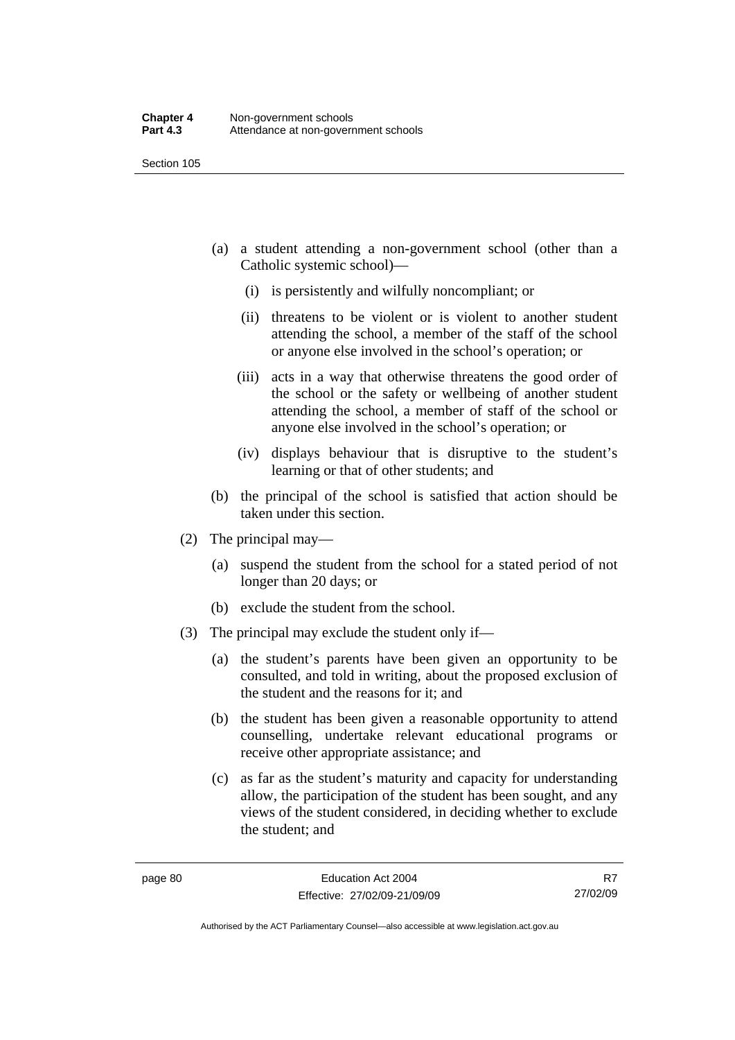(a) a student attending a non-government school (other than a Catholic systemic school)—

  (i) is persistently and wilfully noncompliant; or

  (ii) threatens to be violent or is violent to another student attending the school, a member of the staff of the school or anyone else involved in the school's operation; or

  (iii) acts in a way that otherwise threatens the good order of the school or the safety or wellbeing of another student attending the school, a member of staff of the school or anyone else involved in the school's operation; or

  (iv) displays behaviour that is disruptive to the student's learning or that of other students; and

(b) the principal of the school is satisfied that action should be taken under this section.

(2) The principal may—

  (a) suspend the student from the school for a stated period of not longer than 20 days; or

  (b) exclude the student from the school.

(3) The principal may exclude the student only if—

  (a) the student's parents have been given an opportunity to be consulted, and told in writing, about the proposed exclusion of the student and the reasons for it; and

  (b) the student has been given a reasonable opportunity to attend counselling, undertake relevant educational programs or receive other appropriate assistance; and

  (c) as far as the student's maturity and capacity for understanding allow, the participation of the student has been sought, and any views of the student considered, in deciding whether to exclude the student; and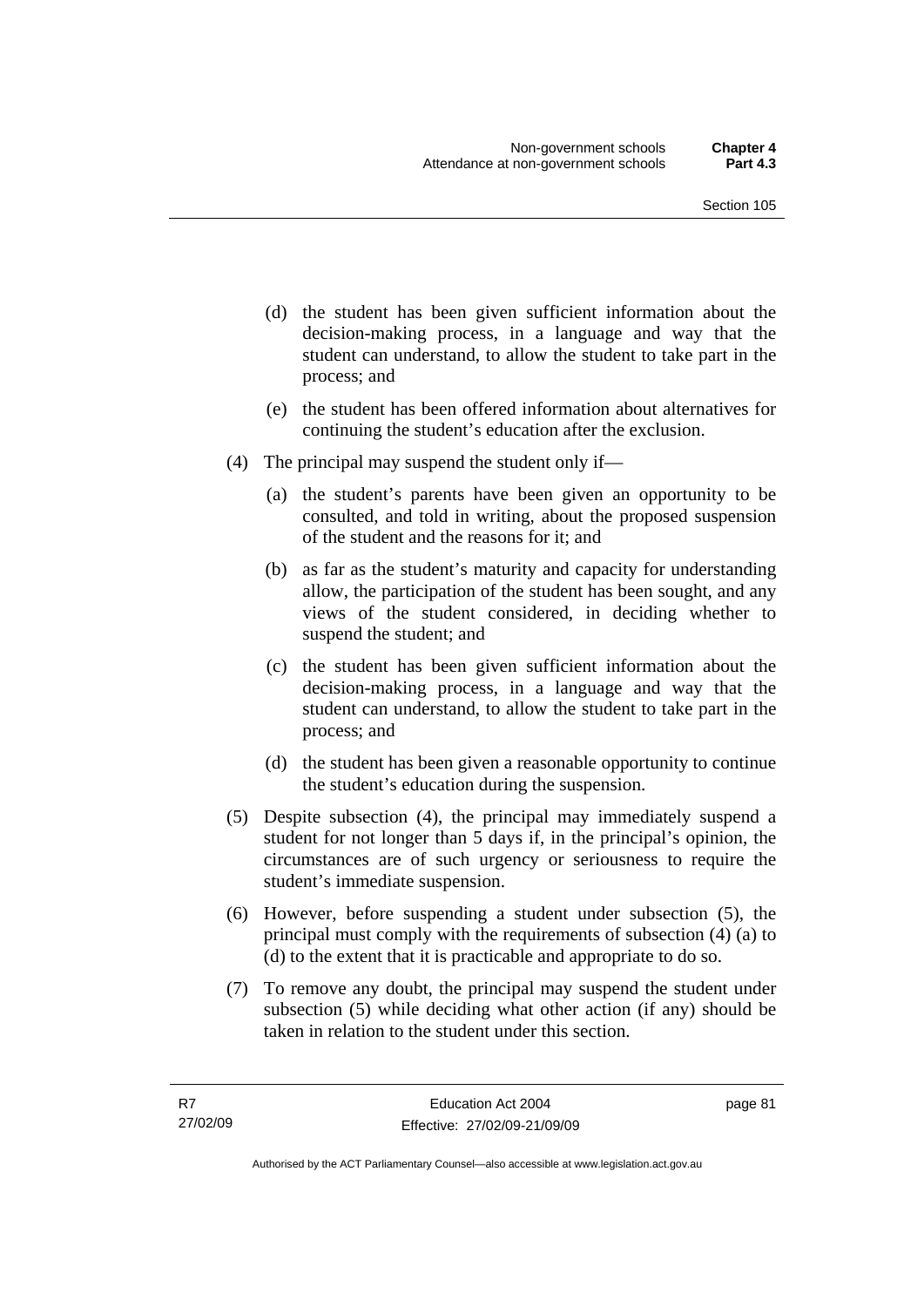(d) the student has been given sufficient information about the decision-making process, in a language and way that the student can understand, to allow the student to take part in the process; and

(e) the student has been offered information about alternatives for continuing the student's education after the exclusion.

(4) The principal may suspend the student only if—

(a) the student's parents have been given an opportunity to be consulted, and told in writing, about the proposed suspension of the student and the reasons for it; and

(b) as far as the student's maturity and capacity for understanding allow, the participation of the student has been sought, and any views of the student considered, in deciding whether to suspend the student; and

(c) the student has been given sufficient information about the decision-making process, in a language and way that the student can understand, to allow the student to take part in the process; and

(d) the student has been given a reasonable opportunity to continue the student's education during the suspension.

(5) Despite subsection (4), the principal may immediately suspend a student for not longer than 5 days if, in the principal's opinion, the circumstances are of such urgency or seriousness to require the student's immediate suspension.

(6) However, before suspending a student under subsection (5), the principal must comply with the requirements of subsection (4) (a) to (d) to the extent that it is practicable and appropriate to do so.

(7) To remove any doubt, the principal may suspend the student under subsection (5) while deciding what other action (if any) should be taken in relation to the student under this section.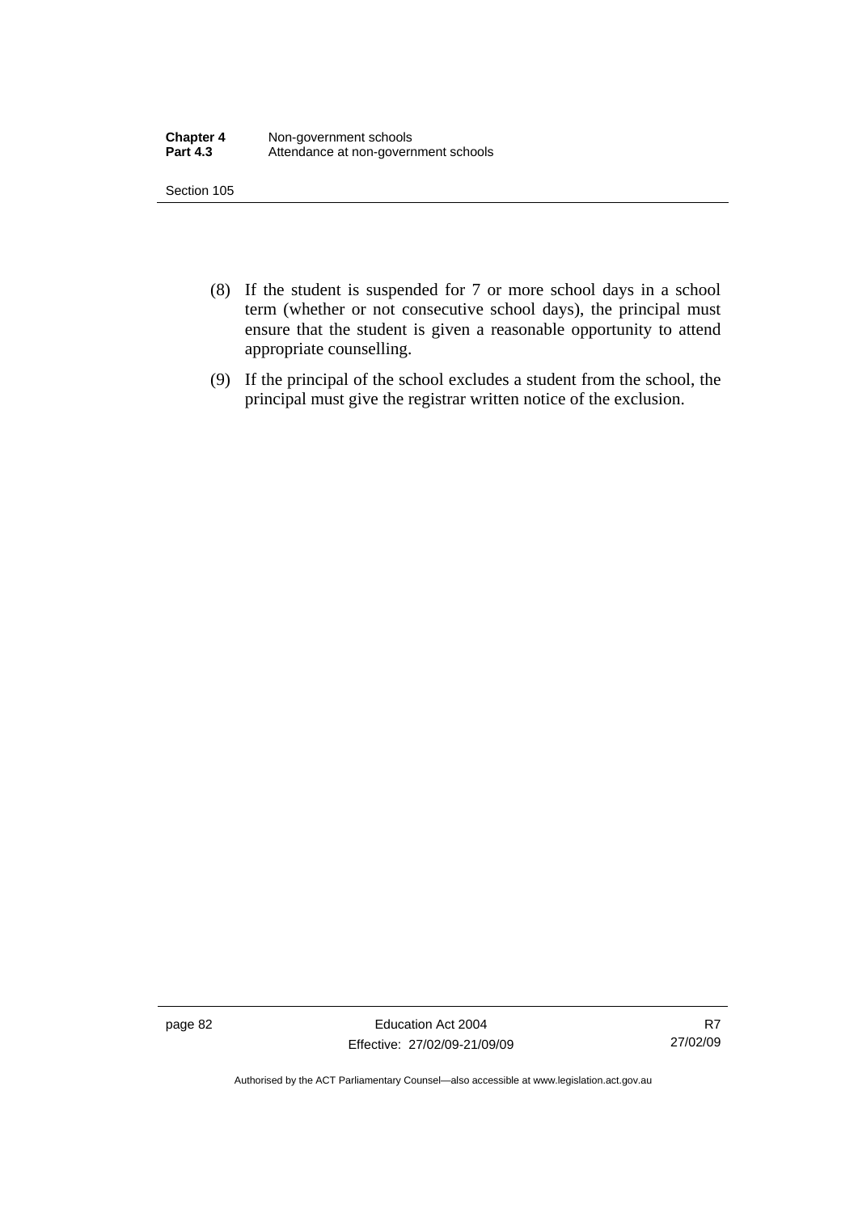(8) If the student is suspended for 7 or more school days in a school term (whether or not consecutive school days), the principal must ensure that the student is given a reasonable opportunity to attend appropriate counselling.

(9) If the principal of the school excludes a student from the school, the principal must give the registrar written notice of the exclusion.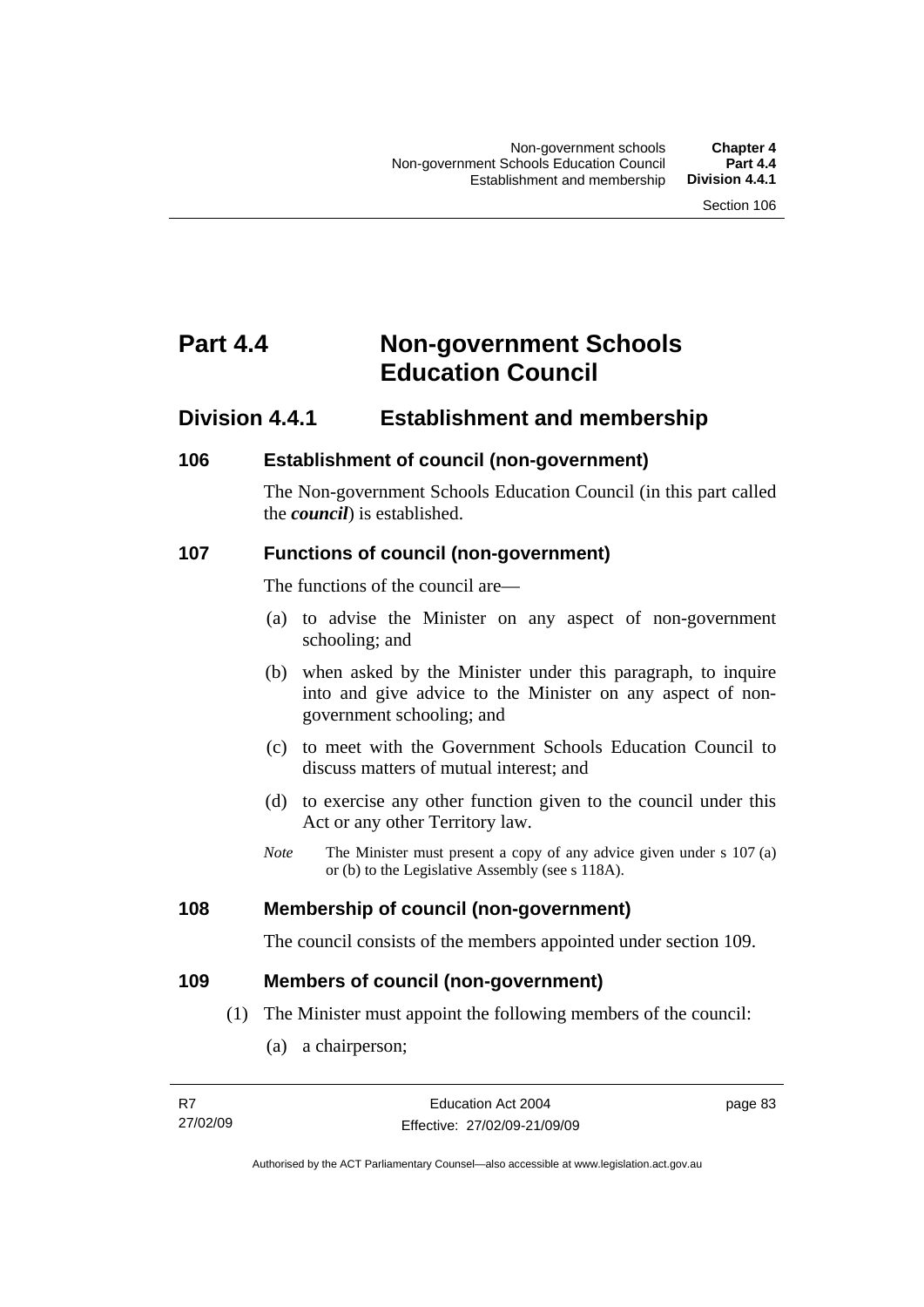# Part 4.4 Non-government Schools Education Council

## Division 4.4.1 Establishment and membership

### 106 Establishment of council (non-government)

The Non-government Schools Education Council (in this part called the ***council***) is established.

### 107 Functions of council (non-government)

The functions of the council are—

(a) to advise the Minister on any aspect of non-government schooling; and

(b) when asked by the Minister under this paragraph, to inquire into and give advice to the Minister on any aspect of non-government schooling; and

(c) to meet with the Government Schools Education Council to discuss matters of mutual interest; and

(d) to exercise any other function given to the council under this Act or any other Territory law.

*Note* The Minister must present a copy of any advice given under s 107 (a) or (b) to the Legislative Assembly (see s 118A).

### 108 Membership of council (non-government)

The council consists of the members appointed under section 109.

### 109 Members of council (non-government)

(1) The Minister must appoint the following members of the council:

(a) a chairperson;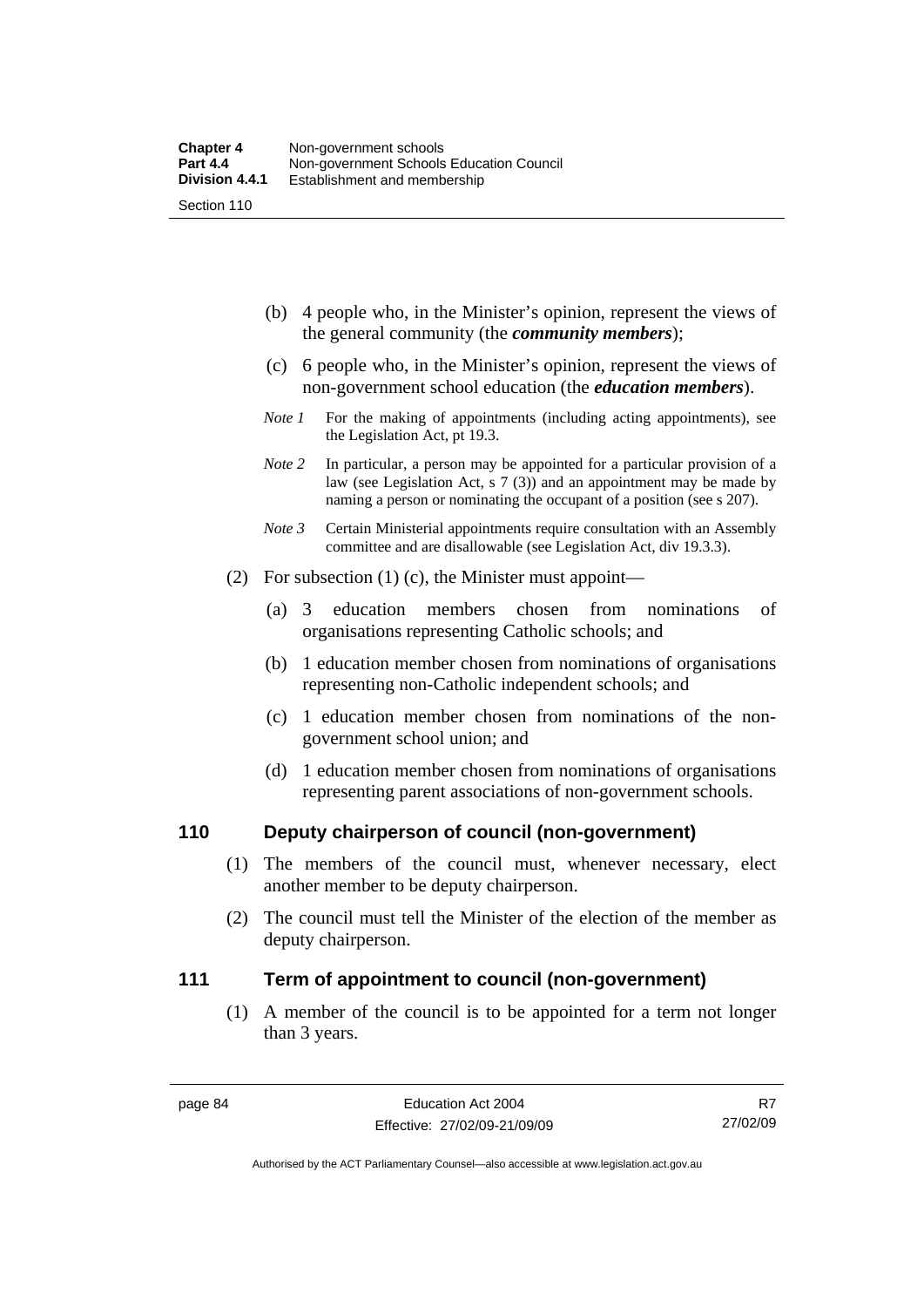(b) 4 people who, in the Minister's opinion, represent the views of the general community (the ***community members***);

(c) 6 people who, in the Minister's opinion, represent the views of non-government school education (the ***education members***).

*Note 1* For the making of appointments (including acting appointments), see the Legislation Act, pt 19.3.

*Note 2* In particular, a person may be appointed for a particular provision of a law (see Legislation Act, s 7 (3)) and an appointment may be made by naming a person or nominating the occupant of a position (see s 207).

*Note 3* Certain Ministerial appointments require consultation with an Assembly committee and are disallowable (see Legislation Act, div 19.3.3).

(2) For subsection (1) (c), the Minister must appoint—

(a) 3 education members chosen from nominations of organisations representing Catholic schools; and

(b) 1 education member chosen from nominations of organisations representing non-Catholic independent schools; and

(c) 1 education member chosen from nominations of the non-government school union; and

(d) 1 education member chosen from nominations of organisations representing parent associations of non-government schools.

## 110 Deputy chairperson of council (non-government)

(1) The members of the council must, whenever necessary, elect another member to be deputy chairperson.

(2) The council must tell the Minister of the election of the member as deputy chairperson.

## 111 Term of appointment to council (non-government)

(1) A member of the council is to be appointed for a term not longer than 3 years.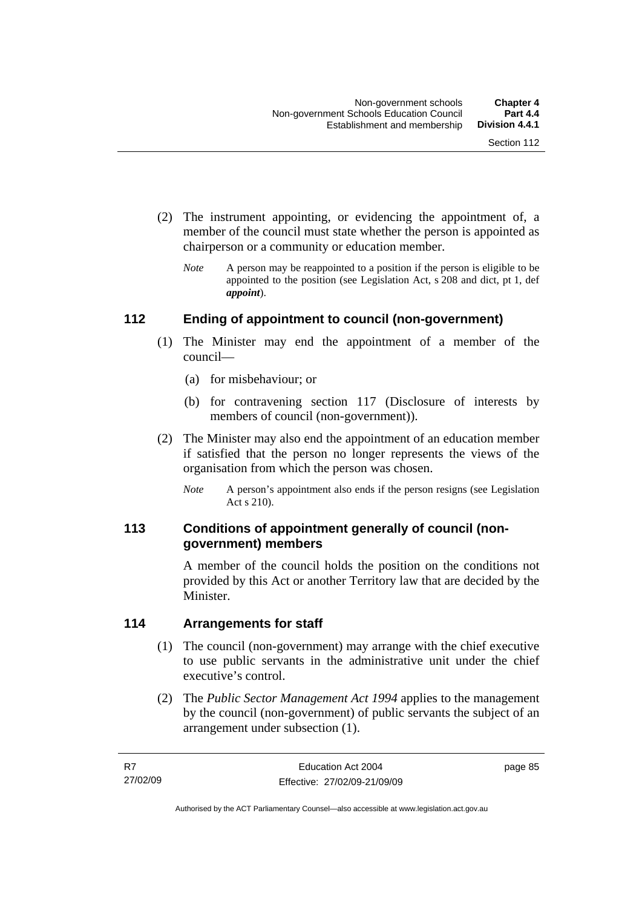(2) The instrument appointing, or evidencing the appointment of, a member of the council must state whether the person is appointed as chairperson or a community or education member.

*Note* A person may be reappointed to a position if the person is eligible to be appointed to the position (see Legislation Act, s 208 and dict, pt 1, def ***appoint***).

## 112 Ending of appointment to council (non-government)

(1) The Minister may end the appointment of a member of the council—

(a) for misbehaviour; or

(b) for contravening section 117 (Disclosure of interests by members of council (non-government)).

(2) The Minister may also end the appointment of an education member if satisfied that the person no longer represents the views of the organisation from which the person was chosen.

*Note* A person's appointment also ends if the person resigns (see Legislation Act s 210).

## 113 Conditions of appointment generally of council (non-government) members

A member of the council holds the position on the conditions not provided by this Act or another Territory law that are decided by the Minister.

## 114 Arrangements for staff

(1) The council (non-government) may arrange with the chief executive to use public servants in the administrative unit under the chief executive's control.

(2) The *Public Sector Management Act 1994* applies to the management by the council (non-government) of public servants the subject of an arrangement under subsection (1).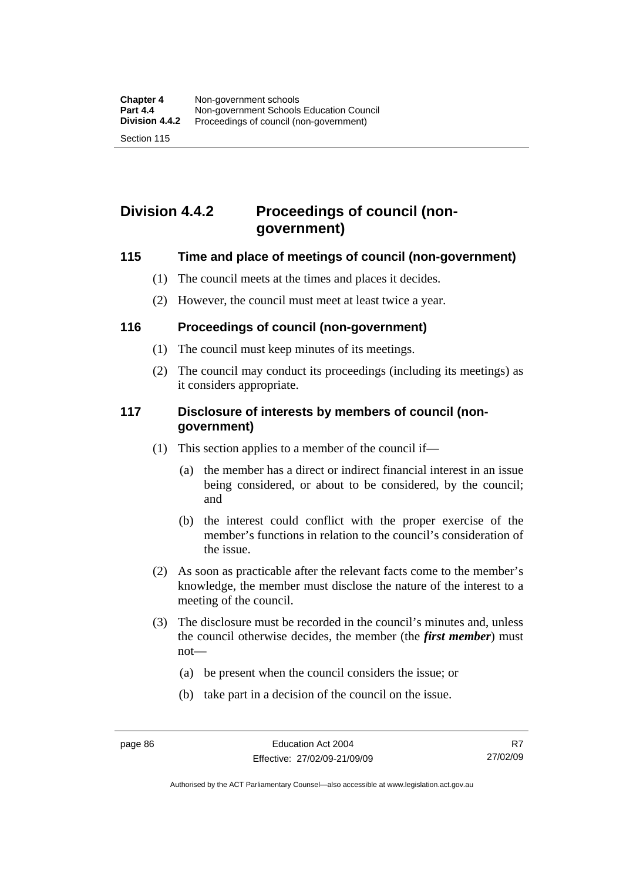## Division 4.4.2 Proceedings of council (non-government)

### 115 Time and place of meetings of council (non-government)

(1) The council meets at the times and places it decides.

(2) However, the council must meet at least twice a year.

### 116 Proceedings of council (non-government)

(1) The council must keep minutes of its meetings.

(2) The council may conduct its proceedings (including its meetings) as it considers appropriate.

### 117 Disclosure of interests by members of council (non-government)

(1) This section applies to a member of the council if—

(a) the member has a direct or indirect financial interest in an issue being considered, or about to be considered, by the council; and

(b) the interest could conflict with the proper exercise of the member's functions in relation to the council's consideration of the issue.

(2) As soon as practicable after the relevant facts come to the member's knowledge, the member must disclose the nature of the interest to a meeting of the council.

(3) The disclosure must be recorded in the council's minutes and, unless the council otherwise decides, the member (the ***first member***) must not—

(a) be present when the council considers the issue; or

(b) take part in a decision of the council on the issue.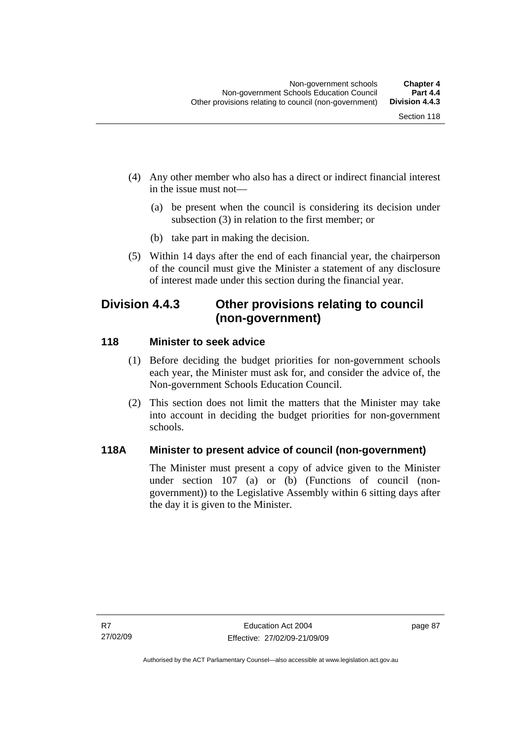(4) Any other member who also has a direct or indirect financial interest in the issue must not—

(a) be present when the council is considering its decision under subsection (3) in relation to the first member; or

(b) take part in making the decision.

(5) Within 14 days after the end of each financial year, the chairperson of the council must give the Minister a statement of any disclosure of interest made under this section during the financial year.

## Division 4.4.3 Other provisions relating to council (non-government)

### 118 Minister to seek advice

(1) Before deciding the budget priorities for non-government schools each year, the Minister must ask for, and consider the advice of, the Non-government Schools Education Council.

(2) This section does not limit the matters that the Minister may take into account in deciding the budget priorities for non-government schools.

### 118A Minister to present advice of council (non-government)

The Minister must present a copy of advice given to the Minister under section 107 (a) or (b) (Functions of council (non-government)) to the Legislative Assembly within 6 sitting days after the day it is given to the Minister.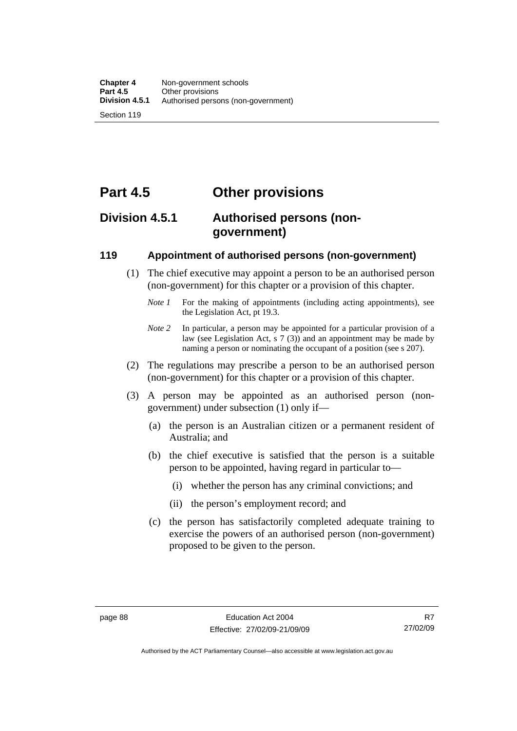# Part 4.5 Other provisions

## Division 4.5.1 Authorised persons (non-government)

### 119 Appointment of authorised persons (non-government)

(1) The chief executive may appoint a person to be an authorised person (non-government) for this chapter or a provision of this chapter.

*Note 1* For the making of appointments (including acting appointments), see the Legislation Act, pt 19.3.

*Note 2* In particular, a person may be appointed for a particular provision of a law (see Legislation Act, s 7 (3)) and an appointment may be made by naming a person or nominating the occupant of a position (see s 207).

(2) The regulations may prescribe a person to be an authorised person (non-government) for this chapter or a provision of this chapter.

(3) A person may be appointed as an authorised person (non-government) under subsection (1) only if—

(a) the person is an Australian citizen or a permanent resident of Australia; and

(b) the chief executive is satisfied that the person is a suitable person to be appointed, having regard in particular to—

(i) whether the person has any criminal convictions; and

(ii) the person's employment record; and

(c) the person has satisfactorily completed adequate training to exercise the powers of an authorised person (non-government) proposed to be given to the person.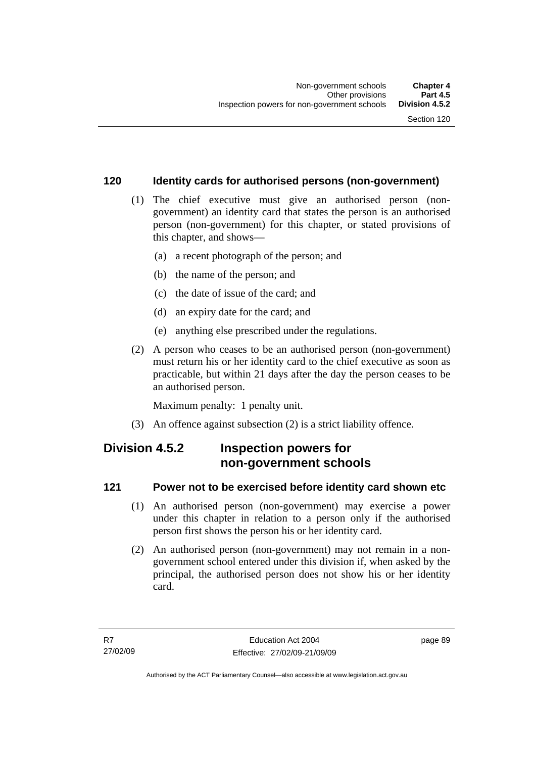### 120 Identity cards for authorised persons (non-government)

(1) The chief executive must give an authorised person (non-government) an identity card that states the person is an authorised person (non-government) for this chapter, or stated provisions of this chapter, and shows—

(a) a recent photograph of the person; and

(b) the name of the person; and

(c) the date of issue of the card; and

(d) an expiry date for the card; and

(e) anything else prescribed under the regulations.

(2) A person who ceases to be an authorised person (non-government) must return his or her identity card to the chief executive as soon as practicable, but within 21 days after the day the person ceases to be an authorised person.

Maximum penalty: 1 penalty unit.

(3) An offence against subsection (2) is a strict liability offence.

## Division 4.5.2 Inspection powers for non-government schools

### 121 Power not to be exercised before identity card shown etc

(1) An authorised person (non-government) may exercise a power under this chapter in relation to a person only if the authorised person first shows the person his or her identity card.

(2) An authorised person (non-government) may not remain in a non-government school entered under this division if, when asked by the principal, the authorised person does not show his or her identity card.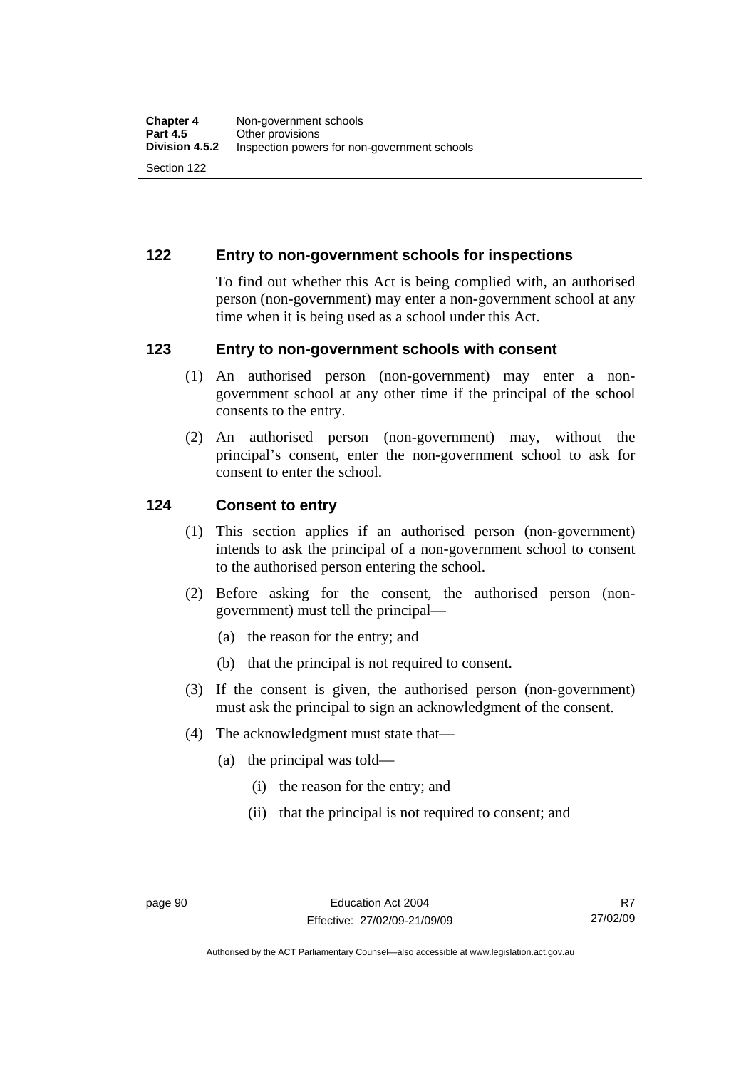## 122 Entry to non-government schools for inspections

To find out whether this Act is being complied with, an authorised person (non-government) may enter a non-government school at any time when it is being used as a school under this Act.

## 123 Entry to non-government schools with consent

(1) An authorised person (non-government) may enter a non-government school at any other time if the principal of the school consents to the entry.

(2) An authorised person (non-government) may, without the principal's consent, enter the non-government school to ask for consent to enter the school.

## 124 Consent to entry

(1) This section applies if an authorised person (non-government) intends to ask the principal of a non-government school to consent to the authorised person entering the school.

(2) Before asking for the consent, the authorised person (non-government) must tell the principal—

(a) the reason for the entry; and

(b) that the principal is not required to consent.

(3) If the consent is given, the authorised person (non-government) must ask the principal to sign an acknowledgment of the consent.

(4) The acknowledgment must state that—

(a) the principal was told—

(i) the reason for the entry; and

(ii) that the principal is not required to consent; and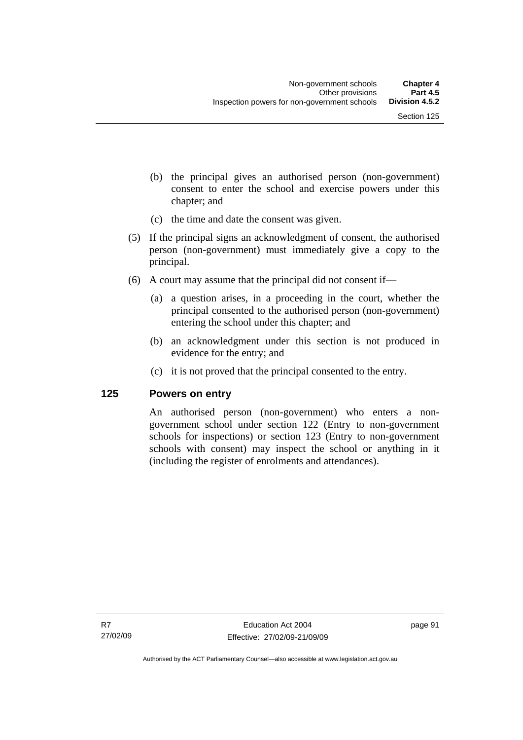(b) the principal gives an authorised person (non-government) consent to enter the school and exercise powers under this chapter; and

(c) the time and date the consent was given.

(5) If the principal signs an acknowledgment of consent, the authorised person (non-government) must immediately give a copy to the principal.

(6) A court may assume that the principal did not consent if—

(a) a question arises, in a proceeding in the court, whether the principal consented to the authorised person (non-government) entering the school under this chapter; and

(b) an acknowledgment under this section is not produced in evidence for the entry; and

(c) it is not proved that the principal consented to the entry.

## 125 Powers on entry

An authorised person (non-government) who enters a non-government school under section 122 (Entry to non-government schools for inspections) or section 123 (Entry to non-government schools with consent) may inspect the school or anything in it (including the register of enrolments and attendances).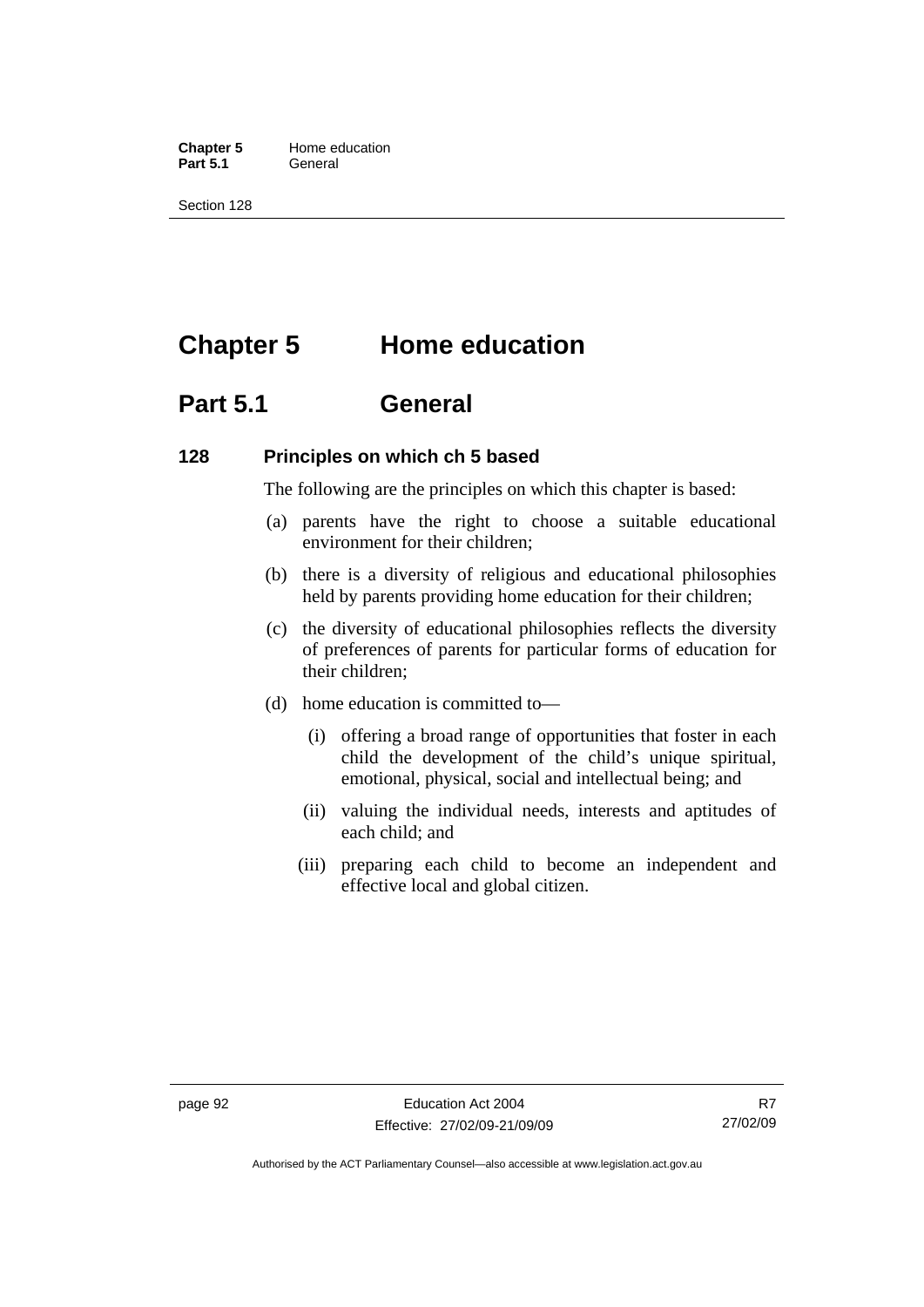# Chapter 5 Home education

## Part 5.1 General

### 128 Principles on which ch 5 based

The following are the principles on which this chapter is based:

(a) parents have the right to choose a suitable educational environment for their children;

(b) there is a diversity of religious and educational philosophies held by parents providing home education for their children;

(c) the diversity of educational philosophies reflects the diversity of preferences of parents for particular forms of education for their children;

(d) home education is committed to—

  (i) offering a broad range of opportunities that foster in each child the development of the child's unique spiritual, emotional, physical, social and intellectual being; and

  (ii) valuing the individual needs, interests and aptitudes of each child; and

  (iii) preparing each child to become an independent and effective local and global citizen.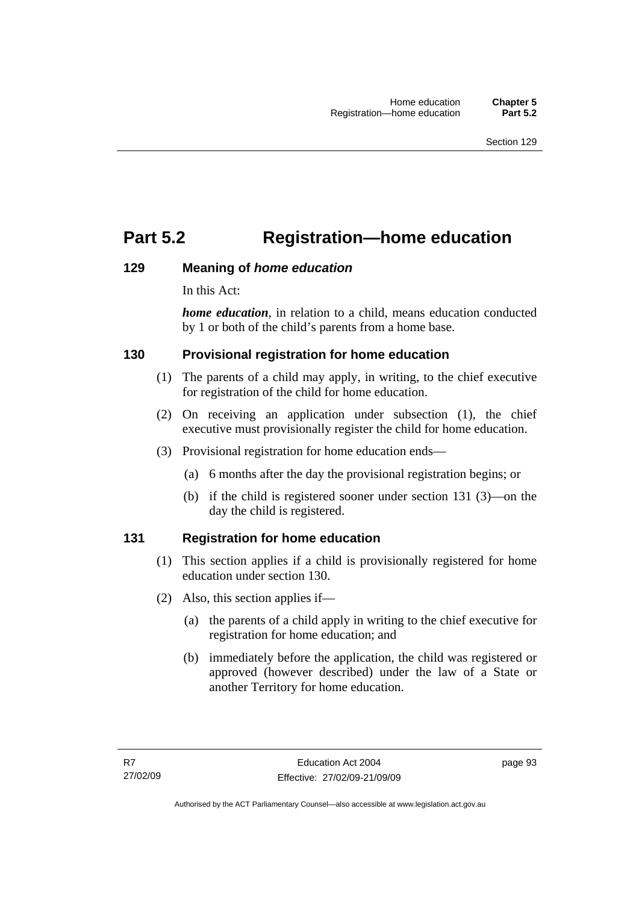# Part 5.2 Registration—home education

### 129 Meaning of *home education*

In this Act:

***home education***, in relation to a child, means education conducted by 1 or both of the child's parents from a home base.

### 130 Provisional registration for home education

(1) The parents of a child may apply, in writing, to the chief executive for registration of the child for home education.

(2) On receiving an application under subsection (1), the chief executive must provisionally register the child for home education.

(3) Provisional registration for home education ends—

  (a) 6 months after the day the provisional registration begins; or

  (b) if the child is registered sooner under section 131 (3)—on the day the child is registered.

### 131 Registration for home education

(1) This section applies if a child is provisionally registered for home education under section 130.

(2) Also, this section applies if—

  (a) the parents of a child apply in writing to the chief executive for registration for home education; and

  (b) immediately before the application, the child was registered or approved (however described) under the law of a State or another Territory for home education.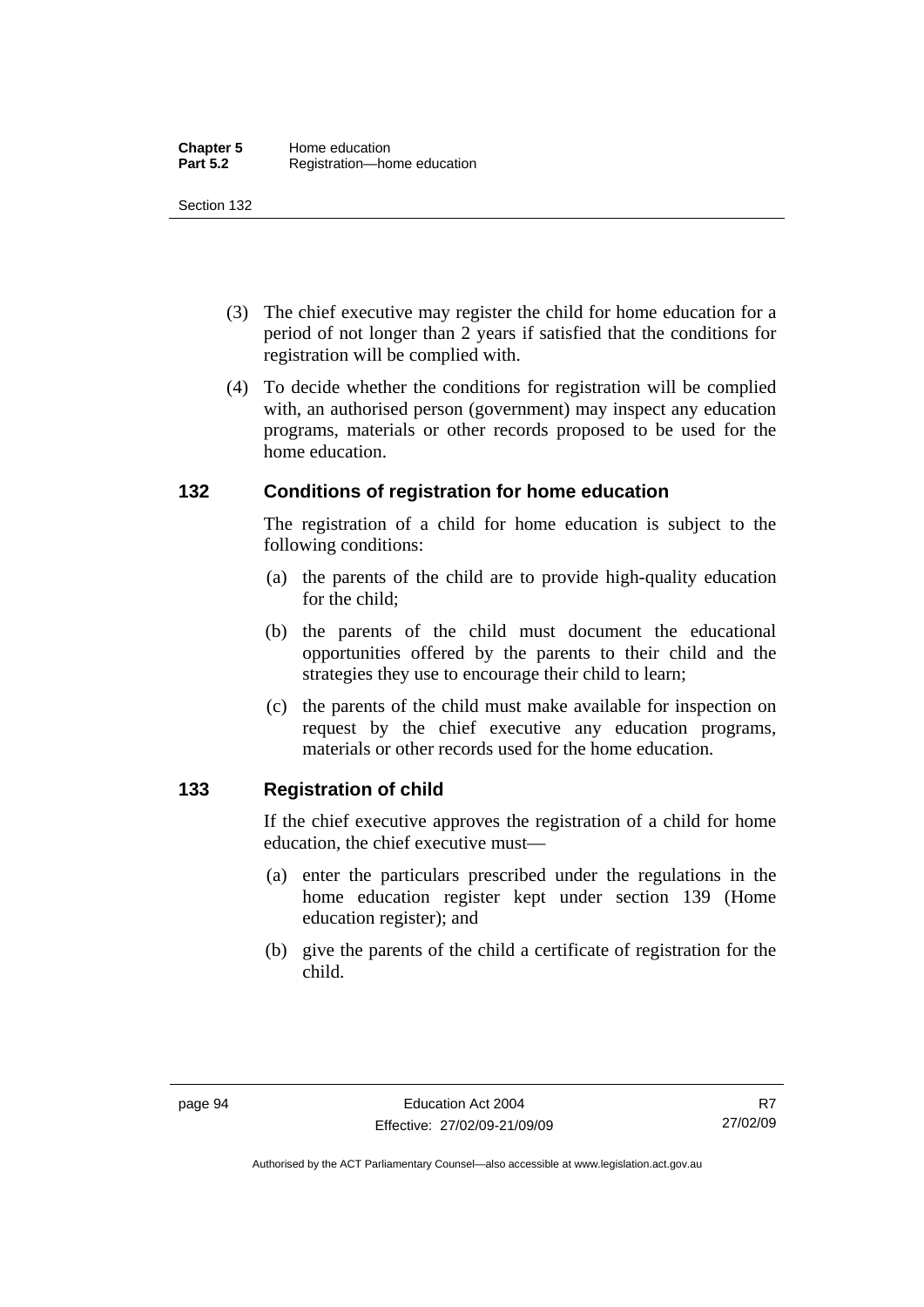(3) The chief executive may register the child for home education for a period of not longer than 2 years if satisfied that the conditions for registration will be complied with.

(4) To decide whether the conditions for registration will be complied with, an authorised person (government) may inspect any education programs, materials or other records proposed to be used for the home education.

## 132 Conditions of registration for home education

The registration of a child for home education is subject to the following conditions:

(a) the parents of the child are to provide high-quality education for the child;

(b) the parents of the child must document the educational opportunities offered by the parents to their child and the strategies they use to encourage their child to learn;

(c) the parents of the child must make available for inspection on request by the chief executive any education programs, materials or other records used for the home education.

## 133 Registration of child

If the chief executive approves the registration of a child for home education, the chief executive must—

(a) enter the particulars prescribed under the regulations in the home education register kept under section 139 (Home education register); and

(b) give the parents of the child a certificate of registration for the child.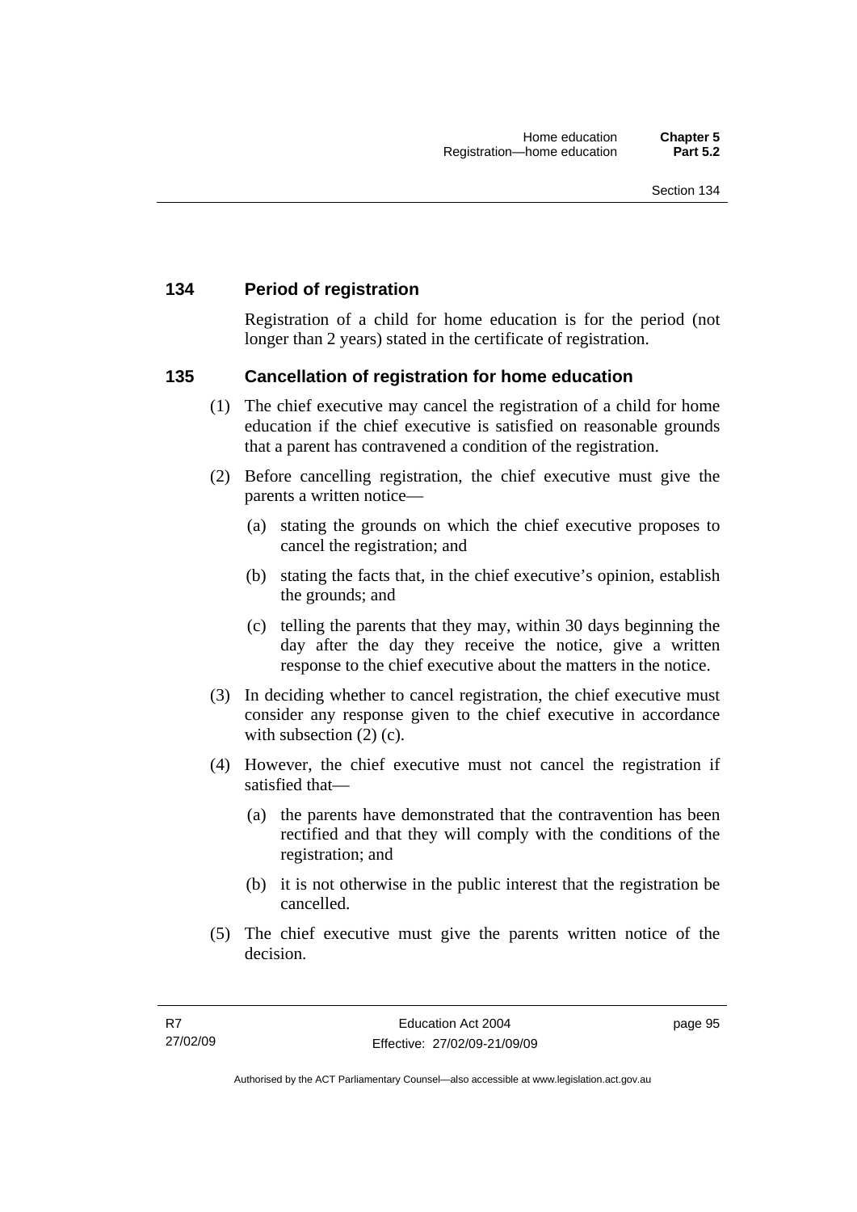## 134 Period of registration

Registration of a child for home education is for the period (not longer than 2 years) stated in the certificate of registration.

## 135 Cancellation of registration for home education

(1) The chief executive may cancel the registration of a child for home education if the chief executive is satisfied on reasonable grounds that a parent has contravened a condition of the registration.

(2) Before cancelling registration, the chief executive must give the parents a written notice—

(a) stating the grounds on which the chief executive proposes to cancel the registration; and

(b) stating the facts that, in the chief executive's opinion, establish the grounds; and

(c) telling the parents that they may, within 30 days beginning the day after the day they receive the notice, give a written response to the chief executive about the matters in the notice.

(3) In deciding whether to cancel registration, the chief executive must consider any response given to the chief executive in accordance with subsection (2) (c).

(4) However, the chief executive must not cancel the registration if satisfied that—

(a) the parents have demonstrated that the contravention has been rectified and that they will comply with the conditions of the registration; and

(b) it is not otherwise in the public interest that the registration be cancelled.

(5) The chief executive must give the parents written notice of the decision.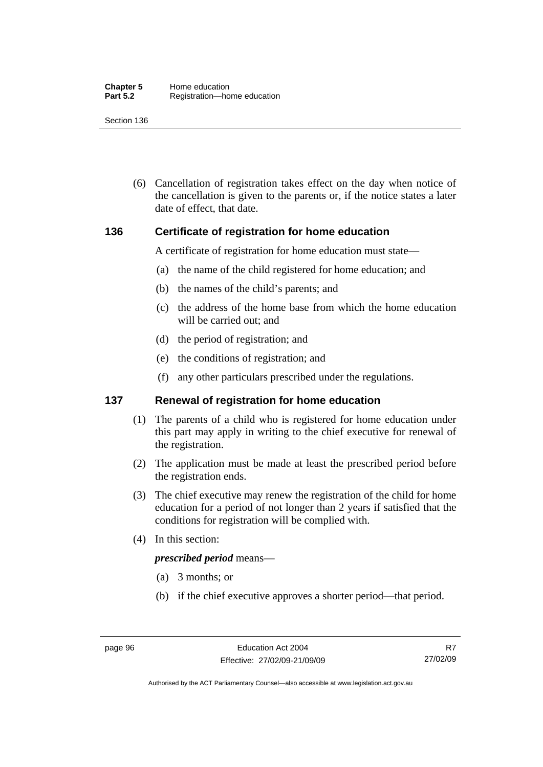(6) Cancellation of registration takes effect on the day when notice of the cancellation is given to the parents or, if the notice states a later date of effect, that date.

## 136 Certificate of registration for home education

A certificate of registration for home education must state—

(a) the name of the child registered for home education; and

(b) the names of the child's parents; and

(c) the address of the home base from which the home education will be carried out; and

(d) the period of registration; and

(e) the conditions of registration; and

(f) any other particulars prescribed under the regulations.

## 137 Renewal of registration for home education

(1) The parents of a child who is registered for home education under this part may apply in writing to the chief executive for renewal of the registration.

(2) The application must be made at least the prescribed period before the registration ends.

(3) The chief executive may renew the registration of the child for home education for a period of not longer than 2 years if satisfied that the conditions for registration will be complied with.

(4) In this section:

***prescribed period*** means—

(a) 3 months; or

(b) if the chief executive approves a shorter period—that period.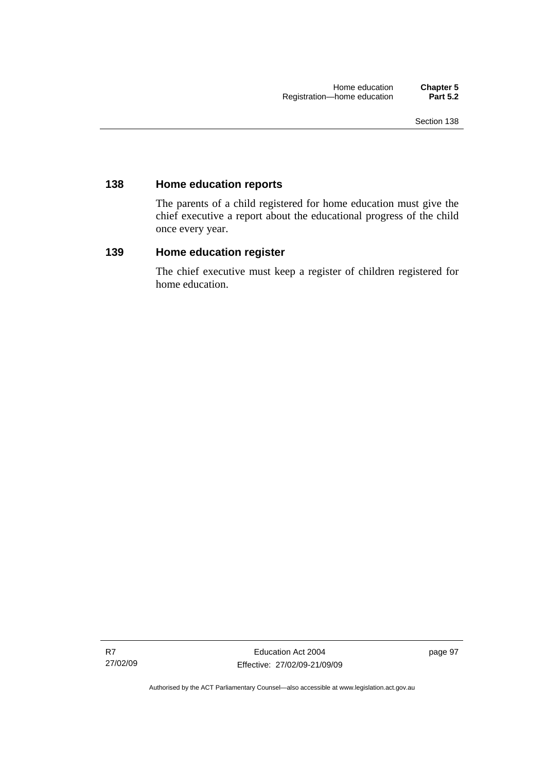## 138 Home education reports

The parents of a child registered for home education must give the chief executive a report about the educational progress of the child once every year.

## 139 Home education register

The chief executive must keep a register of children registered for home education.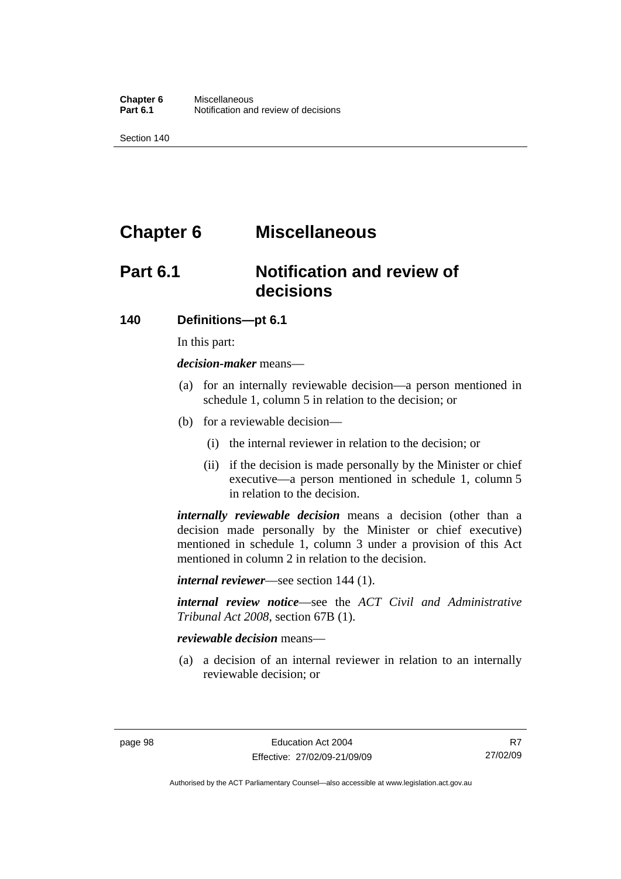# Chapter 6 Miscellaneous

## Part 6.1 Notification and review of decisions

### 140 Definitions—pt 6.1

In this part:

***decision-maker*** means—

(a) for an internally reviewable decision—a person mentioned in schedule 1, column 5 in relation to the decision; or

(b) for a reviewable decision—

(i) the internal reviewer in relation to the decision; or

(ii) if the decision is made personally by the Minister or chief executive—a person mentioned in schedule 1, column 5 in relation to the decision.

***internally reviewable decision*** means a decision (other than a decision made personally by the Minister or chief executive) mentioned in schedule 1, column 3 under a provision of this Act mentioned in column 2 in relation to the decision.

***internal reviewer***—see section 144 (1).

***internal review notice***—see the *ACT Civil and Administrative Tribunal Act 2008*, section 67B (1).

***reviewable decision*** means—

(a) a decision of an internal reviewer in relation to an internally reviewable decision; or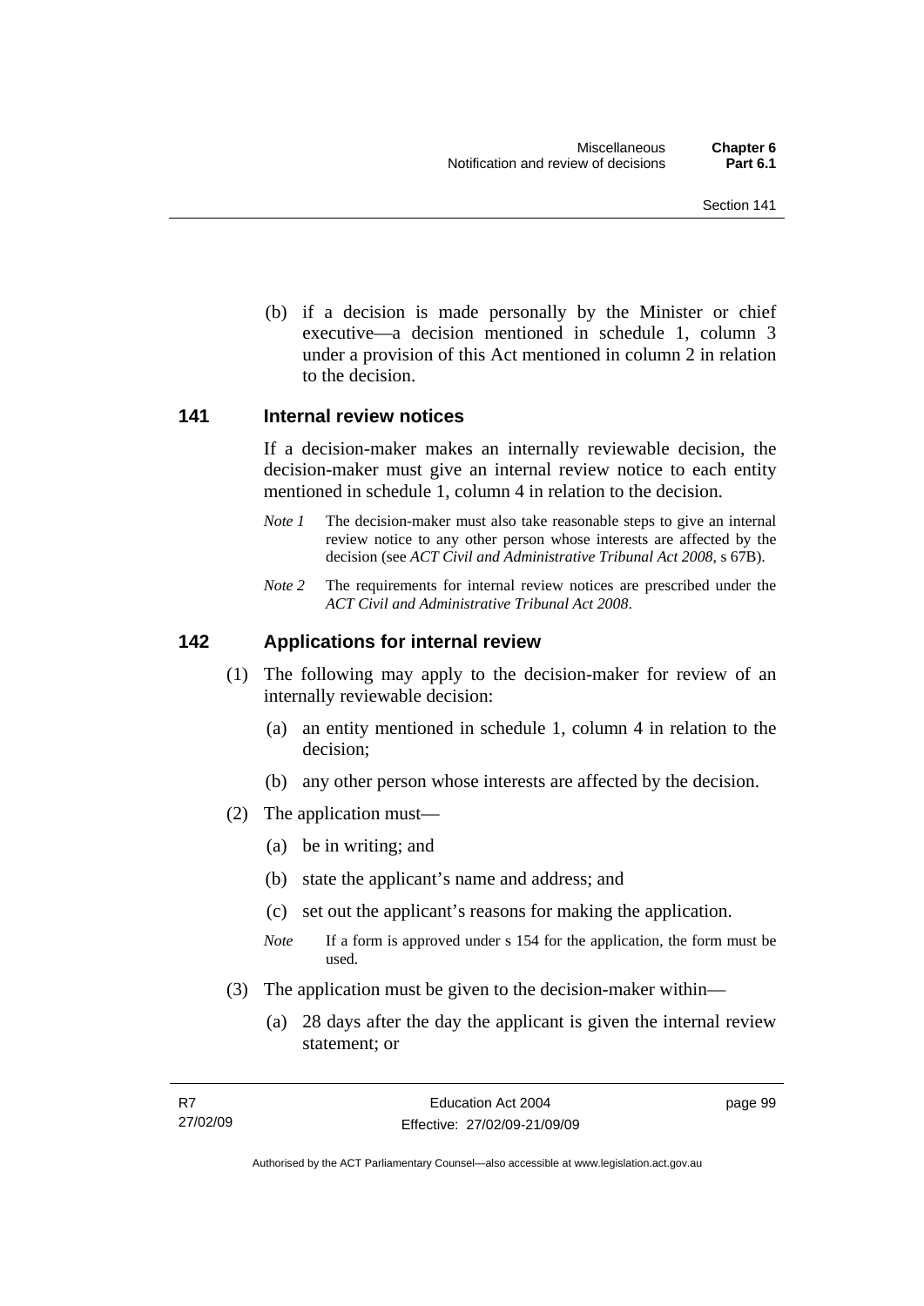(b) if a decision is made personally by the Minister or chief executive—a decision mentioned in schedule 1, column 3 under a provision of this Act mentioned in column 2 in relation to the decision.

## 141 Internal review notices

If a decision-maker makes an internally reviewable decision, the decision-maker must give an internal review notice to each entity mentioned in schedule 1, column 4 in relation to the decision.

*Note 1* The decision-maker must also take reasonable steps to give an internal review notice to any other person whose interests are affected by the decision (see *ACT Civil and Administrative Tribunal Act 2008*, s 67B).

*Note 2* The requirements for internal review notices are prescribed under the *ACT Civil and Administrative Tribunal Act 2008*.

## 142 Applications for internal review

(1) The following may apply to the decision-maker for review of an internally reviewable decision:

(a) an entity mentioned in schedule 1, column 4 in relation to the decision;

(b) any other person whose interests are affected by the decision.

(2) The application must—

(a) be in writing; and

(b) state the applicant's name and address; and

(c) set out the applicant's reasons for making the application.

*Note* If a form is approved under s 154 for the application, the form must be used.

(3) The application must be given to the decision-maker within—

(a) 28 days after the day the applicant is given the internal review statement; or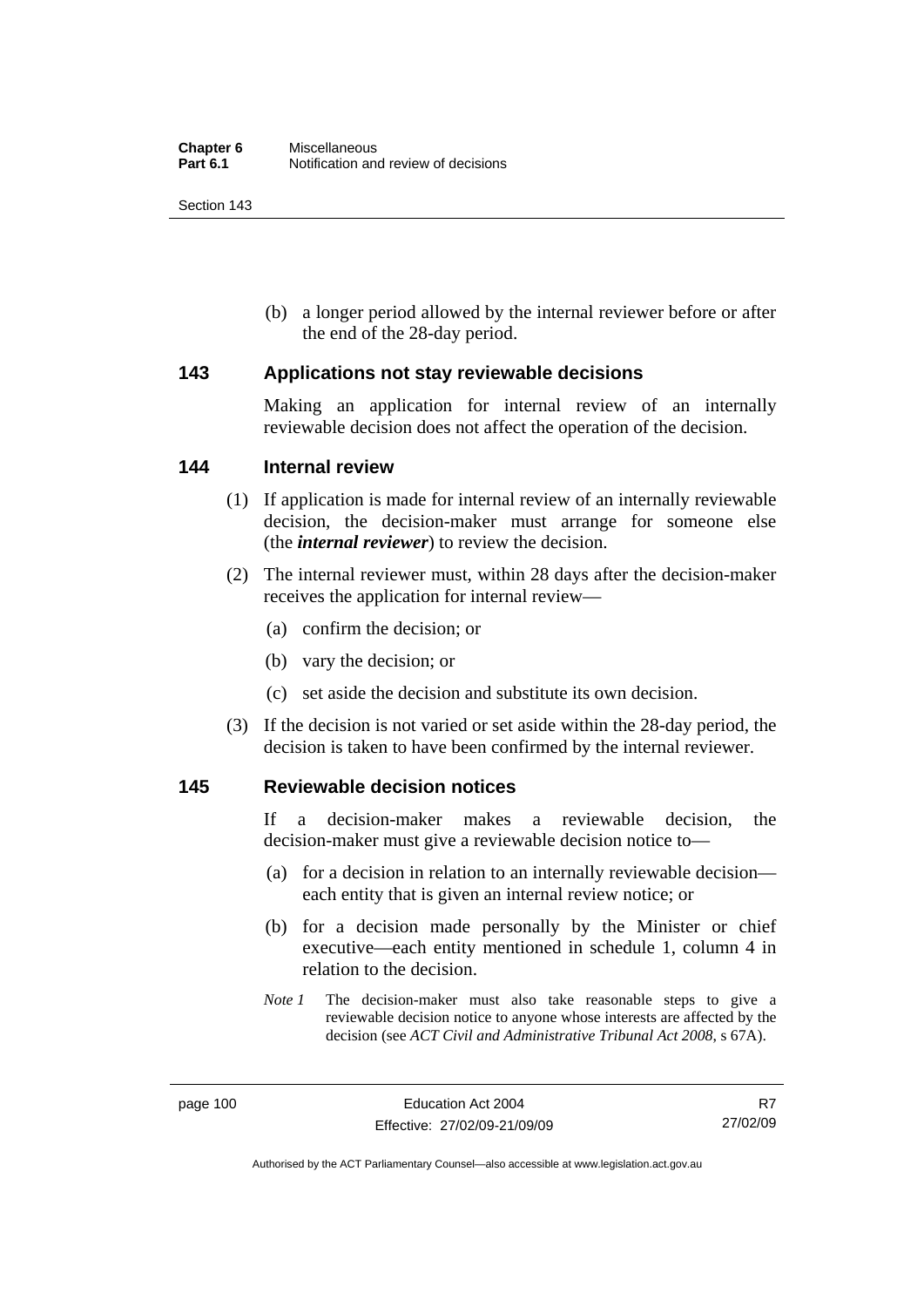(b) a longer period allowed by the internal reviewer before or after the end of the 28-day period.

## 143 Applications not stay reviewable decisions

Making an application for internal review of an internally reviewable decision does not affect the operation of the decision.

## 144 Internal review

(1) If application is made for internal review of an internally reviewable decision, the decision-maker must arrange for someone else (the ***internal reviewer***) to review the decision.

(2) The internal reviewer must, within 28 days after the decision-maker receives the application for internal review—

(a) confirm the decision; or

(b) vary the decision; or

(c) set aside the decision and substitute its own decision.

(3) If the decision is not varied or set aside within the 28-day period, the decision is taken to have been confirmed by the internal reviewer.

## 145 Reviewable decision notices

If a decision-maker makes a reviewable decision, the decision-maker must give a reviewable decision notice to—

(a) for a decision in relation to an internally reviewable decision—each entity that is given an internal review notice; or

(b) for a decision made personally by the Minister or chief executive—each entity mentioned in schedule 1, column 4 in relation to the decision.

*Note 1* The decision-maker must also take reasonable steps to give a reviewable decision notice to anyone whose interests are affected by the decision (see *ACT Civil and Administrative Tribunal Act 2008*, s 67A).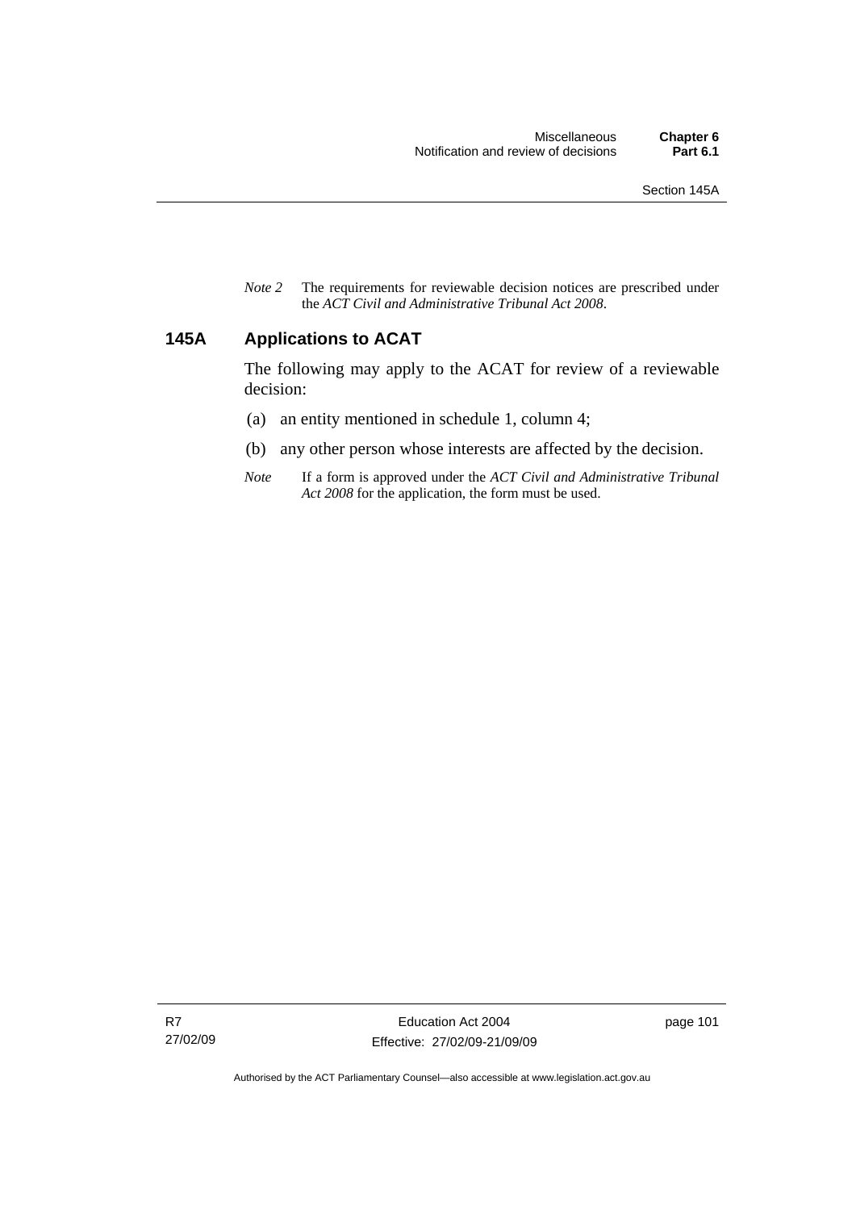*Note 2* The requirements for reviewable decision notices are prescribed under the *ACT Civil and Administrative Tribunal Act 2008*.

## 145A Applications to ACAT

The following may apply to the ACAT for review of a reviewable decision:

(a) an entity mentioned in schedule 1, column 4;

(b) any other person whose interests are affected by the decision.

*Note* If a form is approved under the *ACT Civil and Administrative Tribunal Act 2008* for the application, the form must be used.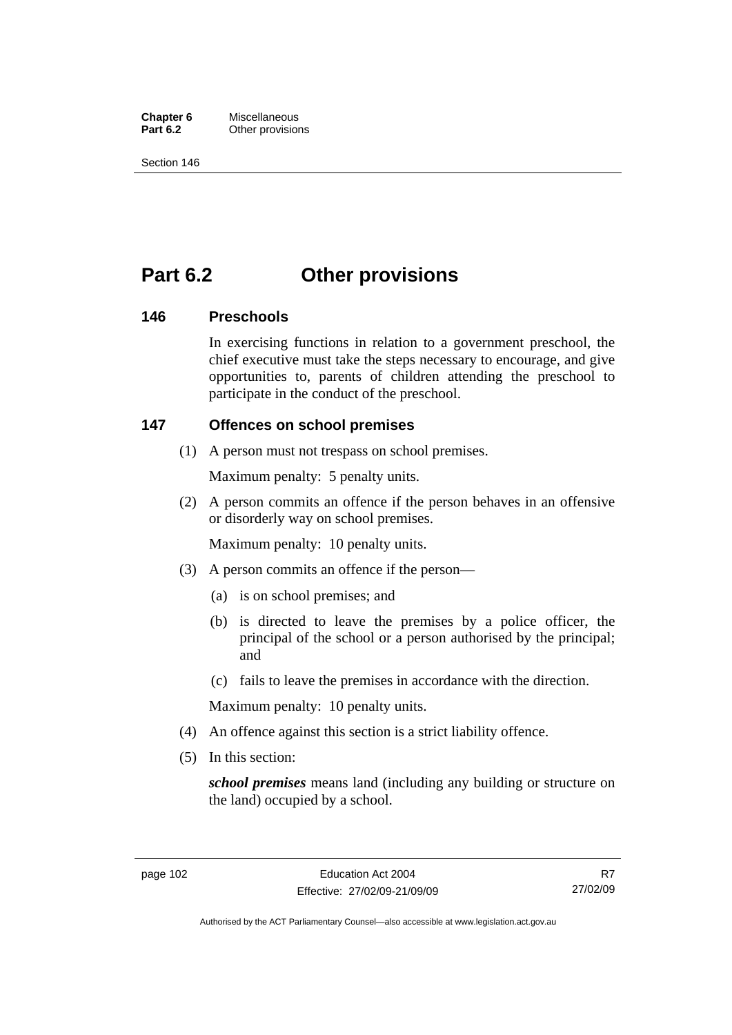# Part 6.2 Other provisions

## 146 Preschools

In exercising functions in relation to a government preschool, the chief executive must take the steps necessary to encourage, and give opportunities to, parents of children attending the preschool to participate in the conduct of the preschool.

## 147 Offences on school premises

(1) A person must not trespass on school premises.

Maximum penalty: 5 penalty units.

(2) A person commits an offence if the person behaves in an offensive or disorderly way on school premises.

Maximum penalty: 10 penalty units.

(3) A person commits an offence if the person—

(a) is on school premises; and

(b) is directed to leave the premises by a police officer, the principal of the school or a person authorised by the principal; and

(c) fails to leave the premises in accordance with the direction.

Maximum penalty: 10 penalty units.

(4) An offence against this section is a strict liability offence.

(5) In this section:

***school premises*** means land (including any building or structure on the land) occupied by a school.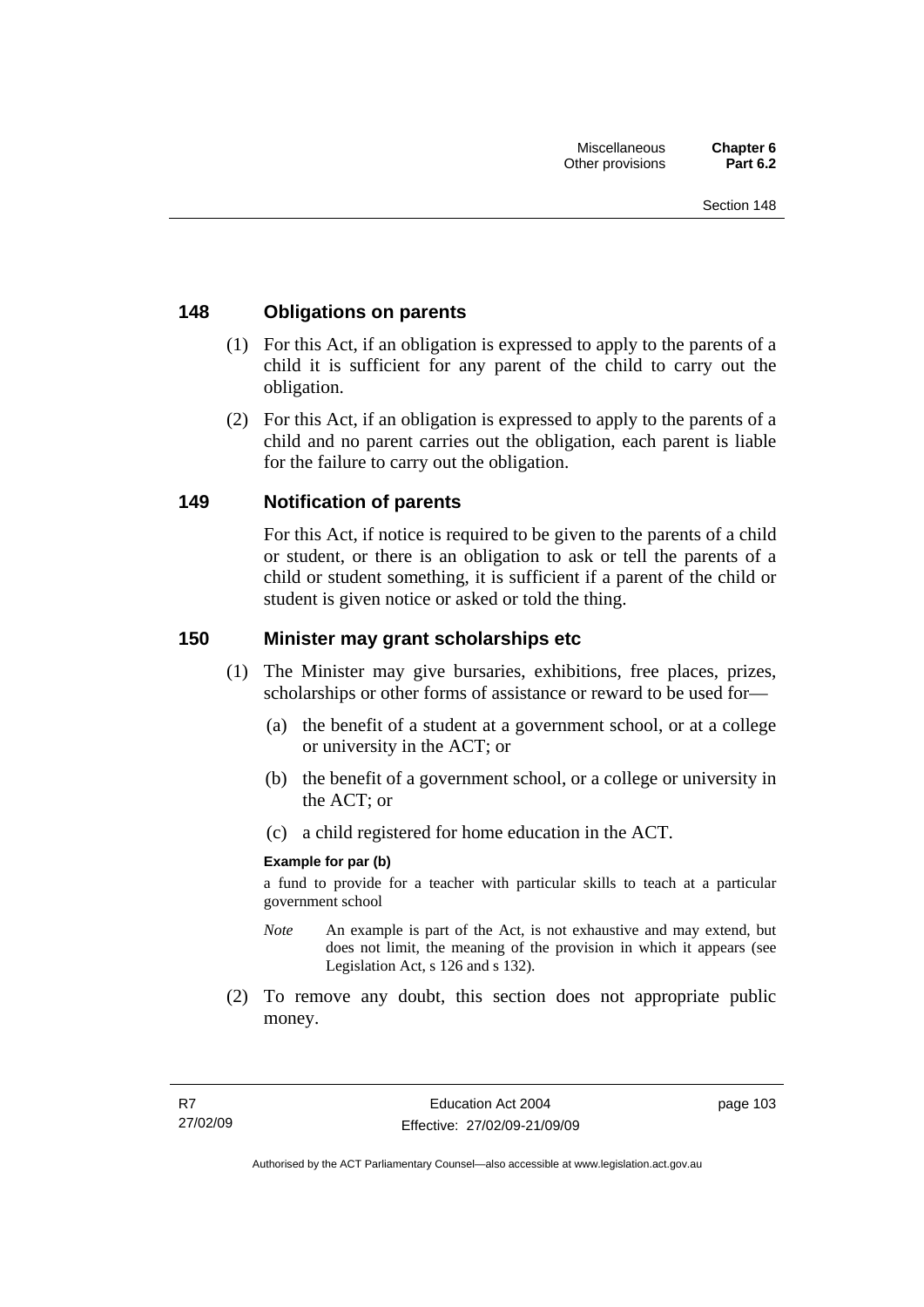## 148 Obligations on parents

(1) For this Act, if an obligation is expressed to apply to the parents of a child it is sufficient for any parent of the child to carry out the obligation.

(2) For this Act, if an obligation is expressed to apply to the parents of a child and no parent carries out the obligation, each parent is liable for the failure to carry out the obligation.

## 149 Notification of parents

For this Act, if notice is required to be given to the parents of a child or student, or there is an obligation to ask or tell the parents of a child or student something, it is sufficient if a parent of the child or student is given notice or asked or told the thing.

## 150 Minister may grant scholarships etc

(1) The Minister may give bursaries, exhibitions, free places, prizes, scholarships or other forms of assistance or reward to be used for—

(a) the benefit of a student at a government school, or at a college or university in the ACT; or

(b) the benefit of a government school, or a college or university in the ACT; or

(c) a child registered for home education in the ACT.

**Example for par (b)**

a fund to provide for a teacher with particular skills to teach at a particular government school

*Note* An example is part of the Act, is not exhaustive and may extend, but does not limit, the meaning of the provision in which it appears (see Legislation Act, s 126 and s 132).

(2) To remove any doubt, this section does not appropriate public money.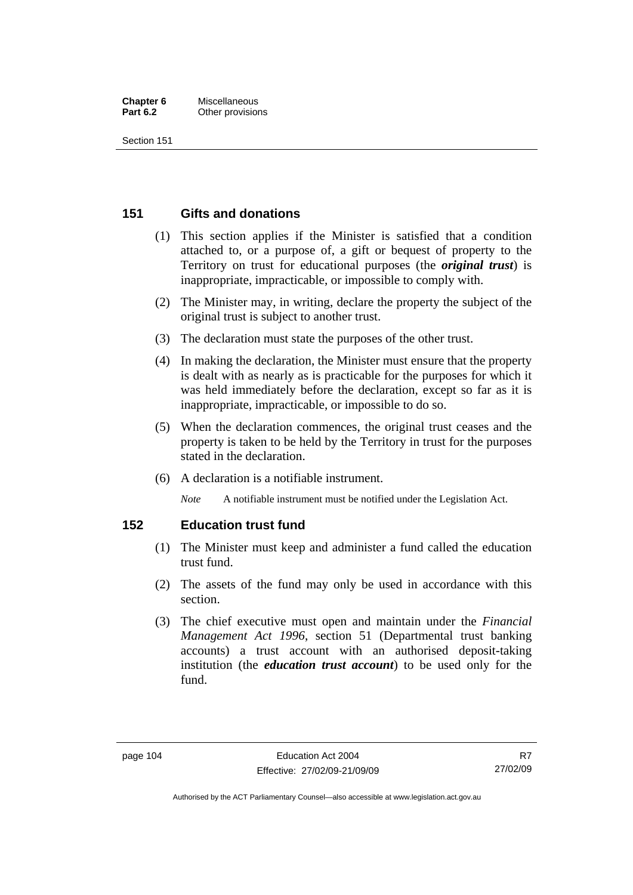## 151 Gifts and donations

(1) This section applies if the Minister is satisfied that a condition attached to, or a purpose of, a gift or bequest of property to the Territory on trust for educational purposes (the ***original trust***) is inappropriate, impracticable, or impossible to comply with.

(2) The Minister may, in writing, declare the property the subject of the original trust is subject to another trust.

(3) The declaration must state the purposes of the other trust.

(4) In making the declaration, the Minister must ensure that the property is dealt with as nearly as is practicable for the purposes for which it was held immediately before the declaration, except so far as it is inappropriate, impracticable, or impossible to do so.

(5) When the declaration commences, the original trust ceases and the property is taken to be held by the Territory in trust for the purposes stated in the declaration.

(6) A declaration is a notifiable instrument.

*Note* A notifiable instrument must be notified under the Legislation Act.

## 152 Education trust fund

(1) The Minister must keep and administer a fund called the education trust fund.

(2) The assets of the fund may only be used in accordance with this section.

(3) The chief executive must open and maintain under the *Financial Management Act 1996*, section 51 (Departmental trust banking accounts) a trust account with an authorised deposit-taking institution (the ***education trust account***) to be used only for the fund.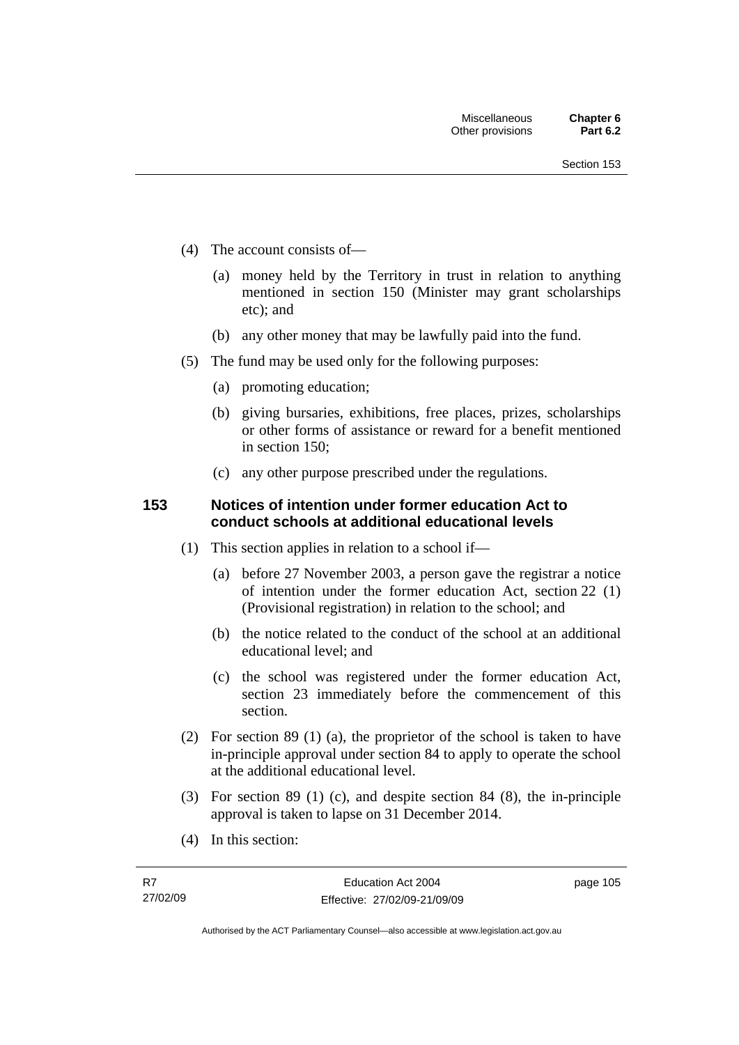(4) The account consists of—

(a) money held by the Territory in trust in relation to anything mentioned in section 150 (Minister may grant scholarships etc); and

(b) any other money that may be lawfully paid into the fund.

(5) The fund may be used only for the following purposes:

(a) promoting education;

(b) giving bursaries, exhibitions, free places, prizes, scholarships or other forms of assistance or reward for a benefit mentioned in section 150;

(c) any other purpose prescribed under the regulations.

## 153 Notices of intention under former education Act to conduct schools at additional educational levels

(1) This section applies in relation to a school if—

(a) before 27 November 2003, a person gave the registrar a notice of intention under the former education Act, section 22 (1) (Provisional registration) in relation to the school; and

(b) the notice related to the conduct of the school at an additional educational level; and

(c) the school was registered under the former education Act, section 23 immediately before the commencement of this section.

(2) For section 89 (1) (a), the proprietor of the school is taken to have in-principle approval under section 84 to apply to operate the school at the additional educational level.

(3) For section 89 (1) (c), and despite section 84 (8), the in-principle approval is taken to lapse on 31 December 2014.

(4) In this section: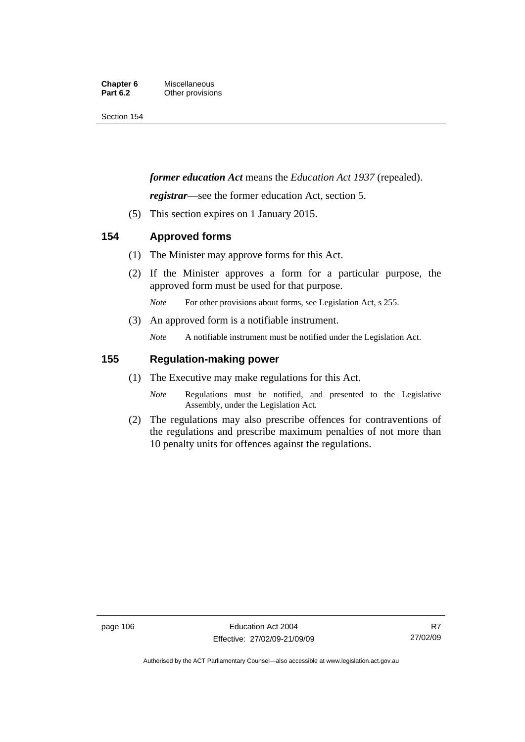***former education Act*** means the *Education Act 1937* (repealed).

***registrar***—see the former education Act, section 5.

(5) This section expires on 1 January 2015.

## 154 Approved forms

(1) The Minister may approve forms for this Act.

(2) If the Minister approves a form for a particular purpose, the approved form must be used for that purpose.

*Note* For other provisions about forms, see Legislation Act, s 255.

(3) An approved form is a notifiable instrument.

*Note* A notifiable instrument must be notified under the Legislation Act.

## 155 Regulation-making power

(1) The Executive may make regulations for this Act.

*Note* Regulations must be notified, and presented to the Legislative Assembly, under the Legislation Act.

(2) The regulations may also prescribe offences for contraventions of the regulations and prescribe maximum penalties of not more than 10 penalty units for offences against the regulations.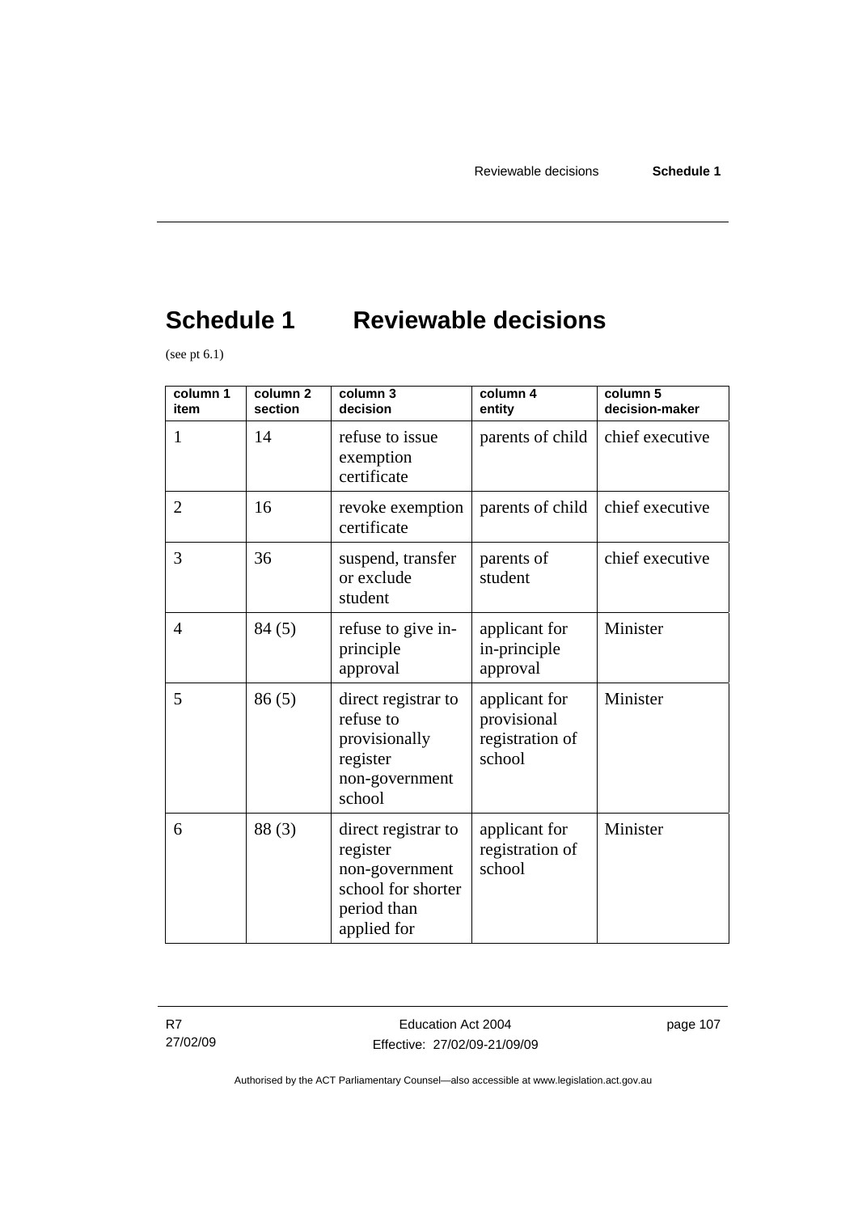# Schedule 1 Reviewable decisions

(see pt 6.1)

| column 1 item | column 2 section | column 3 decision | column 4 entity | column 5 decision-maker |
|---|---|---|---|---|
| 1 | 14 | refuse to issue exemption certificate | parents of child | chief executive |
| 2 | 16 | revoke exemption certificate | parents of child | chief executive |
| 3 | 36 | suspend, transfer or exclude student | parents of student | chief executive |
| 4 | 84 (5) | refuse to give in-principle approval | applicant for in-principle approval | Minister |
| 5 | 86 (5) | direct registrar to refuse to provisionally register non-government school | applicant for provisional registration of school | Minister |
| 6 | 88 (3) | direct registrar to register non-government school for shorter period than applied for | applicant for registration of school | Minister |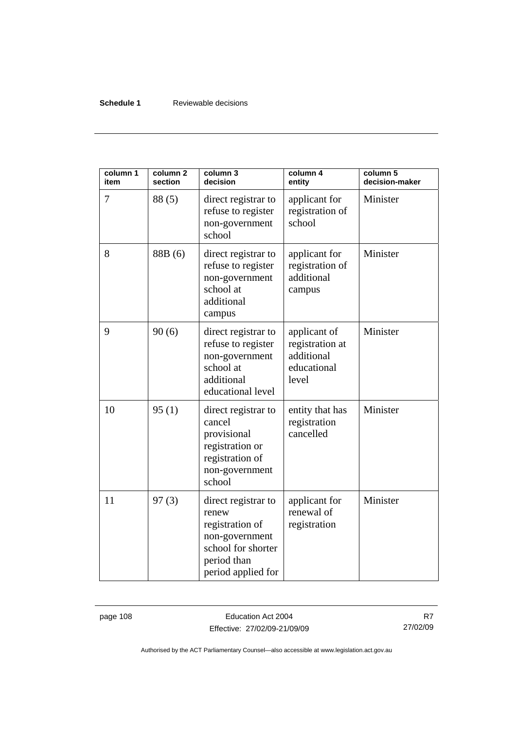| column 1 item | column 2 section | column 3 decision | column 4 entity | column 5 decision-maker |
|---|---|---|---|---|
| 7 | 88 (5) | direct registrar to refuse to register non-government school | applicant for registration of school | Minister |
| 8 | 88B (6) | direct registrar to refuse to register non-government school at additional campus | applicant for registration of additional campus | Minister |
| 9 | 90 (6) | direct registrar to refuse to register non-government school at additional educational level | applicant of registration at additional educational level | Minister |
| 10 | 95 (1) | direct registrar to cancel provisional registration or registration of non-government school | entity that has registration cancelled | Minister |
| 11 | 97 (3) | direct registrar to renew registration of non-government school for shorter period than period applied for | applicant for renewal of registration | Minister |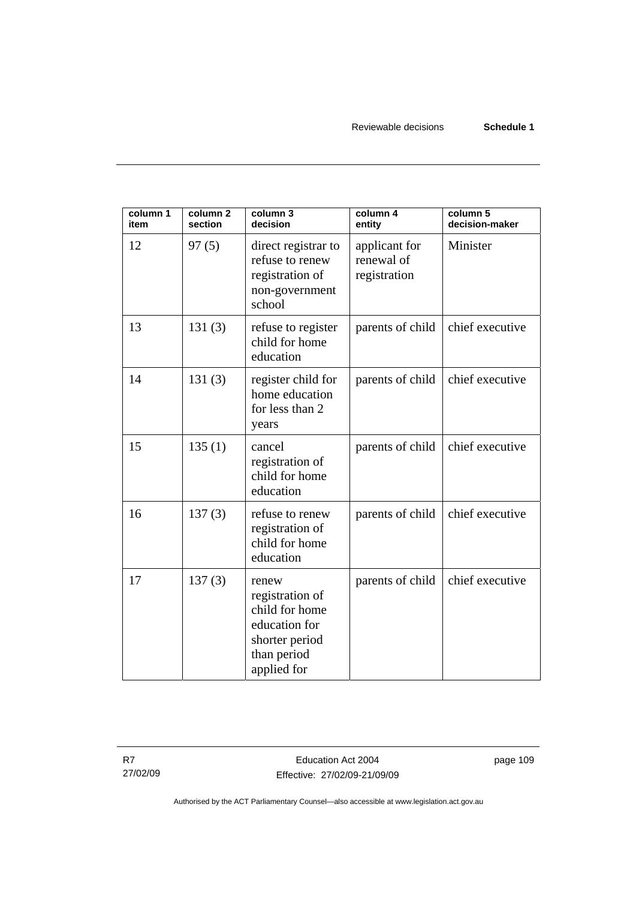| column 1 item | column 2 section | column 3 decision | column 4 entity | column 5 decision-maker |
|---|---|---|---|---|
| 12 | 97 (5) | direct registrar to refuse to renew registration of non-government school | applicant for renewal of registration | Minister |
| 13 | 131 (3) | refuse to register child for home education | parents of child | chief executive |
| 14 | 131 (3) | register child for home education for less than 2 years | parents of child | chief executive |
| 15 | 135 (1) | cancel registration of child for home education | parents of child | chief executive |
| 16 | 137 (3) | refuse to renew registration of child for home education | parents of child | chief executive |
| 17 | 137 (3) | renew registration of child for home education for shorter period than period applied for | parents of child | chief executive |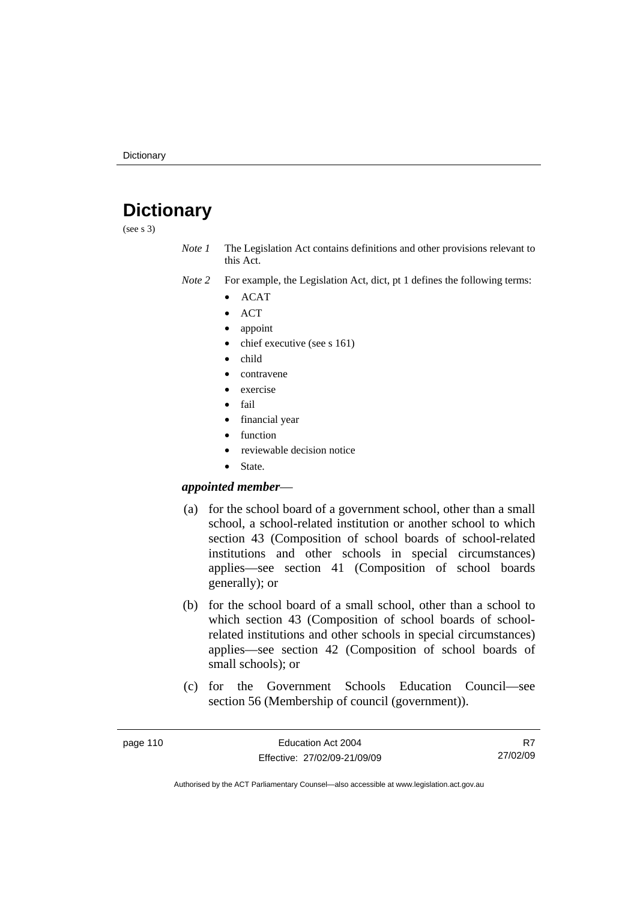# Dictionary

(see s 3)

*Note 1* The Legislation Act contains definitions and other provisions relevant to this Act.

*Note 2* For example, the Legislation Act, dict, pt 1 defines the following terms:

- ACAT
- ACT
- appoint
- chief executive (see s 161)
- child
- contravene
- exercise
- fail
- financial year
- function
- reviewable decision notice
- State.

***appointed member***—

(a) for the school board of a government school, other than a small school, a school-related institution or another school to which section 43 (Composition of school boards of school-related institutions and other schools in special circumstances) applies—see section 41 (Composition of school boards generally); or

(b) for the school board of a small school, other than a school to which section 43 (Composition of school boards of school-related institutions and other schools in special circumstances) applies—see section 42 (Composition of school boards of small schools); or

(c) for the Government Schools Education Council—see section 56 (Membership of council (government)).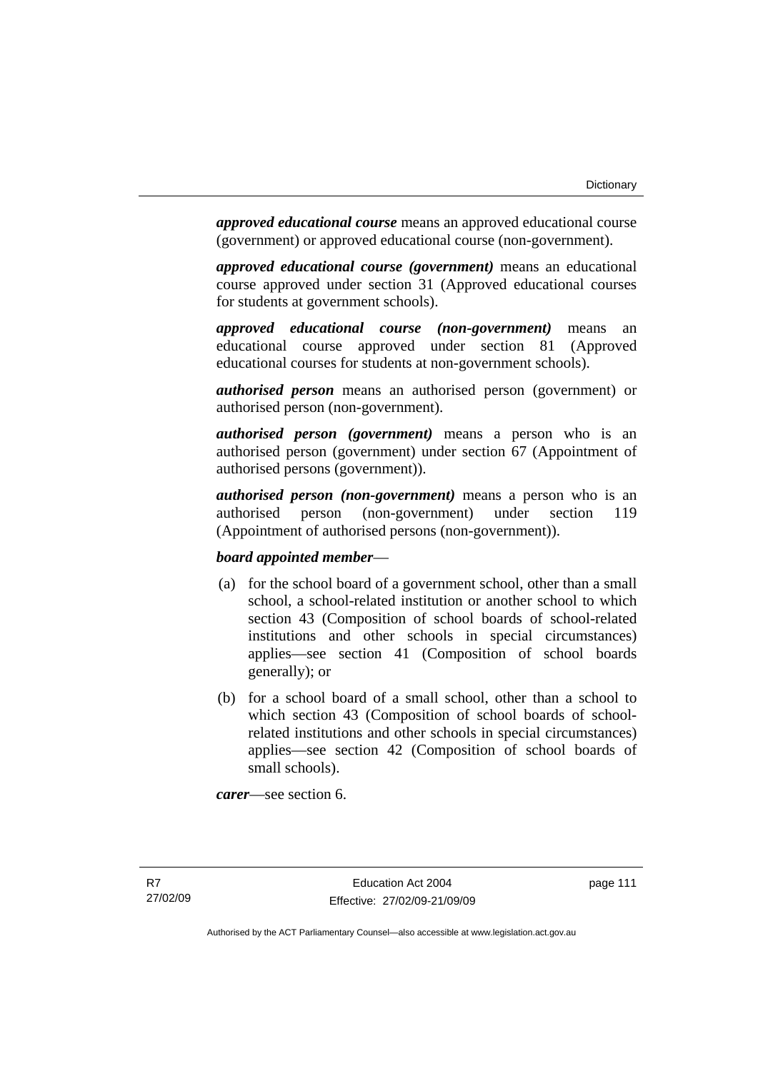***approved educational course*** means an approved educational course (government) or approved educational course (non-government).

***approved educational course (government)*** means an educational course approved under section 31 (Approved educational courses for students at government schools).

***approved educational course (non-government)*** means an educational course approved under section 81 (Approved educational courses for students at non-government schools).

***authorised person*** means an authorised person (government) or authorised person (non-government).

***authorised person (government)*** means a person who is an authorised person (government) under section 67 (Appointment of authorised persons (government)).

***authorised person (non-government)*** means a person who is an authorised person (non-government) under section 119 (Appointment of authorised persons (non-government)).

***board appointed member***—

(a) for the school board of a government school, other than a small school, a school-related institution or another school to which section 43 (Composition of school boards of school-related institutions and other schools in special circumstances) applies—see section 41 (Composition of school boards generally); or

(b) for a school board of a small school, other than a school to which section 43 (Composition of school boards of school-related institutions and other schools in special circumstances) applies—see section 42 (Composition of school boards of small schools).

***carer***—see section 6.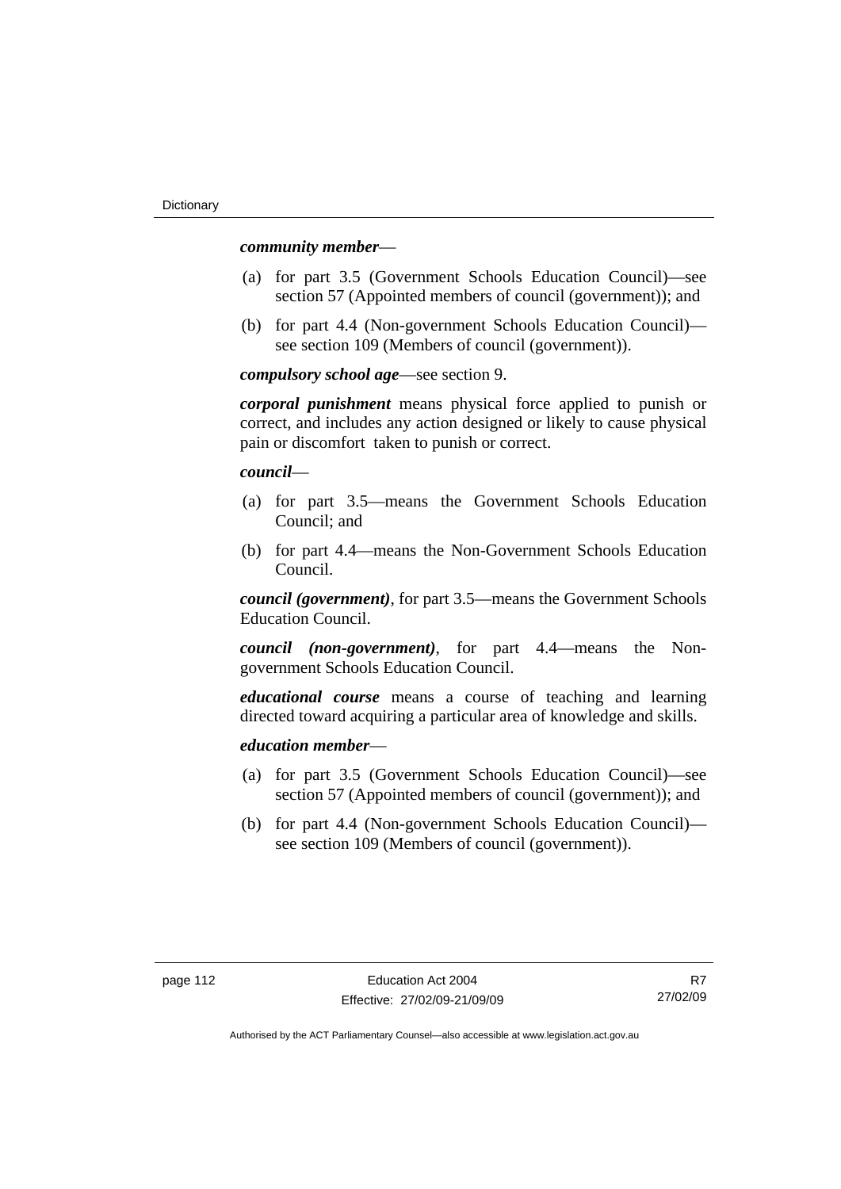***community member***—

(a) for part 3.5 (Government Schools Education Council)—see section 57 (Appointed members of council (government)); and

(b) for part 4.4 (Non-government Schools Education Council)—see section 109 (Members of council (government)).

***compulsory school age***—see section 9.

***corporal punishment*** means physical force applied to punish or correct, and includes any action designed or likely to cause physical pain or discomfort taken to punish or correct.

***council***—

(a) for part 3.5—means the Government Schools Education Council; and

(b) for part 4.4—means the Non-Government Schools Education Council.

***council (government)***, for part 3.5—means the Government Schools Education Council.

***council (non-government)***, for part 4.4—means the Non-government Schools Education Council.

***educational course*** means a course of teaching and learning directed toward acquiring a particular area of knowledge and skills.

***education member***—

(a) for part 3.5 (Government Schools Education Council)—see section 57 (Appointed members of council (government)); and

(b) for part 4.4 (Non-government Schools Education Council)—see section 109 (Members of council (government)).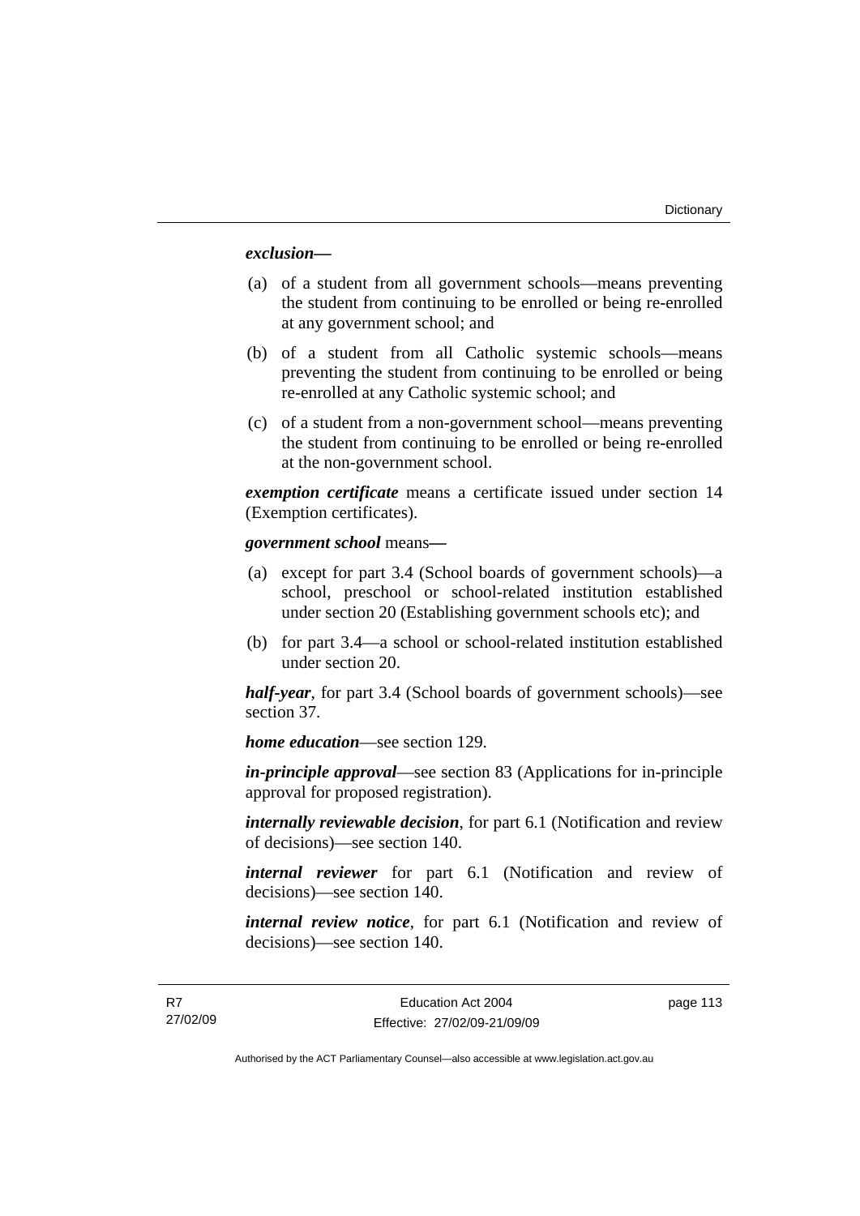***exclusion*—**

(a) of a student from all government schools—means preventing the student from continuing to be enrolled or being re-enrolled at any government school; and

(b) of a student from all Catholic systemic schools—means preventing the student from continuing to be enrolled or being re-enrolled at any Catholic systemic school; and

(c) of a student from a non-government school—means preventing the student from continuing to be enrolled or being re-enrolled at the non-government school.

***exemption certificate*** means a certificate issued under section 14 (Exemption certificates).

***government school*** means**—**

(a) except for part 3.4 (School boards of government schools)—a school, preschool or school-related institution established under section 20 (Establishing government schools etc); and

(b) for part 3.4—a school or school-related institution established under section 20.

***half-year***, for part 3.4 (School boards of government schools)—see section 37.

***home education***—see section 129.

***in-principle approval***—see section 83 (Applications for in-principle approval for proposed registration).

***internally reviewable decision***, for part 6.1 (Notification and review of decisions)—see section 140.

***internal reviewer*** for part 6.1 (Notification and review of decisions)—see section 140.

***internal review notice***, for part 6.1 (Notification and review of decisions)—see section 140.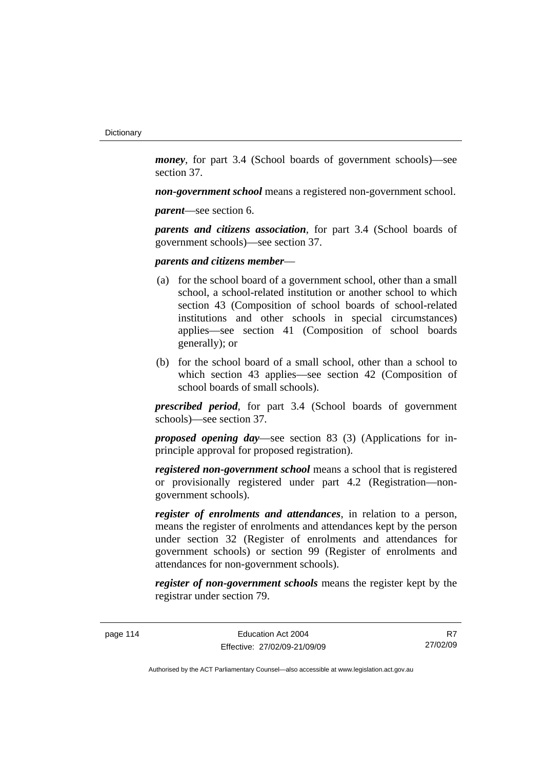***money***, for part 3.4 (School boards of government schools)—see section 37.

***non-government school*** means a registered non-government school.

***parent***—see section 6.

***parents and citizens association***, for part 3.4 (School boards of government schools)—see section 37.

***parents and citizens member***—

(a) for the school board of a government school, other than a small school, a school-related institution or another school to which section 43 (Composition of school boards of school-related institutions and other schools in special circumstances) applies—see section 41 (Composition of school boards generally); or

(b) for the school board of a small school, other than a school to which section 43 applies—see section 42 (Composition of school boards of small schools).

***prescribed period***, for part 3.4 (School boards of government schools)—see section 37.

***proposed opening day***—see section 83 (3) (Applications for in-principle approval for proposed registration).

***registered non-government school*** means a school that is registered or provisionally registered under part 4.2 (Registration—non-government schools).

***register of enrolments and attendances***, in relation to a person, means the register of enrolments and attendances kept by the person under section 32 (Register of enrolments and attendances for government schools) or section 99 (Register of enrolments and attendances for non-government schools).

***register of non-government schools*** means the register kept by the registrar under section 79.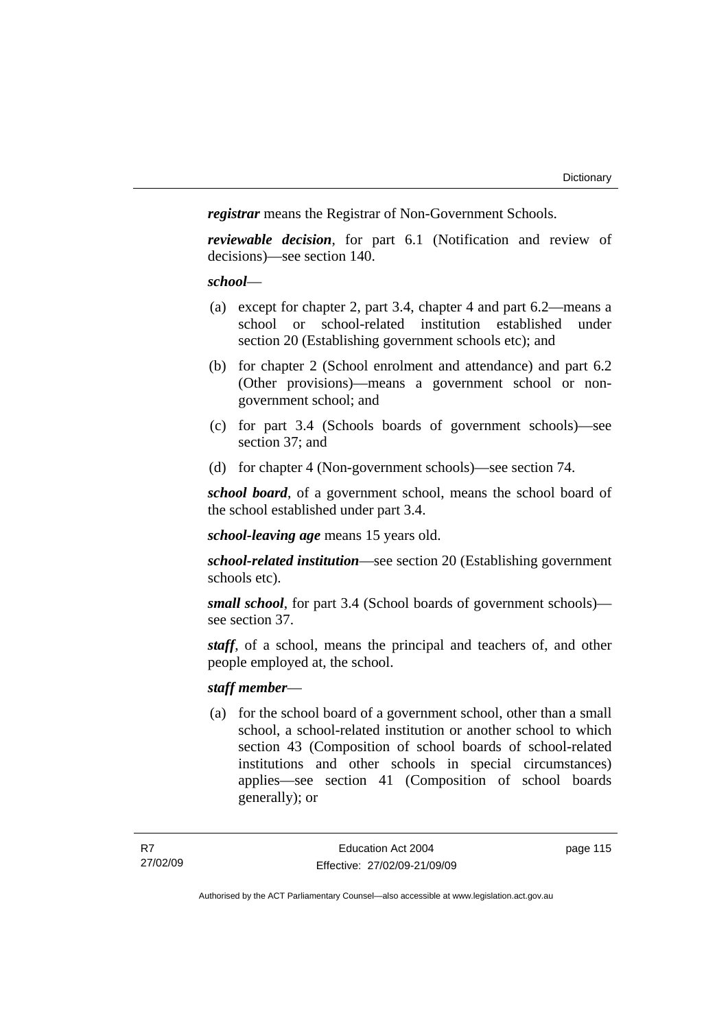***registrar*** means the Registrar of Non-Government Schools.

***reviewable decision***, for part 6.1 (Notification and review of decisions)—see section 140.

***school***—

(a) except for chapter 2, part 3.4, chapter 4 and part 6.2—means a school or school-related institution established under section 20 (Establishing government schools etc); and

(b) for chapter 2 (School enrolment and attendance) and part 6.2 (Other provisions)—means a government school or non-government school; and

(c) for part 3.4 (Schools boards of government schools)—see section 37; and

(d) for chapter 4 (Non-government schools)—see section 74.

***school board***, of a government school, means the school board of the school established under part 3.4.

***school-leaving age*** means 15 years old.

***school-related institution***—see section 20 (Establishing government schools etc).

***small school***, for part 3.4 (School boards of government schools)—see section 37.

***staff***, of a school, means the principal and teachers of, and other people employed at, the school.

***staff member***—

(a) for the school board of a government school, other than a small school, a school-related institution or another school to which section 43 (Composition of school boards of school-related institutions and other schools in special circumstances) applies—see section 41 (Composition of school boards generally); or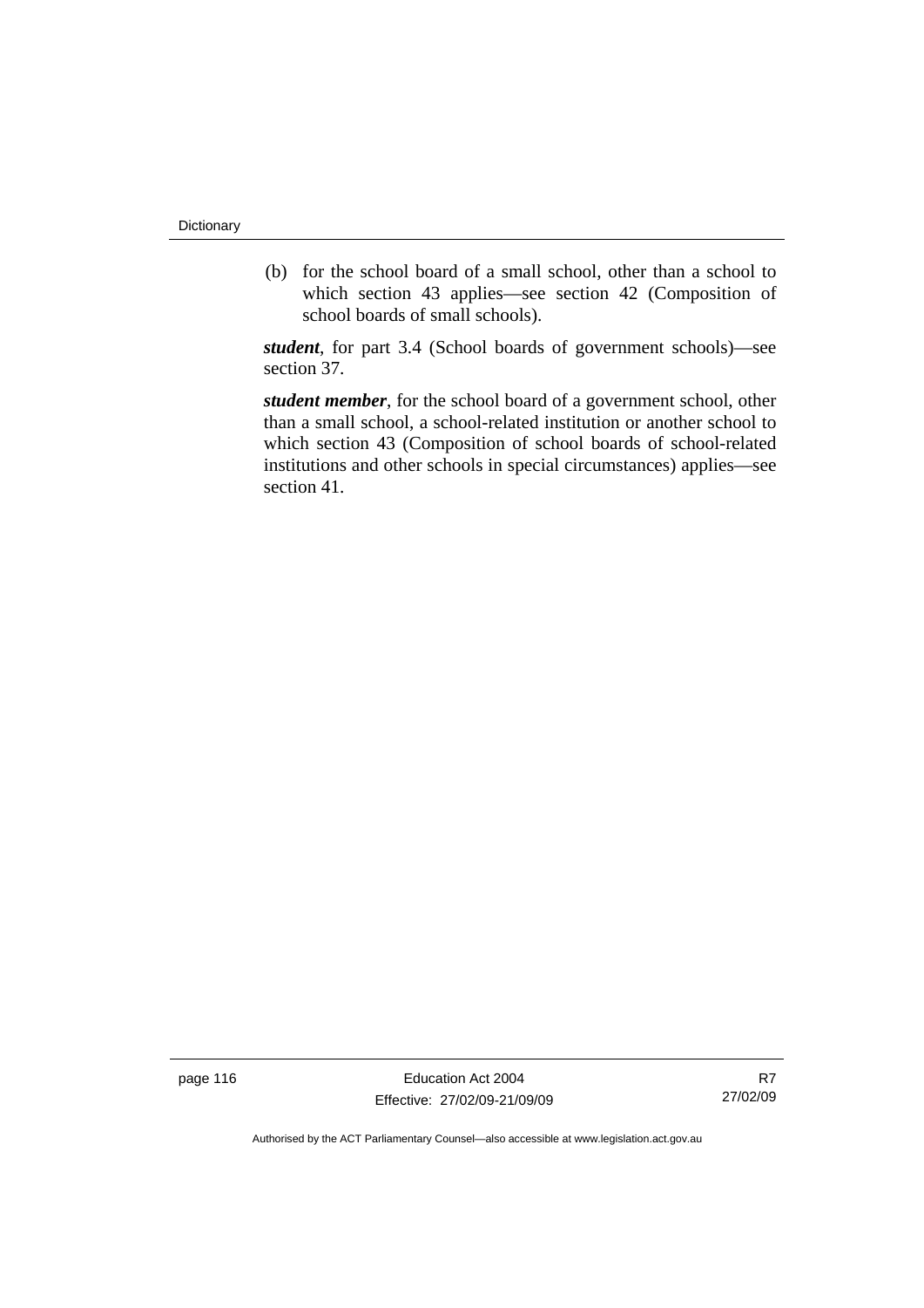(b) for the school board of a small school, other than a school to which section 43 applies—see section 42 (Composition of school boards of small schools).

***student***, for part 3.4 (School boards of government schools)—see section 37.

***student member***, for the school board of a government school, other than a small school, a school-related institution or another school to which section 43 (Composition of school boards of school-related institutions and other schools in special circumstances) applies—see section 41.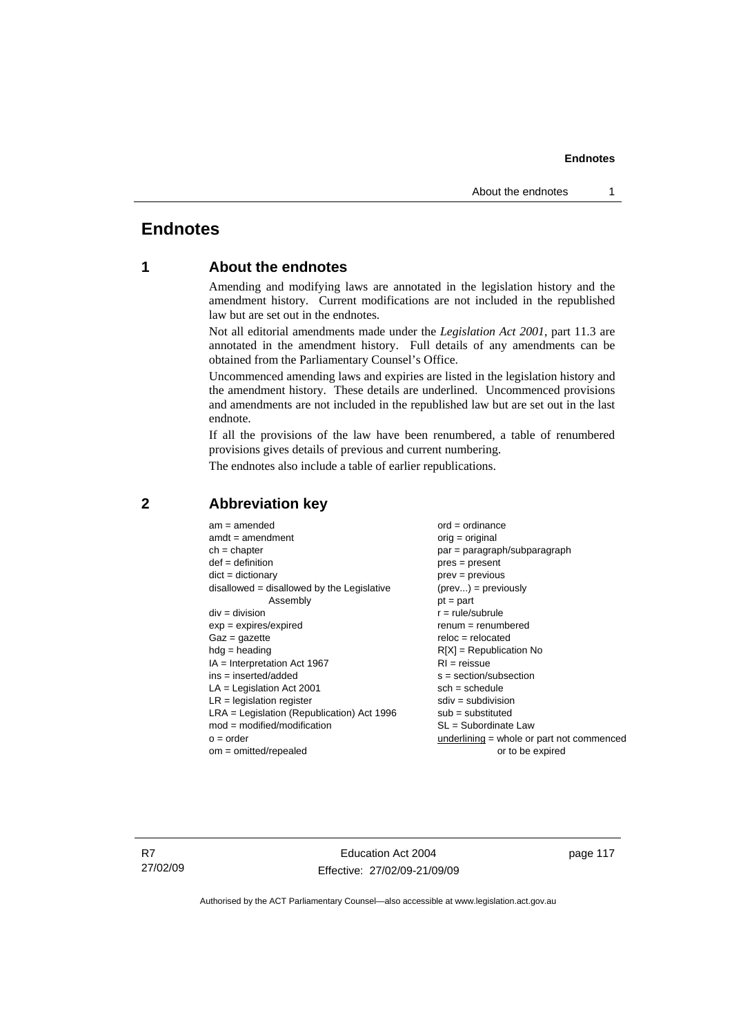# Endnotes

## 1 About the endnotes

Amending and modifying laws are annotated in the legislation history and the amendment history. Current modifications are not included in the republished law but are set out in the endnotes.

Not all editorial amendments made under the *Legislation Act 2001*, part 11.3 are annotated in the amendment history. Full details of any amendments can be obtained from the Parliamentary Counsel's Office.

Uncommenced amending laws and expiries are listed in the legislation history and the amendment history. These details are underlined. Uncommenced provisions and amendments are not included in the republished law but are set out in the last endnote.

If all the provisions of the law have been renumbered, a table of renumbered provisions gives details of previous and current numbering.

The endnotes also include a table of earlier republications.

## 2 Abbreviation key

am = amended
amdt = amendment
ch = chapter
def = definition
dict = dictionary
disallowed = disallowed by the Legislative Assembly
div = division
exp = expires/expired
Gaz = gazette
hdg = heading
IA = Interpretation Act 1967
ins = inserted/added
LA = Legislation Act 2001
LR = legislation register
LRA = Legislation (Republication) Act 1996
mod = modified/modification
o = order
om = omitted/repealed
ord = ordinance
orig = original
par = paragraph/subparagraph
pres = present
prev = previous
(prev...) = previously
pt = part
r = rule/subrule
renum = renumbered
reloc = relocated
R[X] = Republication No
RI = reissue
s = section/subsection
sch = schedule
sdiv = subdivision
sub = substituted
SL = Subordinate Law
underlining = whole or part not commenced or to be expired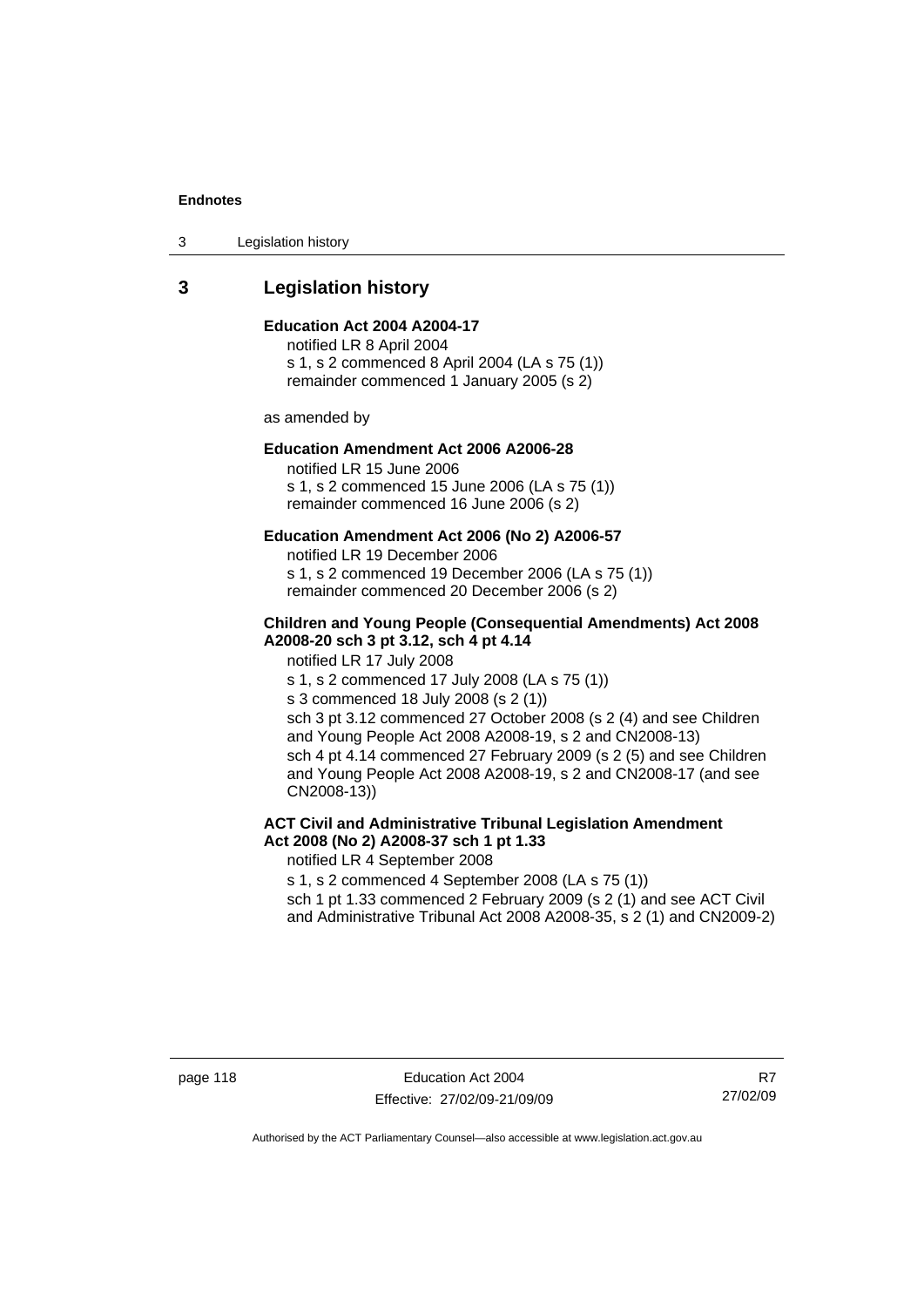## 3 Legislation history

**Education Act 2004 A2004-17**

notified LR 8 April 2004
s 1, s 2 commenced 8 April 2004 (LA s 75 (1))
remainder commenced 1 January 2005 (s 2)

as amended by

**Education Amendment Act 2006 A2006-28**

notified LR 15 June 2006
s 1, s 2 commenced 15 June 2006 (LA s 75 (1))
remainder commenced 16 June 2006 (s 2)

**Education Amendment Act 2006 (No 2) A2006-57**

notified LR 19 December 2006
s 1, s 2 commenced 19 December 2006 (LA s 75 (1))
remainder commenced 20 December 2006 (s 2)

**Children and Young People (Consequential Amendments) Act 2008 A2008-20 sch 3 pt 3.12, sch 4 pt 4.14**

notified LR 17 July 2008
s 1, s 2 commenced 17 July 2008 (LA s 75 (1))
s 3 commenced 18 July 2008 (s 2 (1))
sch 3 pt 3.12 commenced 27 October 2008 (s 2 (4) and see Children and Young People Act 2008 A2008-19, s 2 and CN2008-13)
sch 4 pt 4.14 commenced 27 February 2009 (s 2 (5) and see Children and Young People Act 2008 A2008-19, s 2 and CN2008-17 (and see CN2008-13))

**ACT Civil and Administrative Tribunal Legislation Amendment Act 2008 (No 2) A2008-37 sch 1 pt 1.33**

notified LR 4 September 2008
s 1, s 2 commenced 4 September 2008 (LA s 75 (1))
sch 1 pt 1.33 commenced 2 February 2009 (s 2 (1) and see ACT Civil and Administrative Tribunal Act 2008 A2008-35, s 2 (1) and CN2009-2)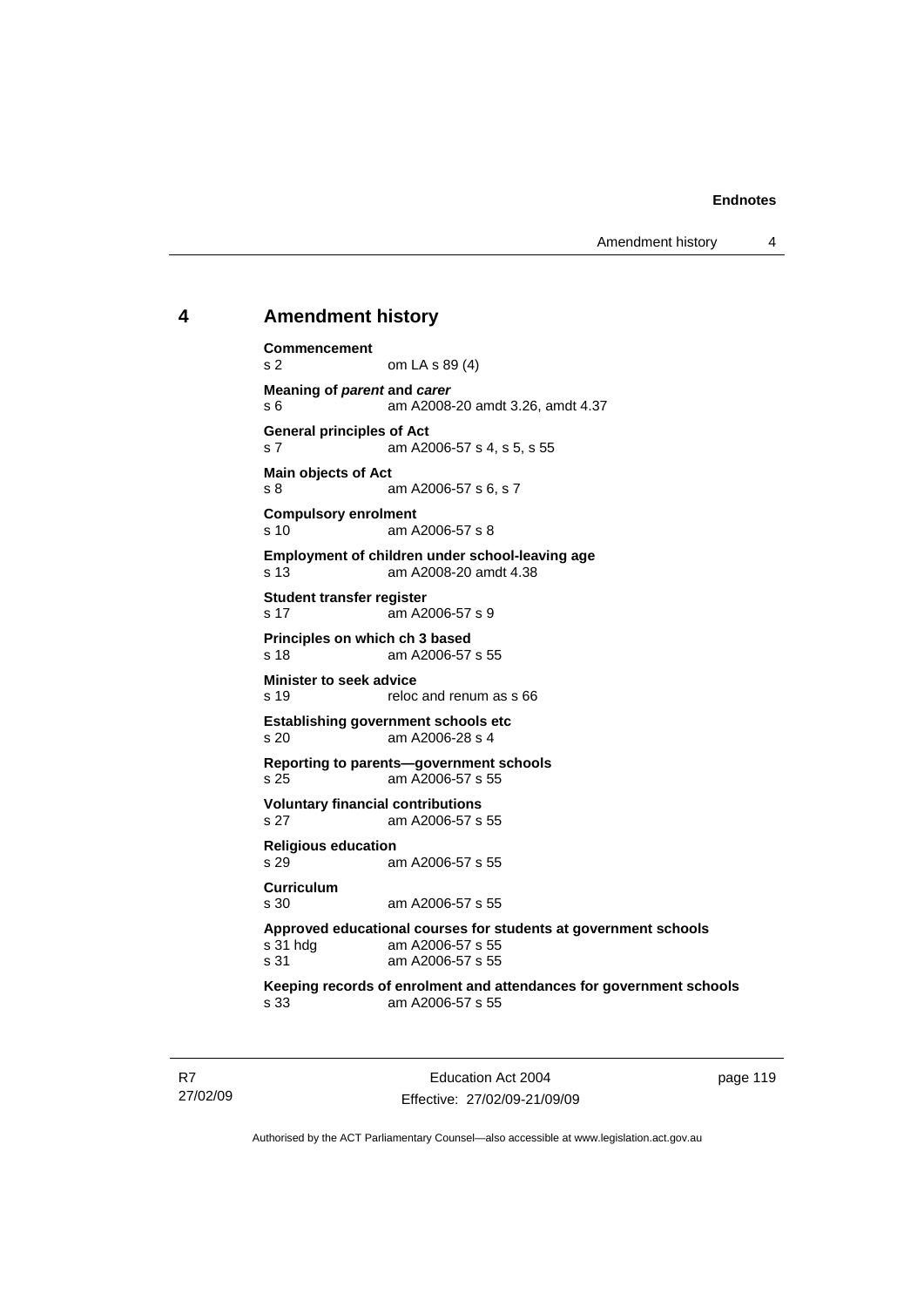## 4 Amendment history

**Commencement**
s 2 om LA s 89 (4)

**Meaning of *parent* and *carer***
s 6 am A2008-20 amdt 3.26, amdt 4.37

**General principles of Act**
s 7 am A2006-57 s 4, s 5, s 55

**Main objects of Act**
s 8 am A2006-57 s 6, s 7

**Compulsory enrolment**
s 10 am A2006-57 s 8

**Employment of children under school-leaving age**
s 13 am A2008-20 amdt 4.38

**Student transfer register**
s 17 am A2006-57 s 9

**Principles on which ch 3 based**
s 18 am A2006-57 s 55

**Minister to seek advice**
s 19 reloc and renum as s 66

**Establishing government schools etc**
s 20 am A2006-28 s 4

**Reporting to parents—government schools**
s 25 am A2006-57 s 55

**Voluntary financial contributions**
s 27 am A2006-57 s 55

**Religious education**
s 29 am A2006-57 s 55

**Curriculum**
s 30 am A2006-57 s 55

**Approved educational courses for students at government schools**
s 31 hdg am A2006-57 s 55
s 31 am A2006-57 s 55

**Keeping records of enrolment and attendances for government schools**
s 33 am A2006-57 s 55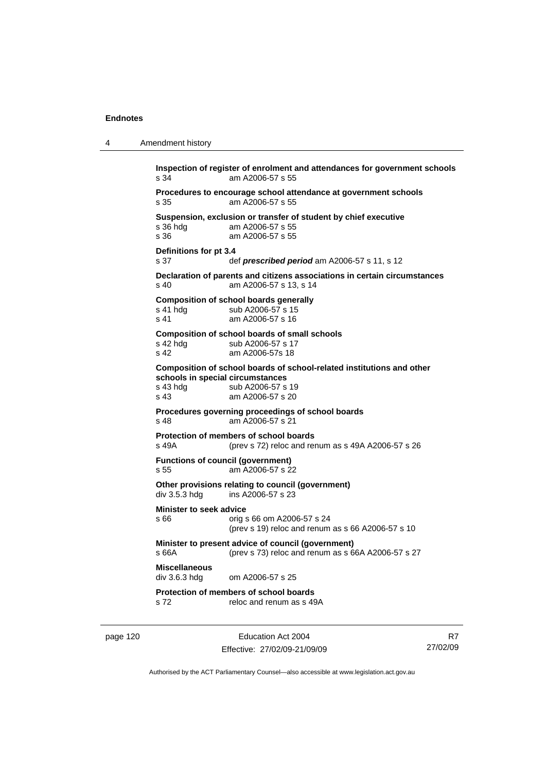**Inspection of register of enrolment and attendances for government schools**
s 34 am A2006-57 s 55

**Procedures to encourage school attendance at government schools**
s 35 am A2006-57 s 55

**Suspension, exclusion or transfer of student by chief executive**
s 36 hdg am A2006-57 s 55
s 36 am A2006-57 s 55

**Definitions for pt 3.4**
s 37 def ***prescribed period*** am A2006-57 s 11, s 12

**Declaration of parents and citizens associations in certain circumstances**
s 40 am A2006-57 s 13, s 14

**Composition of school boards generally**
s 41 hdg sub A2006-57 s 15
s 41 am A2006-57 s 16

**Composition of school boards of small schools**
s 42 hdg sub A2006-57 s 17
s 42 am A2006-57s 18

**Composition of school boards of school-related institutions and other schools in special circumstances**
s 43 hdg sub A2006-57 s 19
s 43 am A2006-57 s 20

**Procedures governing proceedings of school boards**
s 48 am A2006-57 s 21

**Protection of members of school boards**
s 49A (prev s 72) reloc and renum as s 49A A2006-57 s 26

**Functions of council (government)**
s 55 am A2006-57 s 22

**Other provisions relating to council (government)**
div 3.5.3 hdg ins A2006-57 s 23

**Minister to seek advice**
s 66 orig s 66 om A2006-57 s 24
(prev s 19) reloc and renum as s 66 A2006-57 s 10

**Minister to present advice of council (government)**
s 66A (prev s 73) reloc and renum as s 66A A2006-57 s 27

**Miscellaneous**
div 3.6.3 hdg om A2006-57 s 25

**Protection of members of school boards**
s 72 reloc and renum as s 49A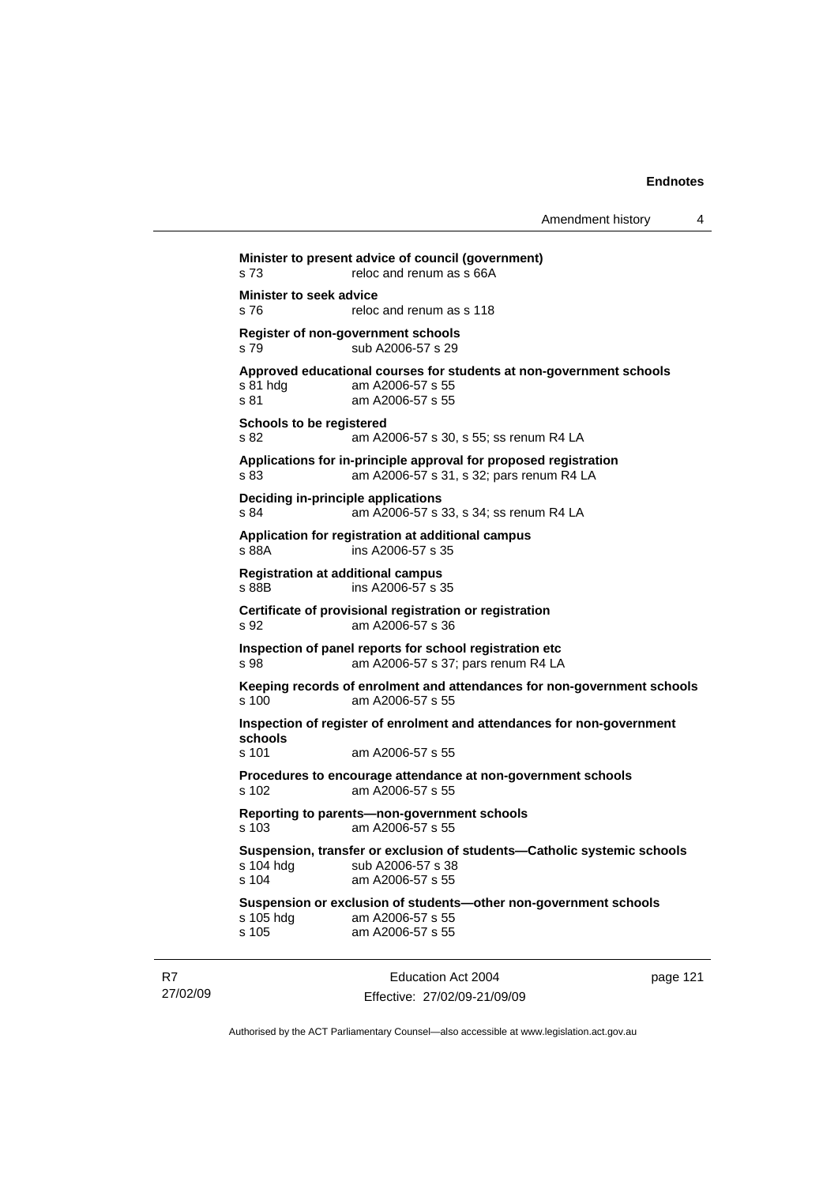**Minister to present advice of council (government)**
s 73 reloc and renum as s 66A

**Minister to seek advice**
s 76 reloc and renum as s 118

**Register of non-government schools**
s 79 sub A2006-57 s 29

**Approved educational courses for students at non-government schools**
s 81 hdg am A2006-57 s 55
s 81 am A2006-57 s 55

**Schools to be registered**
s 82 am A2006-57 s 30, s 55; ss renum R4 LA

**Applications for in-principle approval for proposed registration**
s 83 am A2006-57 s 31, s 32; pars renum R4 LA

**Deciding in-principle applications**
s 84 am A2006-57 s 33, s 34; ss renum R4 LA

**Application for registration at additional campus**
s 88A ins A2006-57 s 35

**Registration at additional campus**
s 88B ins A2006-57 s 35

**Certificate of provisional registration or registration**
s 92 am A2006-57 s 36

**Inspection of panel reports for school registration etc**
s 98 am A2006-57 s 37; pars renum R4 LA

**Keeping records of enrolment and attendances for non-government schools**
s 100 am A2006-57 s 55

**Inspection of register of enrolment and attendances for non-government schools**
s 101 am A2006-57 s 55

**Procedures to encourage attendance at non-government schools**
s 102 am A2006-57 s 55

**Reporting to parents—non-government schools**
s 103 am A2006-57 s 55

**Suspension, transfer or exclusion of students—Catholic systemic schools**
s 104 hdg sub A2006-57 s 38
s 104 am A2006-57 s 55

**Suspension or exclusion of students—other non-government schools**
s 105 hdg am A2006-57 s 55
s 105 am A2006-57 s 55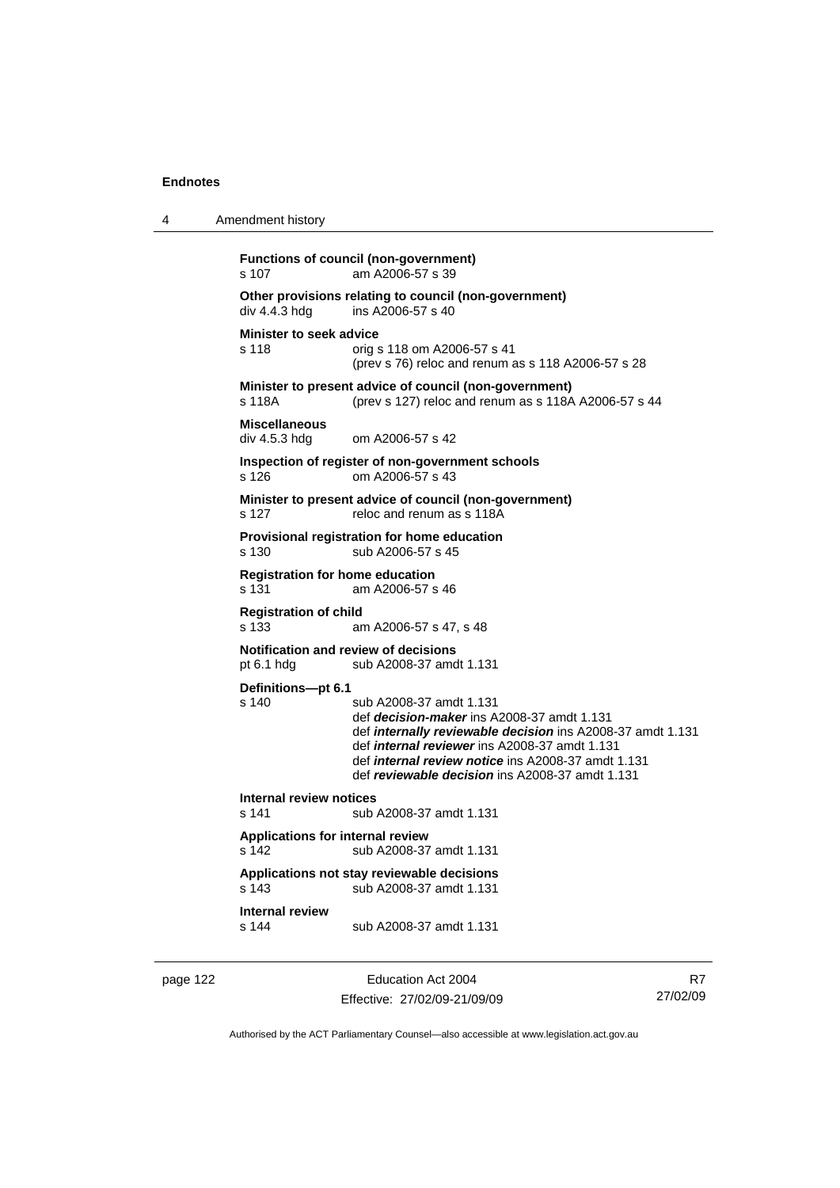**Functions of council (non-government)**
s 107 am A2006-57 s 39

**Other provisions relating to council (non-government)**
div 4.4.3 hdg ins A2006-57 s 40

**Minister to seek advice**
s 118 orig s 118 om A2006-57 s 41
(prev s 76) reloc and renum as s 118 A2006-57 s 28

**Minister to present advice of council (non-government)**
s 118A (prev s 127) reloc and renum as s 118A A2006-57 s 44

**Miscellaneous**
div 4.5.3 hdg om A2006-57 s 42

**Inspection of register of non-government schools**
s 126 om A2006-57 s 43

**Minister to present advice of council (non-government)**
s 127 reloc and renum as s 118A

**Provisional registration for home education**
s 130 sub A2006-57 s 45

**Registration for home education**
s 131 am A2006-57 s 46

**Registration of child**
s 133 am A2006-57 s 47, s 48

**Notification and review of decisions**
pt 6.1 hdg sub A2008-37 amdt 1.131

**Definitions—pt 6.1**
s 140 sub A2008-37 amdt 1.131
def ***decision-maker*** ins A2008-37 amdt 1.131
def ***internally reviewable decision*** ins A2008-37 amdt 1.131
def ***internal reviewer*** ins A2008-37 amdt 1.131
def ***internal review notice*** ins A2008-37 amdt 1.131
def ***reviewable decision*** ins A2008-37 amdt 1.131

**Internal review notices**
s 141 sub A2008-37 amdt 1.131

**Applications for internal review**
s 142 sub A2008-37 amdt 1.131

**Applications not stay reviewable decisions**
s 143 sub A2008-37 amdt 1.131

**Internal review**
s 144 sub A2008-37 amdt 1.131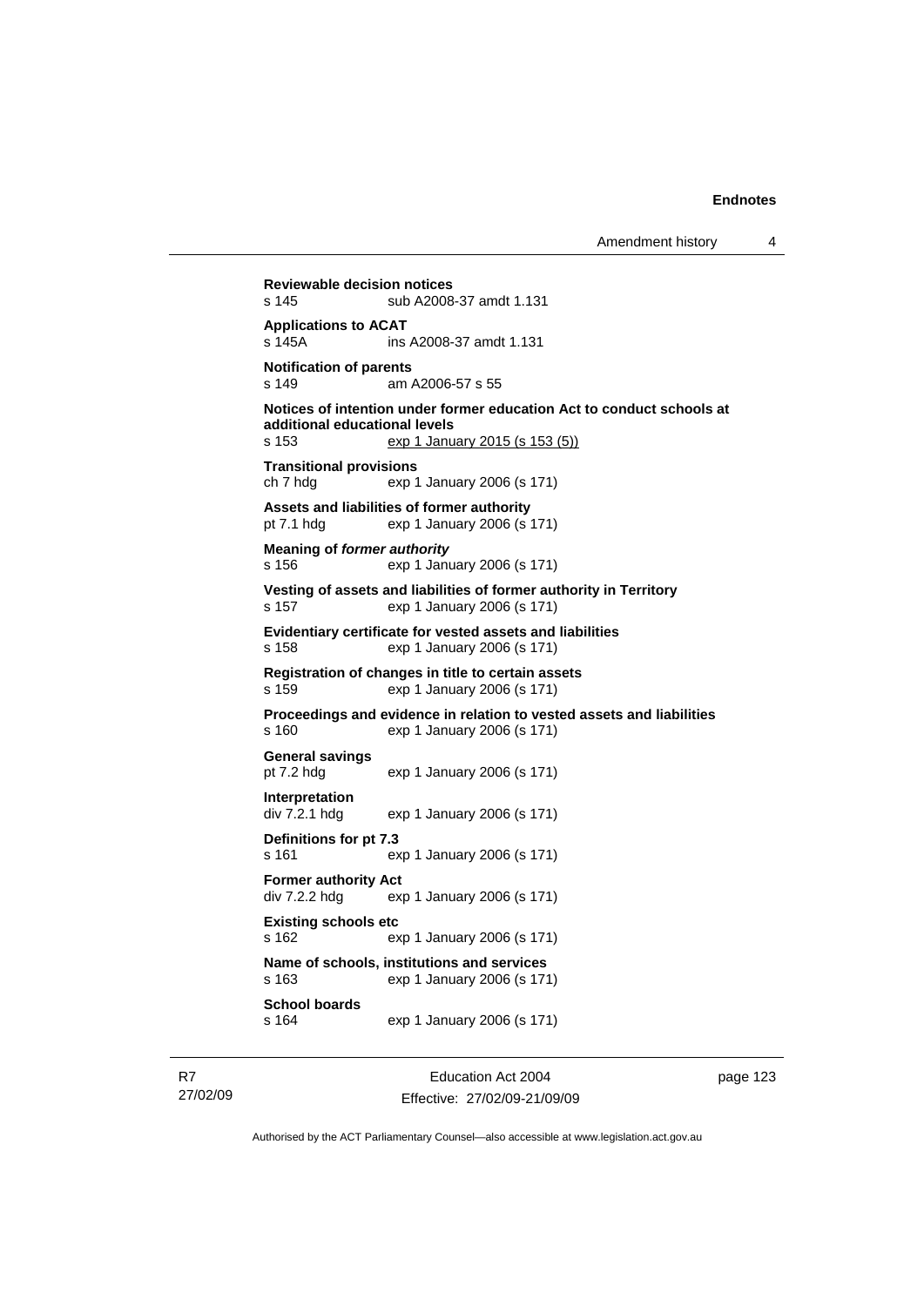**Reviewable decision notices**
s 145 sub A2008-37 amdt 1.131

**Applications to ACAT**
s 145A ins A2008-37 amdt 1.131

**Notification of parents**
s 149 am A2006-57 s 55

**Notices of intention under former education Act to conduct schools at additional educational levels**
s 153 exp 1 January 2015 (s 153 (5))

**Transitional provisions**
ch 7 hdg exp 1 January 2006 (s 171)

**Assets and liabilities of former authority**
pt 7.1 hdg exp 1 January 2006 (s 171)

**Meaning of *former authority***
s 156 exp 1 January 2006 (s 171)

**Vesting of assets and liabilities of former authority in Territory**
s 157 exp 1 January 2006 (s 171)

**Evidentiary certificate for vested assets and liabilities**
s 158 exp 1 January 2006 (s 171)

**Registration of changes in title to certain assets**
s 159 exp 1 January 2006 (s 171)

**Proceedings and evidence in relation to vested assets and liabilities**
s 160 exp 1 January 2006 (s 171)

**General savings**
pt 7.2 hdg exp 1 January 2006 (s 171)

**Interpretation**
div 7.2.1 hdg exp 1 January 2006 (s 171)

**Definitions for pt 7.3**
s 161 exp 1 January 2006 (s 171)

**Former authority Act**
div 7.2.2 hdg exp 1 January 2006 (s 171)

**Existing schools etc**
s 162 exp 1 January 2006 (s 171)

**Name of schools, institutions and services**
s 163 exp 1 January 2006 (s 171)

**School boards**
s 164 exp 1 January 2006 (s 171)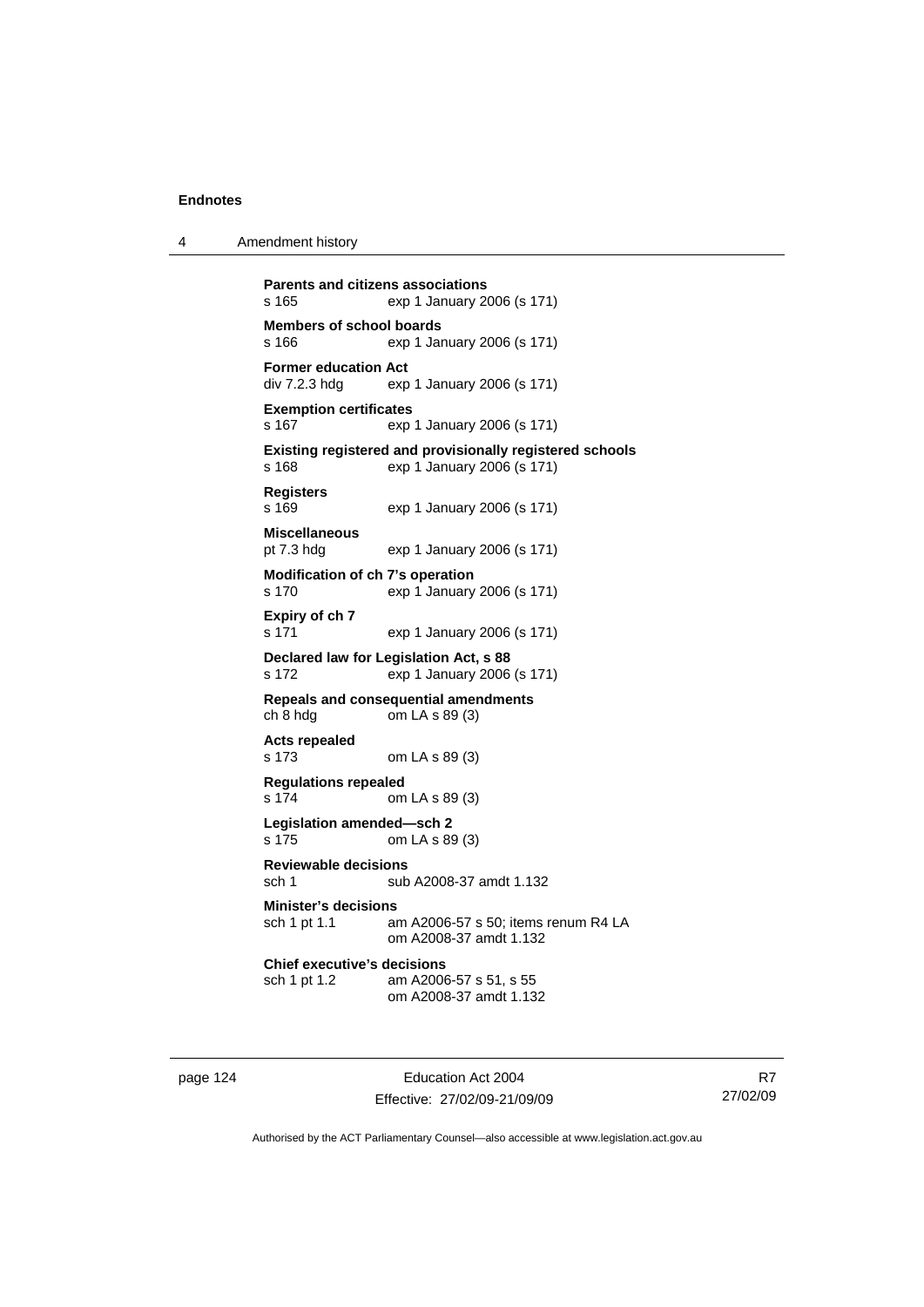**Parents and citizens associations**
s 165 exp 1 January 2006 (s 171)

**Members of school boards**
s 166 exp 1 January 2006 (s 171)

**Former education Act**
div 7.2.3 hdg exp 1 January 2006 (s 171)

**Exemption certificates**
s 167 exp 1 January 2006 (s 171)

**Existing registered and provisionally registered schools**
s 168 exp 1 January 2006 (s 171)

**Registers**
s 169 exp 1 January 2006 (s 171)

**Miscellaneous**
pt 7.3 hdg exp 1 January 2006 (s 171)

**Modification of ch 7's operation**
s 170 exp 1 January 2006 (s 171)

**Expiry of ch 7**
s 171 exp 1 January 2006 (s 171)

**Declared law for Legislation Act, s 88**
s 172 exp 1 January 2006 (s 171)

**Repeals and consequential amendments**
ch 8 hdg om LA s 89 (3)

**Acts repealed**
s 173 om LA s 89 (3)

**Regulations repealed**
s 174 om LA s 89 (3)

**Legislation amended—sch 2**
s 175 om LA s 89 (3)

**Reviewable decisions**
sch 1 sub A2008-37 amdt 1.132

**Minister's decisions**
sch 1 pt 1.1 am A2006-57 s 50; items renum R4 LA
om A2008-37 amdt 1.132

**Chief executive's decisions**
sch 1 pt 1.2 am A2006-57 s 51, s 55
om A2008-37 amdt 1.132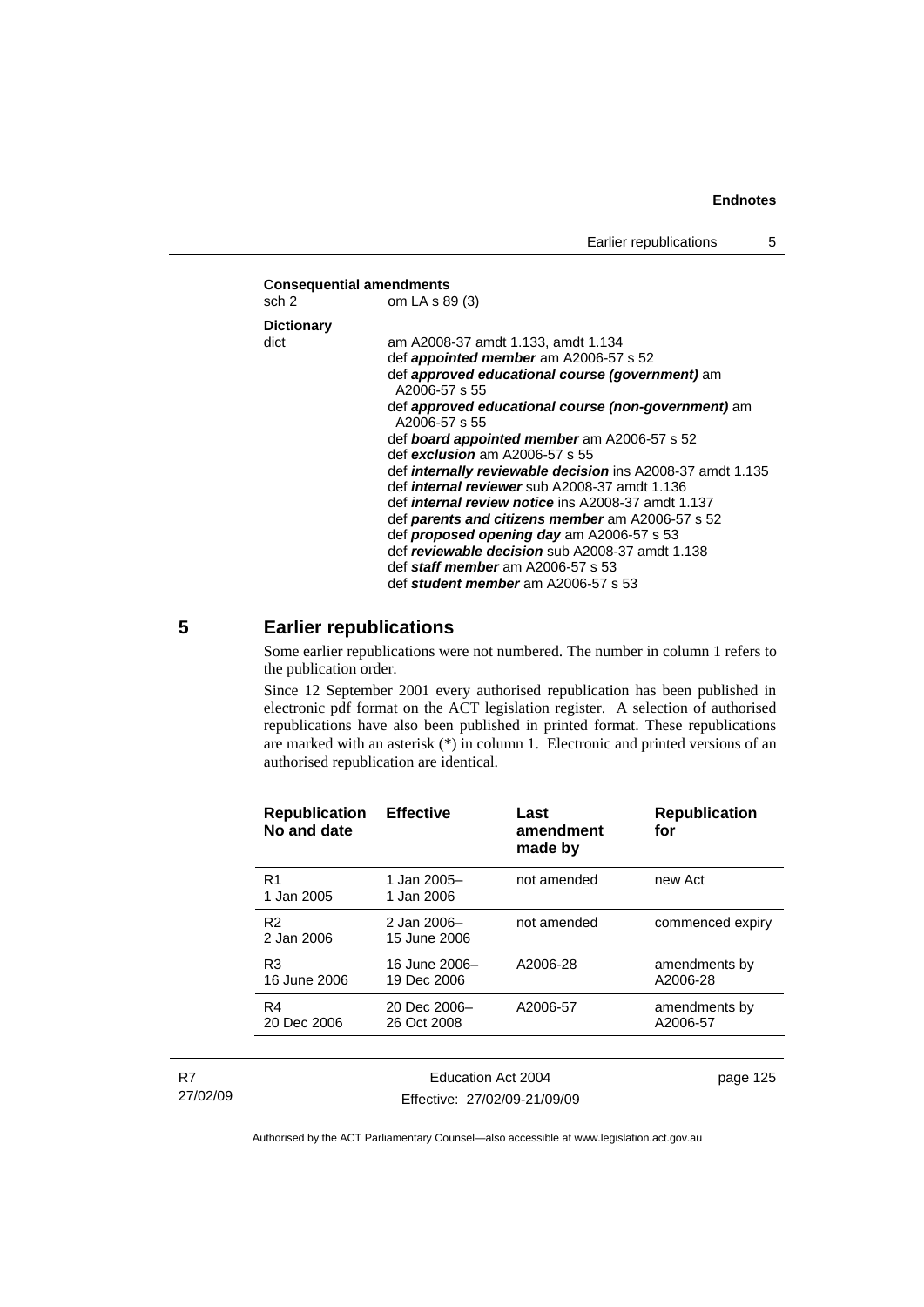**Consequential amendments**

sch 2 om LA s 89 (3)

**Dictionary**

dict am A2008-37 amdt 1.133, amdt 1.134
def ***appointed member*** am A2006-57 s 52
def ***approved educational course (government)*** am A2006-57 s 55
def ***approved educational course (non-government)*** am A2006-57 s 55
def ***board appointed member*** am A2006-57 s 52
def ***exclusion*** am A2006-57 s 55
def ***internally reviewable decision*** ins A2008-37 amdt 1.135
def ***internal reviewer*** sub A2008-37 amdt 1.136
def ***internal review notice*** ins A2008-37 amdt 1.137
def ***parents and citizens member*** am A2006-57 s 52
def ***proposed opening day*** am A2006-57 s 53
def ***reviewable decision*** sub A2008-37 amdt 1.138
def ***staff member*** am A2006-57 s 53
def ***student member*** am A2006-57 s 53

## 5 Earlier republications

Some earlier republications were not numbered. The number in column 1 refers to the publication order.

Since 12 September 2001 every authorised republication has been published in electronic pdf format on the ACT legislation register. A selection of authorised republications have also been published in printed format. These republications are marked with an asterisk (*) in column 1. Electronic and printed versions of an authorised republication are identical.

| Republication No and date | Effective | Last amendment made by | Republication for |
|---|---|---|---|
| R1 1 Jan 2005 | 1 Jan 2005– 1 Jan 2006 | not amended | new Act |
| R2 2 Jan 2006 | 2 Jan 2006– 15 June 2006 | not amended | commenced expiry |
| R3 16 June 2006 | 16 June 2006– 19 Dec 2006 | A2006-28 | amendments by A2006-28 |
| R4 20 Dec 2006 | 20 Dec 2006– 26 Oct 2008 | A2006-57 | amendments by A2006-57 |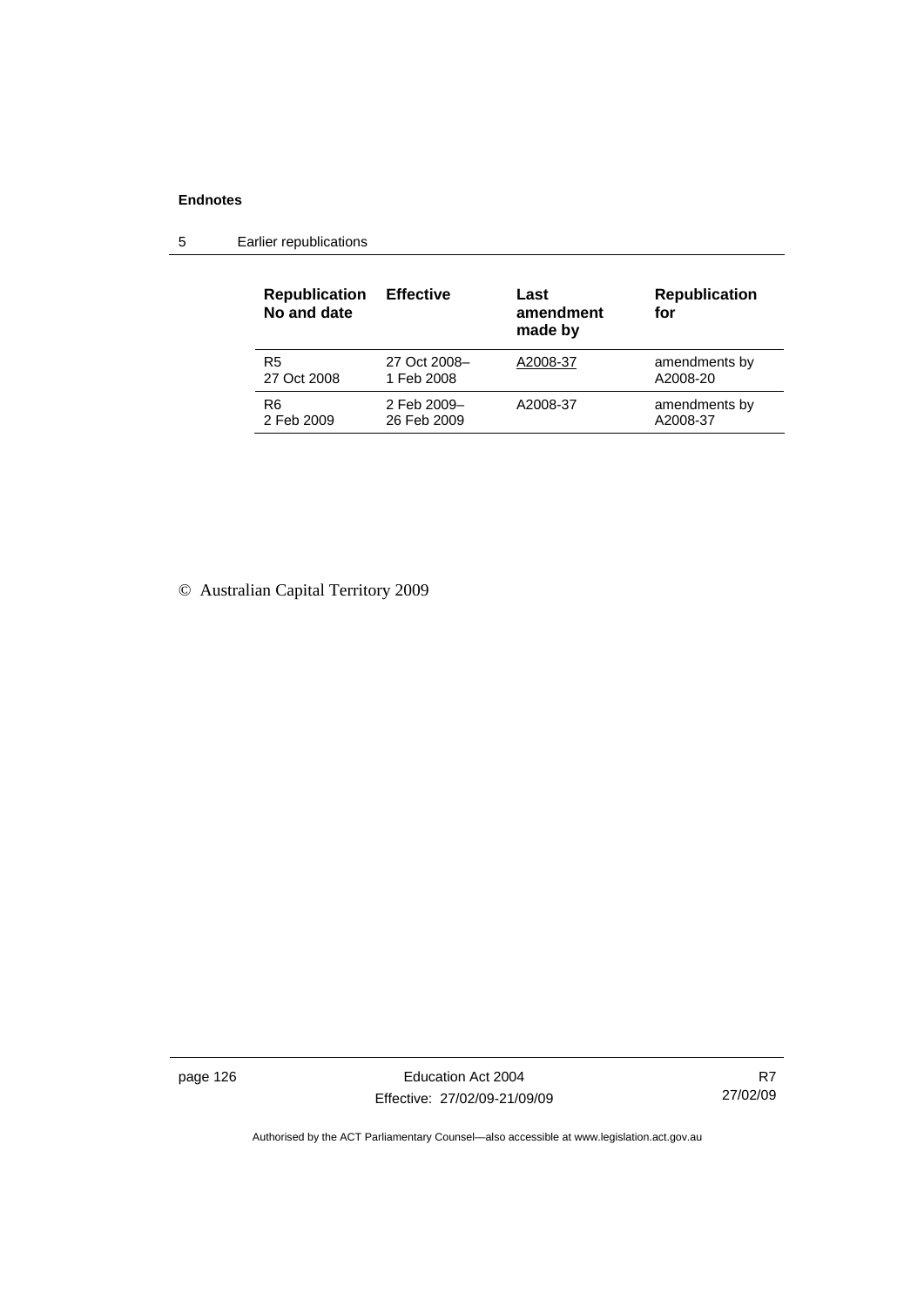## Endnotes

### 5 Earlier republications

| Republication No and date | Effective | Last amendment made by | Republication for |
|---|---|---|---|
| R5<br>27 Oct 2008 | 27 Oct 2008–<br>1 Feb 2008 | A2008-37 | amendments by<br>A2008-20 |
| R6<br>2 Feb 2009 | 2 Feb 2009–<br>26 Feb 2009 | A2008-37 | amendments by<br>A2008-37 |

© Australian Capital Territory 2009